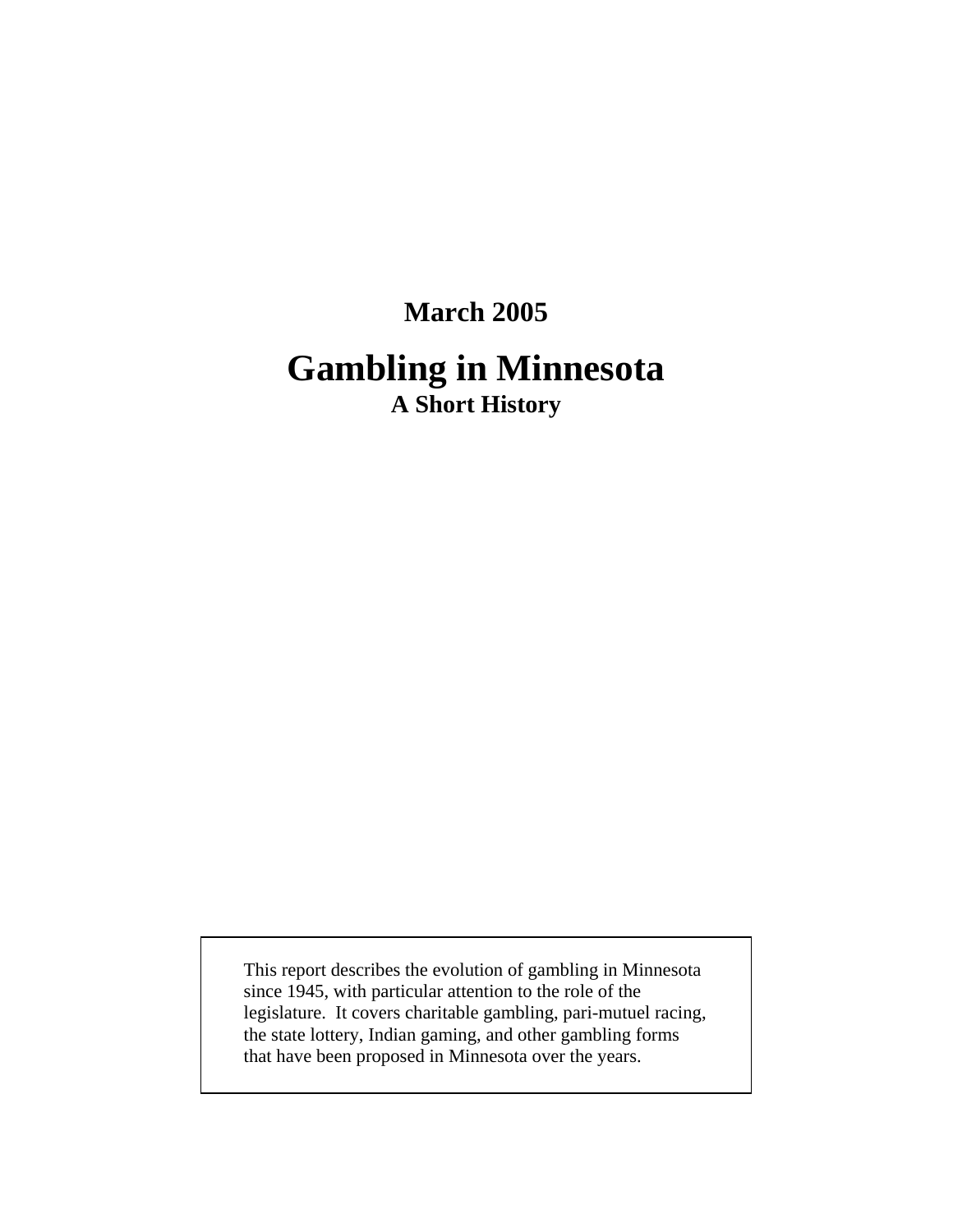**March 2005**

# Gambling in Minnesota

**A Short History**

This report describes the evolution of gambling in Minnesota since 1945, with particular attention to the role of the legislature. It covers charitable gambling, pari-mutuel racing, the state lottery, Indian gaming, and other gambling forms that have been proposed in Minnesota over the years.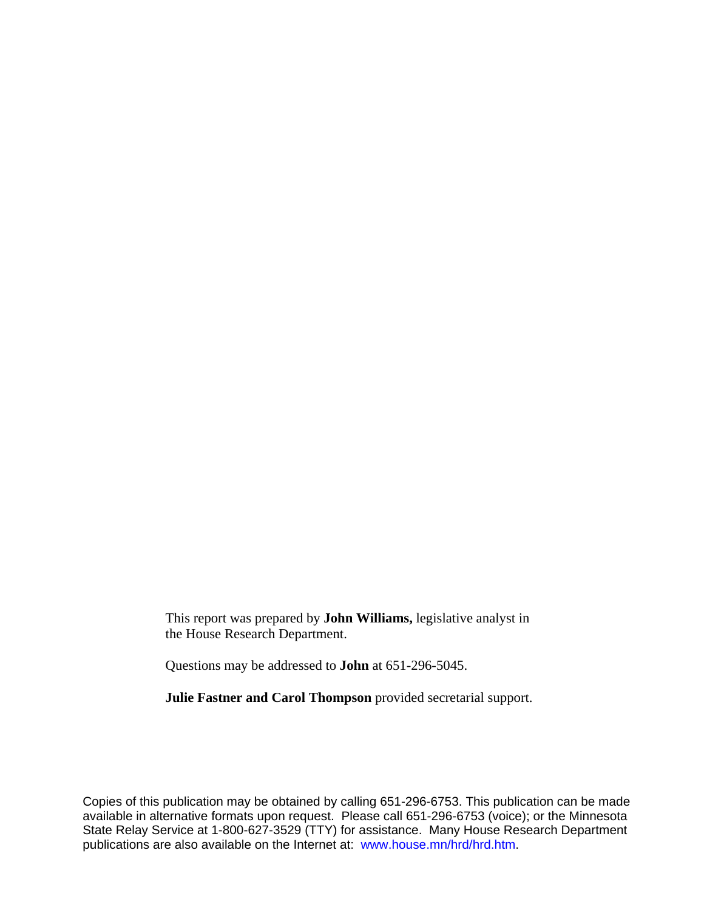This report was prepared by **John Williams,** legislative analyst in the House Research Department.

Questions may be addressed to **John** at 651-296-5045.

**Julie Fastner and Carol Thompson** provided secretarial support.

Copies of this publication may be obtained by calling 651-296-6753. This publication can be made available in alternative formats upon request. Please call 651-296-6753 (voice); or the Minnesota State Relay Service at 1-800-627-3529 (TTY) for assistance. Many House Research Department publications are also available on the Internet at: www.house.mn/hrd/hrd.htm.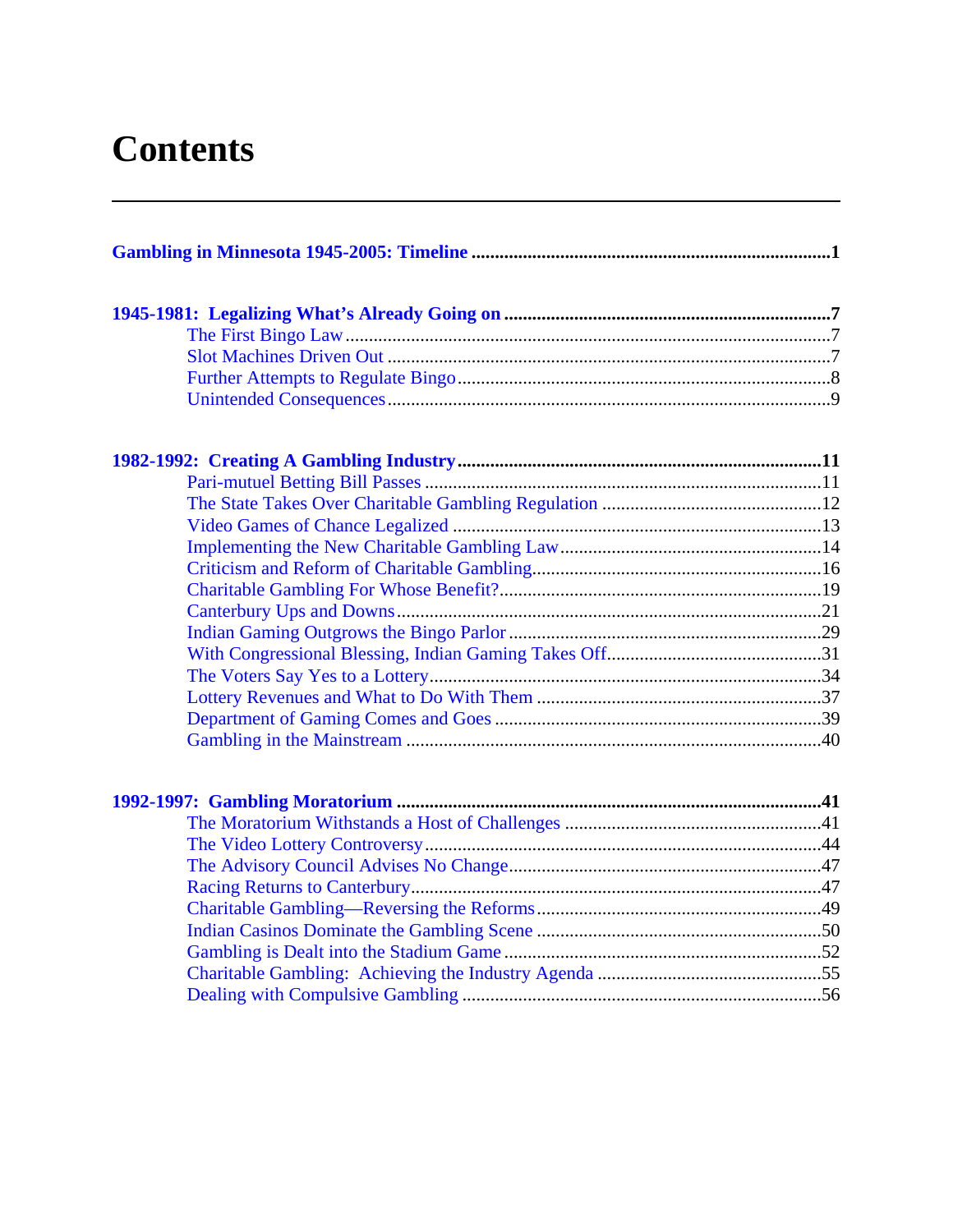# Contents

---

**Gambling in Minnesota 1945-2005: Timeline** .......................................................................... **1**

**1945-1981: Legalizing What's Already Going on** ..................................................................... **7**

- The First Bingo Law ..................................................................................................... 7
- Slot Machines Driven Out .............................................................................................. 7
- Further Attempts to Regulate Bingo ................................................................................ 8
- Unintended Consequences ............................................................................................. 9

**1982-1992: Creating A Gambling Industry** ............................................................................... **11**

- Pari-mutuel Betting Bill Passes ..................................................................................... 11
- The State Takes Over Charitable Gambling Regulation ............................................... 12
- Video Games of Chance Legalized ............................................................................... 13
- Implementing the New Charitable Gambling Law ........................................................ 14
- Criticism and Reform of Charitable Gambling ............................................................. 16
- Charitable Gambling For Whose Benefit? ..................................................................... 19
- Canterbury Ups and Downs ........................................................................................... 21
- Indian Gaming Outgrows the Bingo Parlor ................................................................... 29
- With Congressional Blessing, Indian Gaming Takes Off .............................................. 31
- The Voters Say Yes to a Lottery .................................................................................... 34
- Lottery Revenues and What to Do With Them ............................................................. 37
- Department of Gaming Comes and Goes ...................................................................... 39
- Gambling in the Mainstream ......................................................................................... 40

**1992-1997: Gambling Moratorium** ........................................................................................... **41**

- The Moratorium Withstands a Host of Challenges ....................................................... 41
- The Video Lottery Controversy ..................................................................................... 44
- The Advisory Council Advises No Change ................................................................... 47
- Racing Returns to Canterbury ....................................................................................... 47
- Charitable Gambling—Reversing the Reforms ............................................................. 49
- Indian Casinos Dominate the Gambling Scene ............................................................. 50
- Gambling is Dealt into the Stadium Game .................................................................... 52
- Charitable Gambling: Achieving the Industry Agenda ................................................ 55
- Dealing with Compulsive Gambling ............................................................................. 56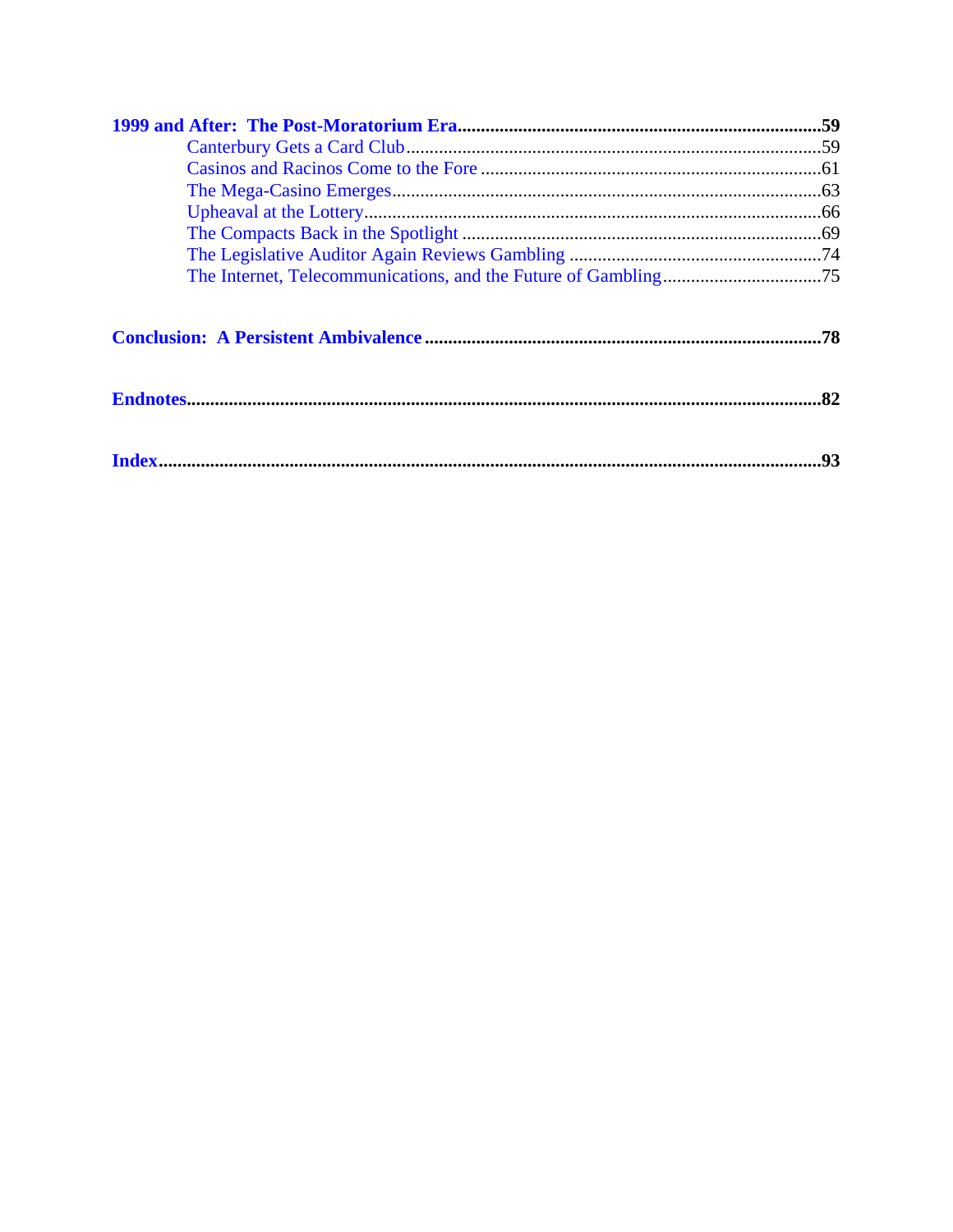**1999 and After: The Post-Moratorium Era** ....................................................................... **59**

- Canterbury Gets a Card Club ....................................................................................... 59
- Casinos and Racinos Come to the Fore ....................................................................... 61
- The Mega-Casino Emerges ........................................................................................... 63
- Upheaval at the Lottery ................................................................................................. 66
- The Compacts Back in the Spotlight ............................................................................ 69
- The Legislative Auditor Again Reviews Gambling ..................................................... 74
- The Internet, Telecommunications, and the Future of Gambling .................................. 75

**Conclusion: A Persistent Ambivalence** ...................................................................................... **78**

**Endnotes** ....................................................................................................................................... **82**

**Index** .............................................................................................................................................. **93**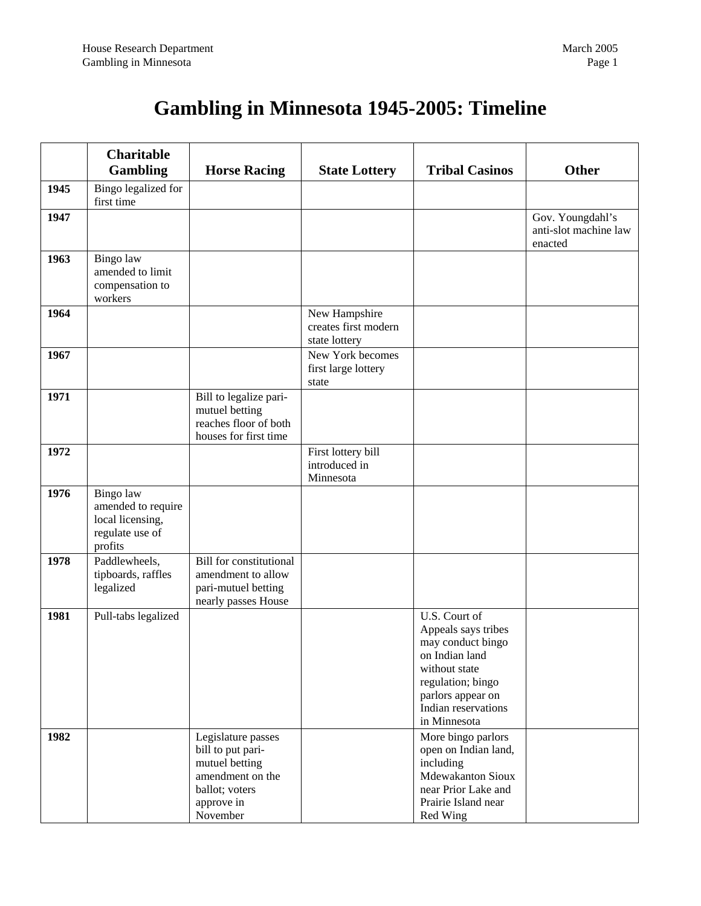# Gambling in Minnesota 1945-2005: Timeline

| | Charitable Gambling | Horse Racing | State Lottery | Tribal Casinos | Other |
|---|---|---|---|---|---|
| **1945** | Bingo legalized for first time | | | | |
| **1947** | | | | | Gov. Youngdahl's anti-slot machine law enacted |
| **1963** | Bingo law amended to limit compensation to workers | | | | |
| **1964** | | | New Hampshire creates first modern state lottery | | |
| **1967** | | | New York becomes first large lottery state | | |
| **1971** | | Bill to legalize pari-mutuel betting reaches floor of both houses for first time | | | |
| **1972** | | | First lottery bill introduced in Minnesota | | |
| **1976** | Bingo law amended to require local licensing, regulate use of profits | | | | |
| **1978** | Paddlewheels, tipboards, raffles legalized | Bill for constitutional amendment to allow pari-mutuel betting nearly passes House | | | |
| **1981** | Pull-tabs legalized | | | U.S. Court of Appeals says tribes may conduct bingo on Indian land without state regulation; bingo parlors appear on Indian reservations in Minnesota | |
| **1982** | | Legislature passes bill to put pari-mutuel betting amendment on the ballot; voters approve in November | | More bingo parlors open on Indian land, including Mdewakanton Sioux near Prior Lake and Prairie Island near Red Wing | |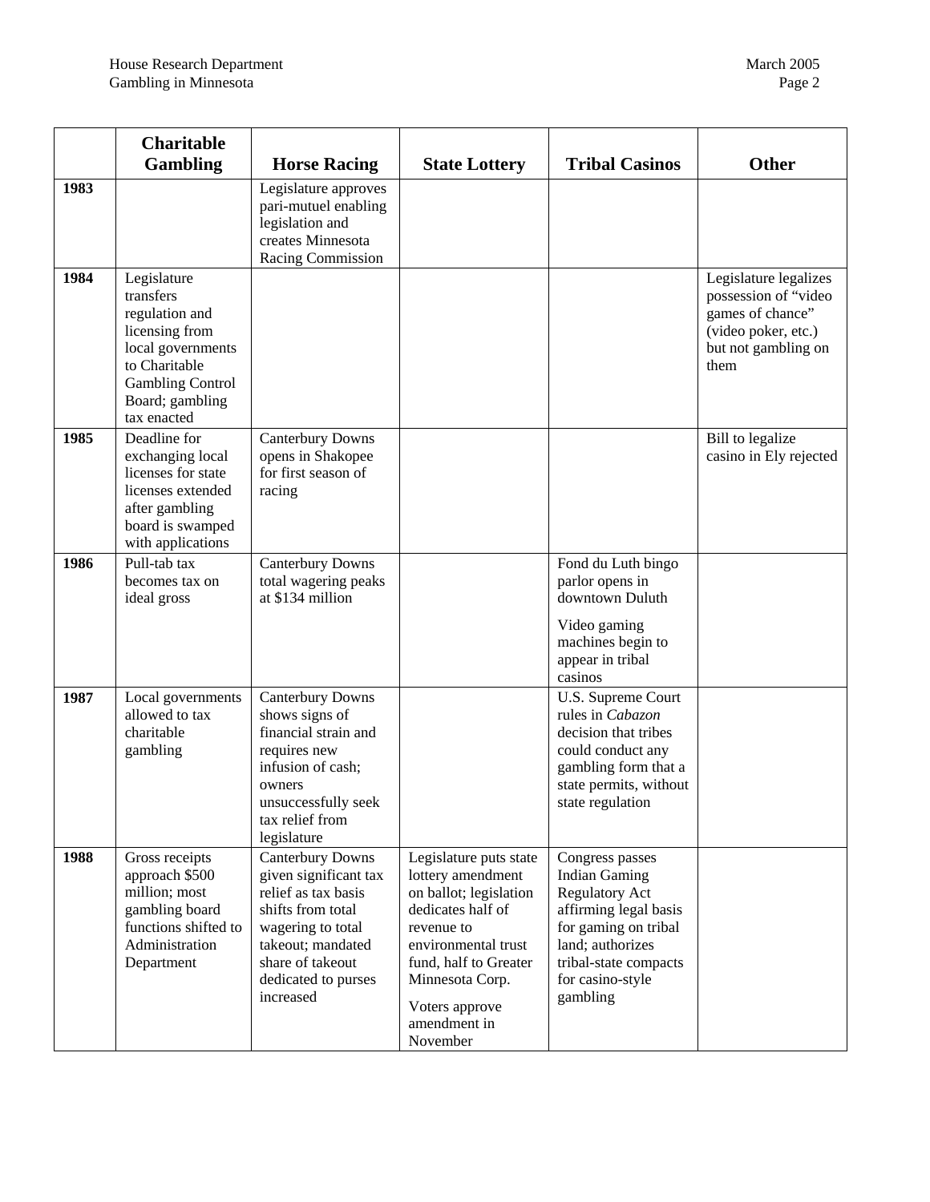| | Charitable Gambling | Horse Racing | State Lottery | Tribal Casinos | Other |
|---|---|---|---|---|---|
| **1983** | | Legislature approves pari-mutuel enabling legislation and creates Minnesota Racing Commission | | | |
| **1984** | Legislature transfers regulation and licensing from local governments to Charitable Gambling Control Board; gambling tax enacted | | | | Legislature legalizes possession of "video games of chance" (video poker, etc.) but not gambling on them |
| **1985** | Deadline for exchanging local licenses for state licenses extended after gambling board is swamped with applications | Canterbury Downs opens in Shakopee for first season of racing | | | Bill to legalize casino in Ely rejected |
| **1986** | Pull-tab tax becomes tax on ideal gross | Canterbury Downs total wagering peaks at $134 million | | Fond du Luth bingo parlor opens in downtown Duluth<br><br>Video gaming machines begin to appear in tribal casinos | |
| **1987** | Local governments allowed to tax charitable gambling | Canterbury Downs shows signs of financial strain and requires new infusion of cash; owners unsuccessfully seek tax relief from legislature | | U.S. Supreme Court rules in *Cabazon* decision that tribes could conduct any gambling form that a state permits, without state regulation | |
| **1988** | Gross receipts approach $500 million; most gambling board functions shifted to Administration Department | Canterbury Downs given significant tax relief as tax basis shifts from total wagering to total takeout; mandated share of takeout dedicated to purses increased | Legislature puts state lottery amendment on ballot; legislation dedicates half of revenue to environmental trust fund, half to Greater Minnesota Corp.<br><br>Voters approve amendment in November | Congress passes Indian Gaming Regulatory Act affirming legal basis for gaming on tribal land; authorizes tribal-state compacts for casino-style gambling | |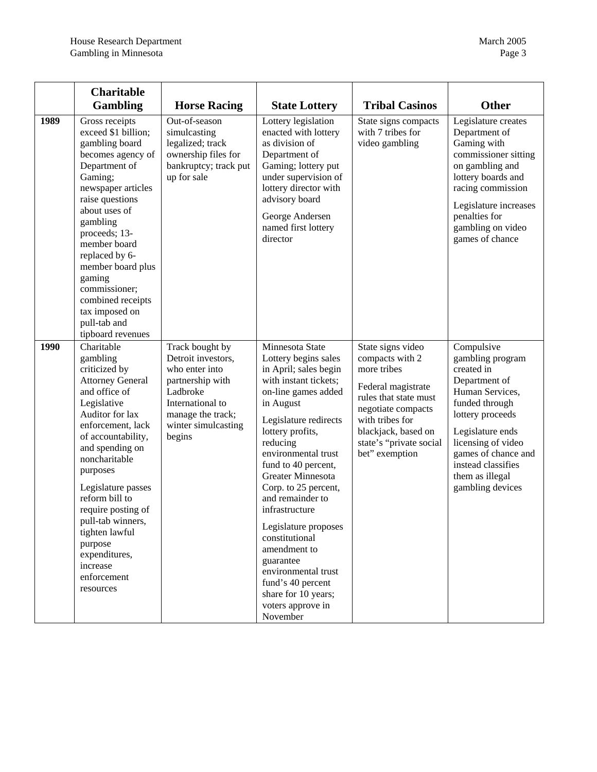| | Charitable Gambling | Horse Racing | State Lottery | Tribal Casinos | Other |
|---|---|---|---|---|---|
| **1989** | Gross receipts exceed $1 billion; gambling board becomes agency of Department of Gaming; newspaper articles raise questions about uses of gambling proceeds; 13-member board replaced by 6-member board plus gaming commissioner; combined receipts tax imposed on pull-tab and tipboard revenues | Out-of-season simulcasting legalized; track ownership files for bankruptcy; track put up for sale | Lottery legislation enacted with lottery as division of Department of Gaming; lottery put under supervision of lottery director with advisory board<br><br>George Andersen named first lottery director | State signs compacts with 7 tribes for video gambling | Legislature creates Department of Gaming with commissioner sitting on gambling and lottery boards and racing commission<br><br>Legislature increases penalties for gambling on video games of chance |
| **1990** | Charitable gambling criticized by Attorney General and office of Legislative Auditor for lax enforcement, lack of accountability, and spending on noncharitable purposes<br><br>Legislature passes reform bill to require posting of pull-tab winners, tighten lawful purpose expenditures, increase enforcement resources | Track bought by Detroit investors, who enter into partnership with Ladbroke International to manage the track; winter simulcasting begins | Minnesota State Lottery begins sales in April; sales begin with instant tickets; on-line games added in August<br><br>Legislature redirects lottery profits, reducing environmental trust fund to 40 percent, Greater Minnesota Corp. to 25 percent, and remainder to infrastructure<br><br>Legislature proposes constitutional amendment to guarantee environmental trust fund's 40 percent share for 10 years; voters approve in November | State signs video compacts with 2 more tribes<br><br>Federal magistrate rules that state must negotiate compacts with tribes for blackjack, based on state's "private social bet" exemption | Compulsive gambling program created in Department of Human Services, funded through lottery proceeds<br><br>Legislature ends licensing of video games of chance and instead classifies them as illegal gambling devices |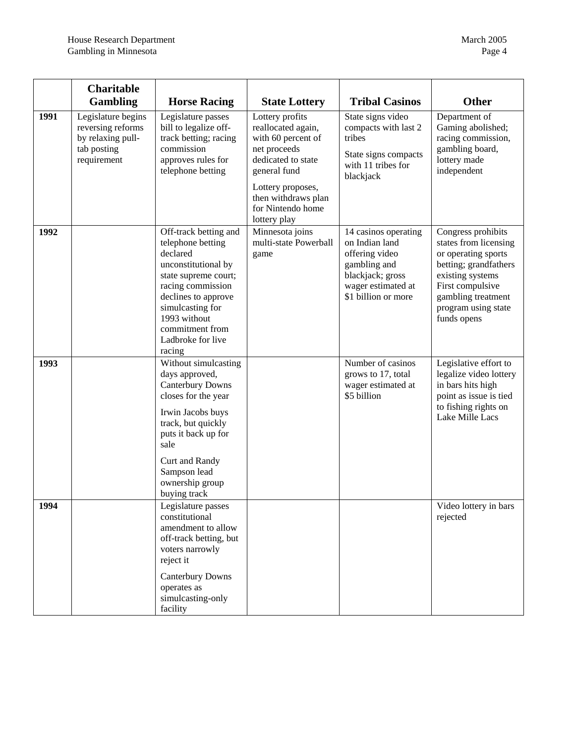| | Charitable Gambling | Horse Racing | State Lottery | Tribal Casinos | Other |
|---|---|---|---|---|---|
| **1991** | Legislature begins reversing reforms by relaxing pull-tab posting requirement | Legislature passes bill to legalize off-track betting; racing commission approves rules for telephone betting | Lottery profits reallocated again, with 60 percent of net proceeds dedicated to state general fund<br><br>Lottery proposes, then withdraws plan for Nintendo home lottery play | State signs video compacts with last 2 tribes<br><br>State signs compacts with 11 tribes for blackjack | Department of Gaming abolished; racing commission, gambling board, lottery made independent |
| **1992** | | Off-track betting and telephone betting declared unconstitutional by state supreme court; racing commission declines to approve simulcasting for 1993 without commitment from Ladbroke for live racing | Minnesota joins multi-state Powerball game | 14 casinos operating on Indian land offering video gambling and blackjack; gross wager estimated at $1 billion or more | Congress prohibits states from licensing or operating sports betting; grandfathers existing systems<br><br>First compulsive gambling treatment program using state funds opens |
| **1993** | | Without simulcasting days approved, Canterbury Downs closes for the year<br><br>Irwin Jacobs buys track, but quickly puts it back up for sale<br><br>Curt and Randy Sampson lead ownership group buying track | | Number of casinos grows to 17, total wager estimated at $5 billion | Legislative effort to legalize video lottery in bars hits high point as issue is tied to fishing rights on Lake Mille Lacs |
| **1994** | | Legislature passes constitutional amendment to allow off-track betting, but voters narrowly reject it<br><br>Canterbury Downs operates as simulcasting-only facility | | | Video lottery in bars rejected |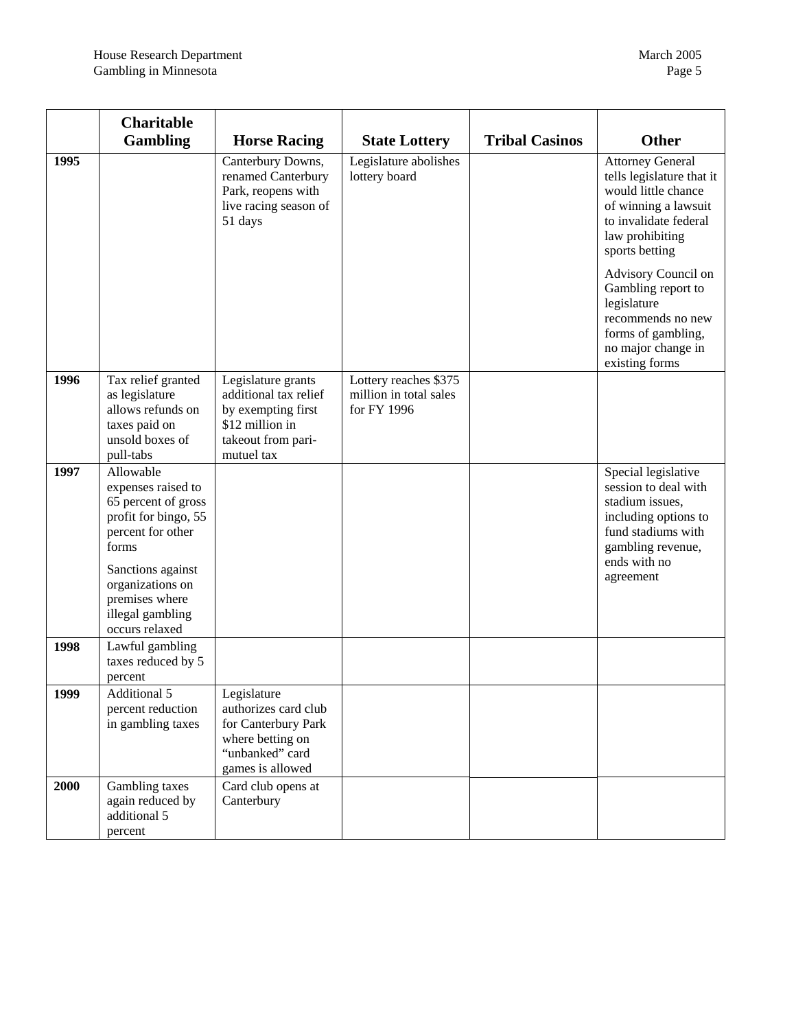| | Charitable Gambling | Horse Racing | State Lottery | Tribal Casinos | Other |
|---|---|---|---|---|---|
| **1995** | | Canterbury Downs, renamed Canterbury Park, reopens with live racing season of 51 days | Legislature abolishes lottery board | | Attorney General tells legislature that it would little chance of winning a lawsuit to invalidate federal law prohibiting sports betting<br><br>Advisory Council on Gambling report to legislature recommends no new forms of gambling, no major change in existing forms |
| **1996** | Tax relief granted as legislature allows refunds on taxes paid on unsold boxes of pull-tabs | Legislature grants additional tax relief by exempting first $12 million in takeout from pari-mutuel tax | Lottery reaches $375 million in total sales for FY 1996 | | |
| **1997** | Allowable expenses raised to 65 percent of gross profit for bingo, 55 percent for other forms<br><br>Sanctions against organizations on premises where illegal gambling occurs relaxed | | | | Special legislative session to deal with stadium issues, including options to fund stadiums with gambling revenue, ends with no agreement |
| **1998** | Lawful gambling taxes reduced by 5 percent | | | | |
| **1999** | Additional 5 percent reduction in gambling taxes | Legislature authorizes card club for Canterbury Park where betting on "unbanked" card games is allowed | | | |
| **2000** | Gambling taxes again reduced by additional 5 percent | Card club opens at Canterbury | | | |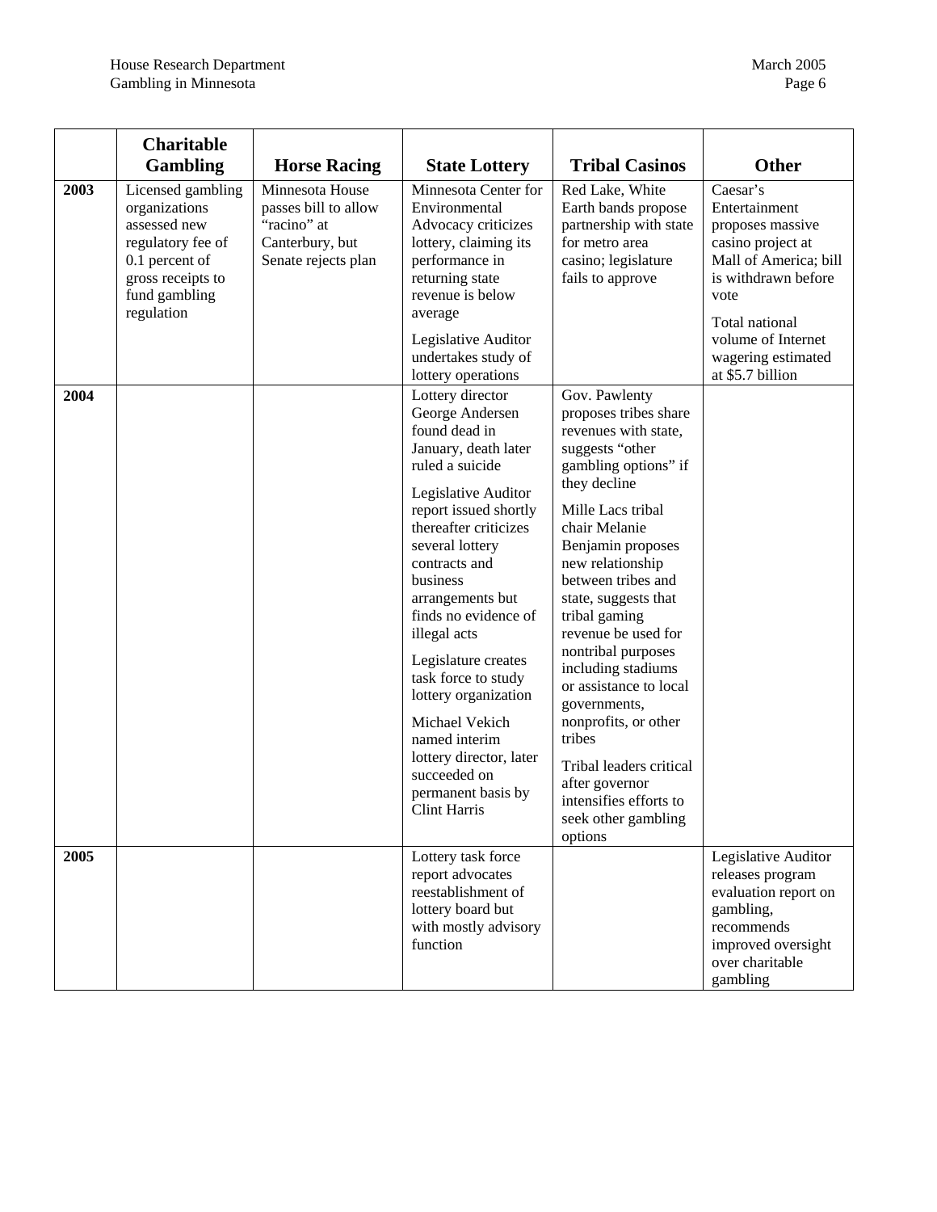| | Charitable Gambling | Horse Racing | State Lottery | Tribal Casinos | Other |
|---|---|---|---|---|---|
| **2003** | Licensed gambling organizations assessed new regulatory fee of 0.1 percent of gross receipts to fund gambling regulation | Minnesota House passes bill to allow "racino" at Canterbury, but Senate rejects plan | Minnesota Center for Environmental Advocacy criticizes lottery, claiming its performance in returning state revenue is below average<br><br>Legislative Auditor undertakes study of lottery operations | Red Lake, White Earth bands propose partnership with state for metro area casino; legislature fails to approve | Caesar's Entertainment proposes massive casino project at Mall of America; bill is withdrawn before vote<br><br>Total national volume of Internet wagering estimated at $5.7 billion |
| **2004** | | | Lottery director George Andersen found dead in January, death later ruled a suicide<br><br>Legislative Auditor report issued shortly thereafter criticizes several lottery contracts and business arrangements but finds no evidence of illegal acts<br><br>Legislature creates task force to study lottery organization<br><br>Michael Vekich named interim lottery director, later succeeded on permanent basis by Clint Harris | Gov. Pawlenty proposes tribes share revenues with state, suggests "other gambling options" if they decline<br><br>Mille Lacs tribal chair Melanie Benjamin proposes new relationship between tribes and state, suggests that tribal gaming revenue be used for nontribal purposes including stadiums or assistance to local governments, nonprofits, or other tribes<br><br>Tribal leaders critical after governor intensifies efforts to seek other gambling options | |
| **2005** | | | Lottery task force report advocates reestablishment of lottery board but with mostly advisory function | | Legislative Auditor releases program evaluation report on gambling, recommends improved oversight over charitable gambling |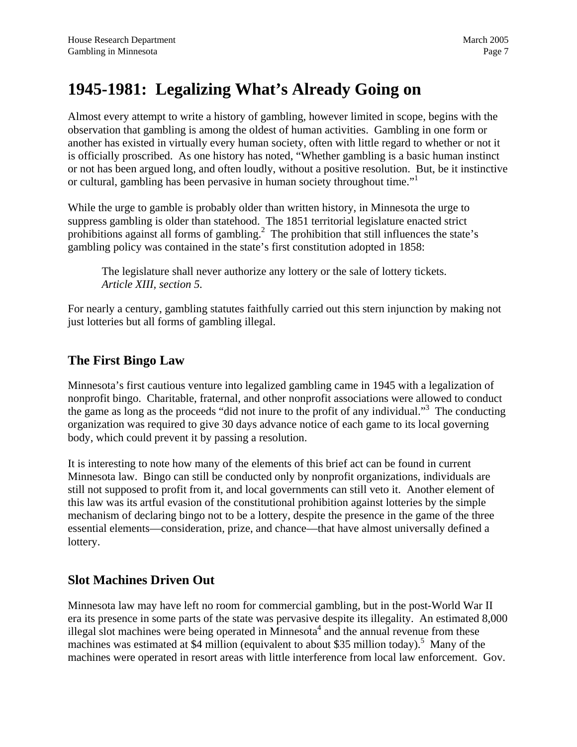# 1945-1981: Legalizing What's Already Going on

Almost every attempt to write a history of gambling, however limited in scope, begins with the observation that gambling is among the oldest of human activities. Gambling in one form or another has existed in virtually every human society, often with little regard to whether or not it is officially proscribed. As one history has noted, "Whether gambling is a basic human instinct or not has been argued long, and often loudly, without a positive resolution. But, be it instinctive or cultural, gambling has been pervasive in human society throughout time."[1]

While the urge to gamble is probably older than written history, in Minnesota the urge to suppress gambling is older than statehood. The 1851 territorial legislature enacted strict prohibitions against all forms of gambling.[2] The prohibition that still influences the state's gambling policy was contained in the state's first constitution adopted in 1858:

> The legislature shall never authorize any lottery or the sale of lottery tickets.
> *Article XIII, section 5.*

For nearly a century, gambling statutes faithfully carried out this stern injunction by making not just lotteries but all forms of gambling illegal.

## The First Bingo Law

Minnesota's first cautious venture into legalized gambling came in 1945 with a legalization of nonprofit bingo. Charitable, fraternal, and other nonprofit associations were allowed to conduct the game as long as the proceeds "did not inure to the profit of any individual."[3] The conducting organization was required to give 30 days advance notice of each game to its local governing body, which could prevent it by passing a resolution.

It is interesting to note how many of the elements of this brief act can be found in current Minnesota law. Bingo can still be conducted only by nonprofit organizations, individuals are still not supposed to profit from it, and local governments can still veto it. Another element of this law was its artful evasion of the constitutional prohibition against lotteries by the simple mechanism of declaring bingo not to be a lottery, despite the presence in the game of the three essential elements—consideration, prize, and chance—that have almost universally defined a lottery.

## Slot Machines Driven Out

Minnesota law may have left no room for commercial gambling, but in the post-World War II era its presence in some parts of the state was pervasive despite its illegality. An estimated 8,000 illegal slot machines were being operated in Minnesota[4] and the annual revenue from these machines was estimated at $4 million (equivalent to about $35 million today).[5] Many of the machines were operated in resort areas with little interference from local law enforcement. Gov.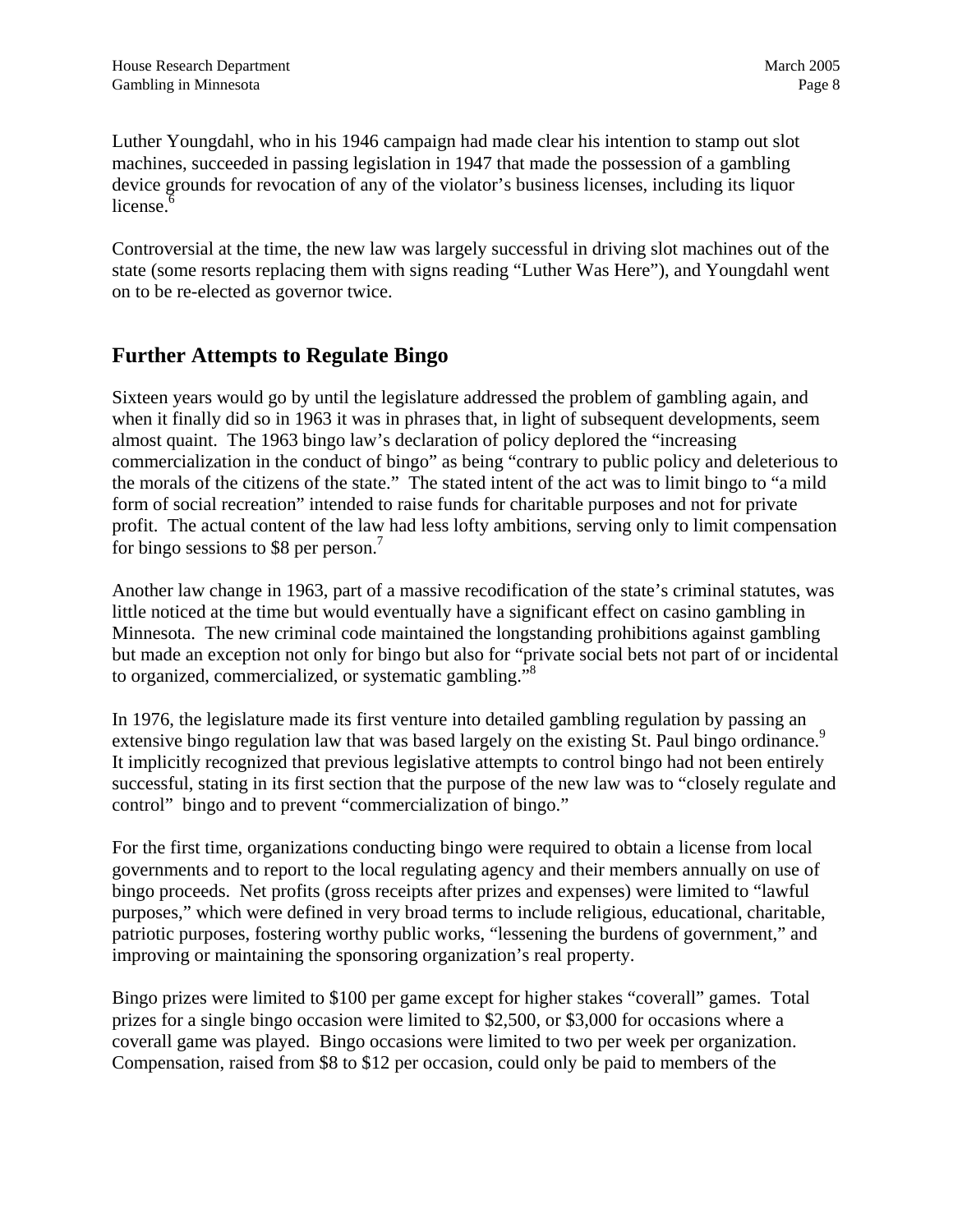Luther Youngdahl, who in his 1946 campaign had made clear his intention to stamp out slot machines, succeeded in passing legislation in 1947 that made the possession of a gambling device grounds for revocation of any of the violator's business licenses, including its liquor license.[6]

Controversial at the time, the new law was largely successful in driving slot machines out of the state (some resorts replacing them with signs reading "Luther Was Here"), and Youngdahl went on to be re-elected as governor twice.

## Further Attempts to Regulate Bingo

Sixteen years would go by until the legislature addressed the problem of gambling again, and when it finally did so in 1963 it was in phrases that, in light of subsequent developments, seem almost quaint. The 1963 bingo law's declaration of policy deplored the "increasing commercialization in the conduct of bingo" as being "contrary to public policy and deleterious to the morals of the citizens of the state." The stated intent of the act was to limit bingo to "a mild form of social recreation" intended to raise funds for charitable purposes and not for private profit. The actual content of the law had less lofty ambitions, serving only to limit compensation for bingo sessions to $8 per person.[7]

Another law change in 1963, part of a massive recodification of the state's criminal statutes, was little noticed at the time but would eventually have a significant effect on casino gambling in Minnesota. The new criminal code maintained the longstanding prohibitions against gambling but made an exception not only for bingo but also for "private social bets not part of or incidental to organized, commercialized, or systematic gambling."[8]

In 1976, the legislature made its first venture into detailed gambling regulation by passing an extensive bingo regulation law that was based largely on the existing St. Paul bingo ordinance.[9] It implicitly recognized that previous legislative attempts to control bingo had not been entirely successful, stating in its first section that the purpose of the new law was to "closely regulate and control" bingo and to prevent "commercialization of bingo."

For the first time, organizations conducting bingo were required to obtain a license from local governments and to report to the local regulating agency and their members annually on use of bingo proceeds. Net profits (gross receipts after prizes and expenses) were limited to "lawful purposes," which were defined in very broad terms to include religious, educational, charitable, patriotic purposes, fostering worthy public works, "lessening the burdens of government," and improving or maintaining the sponsoring organization's real property.

Bingo prizes were limited to $100 per game except for higher stakes "coverall" games. Total prizes for a single bingo occasion were limited to $2,500, or $3,000 for occasions where a coverall game was played. Bingo occasions were limited to two per week per organization. Compensation, raised from $8 to $12 per occasion, could only be paid to members of the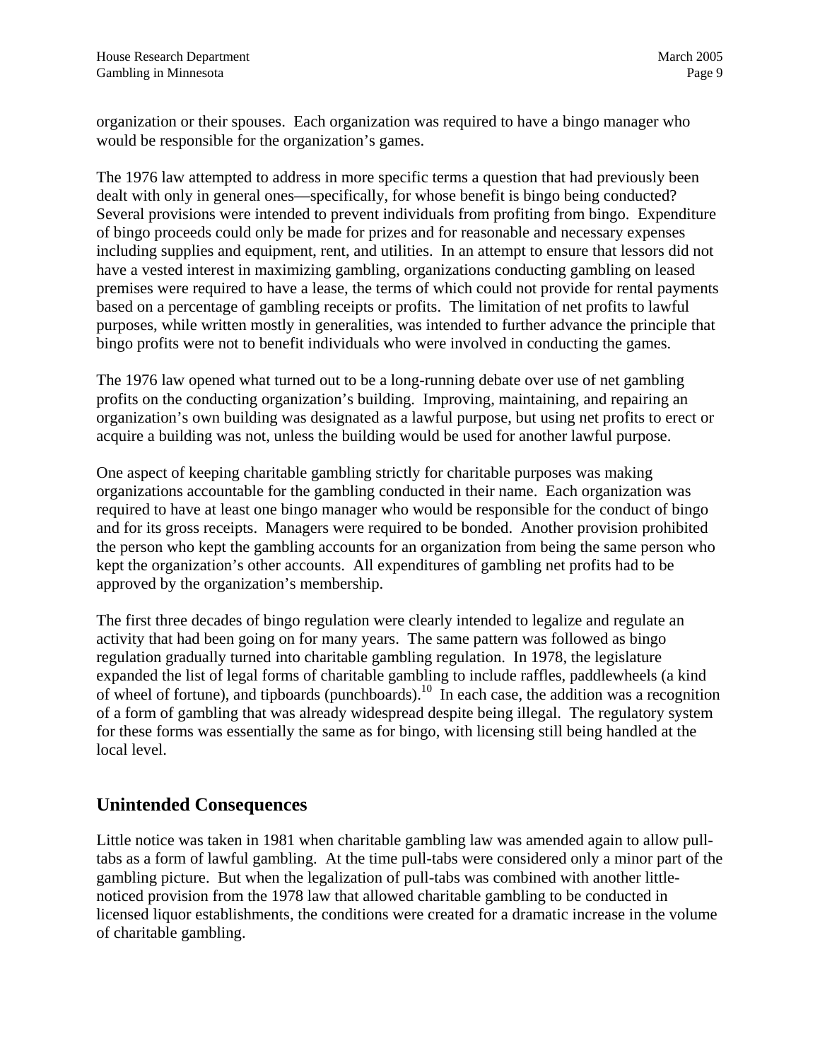organization or their spouses.  Each organization was required to have a bingo manager who would be responsible for the organization's games.

The 1976 law attempted to address in more specific terms a question that had previously been dealt with only in general ones—specifically, for whose benefit is bingo being conducted? Several provisions were intended to prevent individuals from profiting from bingo.  Expenditure of bingo proceeds could only be made for prizes and for reasonable and necessary expenses including supplies and equipment, rent, and utilities.  In an attempt to ensure that lessors did not have a vested interest in maximizing gambling, organizations conducting gambling on leased premises were required to have a lease, the terms of which could not provide for rental payments based on a percentage of gambling receipts or profits.  The limitation of net profits to lawful purposes, while written mostly in generalities, was intended to further advance the principle that bingo profits were not to benefit individuals who were involved in conducting the games.

The 1976 law opened what turned out to be a long-running debate over use of net gambling profits on the conducting organization's building.  Improving, maintaining, and repairing an organization's own building was designated as a lawful purpose, but using net profits to erect or acquire a building was not, unless the building would be used for another lawful purpose.

One aspect of keeping charitable gambling strictly for charitable purposes was making organizations accountable for the gambling conducted in their name.  Each organization was required to have at least one bingo manager who would be responsible for the conduct of bingo and for its gross receipts.  Managers were required to be bonded.  Another provision prohibited the person who kept the gambling accounts for an organization from being the same person who kept the organization's other accounts.  All expenditures of gambling net profits had to be approved by the organization's membership.

The first three decades of bingo regulation were clearly intended to legalize and regulate an activity that had been going on for many years.  The same pattern was followed as bingo regulation gradually turned into charitable gambling regulation.  In 1978, the legislature expanded the list of legal forms of charitable gambling to include raffles, paddlewheels (a kind of wheel of fortune), and tipboards (punchboards).[10]  In each case, the addition was a recognition of a form of gambling that was already widespread despite being illegal.  The regulatory system for these forms was essentially the same as for bingo, with licensing still being handled at the local level.

## Unintended Consequences

Little notice was taken in 1981 when charitable gambling law was amended again to allow pull-tabs as a form of lawful gambling.  At the time pull-tabs were considered only a minor part of the gambling picture.  But when the legalization of pull-tabs was combined with another little-noticed provision from the 1978 law that allowed charitable gambling to be conducted in licensed liquor establishments, the conditions were created for a dramatic increase in the volume of charitable gambling.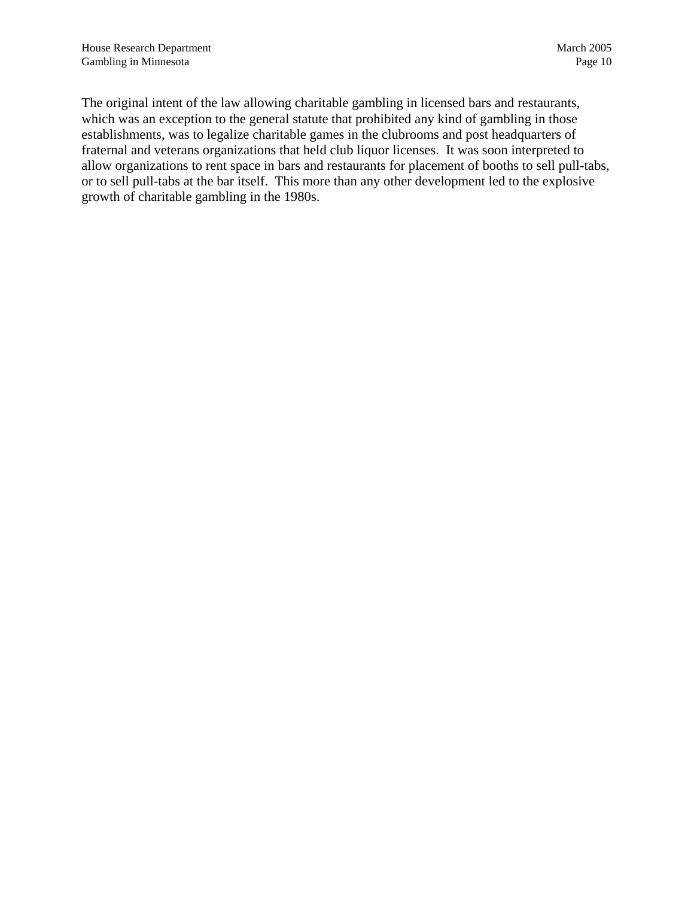The original intent of the law allowing charitable gambling in licensed bars and restaurants, which was an exception to the general statute that prohibited any kind of gambling in those establishments, was to legalize charitable games in the clubrooms and post headquarters of fraternal and veterans organizations that held club liquor licenses. It was soon interpreted to allow organizations to rent space in bars and restaurants for placement of booths to sell pull-tabs, or to sell pull-tabs at the bar itself. This more than any other development led to the explosive growth of charitable gambling in the 1980s.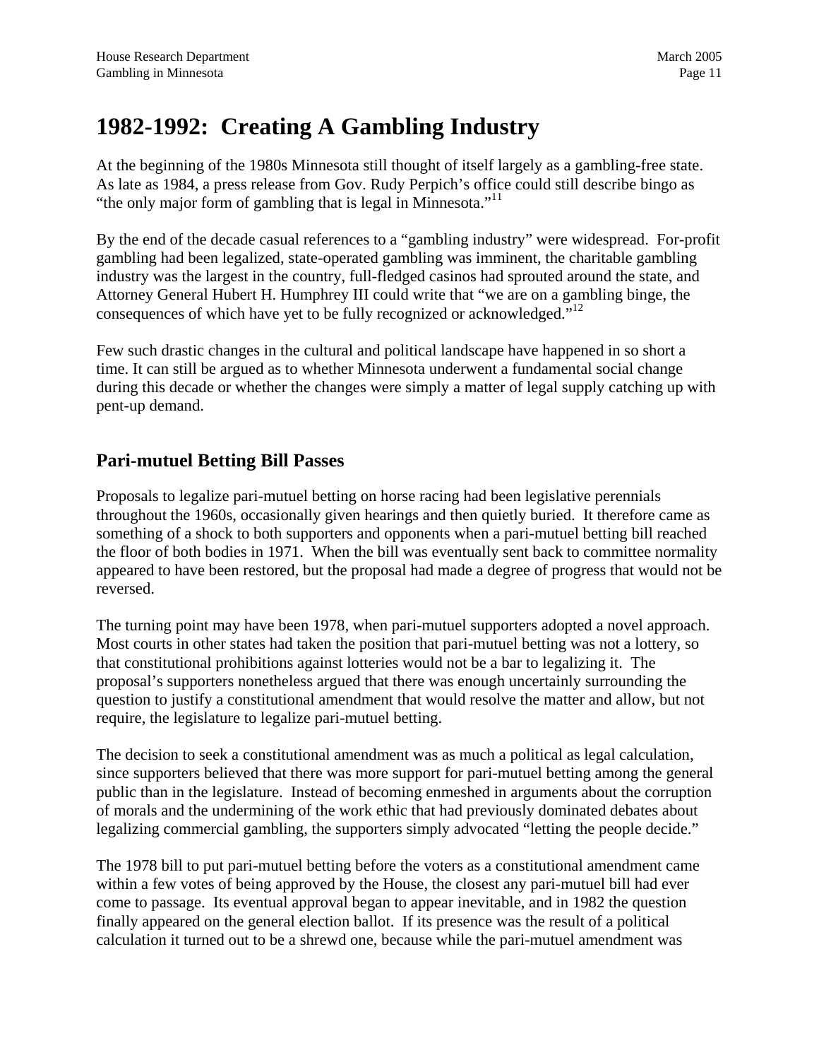# 1982-1992: Creating A Gambling Industry

At the beginning of the 1980s Minnesota still thought of itself largely as a gambling-free state. As late as 1984, a press release from Gov. Rudy Perpich's office could still describe bingo as "the only major form of gambling that is legal in Minnesota."[11]

By the end of the decade casual references to a "gambling industry" were widespread. For-profit gambling had been legalized, state-operated gambling was imminent, the charitable gambling industry was the largest in the country, full-fledged casinos had sprouted around the state, and Attorney General Hubert H. Humphrey III could write that "we are on a gambling binge, the consequences of which have yet to be fully recognized or acknowledged."[12]

Few such drastic changes in the cultural and political landscape have happened in so short a time. It can still be argued as to whether Minnesota underwent a fundamental social change during this decade or whether the changes were simply a matter of legal supply catching up with pent-up demand.

## Pari-mutuel Betting Bill Passes

Proposals to legalize pari-mutuel betting on horse racing had been legislative perennials throughout the 1960s, occasionally given hearings and then quietly buried. It therefore came as something of a shock to both supporters and opponents when a pari-mutuel betting bill reached the floor of both bodies in 1971. When the bill was eventually sent back to committee normality appeared to have been restored, but the proposal had made a degree of progress that would not be reversed.

The turning point may have been 1978, when pari-mutuel supporters adopted a novel approach. Most courts in other states had taken the position that pari-mutuel betting was not a lottery, so that constitutional prohibitions against lotteries would not be a bar to legalizing it. The proposal's supporters nonetheless argued that there was enough uncertainly surrounding the question to justify a constitutional amendment that would resolve the matter and allow, but not require, the legislature to legalize pari-mutuel betting.

The decision to seek a constitutional amendment was as much a political as legal calculation, since supporters believed that there was more support for pari-mutuel betting among the general public than in the legislature. Instead of becoming enmeshed in arguments about the corruption of morals and the undermining of the work ethic that had previously dominated debates about legalizing commercial gambling, the supporters simply advocated "letting the people decide."

The 1978 bill to put pari-mutuel betting before the voters as a constitutional amendment came within a few votes of being approved by the House, the closest any pari-mutuel bill had ever come to passage. Its eventual approval began to appear inevitable, and in 1982 the question finally appeared on the general election ballot. If its presence was the result of a political calculation it turned out to be a shrewd one, because while the pari-mutuel amendment was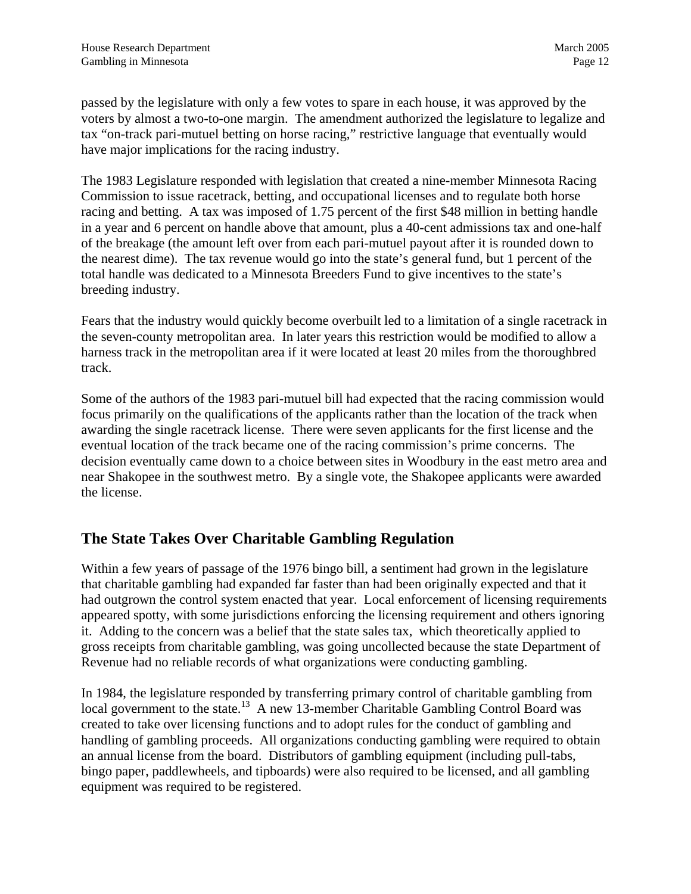passed by the legislature with only a few votes to spare in each house, it was approved by the voters by almost a two-to-one margin. The amendment authorized the legislature to legalize and tax "on-track pari-mutuel betting on horse racing," restrictive language that eventually would have major implications for the racing industry.

The 1983 Legislature responded with legislation that created a nine-member Minnesota Racing Commission to issue racetrack, betting, and occupational licenses and to regulate both horse racing and betting. A tax was imposed of 1.75 percent of the first $48 million in betting handle in a year and 6 percent on handle above that amount, plus a 40-cent admissions tax and one-half of the breakage (the amount left over from each pari-mutuel payout after it is rounded down to the nearest dime). The tax revenue would go into the state's general fund, but 1 percent of the total handle was dedicated to a Minnesota Breeders Fund to give incentives to the state's breeding industry.

Fears that the industry would quickly become overbuilt led to a limitation of a single racetrack in the seven-county metropolitan area. In later years this restriction would be modified to allow a harness track in the metropolitan area if it were located at least 20 miles from the thoroughbred track.

Some of the authors of the 1983 pari-mutuel bill had expected that the racing commission would focus primarily on the qualifications of the applicants rather than the location of the track when awarding the single racetrack license. There were seven applicants for the first license and the eventual location of the track became one of the racing commission's prime concerns. The decision eventually came down to a choice between sites in Woodbury in the east metro area and near Shakopee in the southwest metro. By a single vote, the Shakopee applicants were awarded the license.

## The State Takes Over Charitable Gambling Regulation

Within a few years of passage of the 1976 bingo bill, a sentiment had grown in the legislature that charitable gambling had expanded far faster than had been originally expected and that it had outgrown the control system enacted that year. Local enforcement of licensing requirements appeared spotty, with some jurisdictions enforcing the licensing requirement and others ignoring it. Adding to the concern was a belief that the state sales tax, which theoretically applied to gross receipts from charitable gambling, was going uncollected because the state Department of Revenue had no reliable records of what organizations were conducting gambling.

In 1984, the legislature responded by transferring primary control of charitable gambling from local government to the state.[13] A new 13-member Charitable Gambling Control Board was created to take over licensing functions and to adopt rules for the conduct of gambling and handling of gambling proceeds. All organizations conducting gambling were required to obtain an annual license from the board. Distributors of gambling equipment (including pull-tabs, bingo paper, paddlewheels, and tipboards) were also required to be licensed, and all gambling equipment was required to be registered.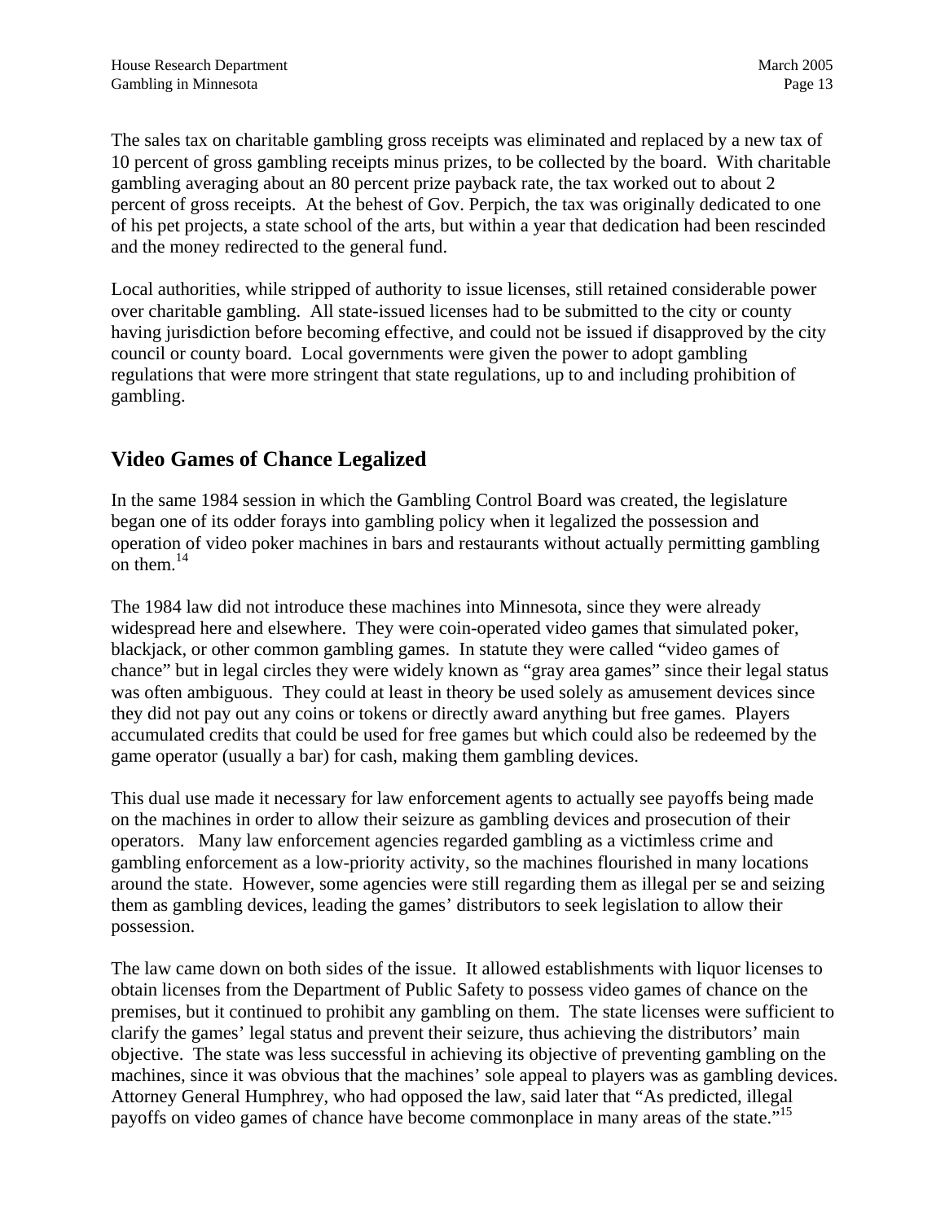The sales tax on charitable gambling gross receipts was eliminated and replaced by a new tax of 10 percent of gross gambling receipts minus prizes, to be collected by the board. With charitable gambling averaging about an 80 percent prize payback rate, the tax worked out to about 2 percent of gross receipts. At the behest of Gov. Perpich, the tax was originally dedicated to one of his pet projects, a state school of the arts, but within a year that dedication had been rescinded and the money redirected to the general fund.

Local authorities, while stripped of authority to issue licenses, still retained considerable power over charitable gambling. All state-issued licenses had to be submitted to the city or county having jurisdiction before becoming effective, and could not be issued if disapproved by the city council or county board. Local governments were given the power to adopt gambling regulations that were more stringent that state regulations, up to and including prohibition of gambling.

## Video Games of Chance Legalized

In the same 1984 session in which the Gambling Control Board was created, the legislature began one of its odder forays into gambling policy when it legalized the possession and operation of video poker machines in bars and restaurants without actually permitting gambling on them.[14]

The 1984 law did not introduce these machines into Minnesota, since they were already widespread here and elsewhere. They were coin-operated video games that simulated poker, blackjack, or other common gambling games. In statute they were called "video games of chance" but in legal circles they were widely known as "gray area games" since their legal status was often ambiguous. They could at least in theory be used solely as amusement devices since they did not pay out any coins or tokens or directly award anything but free games. Players accumulated credits that could be used for free games but which could also be redeemed by the game operator (usually a bar) for cash, making them gambling devices.

This dual use made it necessary for law enforcement agents to actually see payoffs being made on the machines in order to allow their seizure as gambling devices and prosecution of their operators. Many law enforcement agencies regarded gambling as a victimless crime and gambling enforcement as a low-priority activity, so the machines flourished in many locations around the state. However, some agencies were still regarding them as illegal per se and seizing them as gambling devices, leading the games' distributors to seek legislation to allow their possession.

The law came down on both sides of the issue. It allowed establishments with liquor licenses to obtain licenses from the Department of Public Safety to possess video games of chance on the premises, but it continued to prohibit any gambling on them. The state licenses were sufficient to clarify the games' legal status and prevent their seizure, thus achieving the distributors' main objective. The state was less successful in achieving its objective of preventing gambling on the machines, since it was obvious that the machines' sole appeal to players was as gambling devices. Attorney General Humphrey, who had opposed the law, said later that "As predicted, illegal payoffs on video games of chance have become commonplace in many areas of the state."[15]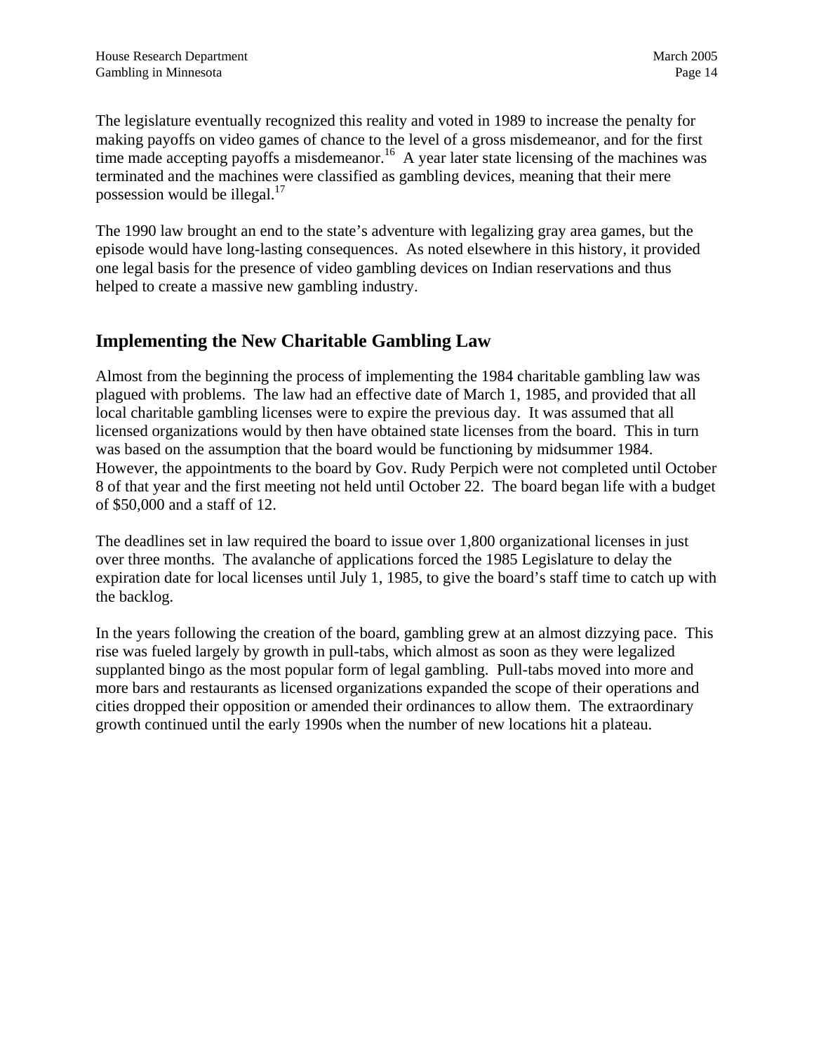The legislature eventually recognized this reality and voted in 1989 to increase the penalty for making payoffs on video games of chance to the level of a gross misdemeanor, and for the first time made accepting payoffs a misdemeanor.[16] A year later state licensing of the machines was terminated and the machines were classified as gambling devices, meaning that their mere possession would be illegal.[17]

The 1990 law brought an end to the state's adventure with legalizing gray area games, but the episode would have long-lasting consequences. As noted elsewhere in this history, it provided one legal basis for the presence of video gambling devices on Indian reservations and thus helped to create a massive new gambling industry.

## Implementing the New Charitable Gambling Law

Almost from the beginning the process of implementing the 1984 charitable gambling law was plagued with problems. The law had an effective date of March 1, 1985, and provided that all local charitable gambling licenses were to expire the previous day. It was assumed that all licensed organizations would by then have obtained state licenses from the board. This in turn was based on the assumption that the board would be functioning by midsummer 1984. However, the appointments to the board by Gov. Rudy Perpich were not completed until October 8 of that year and the first meeting not held until October 22. The board began life with a budget of $50,000 and a staff of 12.

The deadlines set in law required the board to issue over 1,800 organizational licenses in just over three months. The avalanche of applications forced the 1985 Legislature to delay the expiration date for local licenses until July 1, 1985, to give the board's staff time to catch up with the backlog.

In the years following the creation of the board, gambling grew at an almost dizzying pace. This rise was fueled largely by growth in pull-tabs, which almost as soon as they were legalized supplanted bingo as the most popular form of legal gambling. Pull-tabs moved into more and more bars and restaurants as licensed organizations expanded the scope of their operations and cities dropped their opposition or amended their ordinances to allow them. The extraordinary growth continued until the early 1990s when the number of new locations hit a plateau.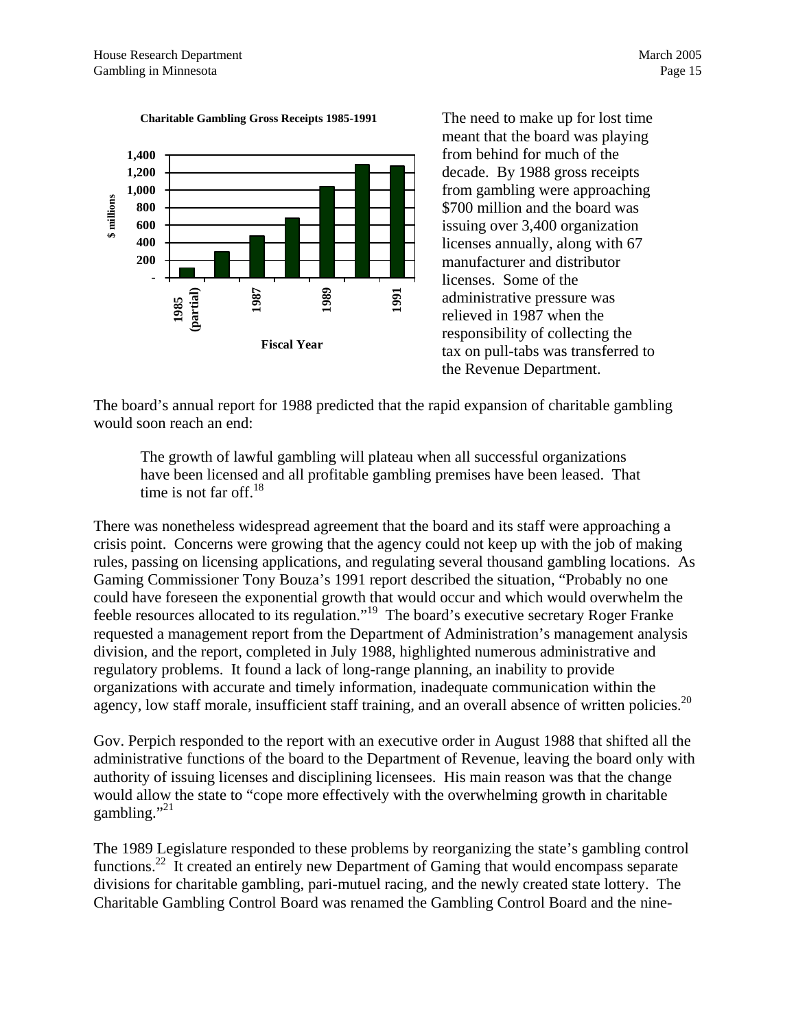**Charitable Gambling Gross Receipts 1985-1991**

The need to make up for lost time meant that the board was playing from behind for much of the decade. By 1988 gross receipts from gambling were approaching \$700 million and the board was issuing over 3,400 organization licenses annually, along with 67 manufacturer and distributor licenses. Some of the administrative pressure was relieved in 1987 when the responsibility of collecting the tax on pull-tabs was transferred to the Revenue Department.

The board's annual report for 1988 predicted that the rapid expansion of charitable gambling would soon reach an end:

> The growth of lawful gambling will plateau when all successful organizations have been licensed and all profitable gambling premises have been leased. That time is not far off.[18]

There was nonetheless widespread agreement that the board and its staff were approaching a crisis point. Concerns were growing that the agency could not keep up with the job of making rules, passing on licensing applications, and regulating several thousand gambling locations. As Gaming Commissioner Tony Bouza's 1991 report described the situation, "Probably no one could have foreseen the exponential growth that would occur and which would overwhelm the feeble resources allocated to its regulation."[19] The board's executive secretary Roger Franke requested a management report from the Department of Administration's management analysis division, and the report, completed in July 1988, highlighted numerous administrative and regulatory problems. It found a lack of long-range planning, an inability to provide organizations with accurate and timely information, inadequate communication within the agency, low staff morale, insufficient staff training, and an overall absence of written policies.[20]

Gov. Perpich responded to the report with an executive order in August 1988 that shifted all the administrative functions of the board to the Department of Revenue, leaving the board only with authority of issuing licenses and disciplining licensees. His main reason was that the change would allow the state to "cope more effectively with the overwhelming growth in charitable gambling."[21]

The 1989 Legislature responded to these problems by reorganizing the state's gambling control functions.[22] It created an entirely new Department of Gaming that would encompass separate divisions for charitable gambling, pari-mutuel racing, and the newly created state lottery. The Charitable Gambling Control Board was renamed the Gambling Control Board and the nine-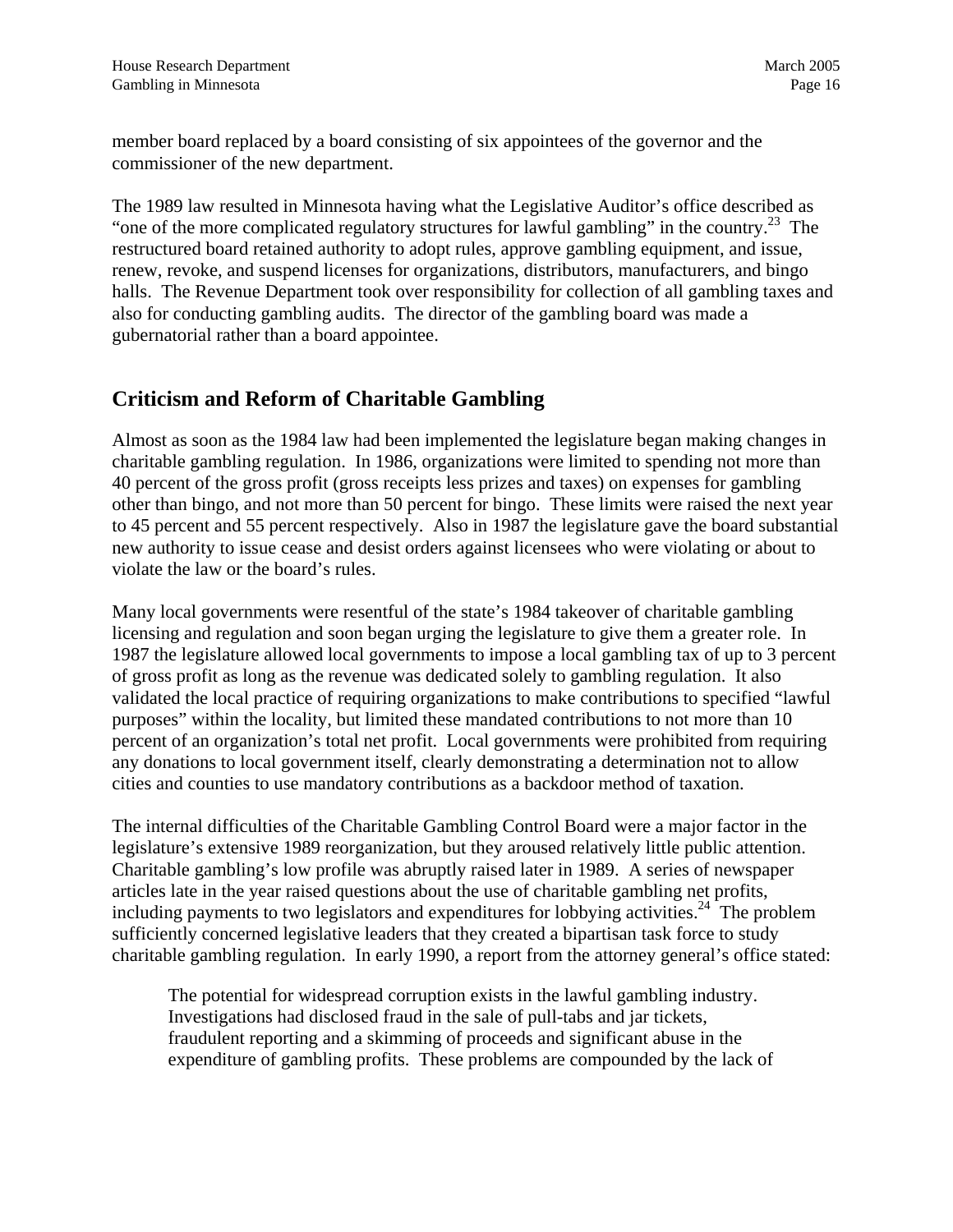member board replaced by a board consisting of six appointees of the governor and the commissioner of the new department.

The 1989 law resulted in Minnesota having what the Legislative Auditor's office described as "one of the more complicated regulatory structures for lawful gambling" in the country.[23] The restructured board retained authority to adopt rules, approve gambling equipment, and issue, renew, revoke, and suspend licenses for organizations, distributors, manufacturers, and bingo halls. The Revenue Department took over responsibility for collection of all gambling taxes and also for conducting gambling audits. The director of the gambling board was made a gubernatorial rather than a board appointee.

## Criticism and Reform of Charitable Gambling

Almost as soon as the 1984 law had been implemented the legislature began making changes in charitable gambling regulation. In 1986, organizations were limited to spending not more than 40 percent of the gross profit (gross receipts less prizes and taxes) on expenses for gambling other than bingo, and not more than 50 percent for bingo. These limits were raised the next year to 45 percent and 55 percent respectively. Also in 1987 the legislature gave the board substantial new authority to issue cease and desist orders against licensees who were violating or about to violate the law or the board's rules.

Many local governments were resentful of the state's 1984 takeover of charitable gambling licensing and regulation and soon began urging the legislature to give them a greater role. In 1987 the legislature allowed local governments to impose a local gambling tax of up to 3 percent of gross profit as long as the revenue was dedicated solely to gambling regulation. It also validated the local practice of requiring organizations to make contributions to specified "lawful purposes" within the locality, but limited these mandated contributions to not more than 10 percent of an organization's total net profit. Local governments were prohibited from requiring any donations to local government itself, clearly demonstrating a determination not to allow cities and counties to use mandatory contributions as a backdoor method of taxation.

The internal difficulties of the Charitable Gambling Control Board were a major factor in the legislature's extensive 1989 reorganization, but they aroused relatively little public attention. Charitable gambling's low profile was abruptly raised later in 1989. A series of newspaper articles late in the year raised questions about the use of charitable gambling net profits, including payments to two legislators and expenditures for lobbying activities.[24] The problem sufficiently concerned legislative leaders that they created a bipartisan task force to study charitable gambling regulation. In early 1990, a report from the attorney general's office stated:

> The potential for widespread corruption exists in the lawful gambling industry. Investigations had disclosed fraud in the sale of pull-tabs and jar tickets, fraudulent reporting and a skimming of proceeds and significant abuse in the expenditure of gambling profits. These problems are compounded by the lack of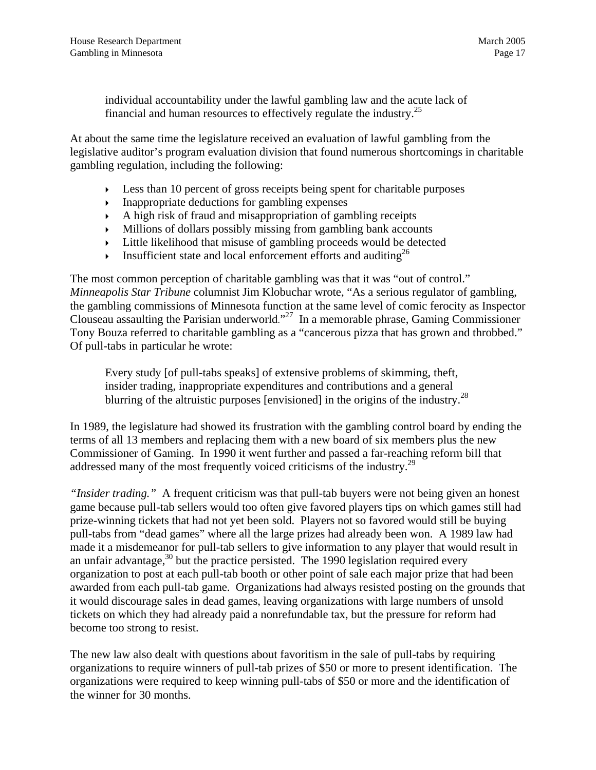individual accountability under the lawful gambling law and the acute lack of financial and human resources to effectively regulate the industry.[25]

At about the same time the legislature received an evaluation of lawful gambling from the legislative auditor's program evaluation division that found numerous shortcomings in charitable gambling regulation, including the following:

- Less than 10 percent of gross receipts being spent for charitable purposes
- Inappropriate deductions for gambling expenses
- A high risk of fraud and misappropriation of gambling receipts
- Millions of dollars possibly missing from gambling bank accounts
- Little likelihood that misuse of gambling proceeds would be detected
- Insufficient state and local enforcement efforts and auditing[26]

The most common perception of charitable gambling was that it was "out of control." *Minneapolis Star Tribune* columnist Jim Klobuchar wrote, "As a serious regulator of gambling, the gambling commissions of Minnesota function at the same level of comic ferocity as Inspector Clouseau assaulting the Parisian underworld."[27] In a memorable phrase, Gaming Commissioner Tony Bouza referred to charitable gambling as a "cancerous pizza that has grown and throbbed." Of pull-tabs in particular he wrote:

> Every study [of pull-tabs speaks] of extensive problems of skimming, theft, insider trading, inappropriate expenditures and contributions and a general blurring of the altruistic purposes [envisioned] in the origins of the industry.[28]

In 1989, the legislature had showed its frustration with the gambling control board by ending the terms of all 13 members and replacing them with a new board of six members plus the new Commissioner of Gaming. In 1990 it went further and passed a far-reaching reform bill that addressed many of the most frequently voiced criticisms of the industry.[29]

*"Insider trading."* A frequent criticism was that pull-tab buyers were not being given an honest game because pull-tab sellers would too often give favored players tips on which games still had prize-winning tickets that had not yet been sold. Players not so favored would still be buying pull-tabs from "dead games" where all the large prizes had already been won. A 1989 law had made it a misdemeanor for pull-tab sellers to give information to any player that would result in an unfair advantage,[30] but the practice persisted. The 1990 legislation required every organization to post at each pull-tab booth or other point of sale each major prize that had been awarded from each pull-tab game. Organizations had always resisted posting on the grounds that it would discourage sales in dead games, leaving organizations with large numbers of unsold tickets on which they had already paid a nonrefundable tax, but the pressure for reform had become too strong to resist.

The new law also dealt with questions about favoritism in the sale of pull-tabs by requiring organizations to require winners of pull-tab prizes of $50 or more to present identification. The organizations were required to keep winning pull-tabs of $50 or more and the identification of the winner for 30 months.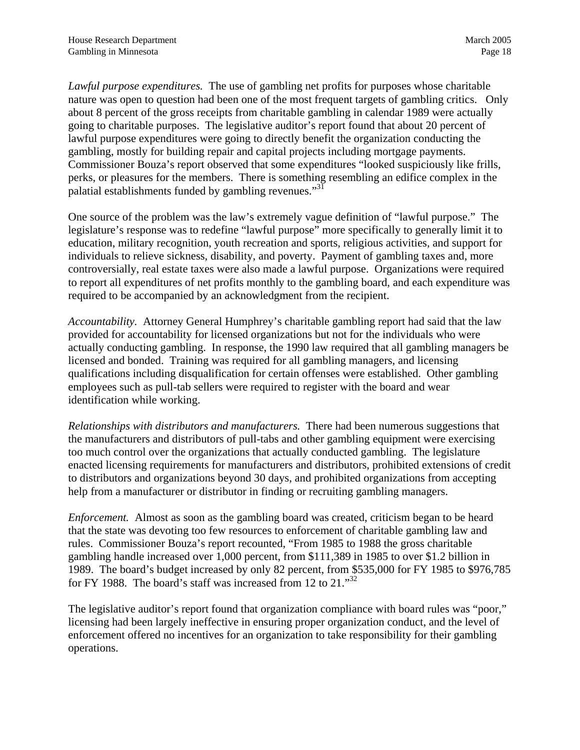*Lawful purpose expenditures.* The use of gambling net profits for purposes whose charitable nature was open to question had been one of the most frequent targets of gambling critics. Only about 8 percent of the gross receipts from charitable gambling in calendar 1989 were actually going to charitable purposes. The legislative auditor's report found that about 20 percent of lawful purpose expenditures were going to directly benefit the organization conducting the gambling, mostly for building repair and capital projects including mortgage payments. Commissioner Bouza's report observed that some expenditures "looked suspiciously like frills, perks, or pleasures for the members. There is something resembling an edifice complex in the palatial establishments funded by gambling revenues."[31]

One source of the problem was the law's extremely vague definition of "lawful purpose." The legislature's response was to redefine "lawful purpose" more specifically to generally limit it to education, military recognition, youth recreation and sports, religious activities, and support for individuals to relieve sickness, disability, and poverty. Payment of gambling taxes and, more controversially, real estate taxes were also made a lawful purpose. Organizations were required to report all expenditures of net profits monthly to the gambling board, and each expenditure was required to be accompanied by an acknowledgment from the recipient.

*Accountability.* Attorney General Humphrey's charitable gambling report had said that the law provided for accountability for licensed organizations but not for the individuals who were actually conducting gambling. In response, the 1990 law required that all gambling managers be licensed and bonded. Training was required for all gambling managers, and licensing qualifications including disqualification for certain offenses were established. Other gambling employees such as pull-tab sellers were required to register with the board and wear identification while working.

*Relationships with distributors and manufacturers.* There had been numerous suggestions that the manufacturers and distributors of pull-tabs and other gambling equipment were exercising too much control over the organizations that actually conducted gambling. The legislature enacted licensing requirements for manufacturers and distributors, prohibited extensions of credit to distributors and organizations beyond 30 days, and prohibited organizations from accepting help from a manufacturer or distributor in finding or recruiting gambling managers.

*Enforcement.* Almost as soon as the gambling board was created, criticism began to be heard that the state was devoting too few resources to enforcement of charitable gambling law and rules. Commissioner Bouza's report recounted, "From 1985 to 1988 the gross charitable gambling handle increased over 1,000 percent, from $111,389 in 1985 to over $1.2 billion in 1989. The board's budget increased by only 82 percent, from $535,000 for FY 1985 to $976,785 for FY 1988. The board's staff was increased from 12 to 21."[32]

The legislative auditor's report found that organization compliance with board rules was "poor," licensing had been largely ineffective in ensuring proper organization conduct, and the level of enforcement offered no incentives for an organization to take responsibility for their gambling operations.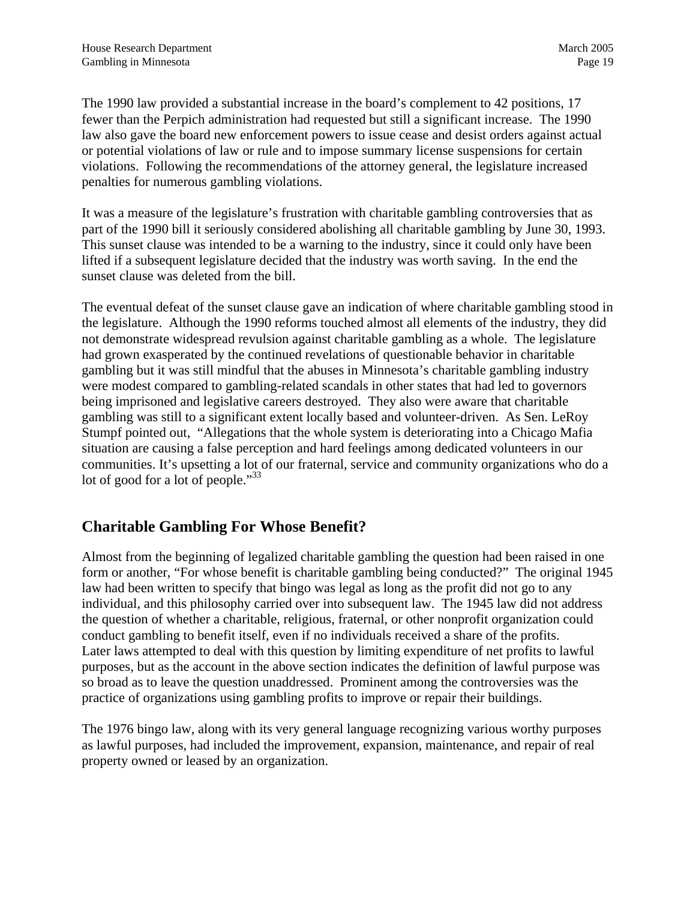The 1990 law provided a substantial increase in the board's complement to 42 positions, 17 fewer than the Perpich administration had requested but still a significant increase. The 1990 law also gave the board new enforcement powers to issue cease and desist orders against actual or potential violations of law or rule and to impose summary license suspensions for certain violations. Following the recommendations of the attorney general, the legislature increased penalties for numerous gambling violations.

It was a measure of the legislature's frustration with charitable gambling controversies that as part of the 1990 bill it seriously considered abolishing all charitable gambling by June 30, 1993. This sunset clause was intended to be a warning to the industry, since it could only have been lifted if a subsequent legislature decided that the industry was worth saving. In the end the sunset clause was deleted from the bill.

The eventual defeat of the sunset clause gave an indication of where charitable gambling stood in the legislature. Although the 1990 reforms touched almost all elements of the industry, they did not demonstrate widespread revulsion against charitable gambling as a whole. The legislature had grown exasperated by the continued revelations of questionable behavior in charitable gambling but it was still mindful that the abuses in Minnesota's charitable gambling industry were modest compared to gambling-related scandals in other states that had led to governors being imprisoned and legislative careers destroyed. They also were aware that charitable gambling was still to a significant extent locally based and volunteer-driven. As Sen. LeRoy Stumpf pointed out, "Allegations that the whole system is deteriorating into a Chicago Mafia situation are causing a false perception and hard feelings among dedicated volunteers in our communities. It's upsetting a lot of our fraternal, service and community organizations who do a lot of good for a lot of people."[33]

## Charitable Gambling For Whose Benefit?

Almost from the beginning of legalized charitable gambling the question had been raised in one form or another, "For whose benefit is charitable gambling being conducted?" The original 1945 law had been written to specify that bingo was legal as long as the profit did not go to any individual, and this philosophy carried over into subsequent law. The 1945 law did not address the question of whether a charitable, religious, fraternal, or other nonprofit organization could conduct gambling to benefit itself, even if no individuals received a share of the profits. Later laws attempted to deal with this question by limiting expenditure of net profits to lawful purposes, but as the account in the above section indicates the definition of lawful purpose was so broad as to leave the question unaddressed. Prominent among the controversies was the practice of organizations using gambling profits to improve or repair their buildings.

The 1976 bingo law, along with its very general language recognizing various worthy purposes as lawful purposes, had included the improvement, expansion, maintenance, and repair of real property owned or leased by an organization.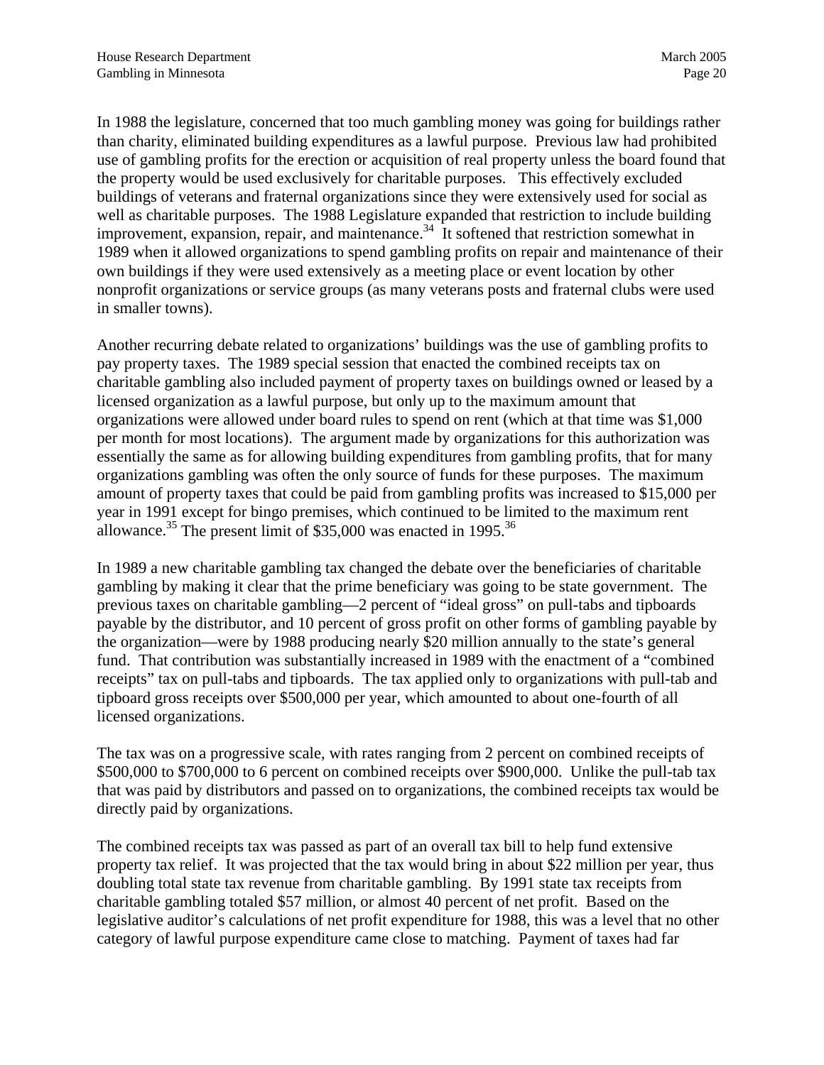In 1988 the legislature, concerned that too much gambling money was going for buildings rather than charity, eliminated building expenditures as a lawful purpose. Previous law had prohibited use of gambling profits for the erection or acquisition of real property unless the board found that the property would be used exclusively for charitable purposes. This effectively excluded buildings of veterans and fraternal organizations since they were extensively used for social as well as charitable purposes. The 1988 Legislature expanded that restriction to include building improvement, expansion, repair, and maintenance.[34] It softened that restriction somewhat in 1989 when it allowed organizations to spend gambling profits on repair and maintenance of their own buildings if they were used extensively as a meeting place or event location by other nonprofit organizations or service groups (as many veterans posts and fraternal clubs were used in smaller towns).

Another recurring debate related to organizations' buildings was the use of gambling profits to pay property taxes. The 1989 special session that enacted the combined receipts tax on charitable gambling also included payment of property taxes on buildings owned or leased by a licensed organization as a lawful purpose, but only up to the maximum amount that organizations were allowed under board rules to spend on rent (which at that time was $1,000 per month for most locations). The argument made by organizations for this authorization was essentially the same as for allowing building expenditures from gambling profits, that for many organizations gambling was often the only source of funds for these purposes. The maximum amount of property taxes that could be paid from gambling profits was increased to $15,000 per year in 1991 except for bingo premises, which continued to be limited to the maximum rent allowance.[35] The present limit of $35,000 was enacted in 1995.[36]

In 1989 a new charitable gambling tax changed the debate over the beneficiaries of charitable gambling by making it clear that the prime beneficiary was going to be state government. The previous taxes on charitable gambling—2 percent of "ideal gross" on pull-tabs and tipboards payable by the distributor, and 10 percent of gross profit on other forms of gambling payable by the organization—were by 1988 producing nearly $20 million annually to the state's general fund. That contribution was substantially increased in 1989 with the enactment of a "combined receipts" tax on pull-tabs and tipboards. The tax applied only to organizations with pull-tab and tipboard gross receipts over $500,000 per year, which amounted to about one-fourth of all licensed organizations.

The tax was on a progressive scale, with rates ranging from 2 percent on combined receipts of $500,000 to $700,000 to 6 percent on combined receipts over $900,000. Unlike the pull-tab tax that was paid by distributors and passed on to organizations, the combined receipts tax would be directly paid by organizations.

The combined receipts tax was passed as part of an overall tax bill to help fund extensive property tax relief. It was projected that the tax would bring in about $22 million per year, thus doubling total state tax revenue from charitable gambling. By 1991 state tax receipts from charitable gambling totaled $57 million, or almost 40 percent of net profit. Based on the legislative auditor's calculations of net profit expenditure for 1988, this was a level that no other category of lawful purpose expenditure came close to matching. Payment of taxes had far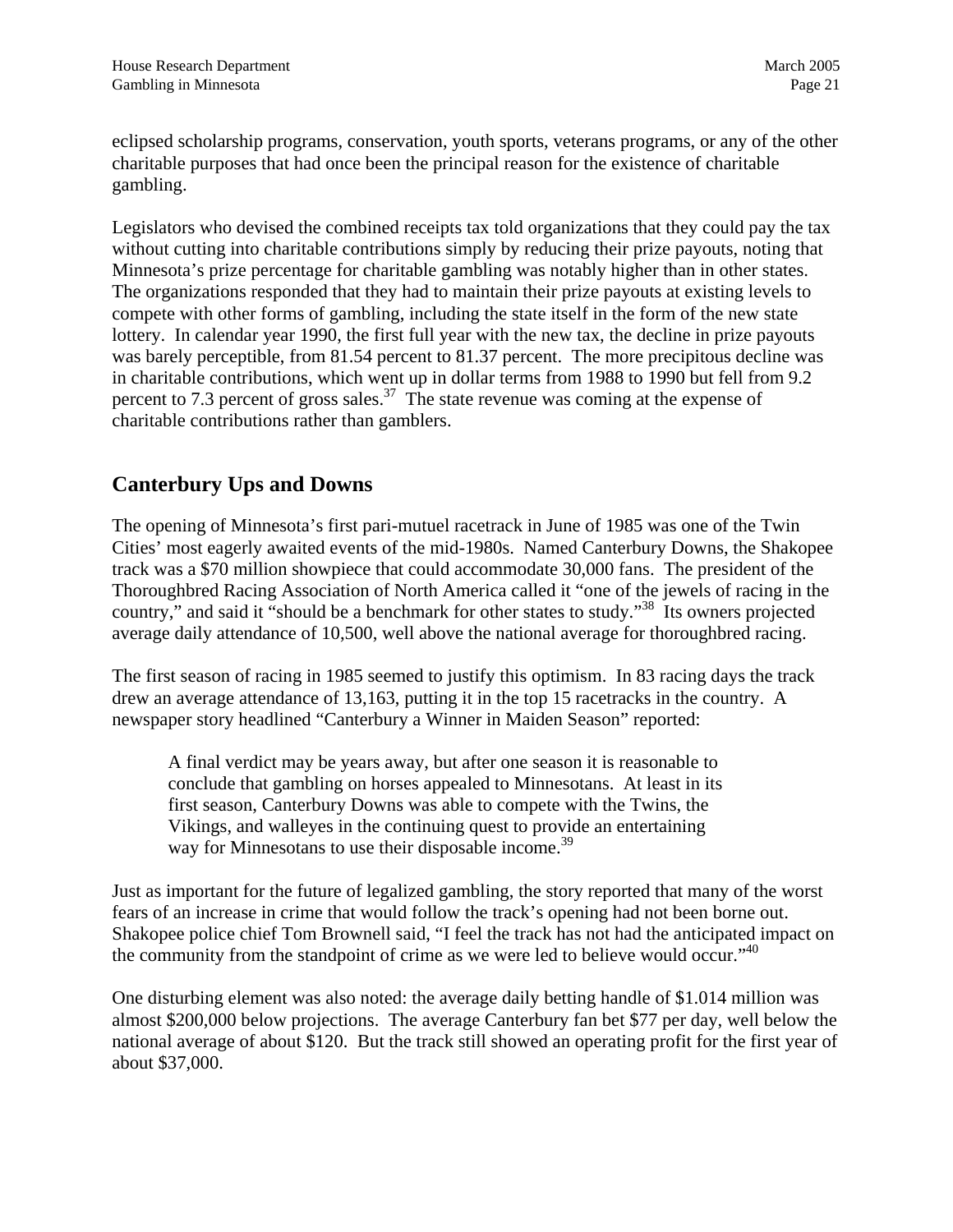eclipsed scholarship programs, conservation, youth sports, veterans programs, or any of the other charitable purposes that had once been the principal reason for the existence of charitable gambling.

Legislators who devised the combined receipts tax told organizations that they could pay the tax without cutting into charitable contributions simply by reducing their prize payouts, noting that Minnesota's prize percentage for charitable gambling was notably higher than in other states. The organizations responded that they had to maintain their prize payouts at existing levels to compete with other forms of gambling, including the state itself in the form of the new state lottery. In calendar year 1990, the first full year with the new tax, the decline in prize payouts was barely perceptible, from 81.54 percent to 81.37 percent. The more precipitous decline was in charitable contributions, which went up in dollar terms from 1988 to 1990 but fell from 9.2 percent to 7.3 percent of gross sales.[37] The state revenue was coming at the expense of charitable contributions rather than gamblers.

## Canterbury Ups and Downs

The opening of Minnesota's first pari-mutuel racetrack in June of 1985 was one of the Twin Cities' most eagerly awaited events of the mid-1980s. Named Canterbury Downs, the Shakopee track was a $70 million showpiece that could accommodate 30,000 fans. The president of the Thoroughbred Racing Association of North America called it "one of the jewels of racing in the country," and said it "should be a benchmark for other states to study."[38] Its owners projected average daily attendance of 10,500, well above the national average for thoroughbred racing.

The first season of racing in 1985 seemed to justify this optimism. In 83 racing days the track drew an average attendance of 13,163, putting it in the top 15 racetracks in the country. A newspaper story headlined "Canterbury a Winner in Maiden Season" reported:

> A final verdict may be years away, but after one season it is reasonable to conclude that gambling on horses appealed to Minnesotans. At least in its first season, Canterbury Downs was able to compete with the Twins, the Vikings, and walleyes in the continuing quest to provide an entertaining way for Minnesotans to use their disposable income.[39]

Just as important for the future of legalized gambling, the story reported that many of the worst fears of an increase in crime that would follow the track's opening had not been borne out. Shakopee police chief Tom Brownell said, "I feel the track has not had the anticipated impact on the community from the standpoint of crime as we were led to believe would occur."[40]

One disturbing element was also noted: the average daily betting handle of $1.014 million was almost $200,000 below projections. The average Canterbury fan bet $77 per day, well below the national average of about $120. But the track still showed an operating profit for the first year of about $37,000.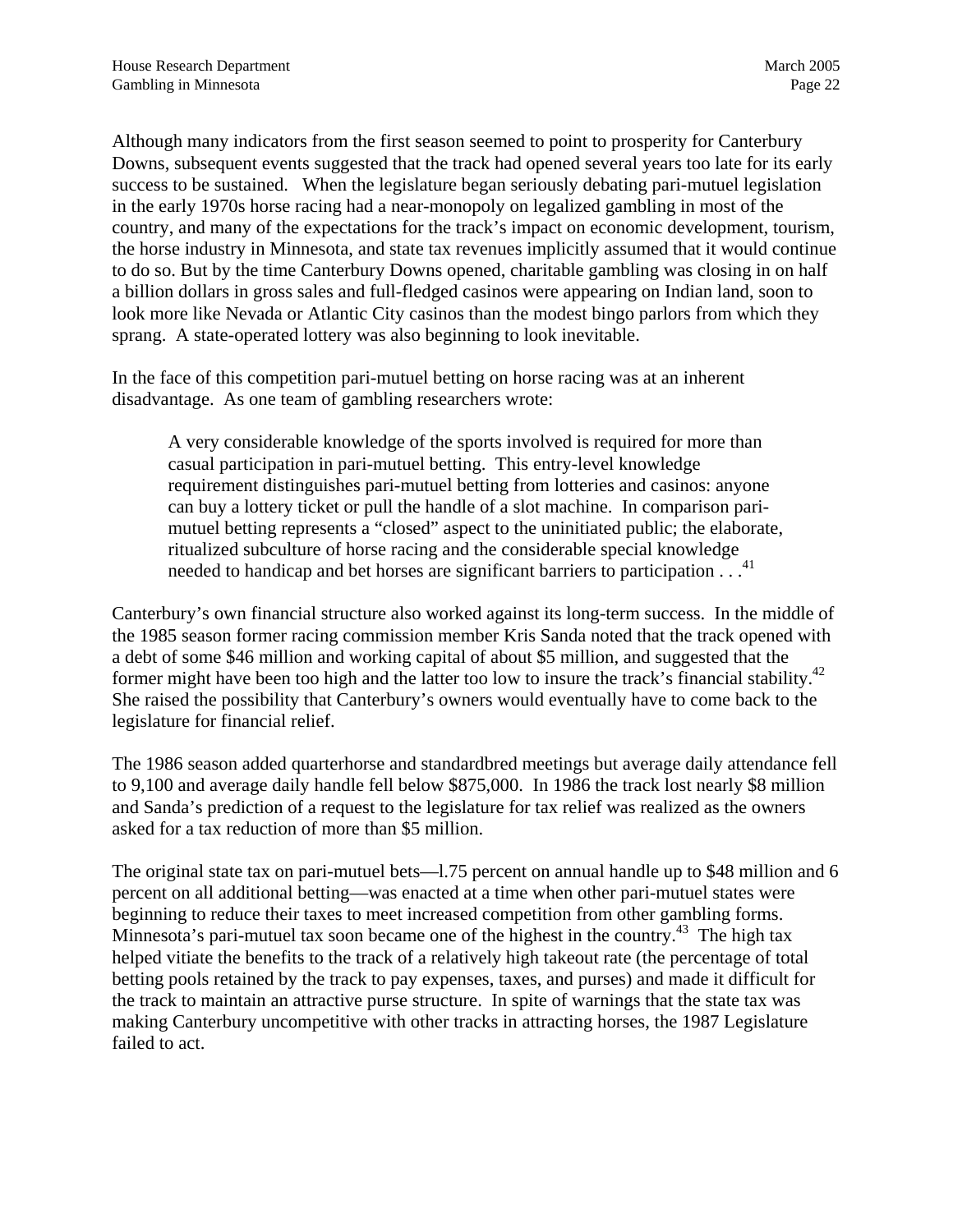Although many indicators from the first season seemed to point to prosperity for Canterbury Downs, subsequent events suggested that the track had opened several years too late for its early success to be sustained. When the legislature began seriously debating pari-mutuel legislation in the early 1970s horse racing had a near-monopoly on legalized gambling in most of the country, and many of the expectations for the track's impact on economic development, tourism, the horse industry in Minnesota, and state tax revenues implicitly assumed that it would continue to do so. But by the time Canterbury Downs opened, charitable gambling was closing in on half a billion dollars in gross sales and full-fledged casinos were appearing on Indian land, soon to look more like Nevada or Atlantic City casinos than the modest bingo parlors from which they sprang. A state-operated lottery was also beginning to look inevitable.

In the face of this competition pari-mutuel betting on horse racing was at an inherent disadvantage. As one team of gambling researchers wrote:

> A very considerable knowledge of the sports involved is required for more than casual participation in pari-mutuel betting. This entry-level knowledge requirement distinguishes pari-mutuel betting from lotteries and casinos: anyone can buy a lottery ticket or pull the handle of a slot machine. In comparison pari-mutuel betting represents a "closed" aspect to the uninitiated public; the elaborate, ritualized subculture of horse racing and the considerable special knowledge needed to handicap and bet horses are significant barriers to participation . . .[41]

Canterbury's own financial structure also worked against its long-term success. In the middle of the 1985 season former racing commission member Kris Sanda noted that the track opened with a debt of some $46 million and working capital of about $5 million, and suggested that the former might have been too high and the latter too low to insure the track's financial stability.[42] She raised the possibility that Canterbury's owners would eventually have to come back to the legislature for financial relief.

The 1986 season added quarterhorse and standardbred meetings but average daily attendance fell to 9,100 and average daily handle fell below $875,000. In 1986 the track lost nearly $8 million and Sanda's prediction of a request to the legislature for tax relief was realized as the owners asked for a tax reduction of more than $5 million.

The original state tax on pari-mutuel bets—l.75 percent on annual handle up to $48 million and 6 percent on all additional betting—was enacted at a time when other pari-mutuel states were beginning to reduce their taxes to meet increased competition from other gambling forms. Minnesota's pari-mutuel tax soon became one of the highest in the country.[43] The high tax helped vitiate the benefits to the track of a relatively high takeout rate (the percentage of total betting pools retained by the track to pay expenses, taxes, and purses) and made it difficult for the track to maintain an attractive purse structure. In spite of warnings that the state tax was making Canterbury uncompetitive with other tracks in attracting horses, the 1987 Legislature failed to act.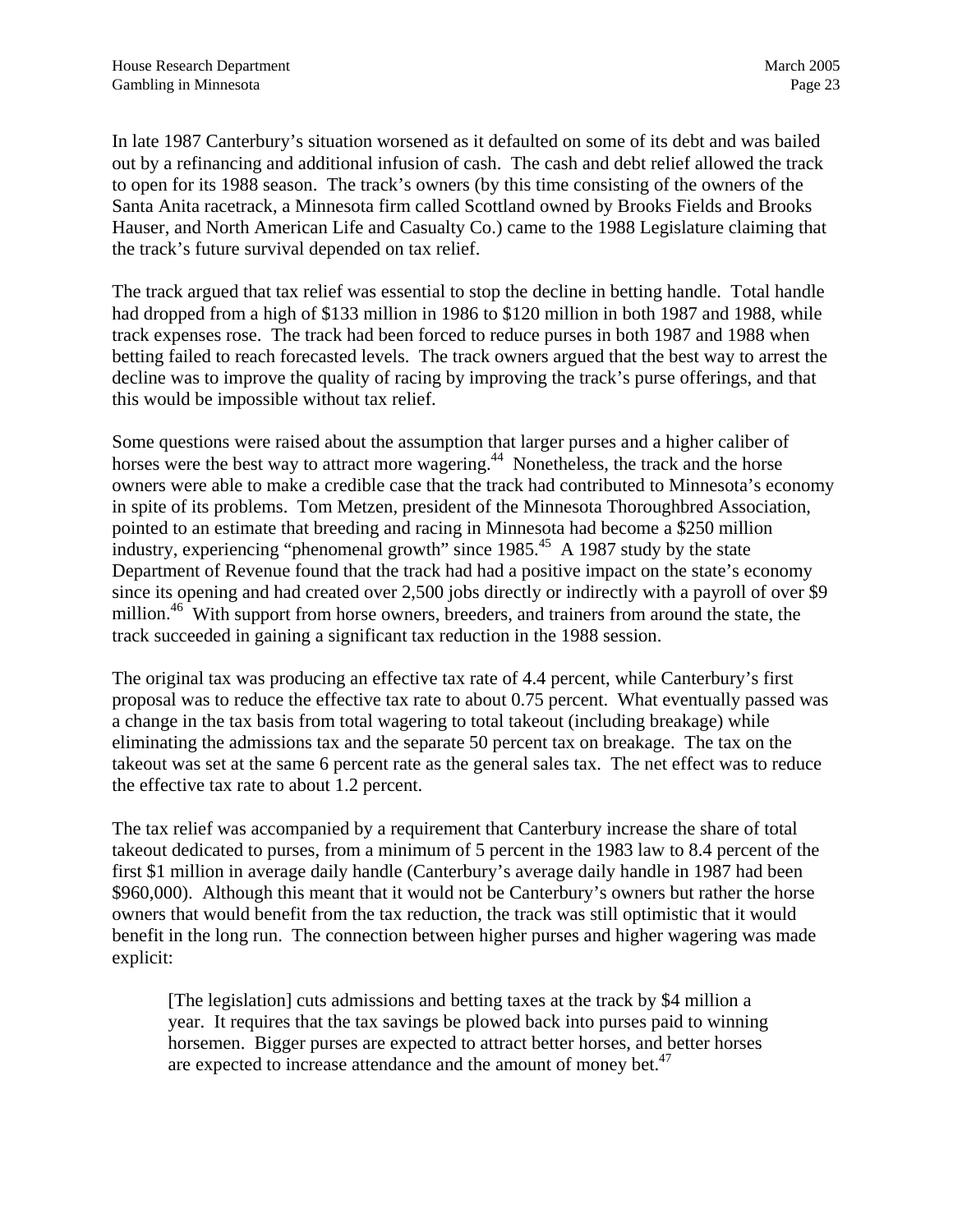In late 1987 Canterbury's situation worsened as it defaulted on some of its debt and was bailed out by a refinancing and additional infusion of cash. The cash and debt relief allowed the track to open for its 1988 season. The track's owners (by this time consisting of the owners of the Santa Anita racetrack, a Minnesota firm called Scottland owned by Brooks Fields and Brooks Hauser, and North American Life and Casualty Co.) came to the 1988 Legislature claiming that the track's future survival depended on tax relief.

The track argued that tax relief was essential to stop the decline in betting handle. Total handle had dropped from a high of $133 million in 1986 to $120 million in both 1987 and 1988, while track expenses rose. The track had been forced to reduce purses in both 1987 and 1988 when betting failed to reach forecasted levels. The track owners argued that the best way to arrest the decline was to improve the quality of racing by improving the track's purse offerings, and that this would be impossible without tax relief.

Some questions were raised about the assumption that larger purses and a higher caliber of horses were the best way to attract more wagering.[44] Nonetheless, the track and the horse owners were able to make a credible case that the track had contributed to Minnesota's economy in spite of its problems. Tom Metzen, president of the Minnesota Thoroughbred Association, pointed to an estimate that breeding and racing in Minnesota had become a $250 million industry, experiencing "phenomenal growth" since 1985.[45] A 1987 study by the state Department of Revenue found that the track had had a positive impact on the state's economy since its opening and had created over 2,500 jobs directly or indirectly with a payroll of over $9 million.[46] With support from horse owners, breeders, and trainers from around the state, the track succeeded in gaining a significant tax reduction in the 1988 session.

The original tax was producing an effective tax rate of 4.4 percent, while Canterbury's first proposal was to reduce the effective tax rate to about 0.75 percent. What eventually passed was a change in the tax basis from total wagering to total takeout (including breakage) while eliminating the admissions tax and the separate 50 percent tax on breakage. The tax on the takeout was set at the same 6 percent rate as the general sales tax. The net effect was to reduce the effective tax rate to about 1.2 percent.

The tax relief was accompanied by a requirement that Canterbury increase the share of total takeout dedicated to purses, from a minimum of 5 percent in the 1983 law to 8.4 percent of the first $1 million in average daily handle (Canterbury's average daily handle in 1987 had been $960,000). Although this meant that it would not be Canterbury's owners but rather the horse owners that would benefit from the tax reduction, the track was still optimistic that it would benefit in the long run. The connection between higher purses and higher wagering was made explicit:

> [The legislation] cuts admissions and betting taxes at the track by $4 million a year. It requires that the tax savings be plowed back into purses paid to winning horsemen. Bigger purses are expected to attract better horses, and better horses are expected to increase attendance and the amount of money bet.[47]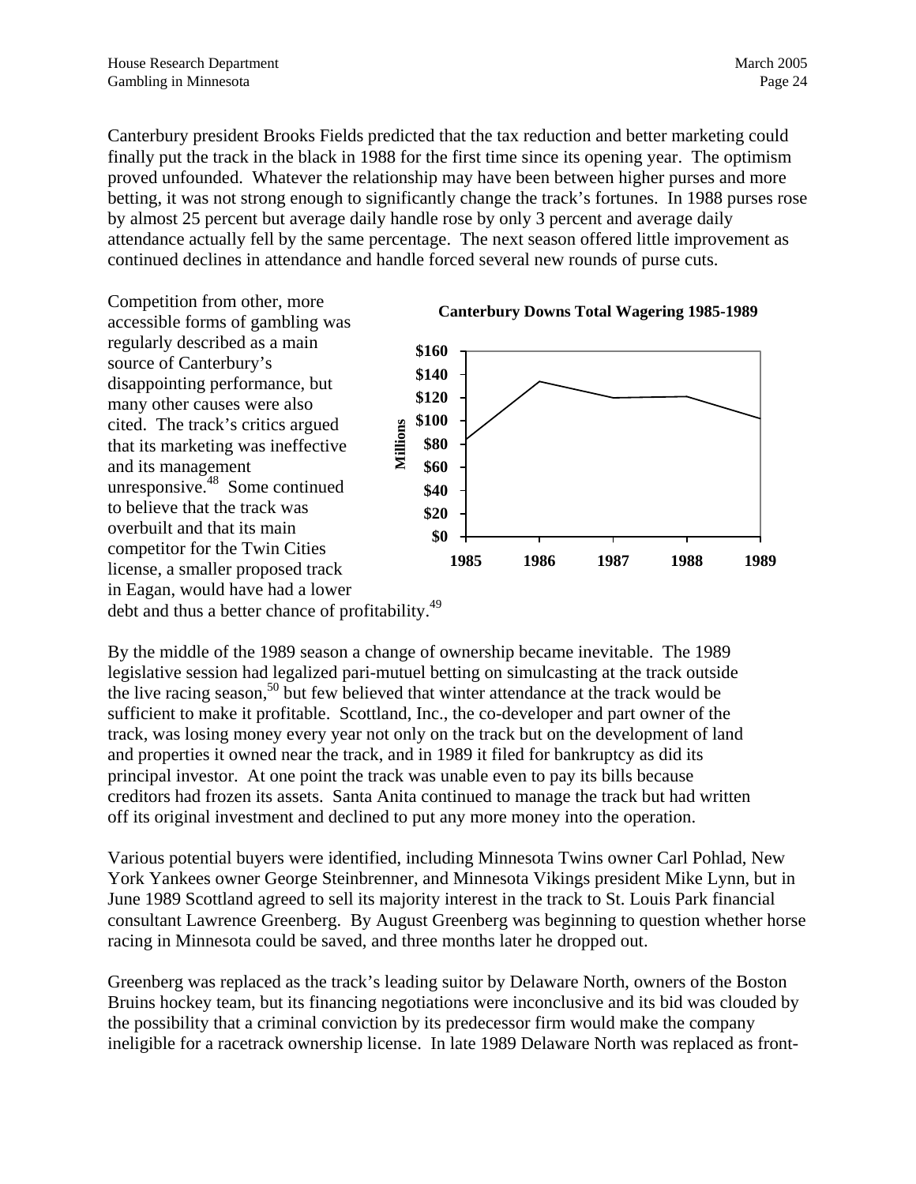Canterbury president Brooks Fields predicted that the tax reduction and better marketing could finally put the track in the black in 1988 for the first time since its opening year. The optimism proved unfounded. Whatever the relationship may have been between higher purses and more betting, it was not strong enough to significantly change the track's fortunes. In 1988 purses rose by almost 25 percent but average daily handle rose by only 3 percent and average daily attendance actually fell by the same percentage. The next season offered little improvement as continued declines in attendance and handle forced several new rounds of purse cuts.

Competition from other, more accessible forms of gambling was regularly described as a main source of Canterbury's disappointing performance, but many other causes were also cited. The track's critics argued that its marketing was ineffective and its management unresponsive.[48] Some continued to believe that the track was overbuilt and that its main competitor for the Twin Cities license, a smaller proposed track in Eagan, would have had a lower debt and thus a better chance of profitability.[49]

**Canterbury Downs Total Wagering 1985-1989**

By the middle of the 1989 season a change of ownership became inevitable. The 1989 legislative session had legalized pari-mutuel betting on simulcasting at the track outside the live racing season,[50] but few believed that winter attendance at the track would be sufficient to make it profitable. Scottland, Inc., the co-developer and part owner of the track, was losing money every year not only on the track but on the development of land and properties it owned near the track, and in 1989 it filed for bankruptcy as did its principal investor. At one point the track was unable even to pay its bills because creditors had frozen its assets. Santa Anita continued to manage the track but had written off its original investment and declined to put any more money into the operation.

Various potential buyers were identified, including Minnesota Twins owner Carl Pohlad, New York Yankees owner George Steinbrenner, and Minnesota Vikings president Mike Lynn, but in June 1989 Scottland agreed to sell its majority interest in the track to St. Louis Park financial consultant Lawrence Greenberg. By August Greenberg was beginning to question whether horse racing in Minnesota could be saved, and three months later he dropped out.

Greenberg was replaced as the track's leading suitor by Delaware North, owners of the Boston Bruins hockey team, but its financing negotiations were inconclusive and its bid was clouded by the possibility that a criminal conviction by its predecessor firm would make the company ineligible for a racetrack ownership license. In late 1989 Delaware North was replaced as front-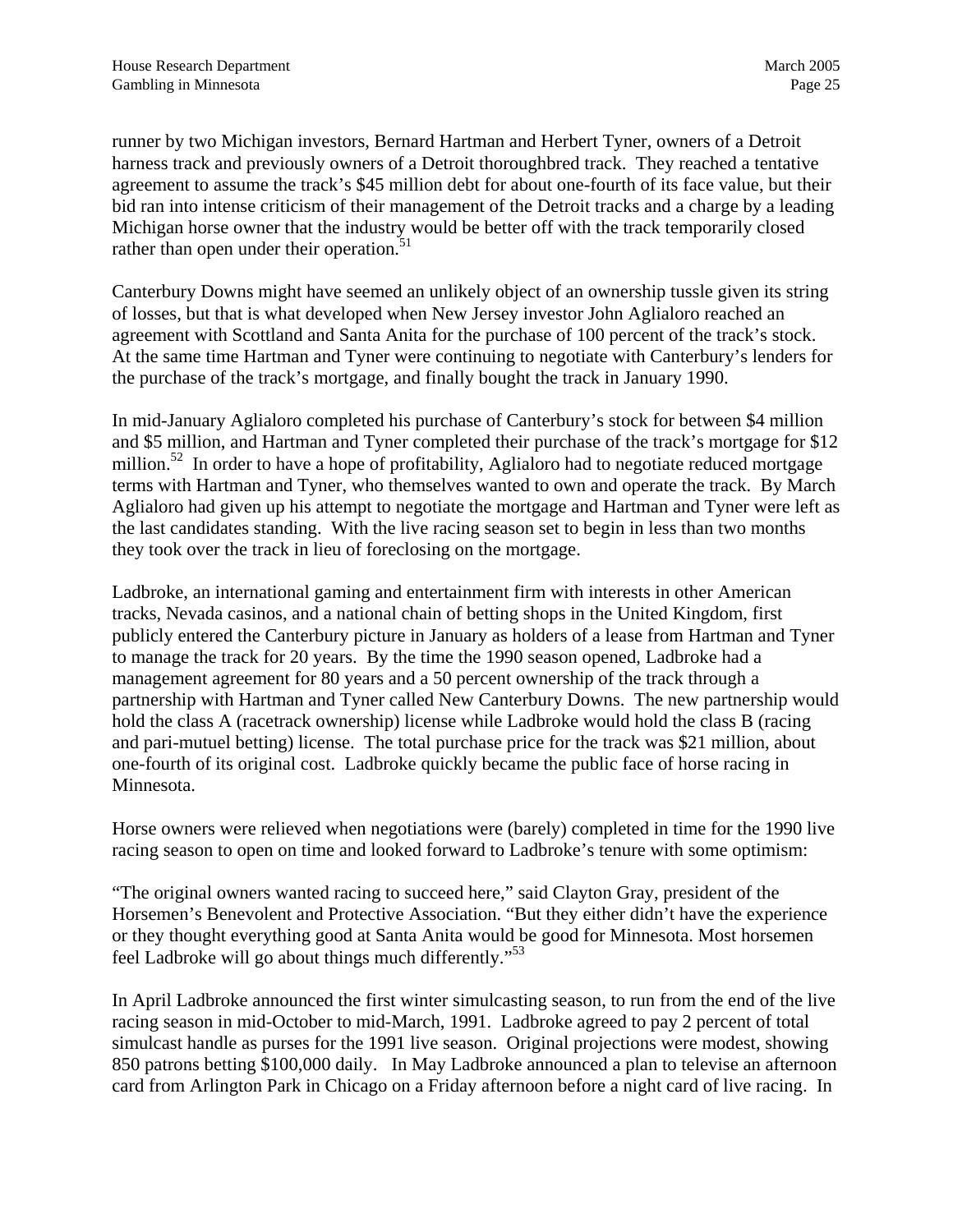runner by two Michigan investors, Bernard Hartman and Herbert Tyner, owners of a Detroit harness track and previously owners of a Detroit thoroughbred track. They reached a tentative agreement to assume the track's $45 million debt for about one-fourth of its face value, but their bid ran into intense criticism of their management of the Detroit tracks and a charge by a leading Michigan horse owner that the industry would be better off with the track temporarily closed rather than open under their operation.[51]

Canterbury Downs might have seemed an unlikely object of an ownership tussle given its string of losses, but that is what developed when New Jersey investor John Aglialoro reached an agreement with Scottland and Santa Anita for the purchase of 100 percent of the track's stock. At the same time Hartman and Tyner were continuing to negotiate with Canterbury's lenders for the purchase of the track's mortgage, and finally bought the track in January 1990.

In mid-January Aglialoro completed his purchase of Canterbury's stock for between $4 million and $5 million, and Hartman and Tyner completed their purchase of the track's mortgage for $12 million.[52] In order to have a hope of profitability, Aglialoro had to negotiate reduced mortgage terms with Hartman and Tyner, who themselves wanted to own and operate the track. By March Aglialoro had given up his attempt to negotiate the mortgage and Hartman and Tyner were left as the last candidates standing. With the live racing season set to begin in less than two months they took over the track in lieu of foreclosing on the mortgage.

Ladbroke, an international gaming and entertainment firm with interests in other American tracks, Nevada casinos, and a national chain of betting shops in the United Kingdom, first publicly entered the Canterbury picture in January as holders of a lease from Hartman and Tyner to manage the track for 20 years. By the time the 1990 season opened, Ladbroke had a management agreement for 80 years and a 50 percent ownership of the track through a partnership with Hartman and Tyner called New Canterbury Downs. The new partnership would hold the class A (racetrack ownership) license while Ladbroke would hold the class B (racing and pari-mutuel betting) license. The total purchase price for the track was $21 million, about one-fourth of its original cost. Ladbroke quickly became the public face of horse racing in Minnesota.

Horse owners were relieved when negotiations were (barely) completed in time for the 1990 live racing season to open on time and looked forward to Ladbroke's tenure with some optimism:

"The original owners wanted racing to succeed here," said Clayton Gray, president of the Horsemen's Benevolent and Protective Association. "But they either didn't have the experience or they thought everything good at Santa Anita would be good for Minnesota. Most horsemen feel Ladbroke will go about things much differently."[53]

In April Ladbroke announced the first winter simulcasting season, to run from the end of the live racing season in mid-October to mid-March, 1991. Ladbroke agreed to pay 2 percent of total simulcast handle as purses for the 1991 live season. Original projections were modest, showing 850 patrons betting $100,000 daily. In May Ladbroke announced a plan to televise an afternoon card from Arlington Park in Chicago on a Friday afternoon before a night card of live racing. In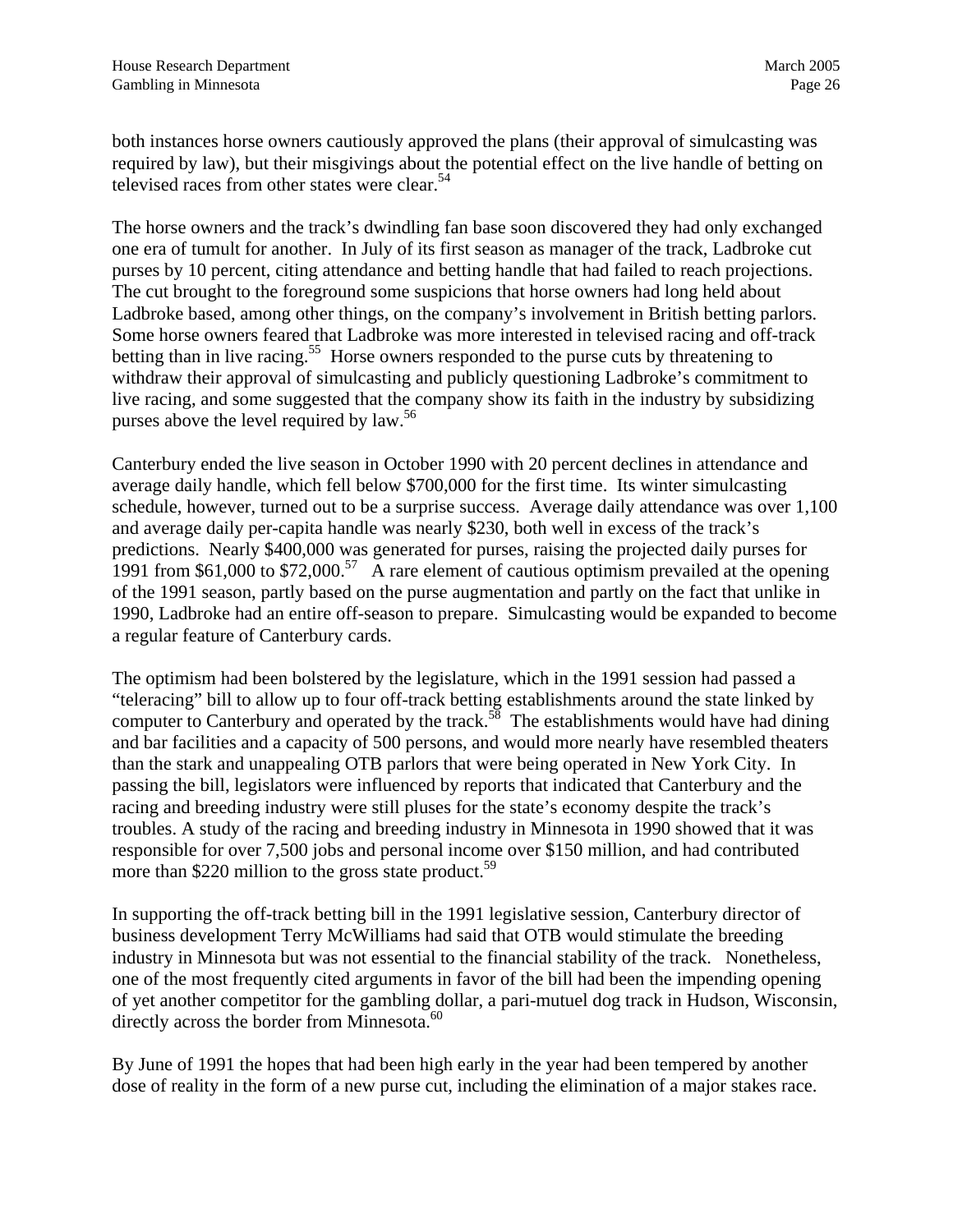both instances horse owners cautiously approved the plans (their approval of simulcasting was required by law), but their misgivings about the potential effect on the live handle of betting on televised races from other states were clear.[54]

The horse owners and the track's dwindling fan base soon discovered they had only exchanged one era of tumult for another. In July of its first season as manager of the track, Ladbroke cut purses by 10 percent, citing attendance and betting handle that had failed to reach projections. The cut brought to the foreground some suspicions that horse owners had long held about Ladbroke based, among other things, on the company's involvement in British betting parlors. Some horse owners feared that Ladbroke was more interested in televised racing and off-track betting than in live racing.[55] Horse owners responded to the purse cuts by threatening to withdraw their approval of simulcasting and publicly questioning Ladbroke's commitment to live racing, and some suggested that the company show its faith in the industry by subsidizing purses above the level required by law.[56]

Canterbury ended the live season in October 1990 with 20 percent declines in attendance and average daily handle, which fell below $700,000 for the first time. Its winter simulcasting schedule, however, turned out to be a surprise success. Average daily attendance was over 1,100 and average daily per-capita handle was nearly $230, both well in excess of the track's predictions. Nearly $400,000 was generated for purses, raising the projected daily purses for 1991 from $61,000 to $72,000.[57] A rare element of cautious optimism prevailed at the opening of the 1991 season, partly based on the purse augmentation and partly on the fact that unlike in 1990, Ladbroke had an entire off-season to prepare. Simulcasting would be expanded to become a regular feature of Canterbury cards.

The optimism had been bolstered by the legislature, which in the 1991 session had passed a "teleracing" bill to allow up to four off-track betting establishments around the state linked by computer to Canterbury and operated by the track.[58] The establishments would have had dining and bar facilities and a capacity of 500 persons, and would more nearly have resembled theaters than the stark and unappealing OTB parlors that were being operated in New York City. In passing the bill, legislators were influenced by reports that indicated that Canterbury and the racing and breeding industry were still pluses for the state's economy despite the track's troubles. A study of the racing and breeding industry in Minnesota in 1990 showed that it was responsible for over 7,500 jobs and personal income over $150 million, and had contributed more than $220 million to the gross state product.[59]

In supporting the off-track betting bill in the 1991 legislative session, Canterbury director of business development Terry McWilliams had said that OTB would stimulate the breeding industry in Minnesota but was not essential to the financial stability of the track. Nonetheless, one of the most frequently cited arguments in favor of the bill had been the impending opening of yet another competitor for the gambling dollar, a pari-mutuel dog track in Hudson, Wisconsin, directly across the border from Minnesota.[60]

By June of 1991 the hopes that had been high early in the year had been tempered by another dose of reality in the form of a new purse cut, including the elimination of a major stakes race.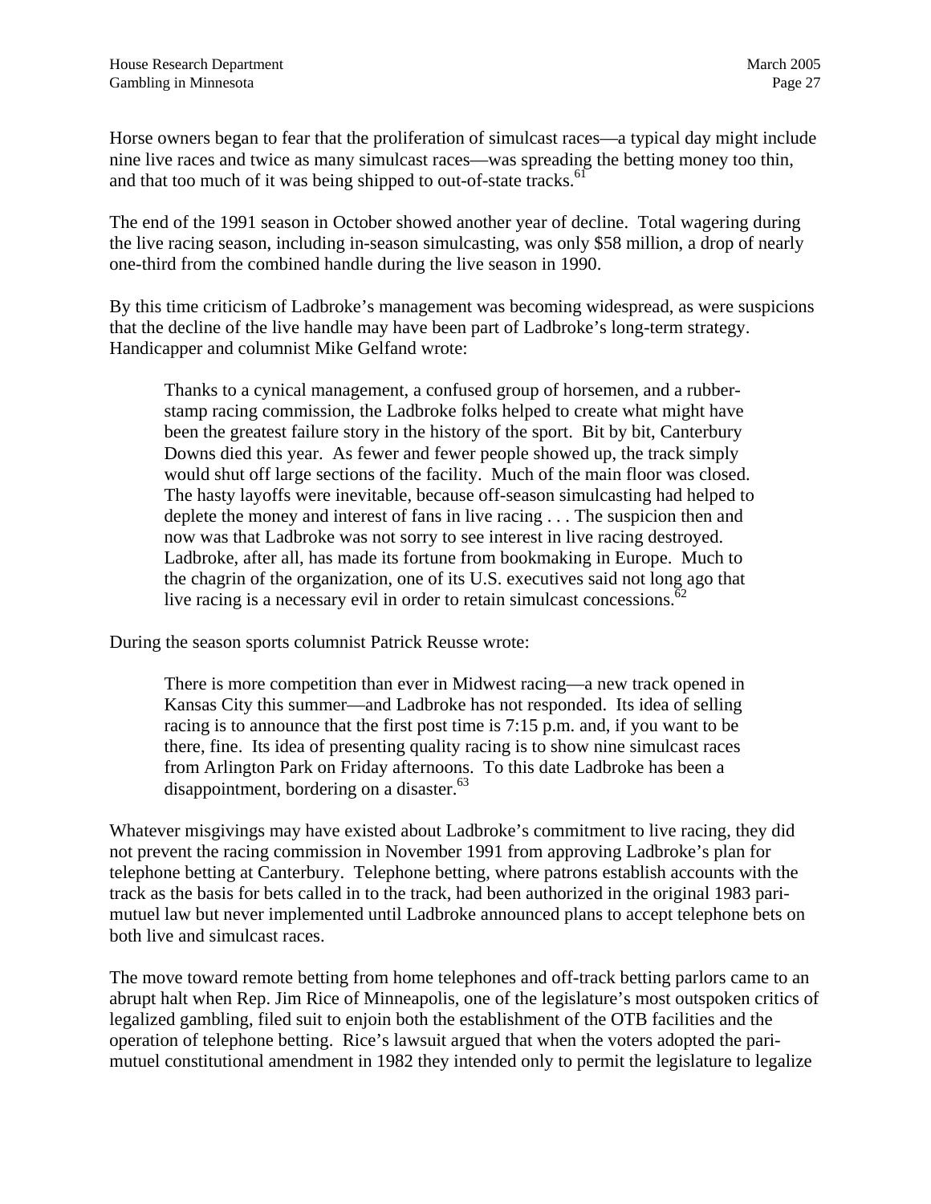Horse owners began to fear that the proliferation of simulcast races—a typical day might include nine live races and twice as many simulcast races—was spreading the betting money too thin, and that too much of it was being shipped to out-of-state tracks.[61]

The end of the 1991 season in October showed another year of decline. Total wagering during the live racing season, including in-season simulcasting, was only $58 million, a drop of nearly one-third from the combined handle during the live season in 1990.

By this time criticism of Ladbroke's management was becoming widespread, as were suspicions that the decline of the live handle may have been part of Ladbroke's long-term strategy. Handicapper and columnist Mike Gelfand wrote:

> Thanks to a cynical management, a confused group of horsemen, and a rubber-stamp racing commission, the Ladbroke folks helped to create what might have been the greatest failure story in the history of the sport. Bit by bit, Canterbury Downs died this year. As fewer and fewer people showed up, the track simply would shut off large sections of the facility. Much of the main floor was closed. The hasty layoffs were inevitable, because off-season simulcasting had helped to deplete the money and interest of fans in live racing . . . The suspicion then and now was that Ladbroke was not sorry to see interest in live racing destroyed. Ladbroke, after all, has made its fortune from bookmaking in Europe. Much to the chagrin of the organization, one of its U.S. executives said not long ago that live racing is a necessary evil in order to retain simulcast concessions.[62]

During the season sports columnist Patrick Reusse wrote:

> There is more competition than ever in Midwest racing—a new track opened in Kansas City this summer—and Ladbroke has not responded. Its idea of selling racing is to announce that the first post time is 7:15 p.m. and, if you want to be there, fine. Its idea of presenting quality racing is to show nine simulcast races from Arlington Park on Friday afternoons. To this date Ladbroke has been a disappointment, bordering on a disaster.[63]

Whatever misgivings may have existed about Ladbroke's commitment to live racing, they did not prevent the racing commission in November 1991 from approving Ladbroke's plan for telephone betting at Canterbury. Telephone betting, where patrons establish accounts with the track as the basis for bets called in to the track, had been authorized in the original 1983 pari-mutuel law but never implemented until Ladbroke announced plans to accept telephone bets on both live and simulcast races.

The move toward remote betting from home telephones and off-track betting parlors came to an abrupt halt when Rep. Jim Rice of Minneapolis, one of the legislature's most outspoken critics of legalized gambling, filed suit to enjoin both the establishment of the OTB facilities and the operation of telephone betting. Rice's lawsuit argued that when the voters adopted the pari-mutuel constitutional amendment in 1982 they intended only to permit the legislature to legalize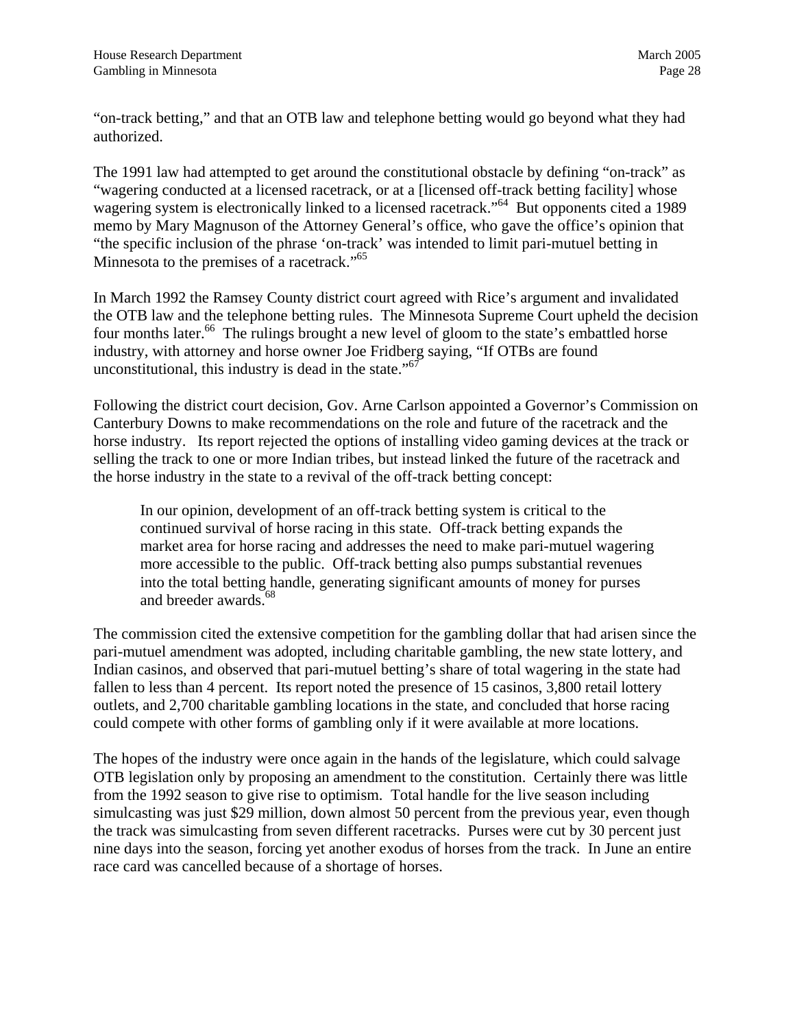"on-track betting," and that an OTB law and telephone betting would go beyond what they had authorized.

The 1991 law had attempted to get around the constitutional obstacle by defining "on-track" as "wagering conducted at a licensed racetrack, or at a [licensed off-track betting facility] whose wagering system is electronically linked to a licensed racetrack."[64] But opponents cited a 1989 memo by Mary Magnuson of the Attorney General's office, who gave the office's opinion that "the specific inclusion of the phrase 'on-track' was intended to limit pari-mutuel betting in Minnesota to the premises of a racetrack."[65]

In March 1992 the Ramsey County district court agreed with Rice's argument and invalidated the OTB law and the telephone betting rules. The Minnesota Supreme Court upheld the decision four months later.[66] The rulings brought a new level of gloom to the state's embattled horse industry, with attorney and horse owner Joe Fridberg saying, "If OTBs are found unconstitutional, this industry is dead in the state."[67]

Following the district court decision, Gov. Arne Carlson appointed a Governor's Commission on Canterbury Downs to make recommendations on the role and future of the racetrack and the horse industry. Its report rejected the options of installing video gaming devices at the track or selling the track to one or more Indian tribes, but instead linked the future of the racetrack and the horse industry in the state to a revival of the off-track betting concept:

> In our opinion, development of an off-track betting system is critical to the continued survival of horse racing in this state. Off-track betting expands the market area for horse racing and addresses the need to make pari-mutuel wagering more accessible to the public. Off-track betting also pumps substantial revenues into the total betting handle, generating significant amounts of money for purses and breeder awards.[68]

The commission cited the extensive competition for the gambling dollar that had arisen since the pari-mutuel amendment was adopted, including charitable gambling, the new state lottery, and Indian casinos, and observed that pari-mutuel betting's share of total wagering in the state had fallen to less than 4 percent. Its report noted the presence of 15 casinos, 3,800 retail lottery outlets, and 2,700 charitable gambling locations in the state, and concluded that horse racing could compete with other forms of gambling only if it were available at more locations.

The hopes of the industry were once again in the hands of the legislature, which could salvage OTB legislation only by proposing an amendment to the constitution. Certainly there was little from the 1992 season to give rise to optimism. Total handle for the live season including simulcasting was just $29 million, down almost 50 percent from the previous year, even though the track was simulcasting from seven different racetracks. Purses were cut by 30 percent just nine days into the season, forcing yet another exodus of horses from the track. In June an entire race card was cancelled because of a shortage of horses.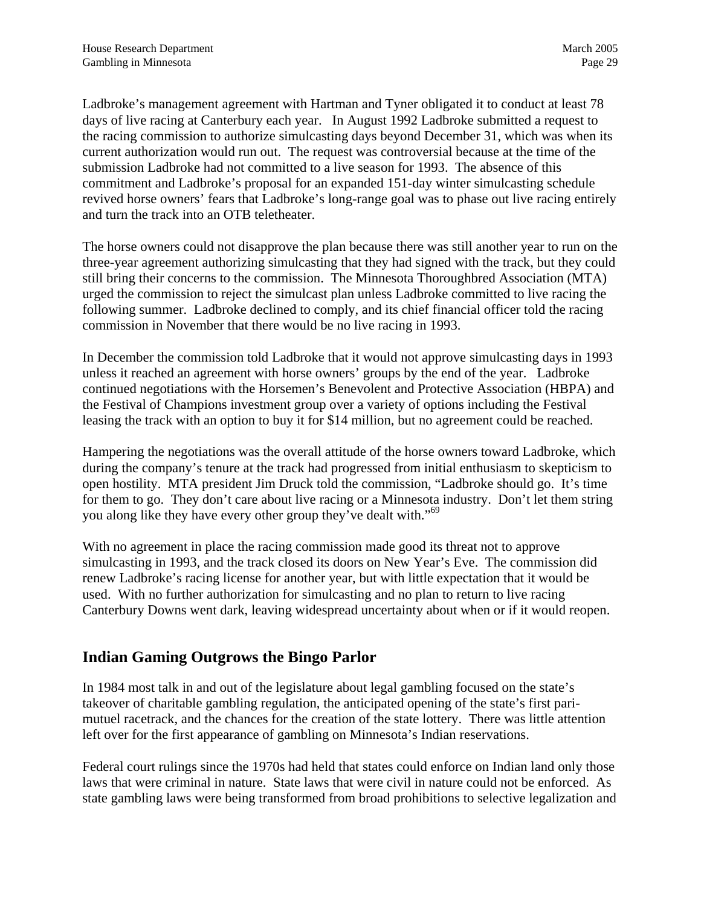Ladbroke's management agreement with Hartman and Tyner obligated it to conduct at least 78 days of live racing at Canterbury each year. In August 1992 Ladbroke submitted a request to the racing commission to authorize simulcasting days beyond December 31, which was when its current authorization would run out. The request was controversial because at the time of the submission Ladbroke had not committed to a live season for 1993. The absence of this commitment and Ladbroke's proposal for an expanded 151-day winter simulcasting schedule revived horse owners' fears that Ladbroke's long-range goal was to phase out live racing entirely and turn the track into an OTB teletheater.

The horse owners could not disapprove the plan because there was still another year to run on the three-year agreement authorizing simulcasting that they had signed with the track, but they could still bring their concerns to the commission. The Minnesota Thoroughbred Association (MTA) urged the commission to reject the simulcast plan unless Ladbroke committed to live racing the following summer. Ladbroke declined to comply, and its chief financial officer told the racing commission in November that there would be no live racing in 1993.

In December the commission told Ladbroke that it would not approve simulcasting days in 1993 unless it reached an agreement with horse owners' groups by the end of the year. Ladbroke continued negotiations with the Horsemen's Benevolent and Protective Association (HBPA) and the Festival of Champions investment group over a variety of options including the Festival leasing the track with an option to buy it for $14 million, but no agreement could be reached.

Hampering the negotiations was the overall attitude of the horse owners toward Ladbroke, which during the company's tenure at the track had progressed from initial enthusiasm to skepticism to open hostility. MTA president Jim Druck told the commission, "Ladbroke should go. It's time for them to go. They don't care about live racing or a Minnesota industry. Don't let them string you along like they have every other group they've dealt with."[69]

With no agreement in place the racing commission made good its threat not to approve simulcasting in 1993, and the track closed its doors on New Year's Eve. The commission did renew Ladbroke's racing license for another year, but with little expectation that it would be used. With no further authorization for simulcasting and no plan to return to live racing Canterbury Downs went dark, leaving widespread uncertainty about when or if it would reopen.

## Indian Gaming Outgrows the Bingo Parlor

In 1984 most talk in and out of the legislature about legal gambling focused on the state's takeover of charitable gambling regulation, the anticipated opening of the state's first pari-mutuel racetrack, and the chances for the creation of the state lottery. There was little attention left over for the first appearance of gambling on Minnesota's Indian reservations.

Federal court rulings since the 1970s had held that states could enforce on Indian land only those laws that were criminal in nature. State laws that were civil in nature could not be enforced. As state gambling laws were being transformed from broad prohibitions to selective legalization and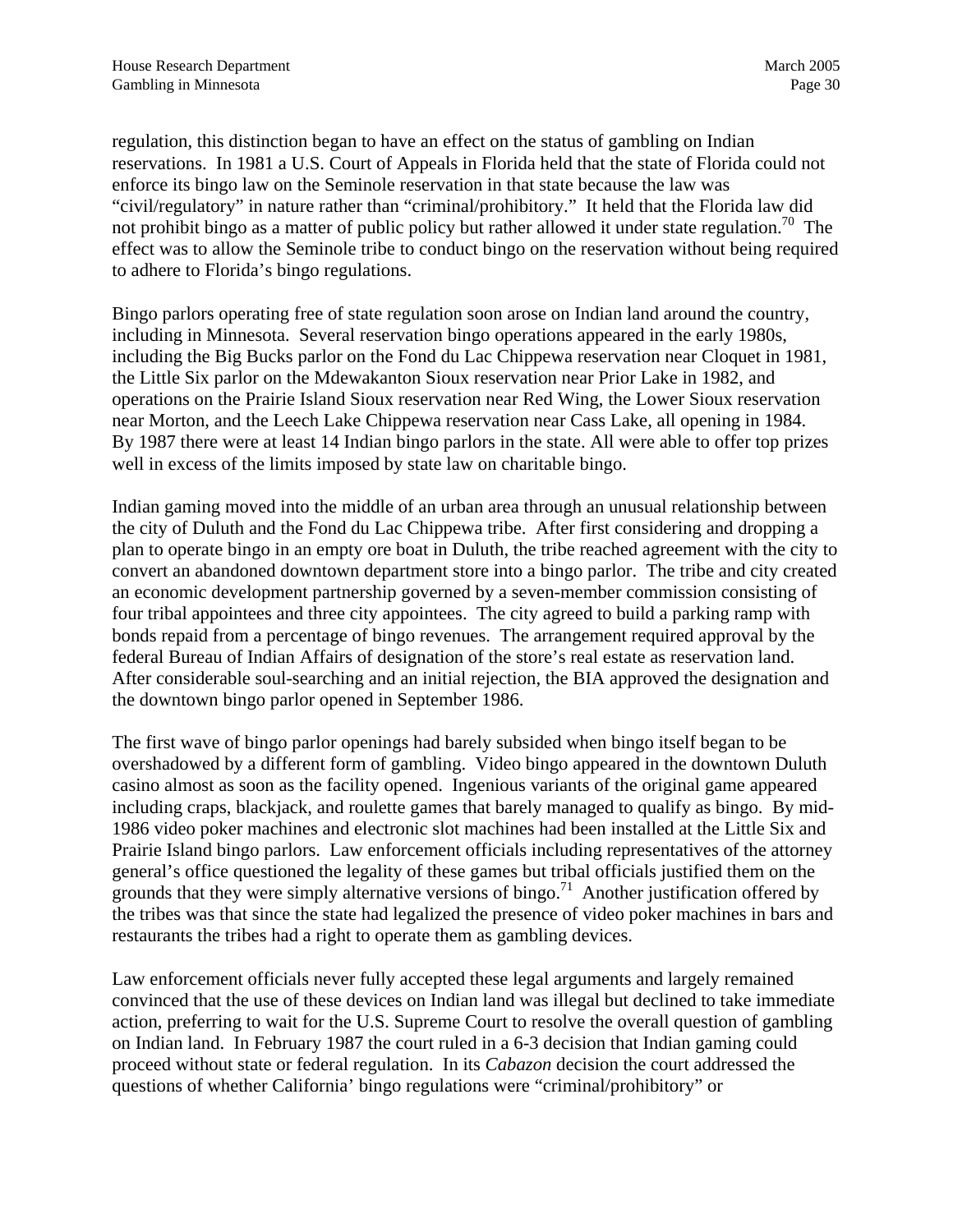regulation, this distinction began to have an effect on the status of gambling on Indian reservations. In 1981 a U.S. Court of Appeals in Florida held that the state of Florida could not enforce its bingo law on the Seminole reservation in that state because the law was "civil/regulatory" in nature rather than "criminal/prohibitory." It held that the Florida law did not prohibit bingo as a matter of public policy but rather allowed it under state regulation.[70] The effect was to allow the Seminole tribe to conduct bingo on the reservation without being required to adhere to Florida's bingo regulations.

Bingo parlors operating free of state regulation soon arose on Indian land around the country, including in Minnesota. Several reservation bingo operations appeared in the early 1980s, including the Big Bucks parlor on the Fond du Lac Chippewa reservation near Cloquet in 1981, the Little Six parlor on the Mdewakanton Sioux reservation near Prior Lake in 1982, and operations on the Prairie Island Sioux reservation near Red Wing, the Lower Sioux reservation near Morton, and the Leech Lake Chippewa reservation near Cass Lake, all opening in 1984. By 1987 there were at least 14 Indian bingo parlors in the state. All were able to offer top prizes well in excess of the limits imposed by state law on charitable bingo.

Indian gaming moved into the middle of an urban area through an unusual relationship between the city of Duluth and the Fond du Lac Chippewa tribe. After first considering and dropping a plan to operate bingo in an empty ore boat in Duluth, the tribe reached agreement with the city to convert an abandoned downtown department store into a bingo parlor. The tribe and city created an economic development partnership governed by a seven-member commission consisting of four tribal appointees and three city appointees. The city agreed to build a parking ramp with bonds repaid from a percentage of bingo revenues. The arrangement required approval by the federal Bureau of Indian Affairs of designation of the store's real estate as reservation land. After considerable soul-searching and an initial rejection, the BIA approved the designation and the downtown bingo parlor opened in September 1986.

The first wave of bingo parlor openings had barely subsided when bingo itself began to be overshadowed by a different form of gambling. Video bingo appeared in the downtown Duluth casino almost as soon as the facility opened. Ingenious variants of the original game appeared including craps, blackjack, and roulette games that barely managed to qualify as bingo. By mid-1986 video poker machines and electronic slot machines had been installed at the Little Six and Prairie Island bingo parlors. Law enforcement officials including representatives of the attorney general's office questioned the legality of these games but tribal officials justified them on the grounds that they were simply alternative versions of bingo.[71] Another justification offered by the tribes was that since the state had legalized the presence of video poker machines in bars and restaurants the tribes had a right to operate them as gambling devices.

Law enforcement officials never fully accepted these legal arguments and largely remained convinced that the use of these devices on Indian land was illegal but declined to take immediate action, preferring to wait for the U.S. Supreme Court to resolve the overall question of gambling on Indian land. In February 1987 the court ruled in a 6-3 decision that Indian gaming could proceed without state or federal regulation. In its *Cabazon* decision the court addressed the questions of whether California' bingo regulations were "criminal/prohibitory" or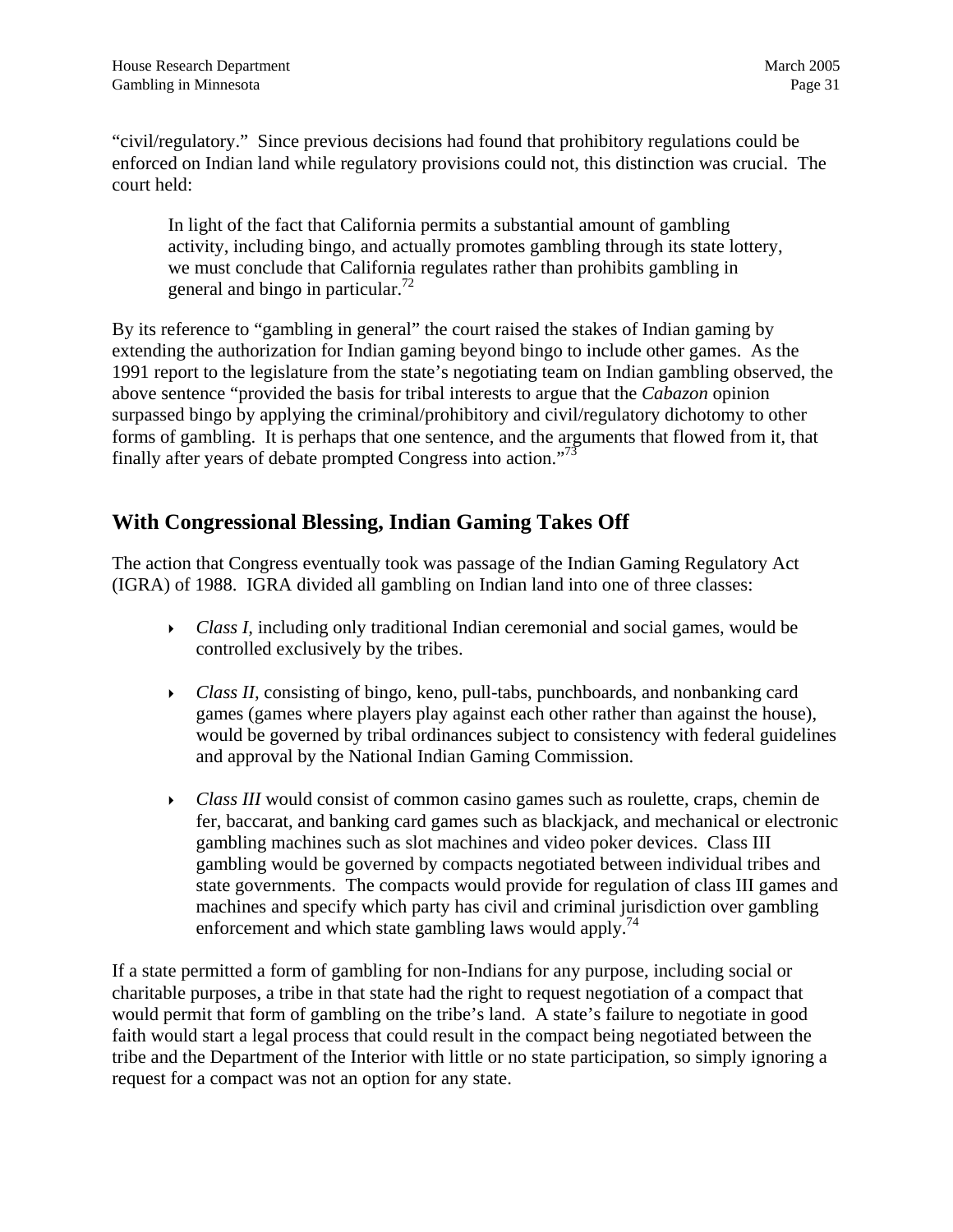"civil/regulatory." Since previous decisions had found that prohibitory regulations could be enforced on Indian land while regulatory provisions could not, this distinction was crucial. The court held:

> In light of the fact that California permits a substantial amount of gambling activity, including bingo, and actually promotes gambling through its state lottery, we must conclude that California regulates rather than prohibits gambling in general and bingo in particular.[72]

By its reference to "gambling in general" the court raised the stakes of Indian gaming by extending the authorization for Indian gaming beyond bingo to include other games. As the 1991 report to the legislature from the state's negotiating team on Indian gambling observed, the above sentence "provided the basis for tribal interests to argue that the *Cabazon* opinion surpassed bingo by applying the criminal/prohibitory and civil/regulatory dichotomy to other forms of gambling. It is perhaps that one sentence, and the arguments that flowed from it, that finally after years of debate prompted Congress into action."[73]

## With Congressional Blessing, Indian Gaming Takes Off

The action that Congress eventually took was passage of the Indian Gaming Regulatory Act (IGRA) of 1988. IGRA divided all gambling on Indian land into one of three classes:

- *Class I*, including only traditional Indian ceremonial and social games, would be controlled exclusively by the tribes.
- *Class II*, consisting of bingo, keno, pull-tabs, punchboards, and nonbanking card games (games where players play against each other rather than against the house), would be governed by tribal ordinances subject to consistency with federal guidelines and approval by the National Indian Gaming Commission.
- *Class III* would consist of common casino games such as roulette, craps, chemin de fer, baccarat, and banking card games such as blackjack, and mechanical or electronic gambling machines such as slot machines and video poker devices. Class III gambling would be governed by compacts negotiated between individual tribes and state governments. The compacts would provide for regulation of class III games and machines and specify which party has civil and criminal jurisdiction over gambling enforcement and which state gambling laws would apply.[74]

If a state permitted a form of gambling for non-Indians for any purpose, including social or charitable purposes, a tribe in that state had the right to request negotiation of a compact that would permit that form of gambling on the tribe's land. A state's failure to negotiate in good faith would start a legal process that could result in the compact being negotiated between the tribe and the Department of the Interior with little or no state participation, so simply ignoring a request for a compact was not an option for any state.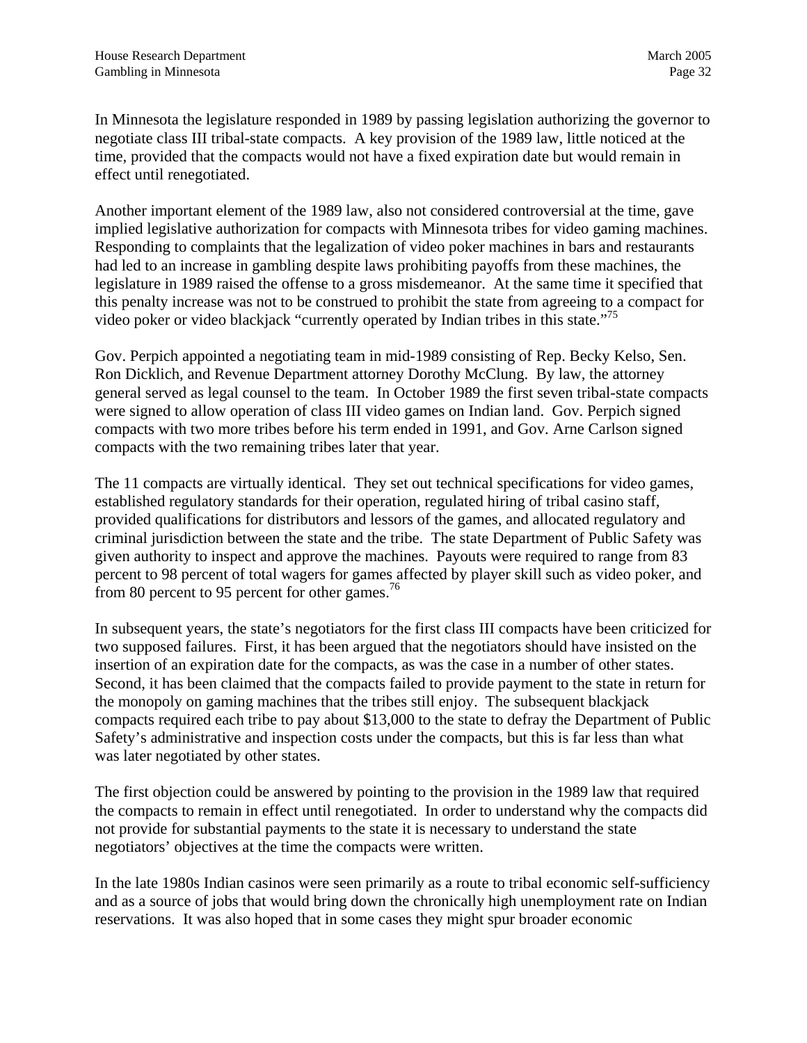In Minnesota the legislature responded in 1989 by passing legislation authorizing the governor to negotiate class III tribal-state compacts. A key provision of the 1989 law, little noticed at the time, provided that the compacts would not have a fixed expiration date but would remain in effect until renegotiated.

Another important element of the 1989 law, also not considered controversial at the time, gave implied legislative authorization for compacts with Minnesota tribes for video gaming machines. Responding to complaints that the legalization of video poker machines in bars and restaurants had led to an increase in gambling despite laws prohibiting payoffs from these machines, the legislature in 1989 raised the offense to a gross misdemeanor. At the same time it specified that this penalty increase was not to be construed to prohibit the state from agreeing to a compact for video poker or video blackjack "currently operated by Indian tribes in this state."[75]

Gov. Perpich appointed a negotiating team in mid-1989 consisting of Rep. Becky Kelso, Sen. Ron Dicklich, and Revenue Department attorney Dorothy McClung. By law, the attorney general served as legal counsel to the team. In October 1989 the first seven tribal-state compacts were signed to allow operation of class III video games on Indian land. Gov. Perpich signed compacts with two more tribes before his term ended in 1991, and Gov. Arne Carlson signed compacts with the two remaining tribes later that year.

The 11 compacts are virtually identical. They set out technical specifications for video games, established regulatory standards for their operation, regulated hiring of tribal casino staff, provided qualifications for distributors and lessors of the games, and allocated regulatory and criminal jurisdiction between the state and the tribe. The state Department of Public Safety was given authority to inspect and approve the machines. Payouts were required to range from 83 percent to 98 percent of total wagers for games affected by player skill such as video poker, and from 80 percent to 95 percent for other games.[76]

In subsequent years, the state's negotiators for the first class III compacts have been criticized for two supposed failures. First, it has been argued that the negotiators should have insisted on the insertion of an expiration date for the compacts, as was the case in a number of other states. Second, it has been claimed that the compacts failed to provide payment to the state in return for the monopoly on gaming machines that the tribes still enjoy. The subsequent blackjack compacts required each tribe to pay about $13,000 to the state to defray the Department of Public Safety's administrative and inspection costs under the compacts, but this is far less than what was later negotiated by other states.

The first objection could be answered by pointing to the provision in the 1989 law that required the compacts to remain in effect until renegotiated. In order to understand why the compacts did not provide for substantial payments to the state it is necessary to understand the state negotiators' objectives at the time the compacts were written.

In the late 1980s Indian casinos were seen primarily as a route to tribal economic self-sufficiency and as a source of jobs that would bring down the chronically high unemployment rate on Indian reservations. It was also hoped that in some cases they might spur broader economic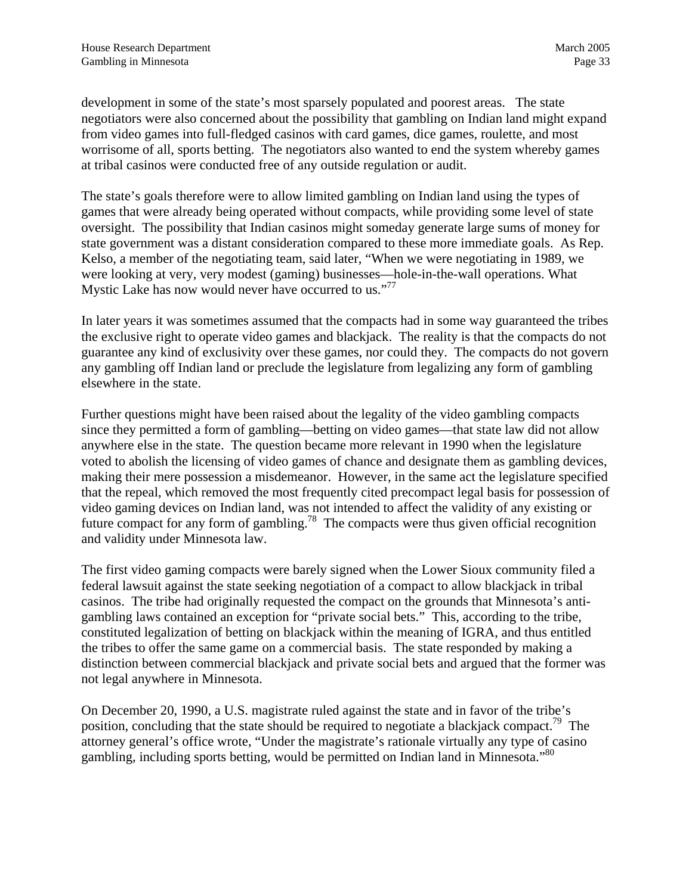development in some of the state's most sparsely populated and poorest areas. The state negotiators were also concerned about the possibility that gambling on Indian land might expand from video games into full-fledged casinos with card games, dice games, roulette, and most worrisome of all, sports betting. The negotiators also wanted to end the system whereby games at tribal casinos were conducted free of any outside regulation or audit.

The state's goals therefore were to allow limited gambling on Indian land using the types of games that were already being operated without compacts, while providing some level of state oversight. The possibility that Indian casinos might someday generate large sums of money for state government was a distant consideration compared to these more immediate goals. As Rep. Kelso, a member of the negotiating team, said later, "When we were negotiating in 1989, we were looking at very, very modest (gaming) businesses—hole-in-the-wall operations. What Mystic Lake has now would never have occurred to us."[77]

In later years it was sometimes assumed that the compacts had in some way guaranteed the tribes the exclusive right to operate video games and blackjack. The reality is that the compacts do not guarantee any kind of exclusivity over these games, nor could they. The compacts do not govern any gambling off Indian land or preclude the legislature from legalizing any form of gambling elsewhere in the state.

Further questions might have been raised about the legality of the video gambling compacts since they permitted a form of gambling—betting on video games—that state law did not allow anywhere else in the state. The question became more relevant in 1990 when the legislature voted to abolish the licensing of video games of chance and designate them as gambling devices, making their mere possession a misdemeanor. However, in the same act the legislature specified that the repeal, which removed the most frequently cited precompact legal basis for possession of video gaming devices on Indian land, was not intended to affect the validity of any existing or future compact for any form of gambling.[78] The compacts were thus given official recognition and validity under Minnesota law.

The first video gaming compacts were barely signed when the Lower Sioux community filed a federal lawsuit against the state seeking negotiation of a compact to allow blackjack in tribal casinos. The tribe had originally requested the compact on the grounds that Minnesota's anti-gambling laws contained an exception for "private social bets." This, according to the tribe, constituted legalization of betting on blackjack within the meaning of IGRA, and thus entitled the tribes to offer the same game on a commercial basis. The state responded by making a distinction between commercial blackjack and private social bets and argued that the former was not legal anywhere in Minnesota.

On December 20, 1990, a U.S. magistrate ruled against the state and in favor of the tribe's position, concluding that the state should be required to negotiate a blackjack compact.[79] The attorney general's office wrote, "Under the magistrate's rationale virtually any type of casino gambling, including sports betting, would be permitted on Indian land in Minnesota."[80]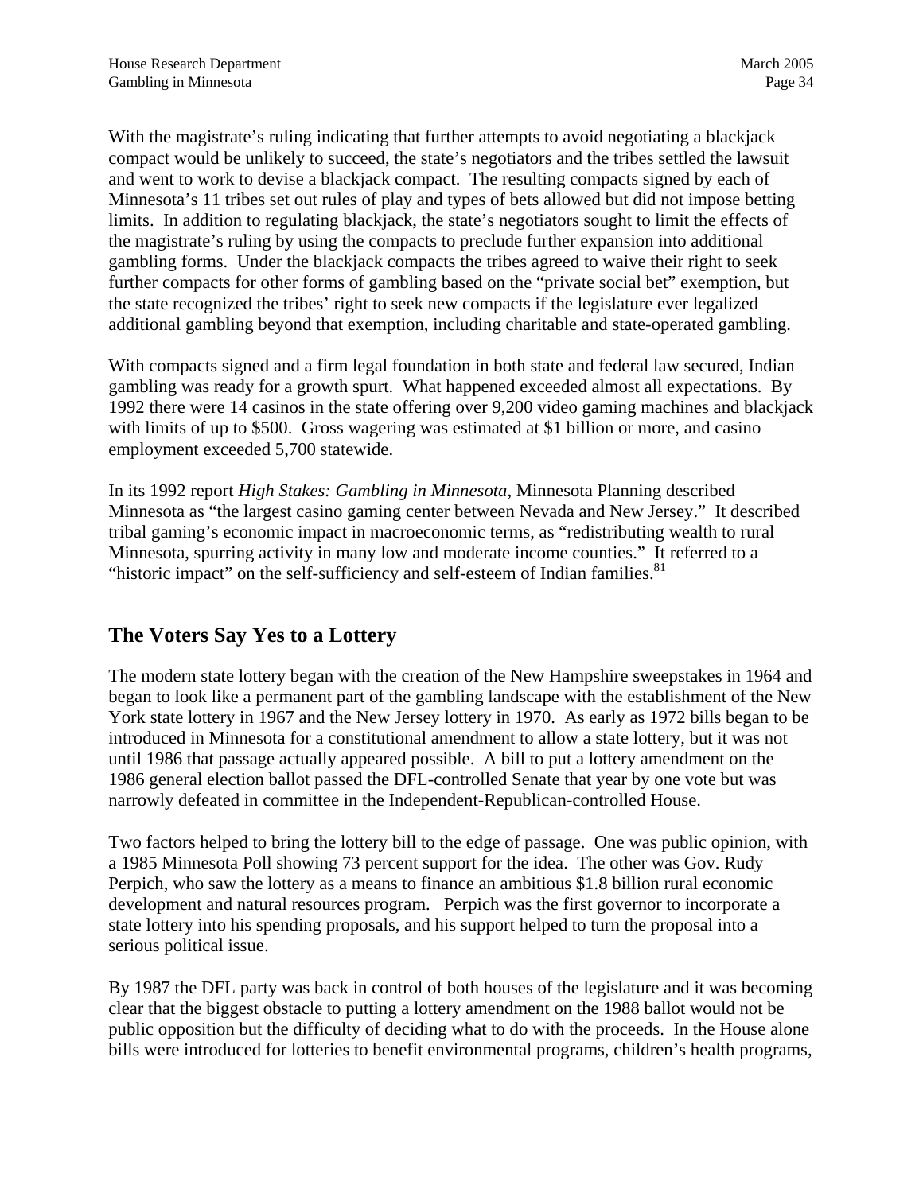With the magistrate's ruling indicating that further attempts to avoid negotiating a blackjack compact would be unlikely to succeed, the state's negotiators and the tribes settled the lawsuit and went to work to devise a blackjack compact. The resulting compacts signed by each of Minnesota's 11 tribes set out rules of play and types of bets allowed but did not impose betting limits. In addition to regulating blackjack, the state's negotiators sought to limit the effects of the magistrate's ruling by using the compacts to preclude further expansion into additional gambling forms. Under the blackjack compacts the tribes agreed to waive their right to seek further compacts for other forms of gambling based on the "private social bet" exemption, but the state recognized the tribes' right to seek new compacts if the legislature ever legalized additional gambling beyond that exemption, including charitable and state-operated gambling.

With compacts signed and a firm legal foundation in both state and federal law secured, Indian gambling was ready for a growth spurt. What happened exceeded almost all expectations. By 1992 there were 14 casinos in the state offering over 9,200 video gaming machines and blackjack with limits of up to $500. Gross wagering was estimated at $1 billion or more, and casino employment exceeded 5,700 statewide.

In its 1992 report *High Stakes: Gambling in Minnesota*, Minnesota Planning described Minnesota as "the largest casino gaming center between Nevada and New Jersey." It described tribal gaming's economic impact in macroeconomic terms, as "redistributing wealth to rural Minnesota, spurring activity in many low and moderate income counties." It referred to a "historic impact" on the self-sufficiency and self-esteem of Indian families.[81]

## The Voters Say Yes to a Lottery

The modern state lottery began with the creation of the New Hampshire sweepstakes in 1964 and began to look like a permanent part of the gambling landscape with the establishment of the New York state lottery in 1967 and the New Jersey lottery in 1970. As early as 1972 bills began to be introduced in Minnesota for a constitutional amendment to allow a state lottery, but it was not until 1986 that passage actually appeared possible. A bill to put a lottery amendment on the 1986 general election ballot passed the DFL-controlled Senate that year by one vote but was narrowly defeated in committee in the Independent-Republican-controlled House.

Two factors helped to bring the lottery bill to the edge of passage. One was public opinion, with a 1985 Minnesota Poll showing 73 percent support for the idea. The other was Gov. Rudy Perpich, who saw the lottery as a means to finance an ambitious $1.8 billion rural economic development and natural resources program. Perpich was the first governor to incorporate a state lottery into his spending proposals, and his support helped to turn the proposal into a serious political issue.

By 1987 the DFL party was back in control of both houses of the legislature and it was becoming clear that the biggest obstacle to putting a lottery amendment on the 1988 ballot would not be public opposition but the difficulty of deciding what to do with the proceeds. In the House alone bills were introduced for lotteries to benefit environmental programs, children's health programs,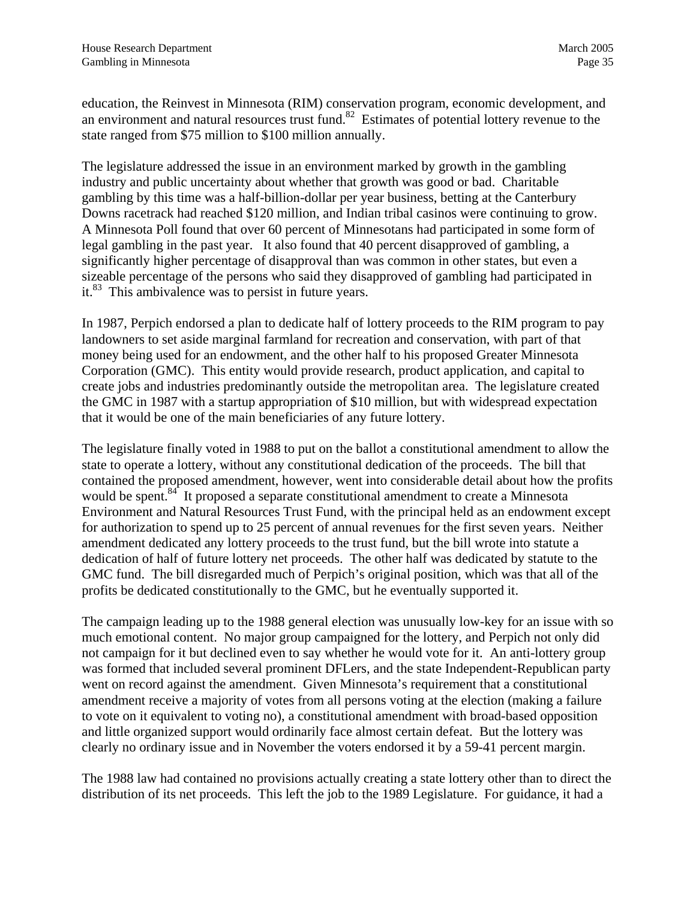education, the Reinvest in Minnesota (RIM) conservation program, economic development, and an environment and natural resources trust fund.[82] Estimates of potential lottery revenue to the state ranged from $75 million to $100 million annually.

The legislature addressed the issue in an environment marked by growth in the gambling industry and public uncertainty about whether that growth was good or bad. Charitable gambling by this time was a half-billion-dollar per year business, betting at the Canterbury Downs racetrack had reached $120 million, and Indian tribal casinos were continuing to grow. A Minnesota Poll found that over 60 percent of Minnesotans had participated in some form of legal gambling in the past year. It also found that 40 percent disapproved of gambling, a significantly higher percentage of disapproval than was common in other states, but even a sizeable percentage of the persons who said they disapproved of gambling had participated in it.[83] This ambivalence was to persist in future years.

In 1987, Perpich endorsed a plan to dedicate half of lottery proceeds to the RIM program to pay landowners to set aside marginal farmland for recreation and conservation, with part of that money being used for an endowment, and the other half to his proposed Greater Minnesota Corporation (GMC). This entity would provide research, product application, and capital to create jobs and industries predominantly outside the metropolitan area. The legislature created the GMC in 1987 with a startup appropriation of $10 million, but with widespread expectation that it would be one of the main beneficiaries of any future lottery.

The legislature finally voted in 1988 to put on the ballot a constitutional amendment to allow the state to operate a lottery, without any constitutional dedication of the proceeds. The bill that contained the proposed amendment, however, went into considerable detail about how the profits would be spent.[84] It proposed a separate constitutional amendment to create a Minnesota Environment and Natural Resources Trust Fund, with the principal held as an endowment except for authorization to spend up to 25 percent of annual revenues for the first seven years. Neither amendment dedicated any lottery proceeds to the trust fund, but the bill wrote into statute a dedication of half of future lottery net proceeds. The other half was dedicated by statute to the GMC fund. The bill disregarded much of Perpich's original position, which was that all of the profits be dedicated constitutionally to the GMC, but he eventually supported it.

The campaign leading up to the 1988 general election was unusually low-key for an issue with so much emotional content. No major group campaigned for the lottery, and Perpich not only did not campaign for it but declined even to say whether he would vote for it. An anti-lottery group was formed that included several prominent DFLers, and the state Independent-Republican party went on record against the amendment. Given Minnesota's requirement that a constitutional amendment receive a majority of votes from all persons voting at the election (making a failure to vote on it equivalent to voting no), a constitutional amendment with broad-based opposition and little organized support would ordinarily face almost certain defeat. But the lottery was clearly no ordinary issue and in November the voters endorsed it by a 59-41 percent margin.

The 1988 law had contained no provisions actually creating a state lottery other than to direct the distribution of its net proceeds. This left the job to the 1989 Legislature. For guidance, it had a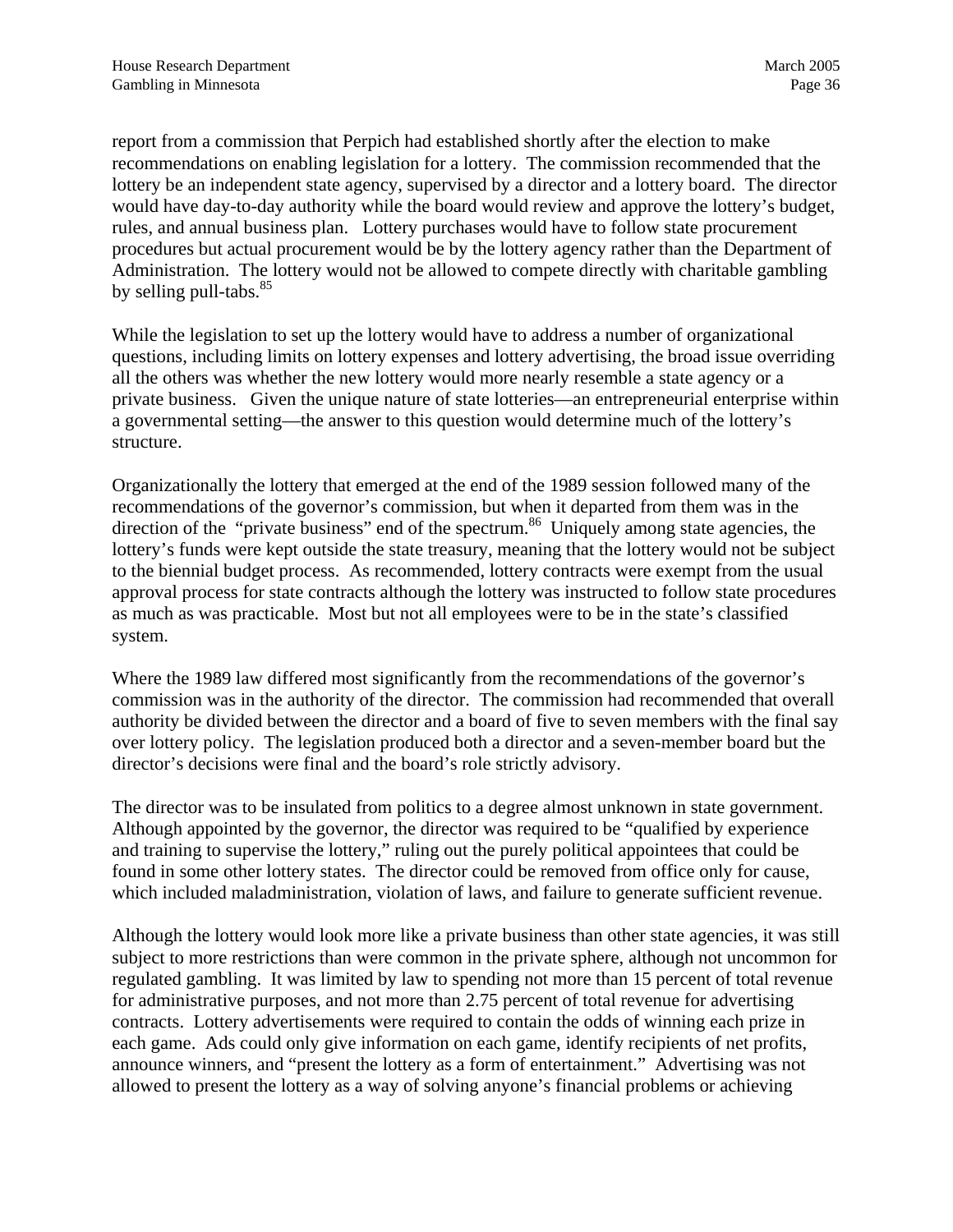report from a commission that Perpich had established shortly after the election to make recommendations on enabling legislation for a lottery. The commission recommended that the lottery be an independent state agency, supervised by a director and a lottery board. The director would have day-to-day authority while the board would review and approve the lottery's budget, rules, and annual business plan. Lottery purchases would have to follow state procurement procedures but actual procurement would be by the lottery agency rather than the Department of Administration. The lottery would not be allowed to compete directly with charitable gambling by selling pull-tabs.[85]

While the legislation to set up the lottery would have to address a number of organizational questions, including limits on lottery expenses and lottery advertising, the broad issue overriding all the others was whether the new lottery would more nearly resemble a state agency or a private business. Given the unique nature of state lotteries—an entrepreneurial enterprise within a governmental setting—the answer to this question would determine much of the lottery's structure.

Organizationally the lottery that emerged at the end of the 1989 session followed many of the recommendations of the governor's commission, but when it departed from them was in the direction of the "private business" end of the spectrum.[86] Uniquely among state agencies, the lottery's funds were kept outside the state treasury, meaning that the lottery would not be subject to the biennial budget process. As recommended, lottery contracts were exempt from the usual approval process for state contracts although the lottery was instructed to follow state procedures as much as was practicable. Most but not all employees were to be in the state's classified system.

Where the 1989 law differed most significantly from the recommendations of the governor's commission was in the authority of the director. The commission had recommended that overall authority be divided between the director and a board of five to seven members with the final say over lottery policy. The legislation produced both a director and a seven-member board but the director's decisions were final and the board's role strictly advisory.

The director was to be insulated from politics to a degree almost unknown in state government. Although appointed by the governor, the director was required to be "qualified by experience and training to supervise the lottery," ruling out the purely political appointees that could be found in some other lottery states. The director could be removed from office only for cause, which included maladministration, violation of laws, and failure to generate sufficient revenue.

Although the lottery would look more like a private business than other state agencies, it was still subject to more restrictions than were common in the private sphere, although not uncommon for regulated gambling. It was limited by law to spending not more than 15 percent of total revenue for administrative purposes, and not more than 2.75 percent of total revenue for advertising contracts. Lottery advertisements were required to contain the odds of winning each prize in each game. Ads could only give information on each game, identify recipients of net profits, announce winners, and "present the lottery as a form of entertainment." Advertising was not allowed to present the lottery as a way of solving anyone's financial problems or achieving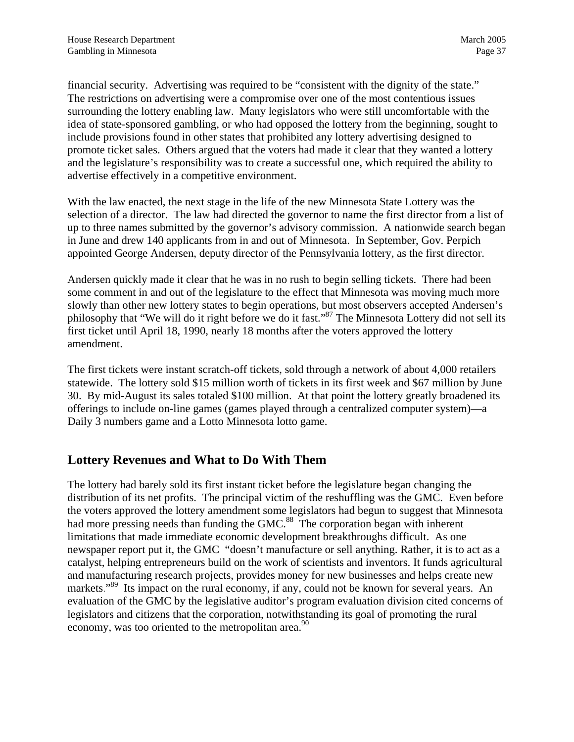financial security. Advertising was required to be "consistent with the dignity of the state." The restrictions on advertising were a compromise over one of the most contentious issues surrounding the lottery enabling law. Many legislators who were still uncomfortable with the idea of state-sponsored gambling, or who had opposed the lottery from the beginning, sought to include provisions found in other states that prohibited any lottery advertising designed to promote ticket sales. Others argued that the voters had made it clear that they wanted a lottery and the legislature's responsibility was to create a successful one, which required the ability to advertise effectively in a competitive environment.

With the law enacted, the next stage in the life of the new Minnesota State Lottery was the selection of a director. The law had directed the governor to name the first director from a list of up to three names submitted by the governor's advisory commission. A nationwide search began in June and drew 140 applicants from in and out of Minnesota. In September, Gov. Perpich appointed George Andersen, deputy director of the Pennsylvania lottery, as the first director.

Andersen quickly made it clear that he was in no rush to begin selling tickets. There had been some comment in and out of the legislature to the effect that Minnesota was moving much more slowly than other new lottery states to begin operations, but most observers accepted Andersen's philosophy that "We will do it right before we do it fast."[87] The Minnesota Lottery did not sell its first ticket until April 18, 1990, nearly 18 months after the voters approved the lottery amendment.

The first tickets were instant scratch-off tickets, sold through a network of about 4,000 retailers statewide. The lottery sold $15 million worth of tickets in its first week and $67 million by June 30. By mid-August its sales totaled $100 million. At that point the lottery greatly broadened its offerings to include on-line games (games played through a centralized computer system)—a Daily 3 numbers game and a Lotto Minnesota lotto game.

## Lottery Revenues and What to Do With Them

The lottery had barely sold its first instant ticket before the legislature began changing the distribution of its net profits. The principal victim of the reshuffling was the GMC. Even before the voters approved the lottery amendment some legislators had begun to suggest that Minnesota had more pressing needs than funding the GMC.[88] The corporation began with inherent limitations that made immediate economic development breakthroughs difficult. As one newspaper report put it, the GMC "doesn't manufacture or sell anything. Rather, it is to act as a catalyst, helping entrepreneurs build on the work of scientists and inventors. It funds agricultural and manufacturing research projects, provides money for new businesses and helps create new markets."[89] Its impact on the rural economy, if any, could not be known for several years. An evaluation of the GMC by the legislative auditor's program evaluation division cited concerns of legislators and citizens that the corporation, notwithstanding its goal of promoting the rural economy, was too oriented to the metropolitan area.[90]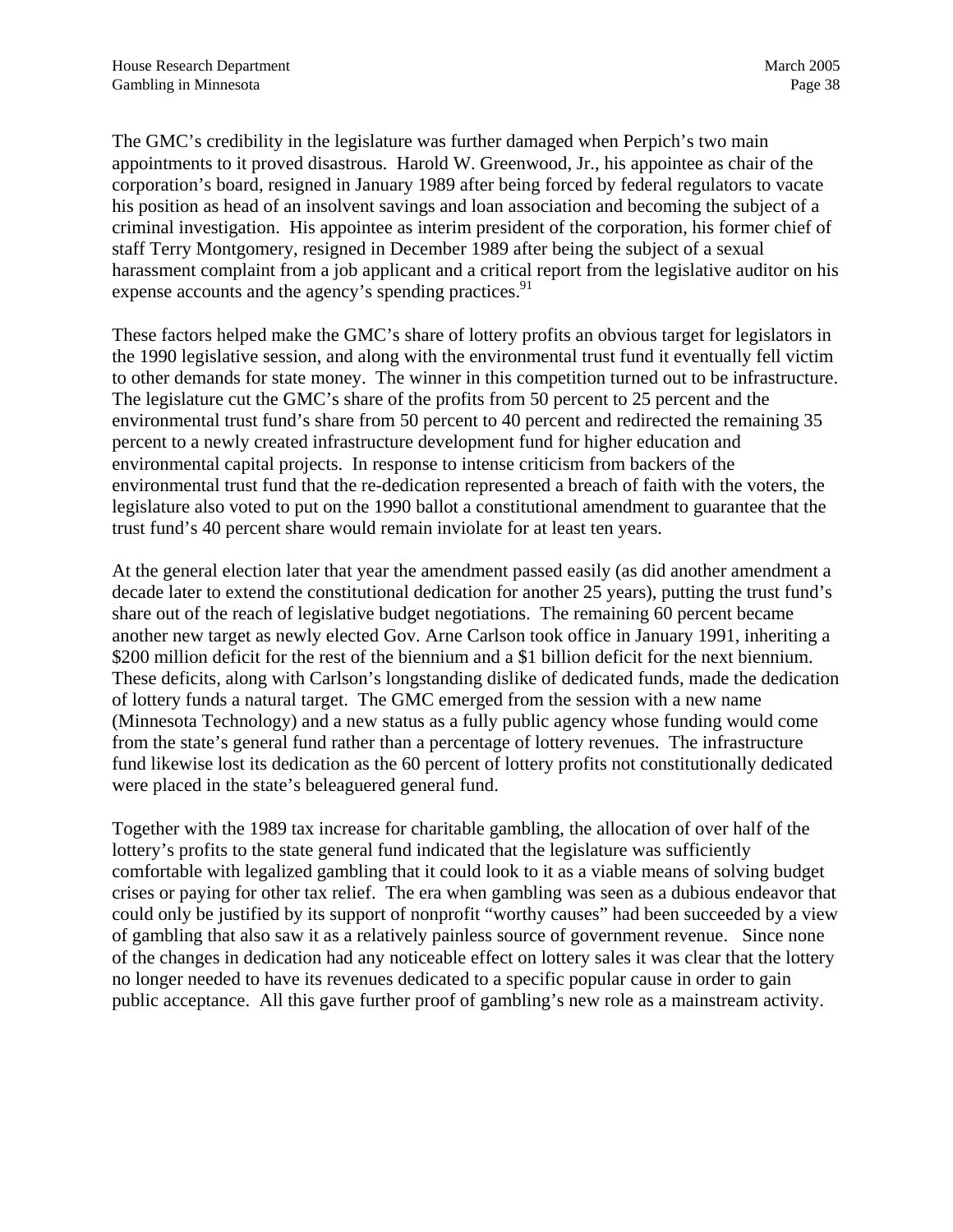The GMC's credibility in the legislature was further damaged when Perpich's two main appointments to it proved disastrous. Harold W. Greenwood, Jr., his appointee as chair of the corporation's board, resigned in January 1989 after being forced by federal regulators to vacate his position as head of an insolvent savings and loan association and becoming the subject of a criminal investigation. His appointee as interim president of the corporation, his former chief of staff Terry Montgomery, resigned in December 1989 after being the subject of a sexual harassment complaint from a job applicant and a critical report from the legislative auditor on his expense accounts and the agency's spending practices.[91]

These factors helped make the GMC's share of lottery profits an obvious target for legislators in the 1990 legislative session, and along with the environmental trust fund it eventually fell victim to other demands for state money. The winner in this competition turned out to be infrastructure. The legislature cut the GMC's share of the profits from 50 percent to 25 percent and the environmental trust fund's share from 50 percent to 40 percent and redirected the remaining 35 percent to a newly created infrastructure development fund for higher education and environmental capital projects. In response to intense criticism from backers of the environmental trust fund that the re-dedication represented a breach of faith with the voters, the legislature also voted to put on the 1990 ballot a constitutional amendment to guarantee that the trust fund's 40 percent share would remain inviolate for at least ten years.

At the general election later that year the amendment passed easily (as did another amendment a decade later to extend the constitutional dedication for another 25 years), putting the trust fund's share out of the reach of legislative budget negotiations. The remaining 60 percent became another new target as newly elected Gov. Arne Carlson took office in January 1991, inheriting a $200 million deficit for the rest of the biennium and a $1 billion deficit for the next biennium. These deficits, along with Carlson's longstanding dislike of dedicated funds, made the dedication of lottery funds a natural target. The GMC emerged from the session with a new name (Minnesota Technology) and a new status as a fully public agency whose funding would come from the state's general fund rather than a percentage of lottery revenues. The infrastructure fund likewise lost its dedication as the 60 percent of lottery profits not constitutionally dedicated were placed in the state's beleaguered general fund.

Together with the 1989 tax increase for charitable gambling, the allocation of over half of the lottery's profits to the state general fund indicated that the legislature was sufficiently comfortable with legalized gambling that it could look to it as a viable means of solving budget crises or paying for other tax relief. The era when gambling was seen as a dubious endeavor that could only be justified by its support of nonprofit "worthy causes" had been succeeded by a view of gambling that also saw it as a relatively painless source of government revenue. Since none of the changes in dedication had any noticeable effect on lottery sales it was clear that the lottery no longer needed to have its revenues dedicated to a specific popular cause in order to gain public acceptance. All this gave further proof of gambling's new role as a mainstream activity.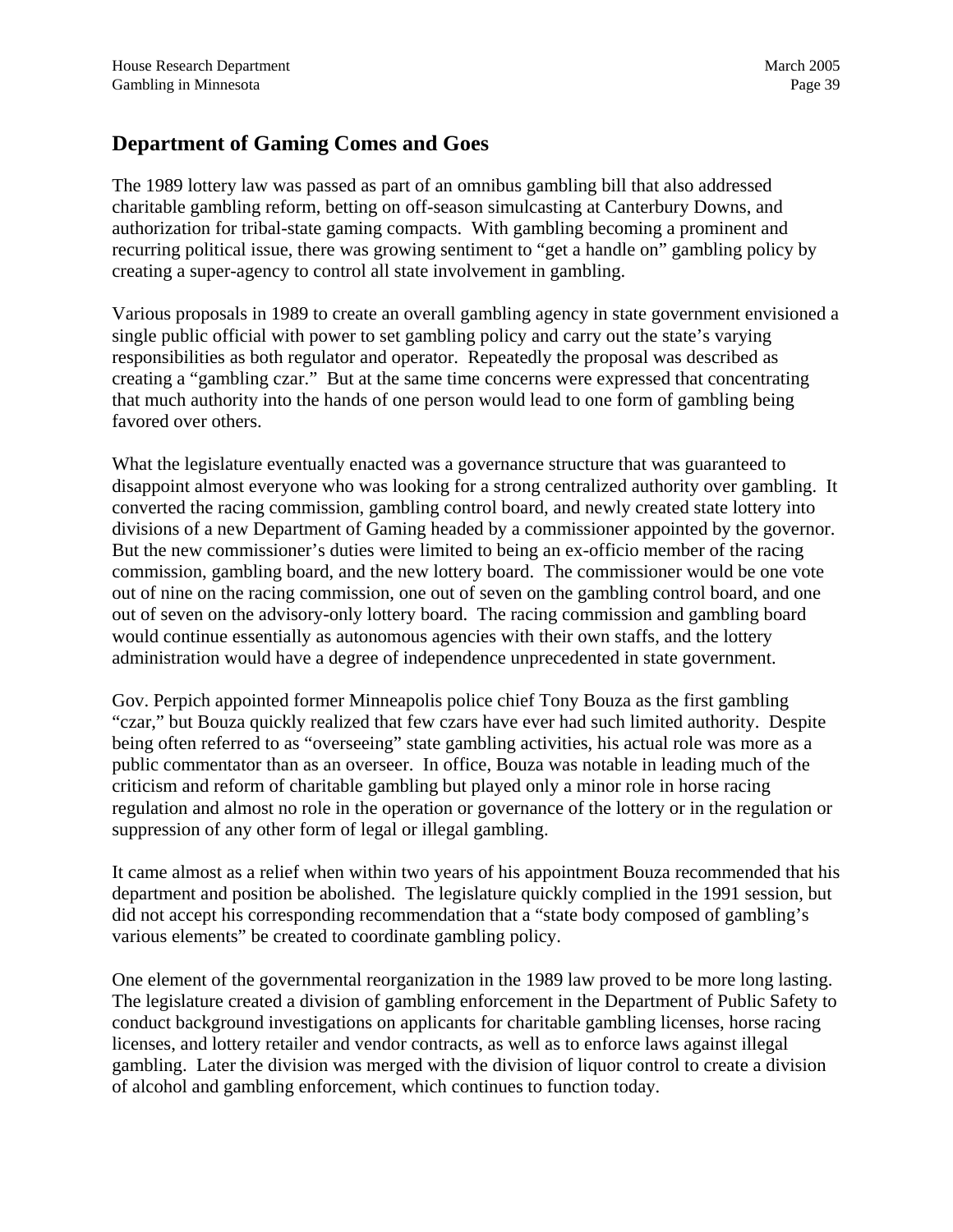## Department of Gaming Comes and Goes

The 1989 lottery law was passed as part of an omnibus gambling bill that also addressed charitable gambling reform, betting on off-season simulcasting at Canterbury Downs, and authorization for tribal-state gaming compacts. With gambling becoming a prominent and recurring political issue, there was growing sentiment to "get a handle on" gambling policy by creating a super-agency to control all state involvement in gambling.

Various proposals in 1989 to create an overall gambling agency in state government envisioned a single public official with power to set gambling policy and carry out the state's varying responsibilities as both regulator and operator. Repeatedly the proposal was described as creating a "gambling czar." But at the same time concerns were expressed that concentrating that much authority into the hands of one person would lead to one form of gambling being favored over others.

What the legislature eventually enacted was a governance structure that was guaranteed to disappoint almost everyone who was looking for a strong centralized authority over gambling. It converted the racing commission, gambling control board, and newly created state lottery into divisions of a new Department of Gaming headed by a commissioner appointed by the governor. But the new commissioner's duties were limited to being an ex-officio member of the racing commission, gambling board, and the new lottery board. The commissioner would be one vote out of nine on the racing commission, one out of seven on the gambling control board, and one out of seven on the advisory-only lottery board. The racing commission and gambling board would continue essentially as autonomous agencies with their own staffs, and the lottery administration would have a degree of independence unprecedented in state government.

Gov. Perpich appointed former Minneapolis police chief Tony Bouza as the first gambling "czar," but Bouza quickly realized that few czars have ever had such limited authority. Despite being often referred to as "overseeing" state gambling activities, his actual role was more as a public commentator than as an overseer. In office, Bouza was notable in leading much of the criticism and reform of charitable gambling but played only a minor role in horse racing regulation and almost no role in the operation or governance of the lottery or in the regulation or suppression of any other form of legal or illegal gambling.

It came almost as a relief when within two years of his appointment Bouza recommended that his department and position be abolished. The legislature quickly complied in the 1991 session, but did not accept his corresponding recommendation that a "state body composed of gambling's various elements" be created to coordinate gambling policy.

One element of the governmental reorganization in the 1989 law proved to be more long lasting. The legislature created a division of gambling enforcement in the Department of Public Safety to conduct background investigations on applicants for charitable gambling licenses, horse racing licenses, and lottery retailer and vendor contracts, as well as to enforce laws against illegal gambling. Later the division was merged with the division of liquor control to create a division of alcohol and gambling enforcement, which continues to function today.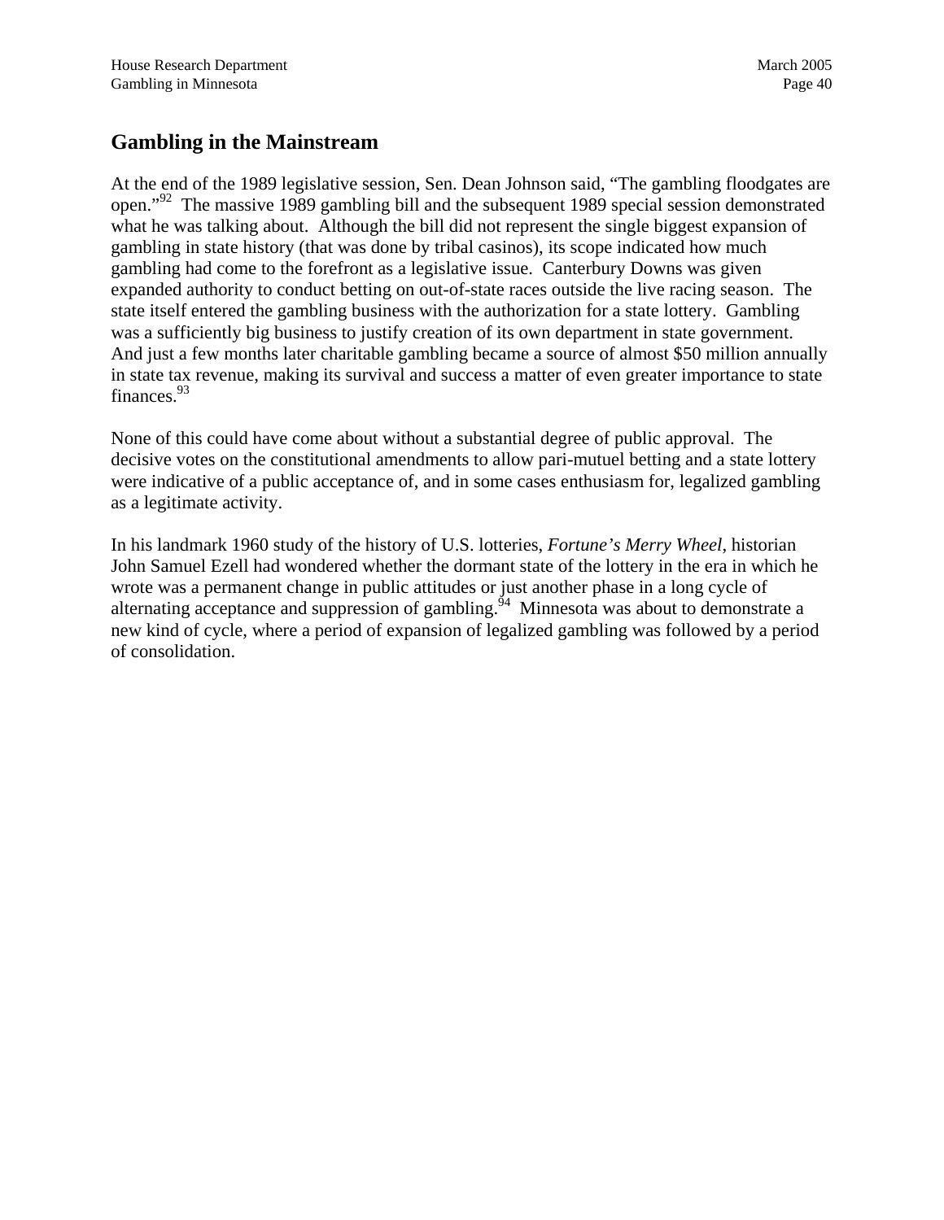## Gambling in the Mainstream

At the end of the 1989 legislative session, Sen. Dean Johnson said, "The gambling floodgates are open."[92] The massive 1989 gambling bill and the subsequent 1989 special session demonstrated what he was talking about. Although the bill did not represent the single biggest expansion of gambling in state history (that was done by tribal casinos), its scope indicated how much gambling had come to the forefront as a legislative issue. Canterbury Downs was given expanded authority to conduct betting on out-of-state races outside the live racing season. The state itself entered the gambling business with the authorization for a state lottery. Gambling was a sufficiently big business to justify creation of its own department in state government. And just a few months later charitable gambling became a source of almost $50 million annually in state tax revenue, making its survival and success a matter of even greater importance to state finances.[93]

None of this could have come about without a substantial degree of public approval. The decisive votes on the constitutional amendments to allow pari-mutuel betting and a state lottery were indicative of a public acceptance of, and in some cases enthusiasm for, legalized gambling as a legitimate activity.

In his landmark 1960 study of the history of U.S. lotteries, *Fortune's Merry Wheel*, historian John Samuel Ezell had wondered whether the dormant state of the lottery in the era in which he wrote was a permanent change in public attitudes or just another phase in a long cycle of alternating acceptance and suppression of gambling.[94] Minnesota was about to demonstrate a new kind of cycle, where a period of expansion of legalized gambling was followed by a period of consolidation.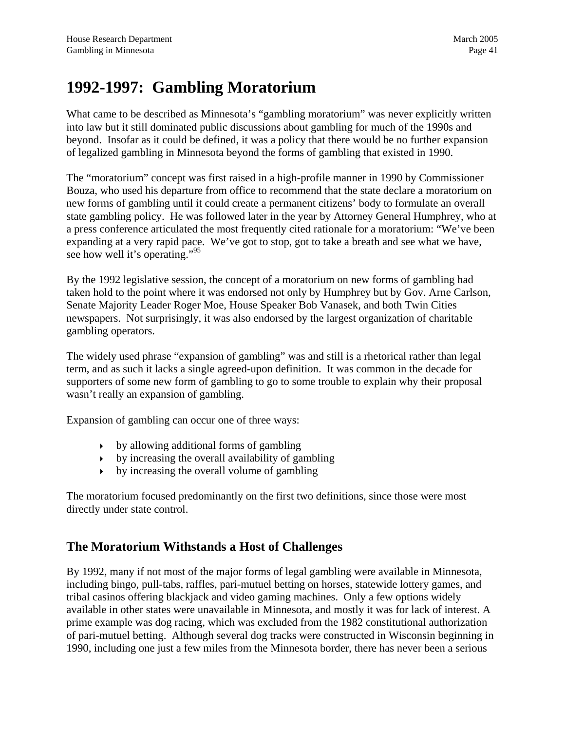# 1992-1997: Gambling Moratorium

What came to be described as Minnesota's "gambling moratorium" was never explicitly written into law but it still dominated public discussions about gambling for much of the 1990s and beyond. Insofar as it could be defined, it was a policy that there would be no further expansion of legalized gambling in Minnesota beyond the forms of gambling that existed in 1990.

The "moratorium" concept was first raised in a high-profile manner in 1990 by Commissioner Bouza, who used his departure from office to recommend that the state declare a moratorium on new forms of gambling until it could create a permanent citizens' body to formulate an overall state gambling policy. He was followed later in the year by Attorney General Humphrey, who at a press conference articulated the most frequently cited rationale for a moratorium: "We've been expanding at a very rapid pace. We've got to stop, got to take a breath and see what we have, see how well it's operating."[95]

By the 1992 legislative session, the concept of a moratorium on new forms of gambling had taken hold to the point where it was endorsed not only by Humphrey but by Gov. Arne Carlson, Senate Majority Leader Roger Moe, House Speaker Bob Vanasek, and both Twin Cities newspapers. Not surprisingly, it was also endorsed by the largest organization of charitable gambling operators.

The widely used phrase "expansion of gambling" was and still is a rhetorical rather than legal term, and as such it lacks a single agreed-upon definition. It was common in the decade for supporters of some new form of gambling to go to some trouble to explain why their proposal wasn't really an expansion of gambling.

Expansion of gambling can occur one of three ways:

- by allowing additional forms of gambling
- by increasing the overall availability of gambling
- by increasing the overall volume of gambling

The moratorium focused predominantly on the first two definitions, since those were most directly under state control.

## The Moratorium Withstands a Host of Challenges

By 1992, many if not most of the major forms of legal gambling were available in Minnesota, including bingo, pull-tabs, raffles, pari-mutuel betting on horses, statewide lottery games, and tribal casinos offering blackjack and video gaming machines. Only a few options widely available in other states were unavailable in Minnesota, and mostly it was for lack of interest. A prime example was dog racing, which was excluded from the 1982 constitutional authorization of pari-mutuel betting. Although several dog tracks were constructed in Wisconsin beginning in 1990, including one just a few miles from the Minnesota border, there has never been a serious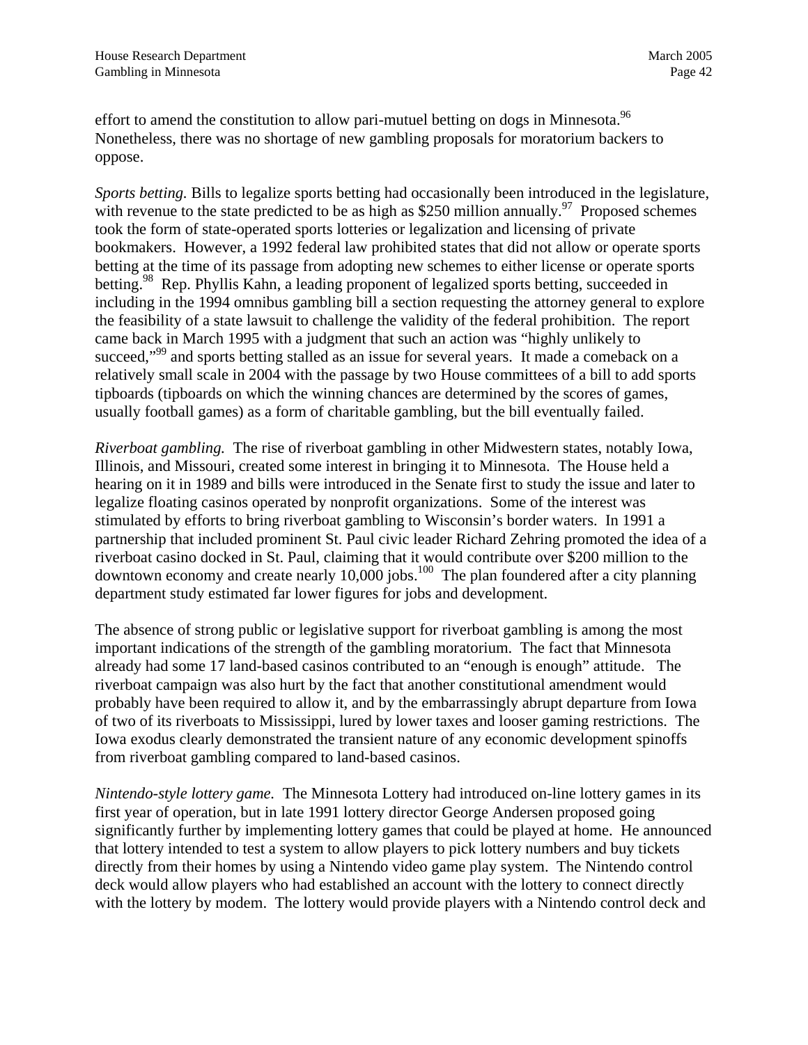effort to amend the constitution to allow pari-mutuel betting on dogs in Minnesota.[96] Nonetheless, there was no shortage of new gambling proposals for moratorium backers to oppose.

*Sports betting.* Bills to legalize sports betting had occasionally been introduced in the legislature, with revenue to the state predicted to be as high as $250 million annually.[97] Proposed schemes took the form of state-operated sports lotteries or legalization and licensing of private bookmakers. However, a 1992 federal law prohibited states that did not allow or operate sports betting at the time of its passage from adopting new schemes to either license or operate sports betting.[98] Rep. Phyllis Kahn, a leading proponent of legalized sports betting, succeeded in including in the 1994 omnibus gambling bill a section requesting the attorney general to explore the feasibility of a state lawsuit to challenge the validity of the federal prohibition. The report came back in March 1995 with a judgment that such an action was "highly unlikely to succeed,"[99] and sports betting stalled as an issue for several years. It made a comeback on a relatively small scale in 2004 with the passage by two House committees of a bill to add sports tipboards (tipboards on which the winning chances are determined by the scores of games, usually football games) as a form of charitable gambling, but the bill eventually failed.

*Riverboat gambling.* The rise of riverboat gambling in other Midwestern states, notably Iowa, Illinois, and Missouri, created some interest in bringing it to Minnesota. The House held a hearing on it in 1989 and bills were introduced in the Senate first to study the issue and later to legalize floating casinos operated by nonprofit organizations. Some of the interest was stimulated by efforts to bring riverboat gambling to Wisconsin's border waters. In 1991 a partnership that included prominent St. Paul civic leader Richard Zehring promoted the idea of a riverboat casino docked in St. Paul, claiming that it would contribute over $200 million to the downtown economy and create nearly 10,000 jobs.[100] The plan foundered after a city planning department study estimated far lower figures for jobs and development.

The absence of strong public or legislative support for riverboat gambling is among the most important indications of the strength of the gambling moratorium. The fact that Minnesota already had some 17 land-based casinos contributed to an "enough is enough" attitude. The riverboat campaign was also hurt by the fact that another constitutional amendment would probably have been required to allow it, and by the embarrassingly abrupt departure from Iowa of two of its riverboats to Mississippi, lured by lower taxes and looser gaming restrictions. The Iowa exodus clearly demonstrated the transient nature of any economic development spinoffs from riverboat gambling compared to land-based casinos.

*Nintendo-style lottery game.* The Minnesota Lottery had introduced on-line lottery games in its first year of operation, but in late 1991 lottery director George Andersen proposed going significantly further by implementing lottery games that could be played at home. He announced that lottery intended to test a system to allow players to pick lottery numbers and buy tickets directly from their homes by using a Nintendo video game play system. The Nintendo control deck would allow players who had established an account with the lottery to connect directly with the lottery by modem. The lottery would provide players with a Nintendo control deck and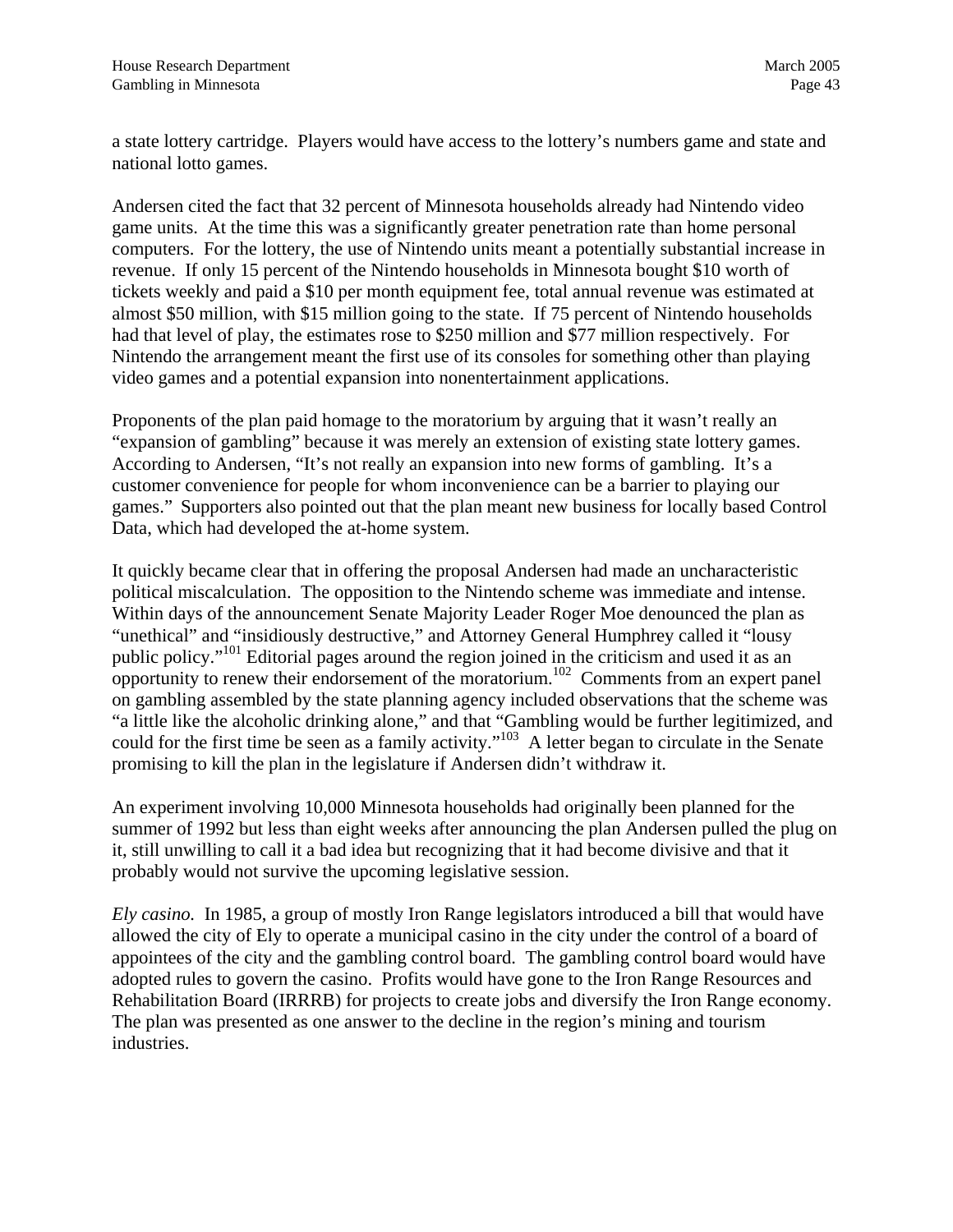a state lottery cartridge. Players would have access to the lottery's numbers game and state and national lotto games.

Andersen cited the fact that 32 percent of Minnesota households already had Nintendo video game units. At the time this was a significantly greater penetration rate than home personal computers. For the lottery, the use of Nintendo units meant a potentially substantial increase in revenue. If only 15 percent of the Nintendo households in Minnesota bought $10 worth of tickets weekly and paid a $10 per month equipment fee, total annual revenue was estimated at almost $50 million, with $15 million going to the state. If 75 percent of Nintendo households had that level of play, the estimates rose to $250 million and $77 million respectively. For Nintendo the arrangement meant the first use of its consoles for something other than playing video games and a potential expansion into nonentertainment applications.

Proponents of the plan paid homage to the moratorium by arguing that it wasn't really an "expansion of gambling" because it was merely an extension of existing state lottery games. According to Andersen, "It's not really an expansion into new forms of gambling. It's a customer convenience for people for whom inconvenience can be a barrier to playing our games." Supporters also pointed out that the plan meant new business for locally based Control Data, which had developed the at-home system.

It quickly became clear that in offering the proposal Andersen had made an uncharacteristic political miscalculation. The opposition to the Nintendo scheme was immediate and intense. Within days of the announcement Senate Majority Leader Roger Moe denounced the plan as "unethical" and "insidiously destructive," and Attorney General Humphrey called it "lousy public policy."[101] Editorial pages around the region joined in the criticism and used it as an opportunity to renew their endorsement of the moratorium.[102] Comments from an expert panel on gambling assembled by the state planning agency included observations that the scheme was "a little like the alcoholic drinking alone," and that "Gambling would be further legitimized, and could for the first time be seen as a family activity."[103] A letter began to circulate in the Senate promising to kill the plan in the legislature if Andersen didn't withdraw it.

An experiment involving 10,000 Minnesota households had originally been planned for the summer of 1992 but less than eight weeks after announcing the plan Andersen pulled the plug on it, still unwilling to call it a bad idea but recognizing that it had become divisive and that it probably would not survive the upcoming legislative session.

*Ely casino.* In 1985, a group of mostly Iron Range legislators introduced a bill that would have allowed the city of Ely to operate a municipal casino in the city under the control of a board of appointees of the city and the gambling control board. The gambling control board would have adopted rules to govern the casino. Profits would have gone to the Iron Range Resources and Rehabilitation Board (IRRRB) for projects to create jobs and diversify the Iron Range economy. The plan was presented as one answer to the decline in the region's mining and tourism industries.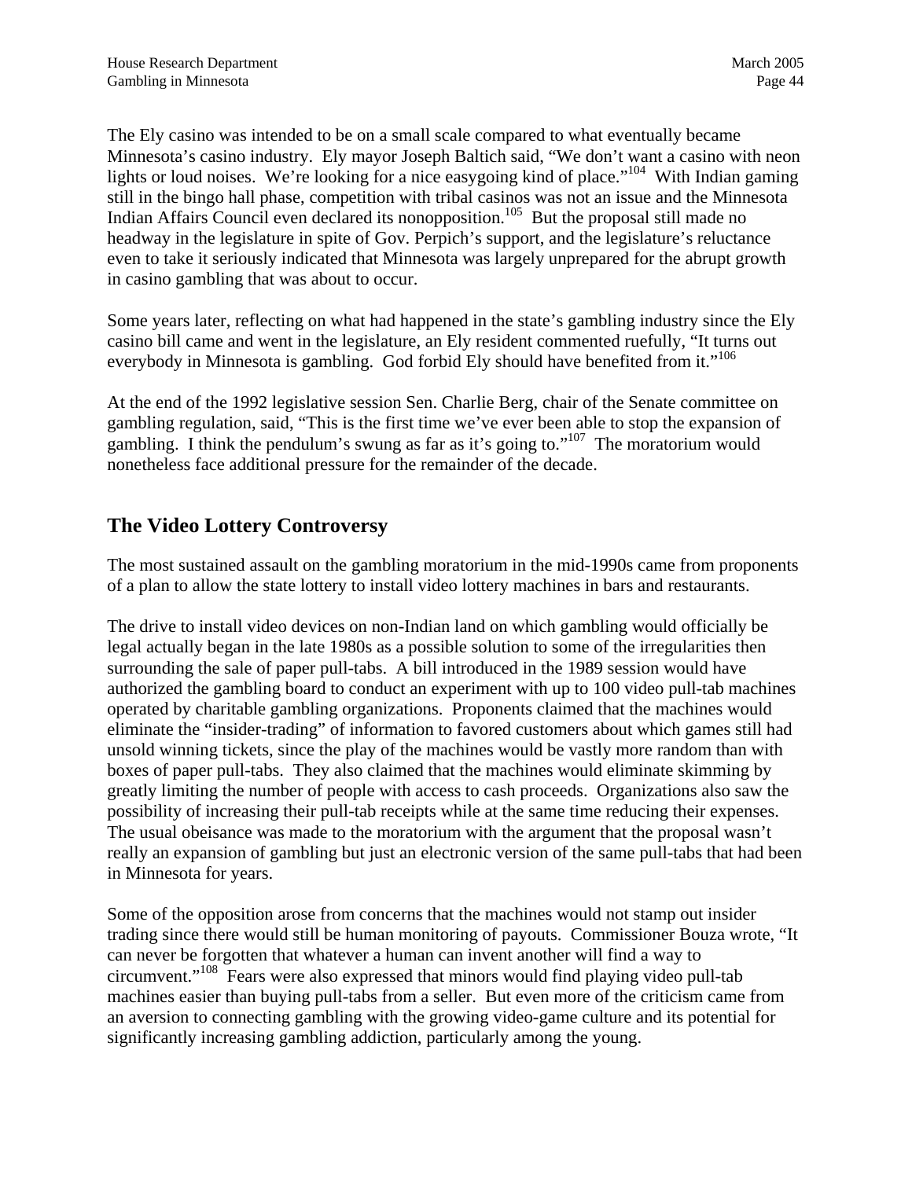The Ely casino was intended to be on a small scale compared to what eventually became Minnesota's casino industry. Ely mayor Joseph Baltich said, "We don't want a casino with neon lights or loud noises. We're looking for a nice easygoing kind of place."[104] With Indian gaming still in the bingo hall phase, competition with tribal casinos was not an issue and the Minnesota Indian Affairs Council even declared its nonopposition.[105] But the proposal still made no headway in the legislature in spite of Gov. Perpich's support, and the legislature's reluctance even to take it seriously indicated that Minnesota was largely unprepared for the abrupt growth in casino gambling that was about to occur.

Some years later, reflecting on what had happened in the state's gambling industry since the Ely casino bill came and went in the legislature, an Ely resident commented ruefully, "It turns out everybody in Minnesota is gambling. God forbid Ely should have benefited from it."[106]

At the end of the 1992 legislative session Sen. Charlie Berg, chair of the Senate committee on gambling regulation, said, "This is the first time we've ever been able to stop the expansion of gambling. I think the pendulum's swung as far as it's going to."[107] The moratorium would nonetheless face additional pressure for the remainder of the decade.

## The Video Lottery Controversy

The most sustained assault on the gambling moratorium in the mid-1990s came from proponents of a plan to allow the state lottery to install video lottery machines in bars and restaurants.

The drive to install video devices on non-Indian land on which gambling would officially be legal actually began in the late 1980s as a possible solution to some of the irregularities then surrounding the sale of paper pull-tabs. A bill introduced in the 1989 session would have authorized the gambling board to conduct an experiment with up to 100 video pull-tab machines operated by charitable gambling organizations. Proponents claimed that the machines would eliminate the "insider-trading" of information to favored customers about which games still had unsold winning tickets, since the play of the machines would be vastly more random than with boxes of paper pull-tabs. They also claimed that the machines would eliminate skimming by greatly limiting the number of people with access to cash proceeds. Organizations also saw the possibility of increasing their pull-tab receipts while at the same time reducing their expenses. The usual obeisance was made to the moratorium with the argument that the proposal wasn't really an expansion of gambling but just an electronic version of the same pull-tabs that had been in Minnesota for years.

Some of the opposition arose from concerns that the machines would not stamp out insider trading since there would still be human monitoring of payouts. Commissioner Bouza wrote, "It can never be forgotten that whatever a human can invent another will find a way to circumvent."[108] Fears were also expressed that minors would find playing video pull-tab machines easier than buying pull-tabs from a seller. But even more of the criticism came from an aversion to connecting gambling with the growing video-game culture and its potential for significantly increasing gambling addiction, particularly among the young.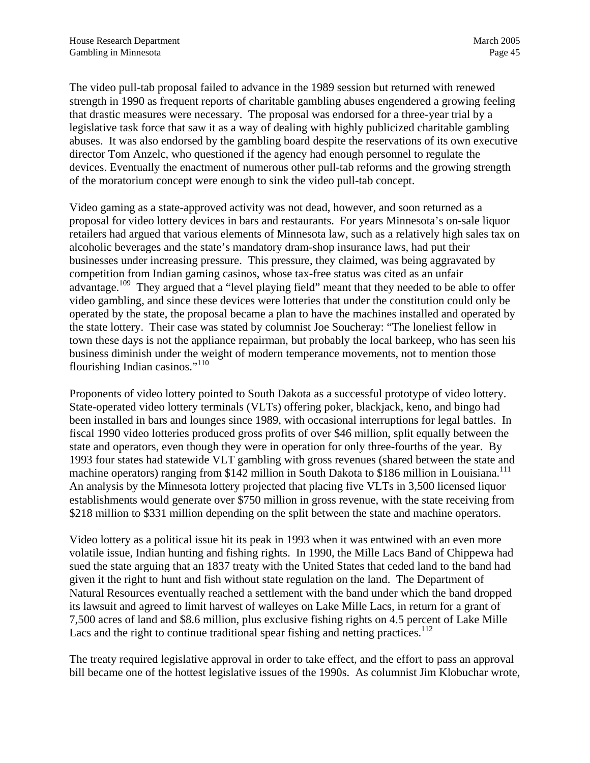The video pull-tab proposal failed to advance in the 1989 session but returned with renewed strength in 1990 as frequent reports of charitable gambling abuses engendered a growing feeling that drastic measures were necessary. The proposal was endorsed for a three-year trial by a legislative task force that saw it as a way of dealing with highly publicized charitable gambling abuses. It was also endorsed by the gambling board despite the reservations of its own executive director Tom Anzelc, who questioned if the agency had enough personnel to regulate the devices. Eventually the enactment of numerous other pull-tab reforms and the growing strength of the moratorium concept were enough to sink the video pull-tab concept.

Video gaming as a state-approved activity was not dead, however, and soon returned as a proposal for video lottery devices in bars and restaurants. For years Minnesota's on-sale liquor retailers had argued that various elements of Minnesota law, such as a relatively high sales tax on alcoholic beverages and the state's mandatory dram-shop insurance laws, had put their businesses under increasing pressure. This pressure, they claimed, was being aggravated by competition from Indian gaming casinos, whose tax-free status was cited as an unfair advantage.[109] They argued that a "level playing field" meant that they needed to be able to offer video gambling, and since these devices were lotteries that under the constitution could only be operated by the state, the proposal became a plan to have the machines installed and operated by the state lottery. Their case was stated by columnist Joe Soucheray: "The loneliest fellow in town these days is not the appliance repairman, but probably the local barkeep, who has seen his business diminish under the weight of modern temperance movements, not to mention those flourishing Indian casinos."[110]

Proponents of video lottery pointed to South Dakota as a successful prototype of video lottery. State-operated video lottery terminals (VLTs) offering poker, blackjack, keno, and bingo had been installed in bars and lounges since 1989, with occasional interruptions for legal battles. In fiscal 1990 video lotteries produced gross profits of over $46 million, split equally between the state and operators, even though they were in operation for only three-fourths of the year. By 1993 four states had statewide VLT gambling with gross revenues (shared between the state and machine operators) ranging from $142 million in South Dakota to $186 million in Louisiana.[111] An analysis by the Minnesota lottery projected that placing five VLTs in 3,500 licensed liquor establishments would generate over $750 million in gross revenue, with the state receiving from $218 million to $331 million depending on the split between the state and machine operators.

Video lottery as a political issue hit its peak in 1993 when it was entwined with an even more volatile issue, Indian hunting and fishing rights. In 1990, the Mille Lacs Band of Chippewa had sued the state arguing that an 1837 treaty with the United States that ceded land to the band had given it the right to hunt and fish without state regulation on the land. The Department of Natural Resources eventually reached a settlement with the band under which the band dropped its lawsuit and agreed to limit harvest of walleyes on Lake Mille Lacs, in return for a grant of 7,500 acres of land and $8.6 million, plus exclusive fishing rights on 4.5 percent of Lake Mille Lacs and the right to continue traditional spear fishing and netting practices.[112]

The treaty required legislative approval in order to take effect, and the effort to pass an approval bill became one of the hottest legislative issues of the 1990s. As columnist Jim Klobuchar wrote,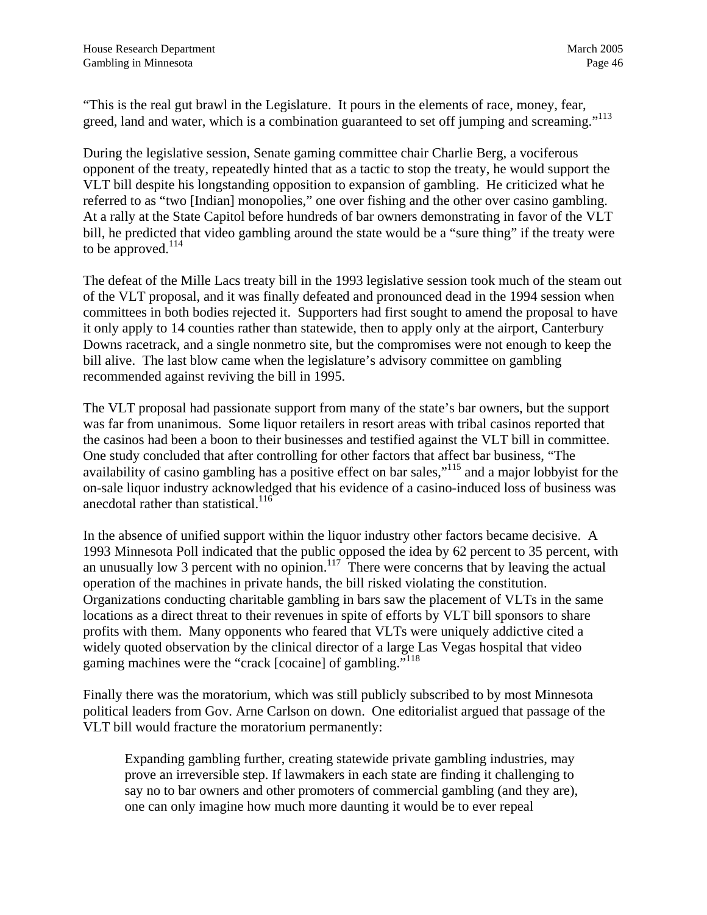"This is the real gut brawl in the Legislature. It pours in the elements of race, money, fear, greed, land and water, which is a combination guaranteed to set off jumping and screaming."[113]

During the legislative session, Senate gaming committee chair Charlie Berg, a vociferous opponent of the treaty, repeatedly hinted that as a tactic to stop the treaty, he would support the VLT bill despite his longstanding opposition to expansion of gambling. He criticized what he referred to as "two [Indian] monopolies," one over fishing and the other over casino gambling. At a rally at the State Capitol before hundreds of bar owners demonstrating in favor of the VLT bill, he predicted that video gambling around the state would be a "sure thing" if the treaty were to be approved.[114]

The defeat of the Mille Lacs treaty bill in the 1993 legislative session took much of the steam out of the VLT proposal, and it was finally defeated and pronounced dead in the 1994 session when committees in both bodies rejected it. Supporters had first sought to amend the proposal to have it only apply to 14 counties rather than statewide, then to apply only at the airport, Canterbury Downs racetrack, and a single nonmetro site, but the compromises were not enough to keep the bill alive. The last blow came when the legislature's advisory committee on gambling recommended against reviving the bill in 1995.

The VLT proposal had passionate support from many of the state's bar owners, but the support was far from unanimous. Some liquor retailers in resort areas with tribal casinos reported that the casinos had been a boon to their businesses and testified against the VLT bill in committee. One study concluded that after controlling for other factors that affect bar business, "The availability of casino gambling has a positive effect on bar sales,"[115] and a major lobbyist for the on-sale liquor industry acknowledged that his evidence of a casino-induced loss of business was anecdotal rather than statistical.[116]

In the absence of unified support within the liquor industry other factors became decisive. A 1993 Minnesota Poll indicated that the public opposed the idea by 62 percent to 35 percent, with an unusually low 3 percent with no opinion.[117] There were concerns that by leaving the actual operation of the machines in private hands, the bill risked violating the constitution. Organizations conducting charitable gambling in bars saw the placement of VLTs in the same locations as a direct threat to their revenues in spite of efforts by VLT bill sponsors to share profits with them. Many opponents who feared that VLTs were uniquely addictive cited a widely quoted observation by the clinical director of a large Las Vegas hospital that video gaming machines were the "crack [cocaine] of gambling."[118]

Finally there was the moratorium, which was still publicly subscribed to by most Minnesota political leaders from Gov. Arne Carlson on down. One editorialist argued that passage of the VLT bill would fracture the moratorium permanently:

> Expanding gambling further, creating statewide private gambling industries, may prove an irreversible step. If lawmakers in each state are finding it challenging to say no to bar owners and other promoters of commercial gambling (and they are), one can only imagine how much more daunting it would be to ever repeal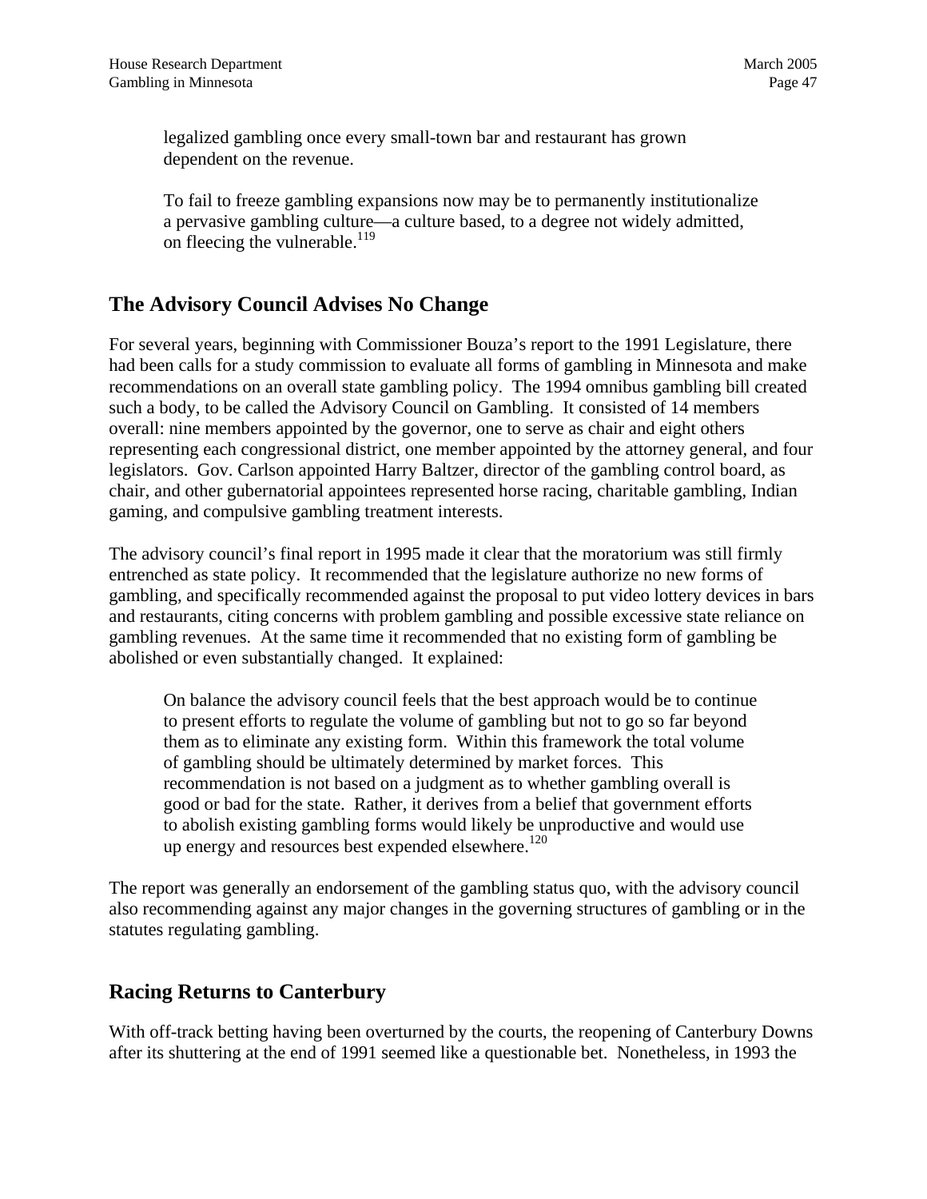> legalized gambling once every small-town bar and restaurant has grown dependent on the revenue.
>
> To fail to freeze gambling expansions now may be to permanently institutionalize a pervasive gambling culture—a culture based, to a degree not widely admitted, on fleecing the vulnerable.[119]

## The Advisory Council Advises No Change

For several years, beginning with Commissioner Bouza's report to the 1991 Legislature, there had been calls for a study commission to evaluate all forms of gambling in Minnesota and make recommendations on an overall state gambling policy. The 1994 omnibus gambling bill created such a body, to be called the Advisory Council on Gambling. It consisted of 14 members overall: nine members appointed by the governor, one to serve as chair and eight others representing each congressional district, one member appointed by the attorney general, and four legislators. Gov. Carlson appointed Harry Baltzer, director of the gambling control board, as chair, and other gubernatorial appointees represented horse racing, charitable gambling, Indian gaming, and compulsive gambling treatment interests.

The advisory council's final report in 1995 made it clear that the moratorium was still firmly entrenched as state policy. It recommended that the legislature authorize no new forms of gambling, and specifically recommended against the proposal to put video lottery devices in bars and restaurants, citing concerns with problem gambling and possible excessive state reliance on gambling revenues. At the same time it recommended that no existing form of gambling be abolished or even substantially changed. It explained:

> On balance the advisory council feels that the best approach would be to continue to present efforts to regulate the volume of gambling but not to go so far beyond them as to eliminate any existing form. Within this framework the total volume of gambling should be ultimately determined by market forces. This recommendation is not based on a judgment as to whether gambling overall is good or bad for the state. Rather, it derives from a belief that government efforts to abolish existing gambling forms would likely be unproductive and would use up energy and resources best expended elsewhere.[120]

The report was generally an endorsement of the gambling status quo, with the advisory council also recommending against any major changes in the governing structures of gambling or in the statutes regulating gambling.

## Racing Returns to Canterbury

With off-track betting having been overturned by the courts, the reopening of Canterbury Downs after its shuttering at the end of 1991 seemed like a questionable bet. Nonetheless, in 1993 the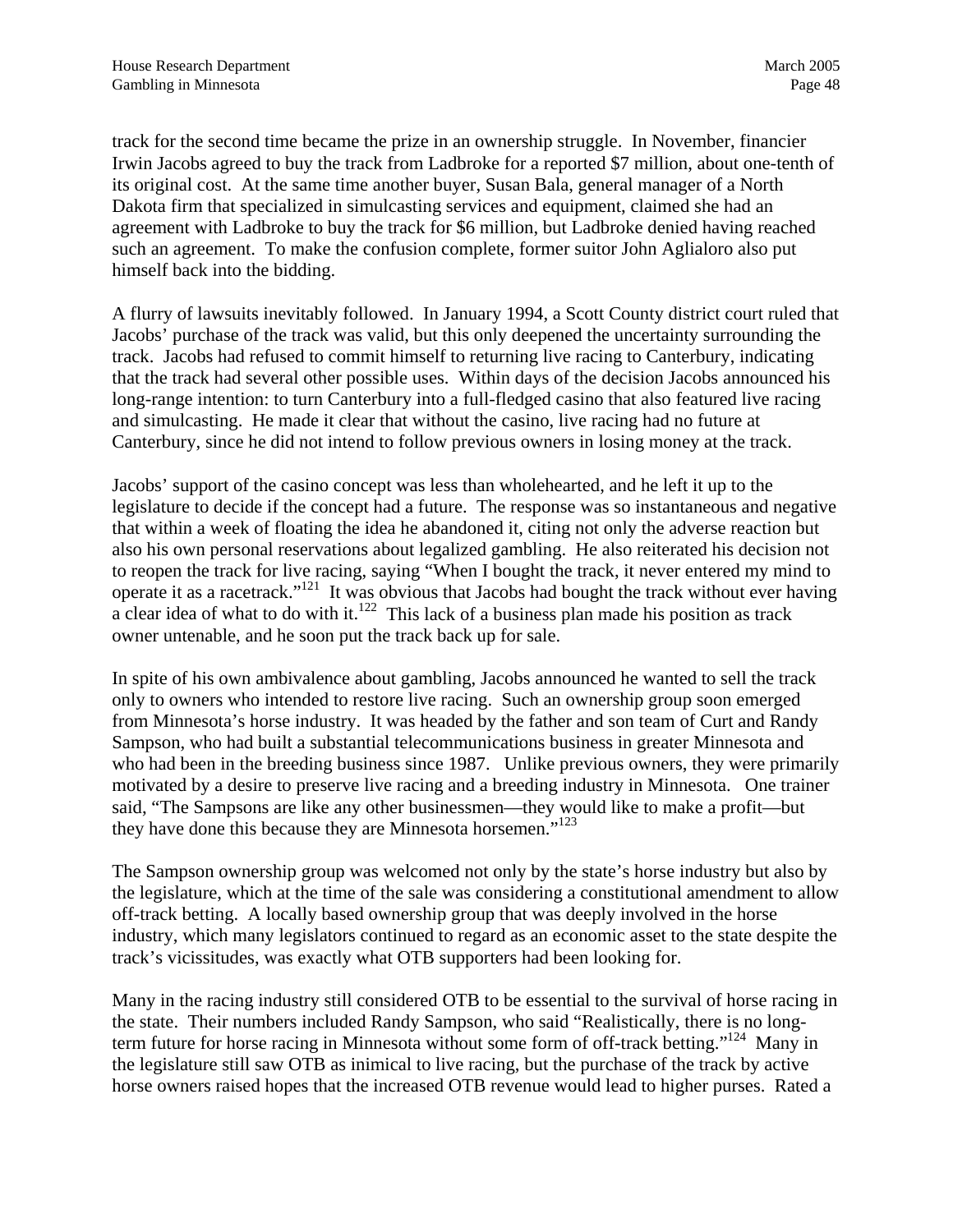track for the second time became the prize in an ownership struggle. In November, financier Irwin Jacobs agreed to buy the track from Ladbroke for a reported $7 million, about one-tenth of its original cost. At the same time another buyer, Susan Bala, general manager of a North Dakota firm that specialized in simulcasting services and equipment, claimed she had an agreement with Ladbroke to buy the track for $6 million, but Ladbroke denied having reached such an agreement. To make the confusion complete, former suitor John Aglialoro also put himself back into the bidding.

A flurry of lawsuits inevitably followed. In January 1994, a Scott County district court ruled that Jacobs' purchase of the track was valid, but this only deepened the uncertainty surrounding the track. Jacobs had refused to commit himself to returning live racing to Canterbury, indicating that the track had several other possible uses. Within days of the decision Jacobs announced his long-range intention: to turn Canterbury into a full-fledged casino that also featured live racing and simulcasting. He made it clear that without the casino, live racing had no future at Canterbury, since he did not intend to follow previous owners in losing money at the track.

Jacobs' support of the casino concept was less than wholehearted, and he left it up to the legislature to decide if the concept had a future. The response was so instantaneous and negative that within a week of floating the idea he abandoned it, citing not only the adverse reaction but also his own personal reservations about legalized gambling. He also reiterated his decision not to reopen the track for live racing, saying "When I bought the track, it never entered my mind to operate it as a racetrack."[121] It was obvious that Jacobs had bought the track without ever having a clear idea of what to do with it.[122] This lack of a business plan made his position as track owner untenable, and he soon put the track back up for sale.

In spite of his own ambivalence about gambling, Jacobs announced he wanted to sell the track only to owners who intended to restore live racing. Such an ownership group soon emerged from Minnesota's horse industry. It was headed by the father and son team of Curt and Randy Sampson, who had built a substantial telecommunications business in greater Minnesota and who had been in the breeding business since 1987. Unlike previous owners, they were primarily motivated by a desire to preserve live racing and a breeding industry in Minnesota. One trainer said, "The Sampsons are like any other businessmen—they would like to make a profit—but they have done this because they are Minnesota horsemen."[123]

The Sampson ownership group was welcomed not only by the state's horse industry but also by the legislature, which at the time of the sale was considering a constitutional amendment to allow off-track betting. A locally based ownership group that was deeply involved in the horse industry, which many legislators continued to regard as an economic asset to the state despite the track's vicissitudes, was exactly what OTB supporters had been looking for.

Many in the racing industry still considered OTB to be essential to the survival of horse racing in the state. Their numbers included Randy Sampson, who said "Realistically, there is no long-term future for horse racing in Minnesota without some form of off-track betting."[124] Many in the legislature still saw OTB as inimical to live racing, but the purchase of the track by active horse owners raised hopes that the increased OTB revenue would lead to higher purses. Rated a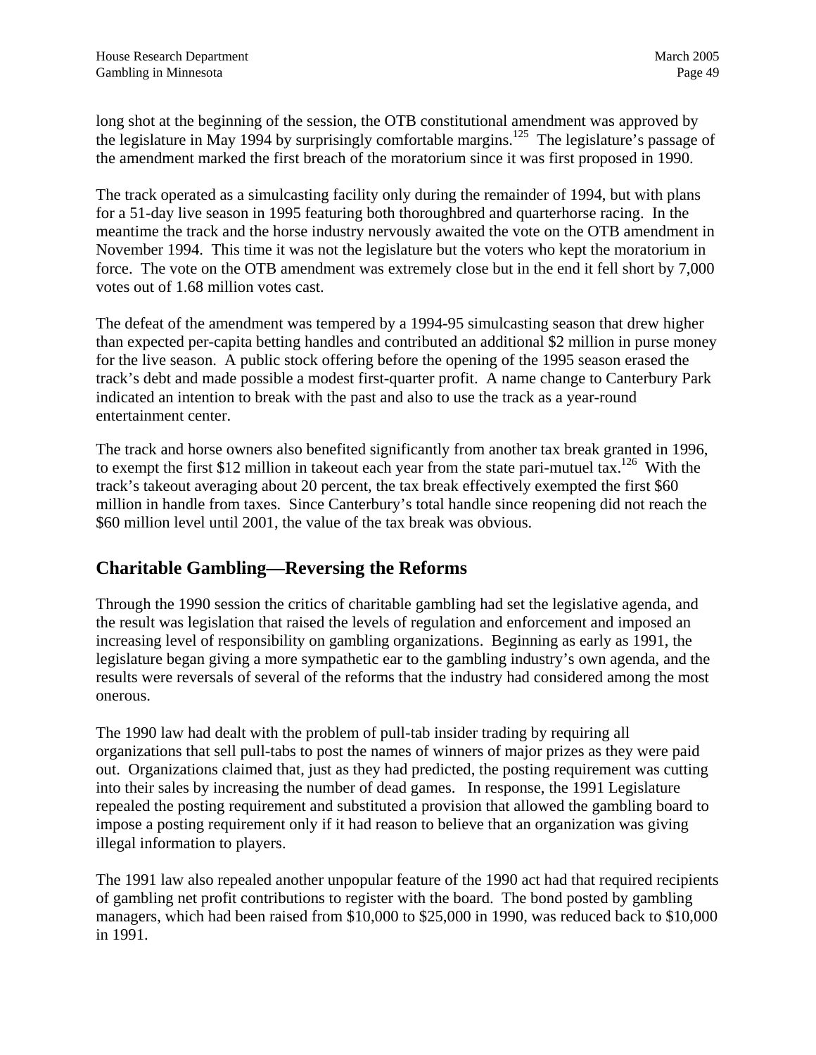long shot at the beginning of the session, the OTB constitutional amendment was approved by the legislature in May 1994 by surprisingly comfortable margins.[125] The legislature's passage of the amendment marked the first breach of the moratorium since it was first proposed in 1990.

The track operated as a simulcasting facility only during the remainder of 1994, but with plans for a 51-day live season in 1995 featuring both thoroughbred and quarterhorse racing. In the meantime the track and the horse industry nervously awaited the vote on the OTB amendment in November 1994. This time it was not the legislature but the voters who kept the moratorium in force. The vote on the OTB amendment was extremely close but in the end it fell short by 7,000 votes out of 1.68 million votes cast.

The defeat of the amendment was tempered by a 1994-95 simulcasting season that drew higher than expected per-capita betting handles and contributed an additional $2 million in purse money for the live season. A public stock offering before the opening of the 1995 season erased the track's debt and made possible a modest first-quarter profit. A name change to Canterbury Park indicated an intention to break with the past and also to use the track as a year-round entertainment center.

The track and horse owners also benefited significantly from another tax break granted in 1996, to exempt the first $12 million in takeout each year from the state pari-mutuel tax.[126] With the track's takeout averaging about 20 percent, the tax break effectively exempted the first $60 million in handle from taxes. Since Canterbury's total handle since reopening did not reach the $60 million level until 2001, the value of the tax break was obvious.

## Charitable Gambling—Reversing the Reforms

Through the 1990 session the critics of charitable gambling had set the legislative agenda, and the result was legislation that raised the levels of regulation and enforcement and imposed an increasing level of responsibility on gambling organizations. Beginning as early as 1991, the legislature began giving a more sympathetic ear to the gambling industry's own agenda, and the results were reversals of several of the reforms that the industry had considered among the most onerous.

The 1990 law had dealt with the problem of pull-tab insider trading by requiring all organizations that sell pull-tabs to post the names of winners of major prizes as they were paid out. Organizations claimed that, just as they had predicted, the posting requirement was cutting into their sales by increasing the number of dead games. In response, the 1991 Legislature repealed the posting requirement and substituted a provision that allowed the gambling board to impose a posting requirement only if it had reason to believe that an organization was giving illegal information to players.

The 1991 law also repealed another unpopular feature of the 1990 act had that required recipients of gambling net profit contributions to register with the board. The bond posted by gambling managers, which had been raised from $10,000 to $25,000 in 1990, was reduced back to $10,000 in 1991.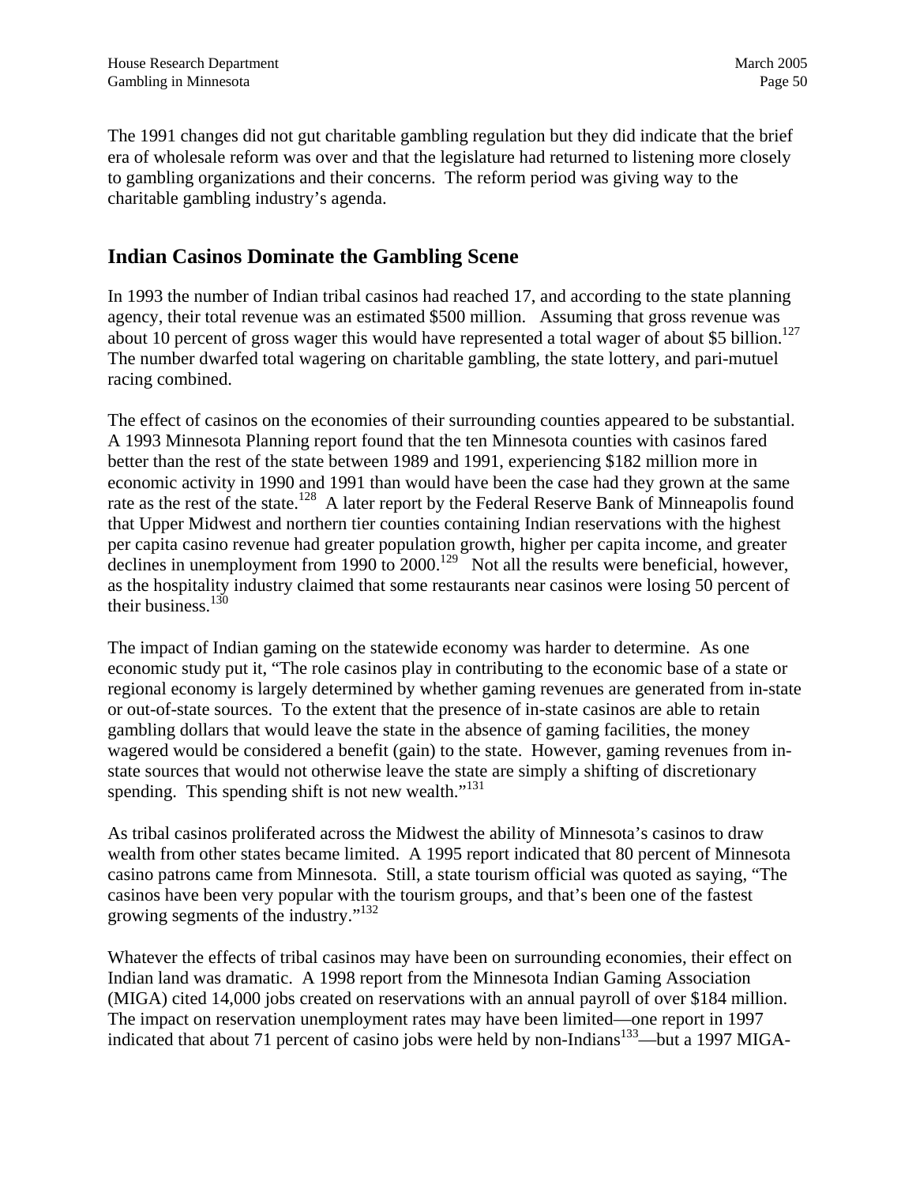The 1991 changes did not gut charitable gambling regulation but they did indicate that the brief era of wholesale reform was over and that the legislature had returned to listening more closely to gambling organizations and their concerns. The reform period was giving way to the charitable gambling industry's agenda.

## Indian Casinos Dominate the Gambling Scene

In 1993 the number of Indian tribal casinos had reached 17, and according to the state planning agency, their total revenue was an estimated $500 million. Assuming that gross revenue was about 10 percent of gross wager this would have represented a total wager of about $5 billion.[127] The number dwarfed total wagering on charitable gambling, the state lottery, and pari-mutuel racing combined.

The effect of casinos on the economies of their surrounding counties appeared to be substantial. A 1993 Minnesota Planning report found that the ten Minnesota counties with casinos fared better than the rest of the state between 1989 and 1991, experiencing $182 million more in economic activity in 1990 and 1991 than would have been the case had they grown at the same rate as the rest of the state.[128] A later report by the Federal Reserve Bank of Minneapolis found that Upper Midwest and northern tier counties containing Indian reservations with the highest per capita casino revenue had greater population growth, higher per capita income, and greater declines in unemployment from 1990 to 2000.[129] Not all the results were beneficial, however, as the hospitality industry claimed that some restaurants near casinos were losing 50 percent of their business.[130]

The impact of Indian gaming on the statewide economy was harder to determine. As one economic study put it, "The role casinos play in contributing to the economic base of a state or regional economy is largely determined by whether gaming revenues are generated from in-state or out-of-state sources. To the extent that the presence of in-state casinos are able to retain gambling dollars that would leave the state in the absence of gaming facilities, the money wagered would be considered a benefit (gain) to the state. However, gaming revenues from in-state sources that would not otherwise leave the state are simply a shifting of discretionary spending. This spending shift is not new wealth."[131]

As tribal casinos proliferated across the Midwest the ability of Minnesota's casinos to draw wealth from other states became limited. A 1995 report indicated that 80 percent of Minnesota casino patrons came from Minnesota. Still, a state tourism official was quoted as saying, "The casinos have been very popular with the tourism groups, and that's been one of the fastest growing segments of the industry."[132]

Whatever the effects of tribal casinos may have been on surrounding economies, their effect on Indian land was dramatic. A 1998 report from the Minnesota Indian Gaming Association (MIGA) cited 14,000 jobs created on reservations with an annual payroll of over $184 million. The impact on reservation unemployment rates may have been limited—one report in 1997 indicated that about 71 percent of casino jobs were held by non-Indians[133]—but a 1997 MIGA-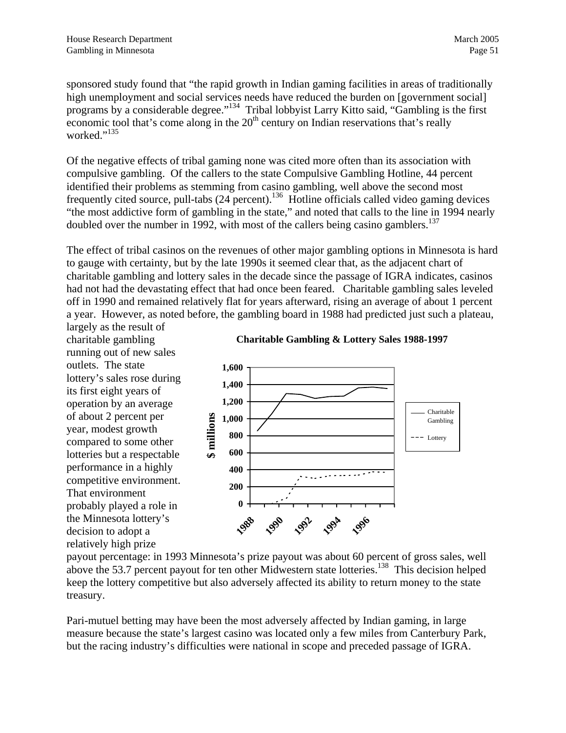sponsored study found that "the rapid growth in Indian gaming facilities in areas of traditionally high unemployment and social services needs have reduced the burden on [government social] programs by a considerable degree."[134] Tribal lobbyist Larry Kitto said, "Gambling is the first economic tool that's come along in the 20th century on Indian reservations that's really worked."[135]

Of the negative effects of tribal gaming none was cited more often than its association with compulsive gambling. Of the callers to the state Compulsive Gambling Hotline, 44 percent identified their problems as stemming from casino gambling, well above the second most frequently cited source, pull-tabs (24 percent).[136] Hotline officials called video gaming devices "the most addictive form of gambling in the state," and noted that calls to the line in 1994 nearly doubled over the number in 1992, with most of the callers being casino gamblers.[137]

The effect of tribal casinos on the revenues of other major gambling options in Minnesota is hard to gauge with certainty, but by the late 1990s it seemed clear that, as the adjacent chart of charitable gambling and lottery sales in the decade since the passage of IGRA indicates, casinos had not had the devastating effect that had once been feared. Charitable gambling sales leveled off in 1990 and remained relatively flat for years afterward, rising an average of about 1 percent a year. However, as noted before, the gambling board in 1988 had predicted just such a plateau, largely as the result of charitable gambling running out of new sales outlets. The state lottery's sales rose during its first eight years of operation by an average of about 2 percent per year, modest growth compared to some other lotteries but a respectable performance in a highly competitive environment. That environment probably played a role in the Minnesota lottery's decision to adopt a relatively high prize payout percentage: in 1993 Minnesota's prize payout was about 60 percent of gross sales, well above the 53.7 percent payout for ten other Midwestern state lotteries.[138] This decision helped keep the lottery competitive but also adversely affected its ability to return money to the state treasury.

**Charitable Gambling & Lottery Sales 1988-1997**

Pari-mutuel betting may have been the most adversely affected by Indian gaming, in large measure because the state's largest casino was located only a few miles from Canterbury Park, but the racing industry's difficulties were national in scope and preceded passage of IGRA.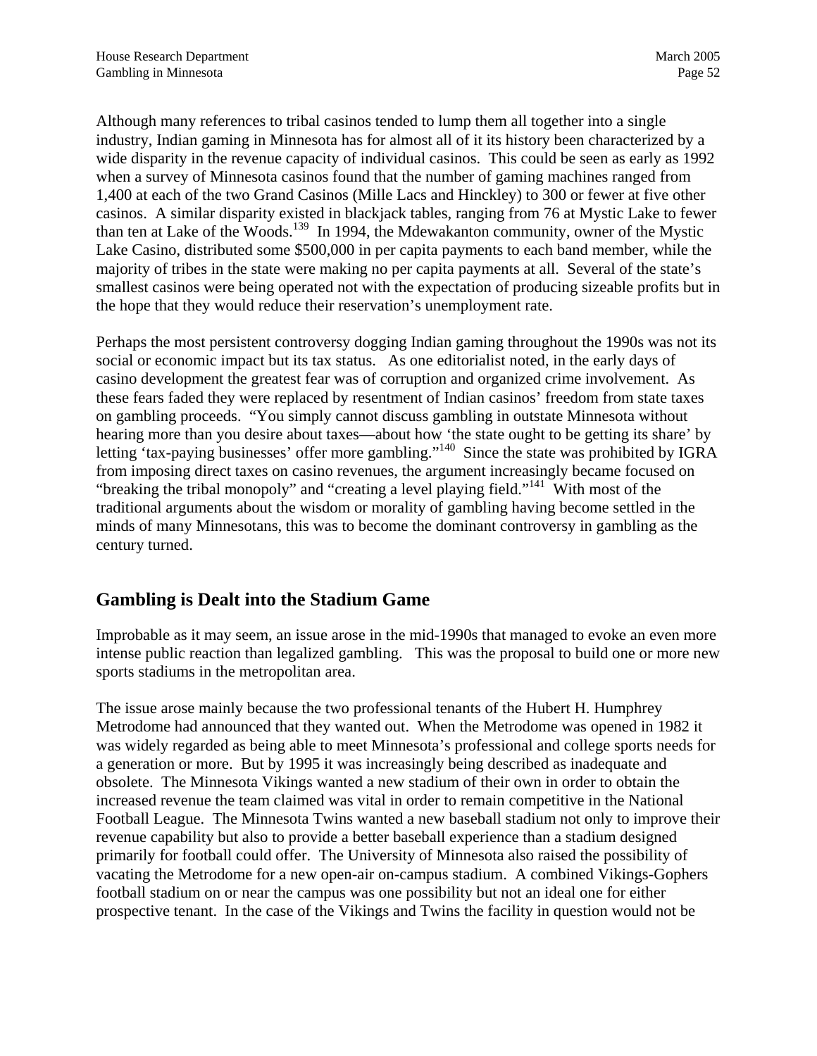Although many references to tribal casinos tended to lump them all together into a single industry, Indian gaming in Minnesota has for almost all of it its history been characterized by a wide disparity in the revenue capacity of individual casinos. This could be seen as early as 1992 when a survey of Minnesota casinos found that the number of gaming machines ranged from 1,400 at each of the two Grand Casinos (Mille Lacs and Hinckley) to 300 or fewer at five other casinos. A similar disparity existed in blackjack tables, ranging from 76 at Mystic Lake to fewer than ten at Lake of the Woods.[139] In 1994, the Mdewakanton community, owner of the Mystic Lake Casino, distributed some $500,000 in per capita payments to each band member, while the majority of tribes in the state were making no per capita payments at all. Several of the state's smallest casinos were being operated not with the expectation of producing sizeable profits but in the hope that they would reduce their reservation's unemployment rate.

Perhaps the most persistent controversy dogging Indian gaming throughout the 1990s was not its social or economic impact but its tax status. As one editorialist noted, in the early days of casino development the greatest fear was of corruption and organized crime involvement. As these fears faded they were replaced by resentment of Indian casinos' freedom from state taxes on gambling proceeds. "You simply cannot discuss gambling in outstate Minnesota without hearing more than you desire about taxes—about how 'the state ought to be getting its share' by letting 'tax-paying businesses' offer more gambling."[140] Since the state was prohibited by IGRA from imposing direct taxes on casino revenues, the argument increasingly became focused on "breaking the tribal monopoly" and "creating a level playing field."[141] With most of the traditional arguments about the wisdom or morality of gambling having become settled in the minds of many Minnesotans, this was to become the dominant controversy in gambling as the century turned.

## Gambling is Dealt into the Stadium Game

Improbable as it may seem, an issue arose in the mid-1990s that managed to evoke an even more intense public reaction than legalized gambling. This was the proposal to build one or more new sports stadiums in the metropolitan area.

The issue arose mainly because the two professional tenants of the Hubert H. Humphrey Metrodome had announced that they wanted out. When the Metrodome was opened in 1982 it was widely regarded as being able to meet Minnesota's professional and college sports needs for a generation or more. But by 1995 it was increasingly being described as inadequate and obsolete. The Minnesota Vikings wanted a new stadium of their own in order to obtain the increased revenue the team claimed was vital in order to remain competitive in the National Football League. The Minnesota Twins wanted a new baseball stadium not only to improve their revenue capability but also to provide a better baseball experience than a stadium designed primarily for football could offer. The University of Minnesota also raised the possibility of vacating the Metrodome for a new open-air on-campus stadium. A combined Vikings-Gophers football stadium on or near the campus was one possibility but not an ideal one for either prospective tenant. In the case of the Vikings and Twins the facility in question would not be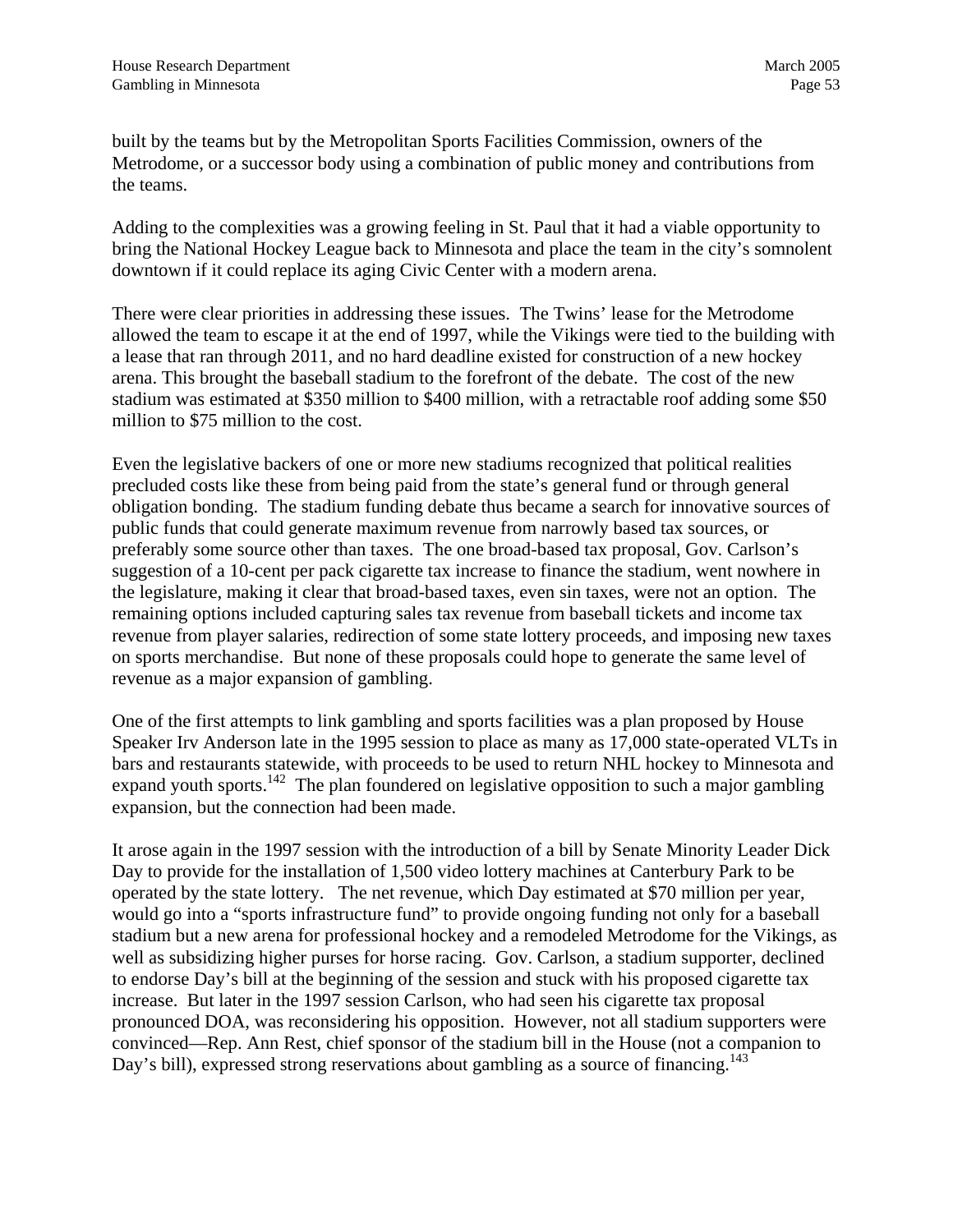built by the teams but by the Metropolitan Sports Facilities Commission, owners of the Metrodome, or a successor body using a combination of public money and contributions from the teams.

Adding to the complexities was a growing feeling in St. Paul that it had a viable opportunity to bring the National Hockey League back to Minnesota and place the team in the city's somnolent downtown if it could replace its aging Civic Center with a modern arena.

There were clear priorities in addressing these issues. The Twins' lease for the Metrodome allowed the team to escape it at the end of 1997, while the Vikings were tied to the building with a lease that ran through 2011, and no hard deadline existed for construction of a new hockey arena. This brought the baseball stadium to the forefront of the debate. The cost of the new stadium was estimated at $350 million to $400 million, with a retractable roof adding some $50 million to $75 million to the cost.

Even the legislative backers of one or more new stadiums recognized that political realities precluded costs like these from being paid from the state's general fund or through general obligation bonding. The stadium funding debate thus became a search for innovative sources of public funds that could generate maximum revenue from narrowly based tax sources, or preferably some source other than taxes. The one broad-based tax proposal, Gov. Carlson's suggestion of a 10-cent per pack cigarette tax increase to finance the stadium, went nowhere in the legislature, making it clear that broad-based taxes, even sin taxes, were not an option. The remaining options included capturing sales tax revenue from baseball tickets and income tax revenue from player salaries, redirection of some state lottery proceeds, and imposing new taxes on sports merchandise. But none of these proposals could hope to generate the same level of revenue as a major expansion of gambling.

One of the first attempts to link gambling and sports facilities was a plan proposed by House Speaker Irv Anderson late in the 1995 session to place as many as 17,000 state-operated VLTs in bars and restaurants statewide, with proceeds to be used to return NHL hockey to Minnesota and expand youth sports.[142] The plan foundered on legislative opposition to such a major gambling expansion, but the connection had been made.

It arose again in the 1997 session with the introduction of a bill by Senate Minority Leader Dick Day to provide for the installation of 1,500 video lottery machines at Canterbury Park to be operated by the state lottery. The net revenue, which Day estimated at $70 million per year, would go into a "sports infrastructure fund" to provide ongoing funding not only for a baseball stadium but a new arena for professional hockey and a remodeled Metrodome for the Vikings, as well as subsidizing higher purses for horse racing. Gov. Carlson, a stadium supporter, declined to endorse Day's bill at the beginning of the session and stuck with his proposed cigarette tax increase. But later in the 1997 session Carlson, who had seen his cigarette tax proposal pronounced DOA, was reconsidering his opposition. However, not all stadium supporters were convinced—Rep. Ann Rest, chief sponsor of the stadium bill in the House (not a companion to Day's bill), expressed strong reservations about gambling as a source of financing.[143]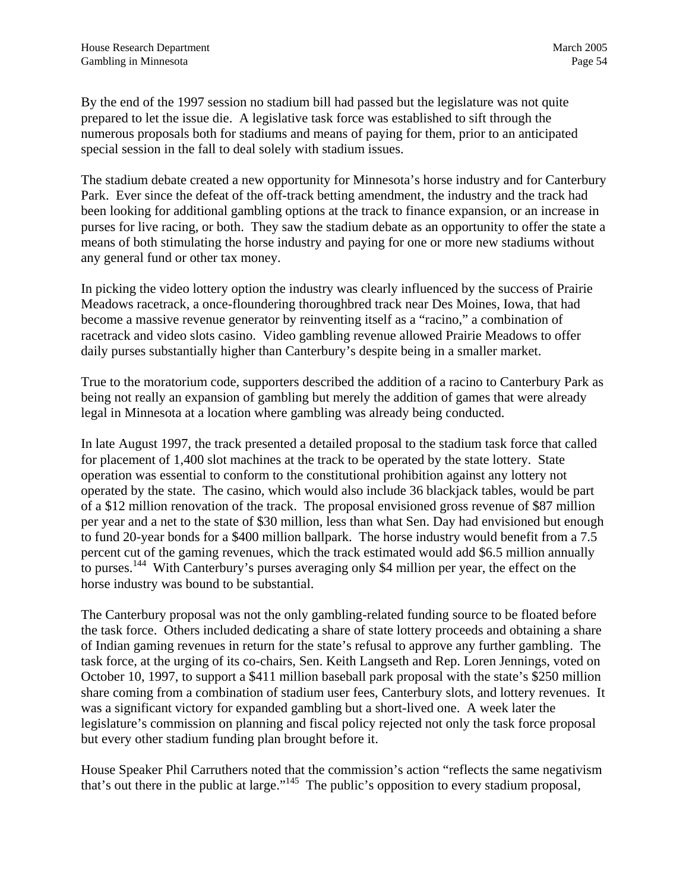By the end of the 1997 session no stadium bill had passed but the legislature was not quite prepared to let the issue die. A legislative task force was established to sift through the numerous proposals both for stadiums and means of paying for them, prior to an anticipated special session in the fall to deal solely with stadium issues.

The stadium debate created a new opportunity for Minnesota's horse industry and for Canterbury Park. Ever since the defeat of the off-track betting amendment, the industry and the track had been looking for additional gambling options at the track to finance expansion, or an increase in purses for live racing, or both. They saw the stadium debate as an opportunity to offer the state a means of both stimulating the horse industry and paying for one or more new stadiums without any general fund or other tax money.

In picking the video lottery option the industry was clearly influenced by the success of Prairie Meadows racetrack, a once-floundering thoroughbred track near Des Moines, Iowa, that had become a massive revenue generator by reinventing itself as a "racino," a combination of racetrack and video slots casino. Video gambling revenue allowed Prairie Meadows to offer daily purses substantially higher than Canterbury's despite being in a smaller market.

True to the moratorium code, supporters described the addition of a racino to Canterbury Park as being not really an expansion of gambling but merely the addition of games that were already legal in Minnesota at a location where gambling was already being conducted.

In late August 1997, the track presented a detailed proposal to the stadium task force that called for placement of 1,400 slot machines at the track to be operated by the state lottery. State operation was essential to conform to the constitutional prohibition against any lottery not operated by the state. The casino, which would also include 36 blackjack tables, would be part of a $12 million renovation of the track. The proposal envisioned gross revenue of $87 million per year and a net to the state of $30 million, less than what Sen. Day had envisioned but enough to fund 20-year bonds for a $400 million ballpark. The horse industry would benefit from a 7.5 percent cut of the gaming revenues, which the track estimated would add $6.5 million annually to purses.[144] With Canterbury's purses averaging only $4 million per year, the effect on the horse industry was bound to be substantial.

The Canterbury proposal was not the only gambling-related funding source to be floated before the task force. Others included dedicating a share of state lottery proceeds and obtaining a share of Indian gaming revenues in return for the state's refusal to approve any further gambling. The task force, at the urging of its co-chairs, Sen. Keith Langseth and Rep. Loren Jennings, voted on October 10, 1997, to support a $411 million baseball park proposal with the state's $250 million share coming from a combination of stadium user fees, Canterbury slots, and lottery revenues. It was a significant victory for expanded gambling but a short-lived one. A week later the legislature's commission on planning and fiscal policy rejected not only the task force proposal but every other stadium funding plan brought before it.

House Speaker Phil Carruthers noted that the commission's action "reflects the same negativism that's out there in the public at large."[145] The public's opposition to every stadium proposal,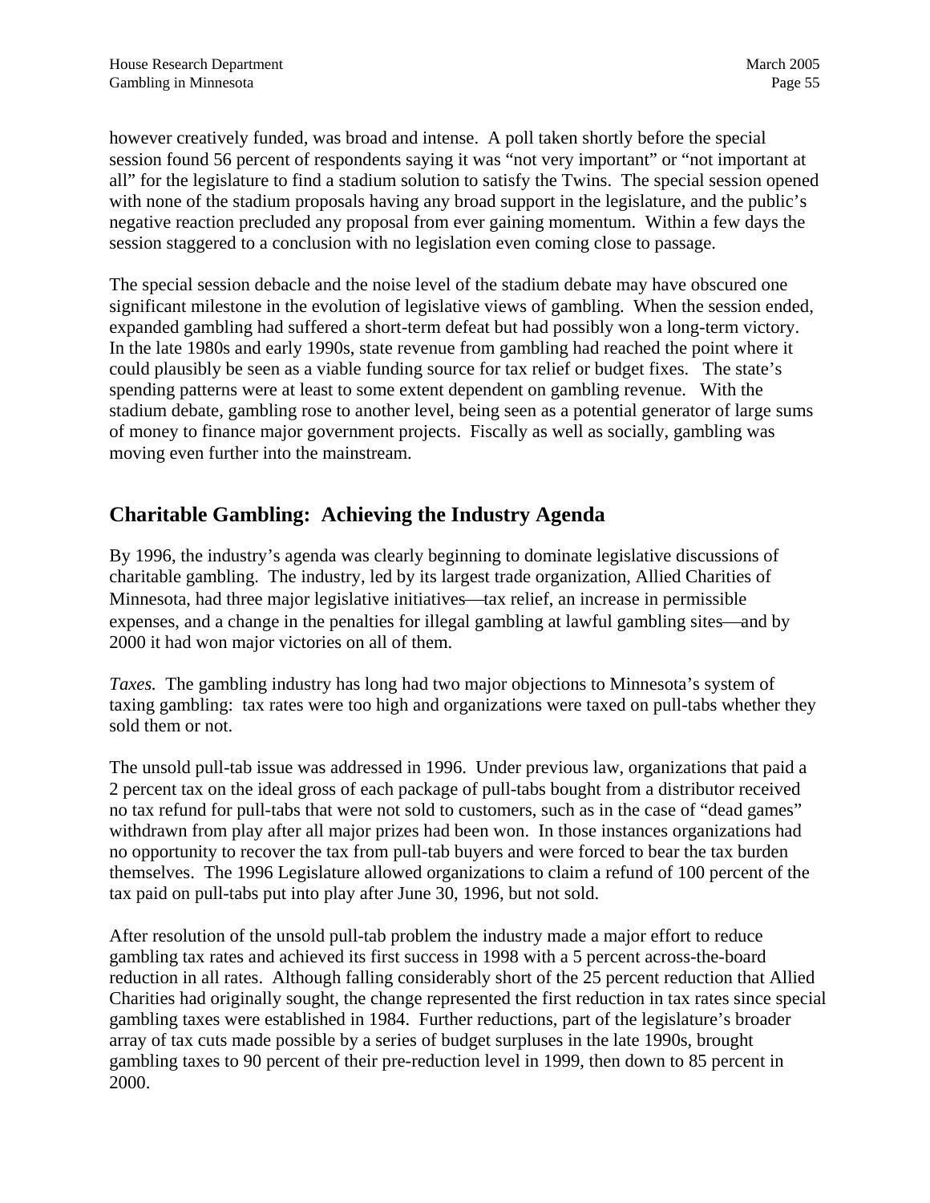however creatively funded, was broad and intense. A poll taken shortly before the special session found 56 percent of respondents saying it was "not very important" or "not important at all" for the legislature to find a stadium solution to satisfy the Twins. The special session opened with none of the stadium proposals having any broad support in the legislature, and the public's negative reaction precluded any proposal from ever gaining momentum. Within a few days the session staggered to a conclusion with no legislation even coming close to passage.

The special session debacle and the noise level of the stadium debate may have obscured one significant milestone in the evolution of legislative views of gambling. When the session ended, expanded gambling had suffered a short-term defeat but had possibly won a long-term victory. In the late 1980s and early 1990s, state revenue from gambling had reached the point where it could plausibly be seen as a viable funding source for tax relief or budget fixes. The state's spending patterns were at least to some extent dependent on gambling revenue. With the stadium debate, gambling rose to another level, being seen as a potential generator of large sums of money to finance major government projects. Fiscally as well as socially, gambling was moving even further into the mainstream.

## Charitable Gambling: Achieving the Industry Agenda

By 1996, the industry's agenda was clearly beginning to dominate legislative discussions of charitable gambling. The industry, led by its largest trade organization, Allied Charities of Minnesota, had three major legislative initiatives—tax relief, an increase in permissible expenses, and a change in the penalties for illegal gambling at lawful gambling sites—and by 2000 it had won major victories on all of them.

*Taxes.* The gambling industry has long had two major objections to Minnesota's system of taxing gambling: tax rates were too high and organizations were taxed on pull-tabs whether they sold them or not.

The unsold pull-tab issue was addressed in 1996. Under previous law, organizations that paid a 2 percent tax on the ideal gross of each package of pull-tabs bought from a distributor received no tax refund for pull-tabs that were not sold to customers, such as in the case of "dead games" withdrawn from play after all major prizes had been won. In those instances organizations had no opportunity to recover the tax from pull-tab buyers and were forced to bear the tax burden themselves. The 1996 Legislature allowed organizations to claim a refund of 100 percent of the tax paid on pull-tabs put into play after June 30, 1996, but not sold.

After resolution of the unsold pull-tab problem the industry made a major effort to reduce gambling tax rates and achieved its first success in 1998 with a 5 percent across-the-board reduction in all rates. Although falling considerably short of the 25 percent reduction that Allied Charities had originally sought, the change represented the first reduction in tax rates since special gambling taxes were established in 1984. Further reductions, part of the legislature's broader array of tax cuts made possible by a series of budget surpluses in the late 1990s, brought gambling taxes to 90 percent of their pre-reduction level in 1999, then down to 85 percent in 2000.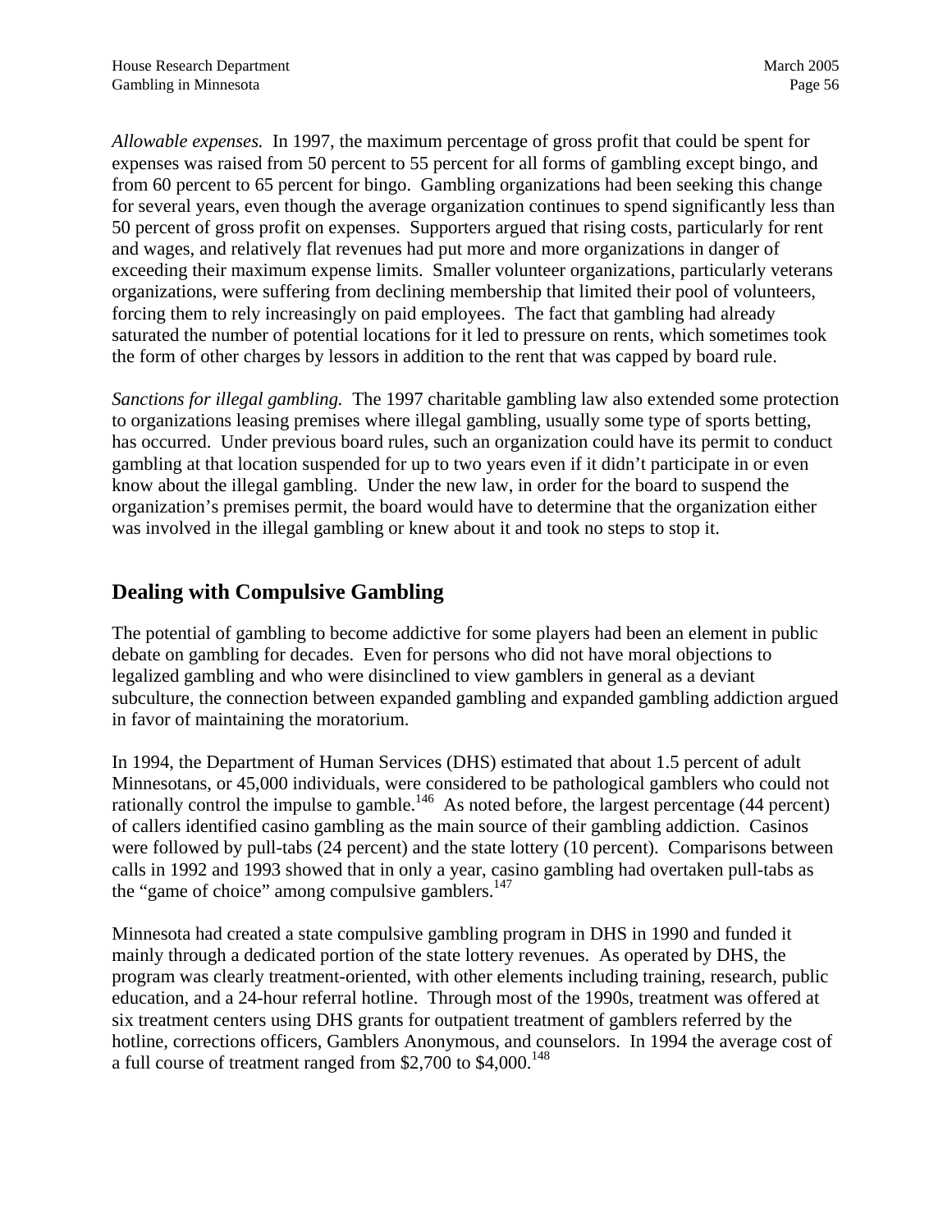*Allowable expenses.* In 1997, the maximum percentage of gross profit that could be spent for expenses was raised from 50 percent to 55 percent for all forms of gambling except bingo, and from 60 percent to 65 percent for bingo. Gambling organizations had been seeking this change for several years, even though the average organization continues to spend significantly less than 50 percent of gross profit on expenses. Supporters argued that rising costs, particularly for rent and wages, and relatively flat revenues had put more and more organizations in danger of exceeding their maximum expense limits. Smaller volunteer organizations, particularly veterans organizations, were suffering from declining membership that limited their pool of volunteers, forcing them to rely increasingly on paid employees. The fact that gambling had already saturated the number of potential locations for it led to pressure on rents, which sometimes took the form of other charges by lessors in addition to the rent that was capped by board rule.

*Sanctions for illegal gambling.* The 1997 charitable gambling law also extended some protection to organizations leasing premises where illegal gambling, usually some type of sports betting, has occurred. Under previous board rules, such an organization could have its permit to conduct gambling at that location suspended for up to two years even if it didn't participate in or even know about the illegal gambling. Under the new law, in order for the board to suspend the organization's premises permit, the board would have to determine that the organization either was involved in the illegal gambling or knew about it and took no steps to stop it.

## Dealing with Compulsive Gambling

The potential of gambling to become addictive for some players had been an element in public debate on gambling for decades. Even for persons who did not have moral objections to legalized gambling and who were disinclined to view gamblers in general as a deviant subculture, the connection between expanded gambling and expanded gambling addiction argued in favor of maintaining the moratorium.

In 1994, the Department of Human Services (DHS) estimated that about 1.5 percent of adult Minnesotans, or 45,000 individuals, were considered to be pathological gamblers who could not rationally control the impulse to gamble.[146] As noted before, the largest percentage (44 percent) of callers identified casino gambling as the main source of their gambling addiction. Casinos were followed by pull-tabs (24 percent) and the state lottery (10 percent). Comparisons between calls in 1992 and 1993 showed that in only a year, casino gambling had overtaken pull-tabs as the "game of choice" among compulsive gamblers.[147]

Minnesota had created a state compulsive gambling program in DHS in 1990 and funded it mainly through a dedicated portion of the state lottery revenues. As operated by DHS, the program was clearly treatment-oriented, with other elements including training, research, public education, and a 24-hour referral hotline. Through most of the 1990s, treatment was offered at six treatment centers using DHS grants for outpatient treatment of gamblers referred by the hotline, corrections officers, Gamblers Anonymous, and counselors. In 1994 the average cost of a full course of treatment ranged from $2,700 to $4,000.[148]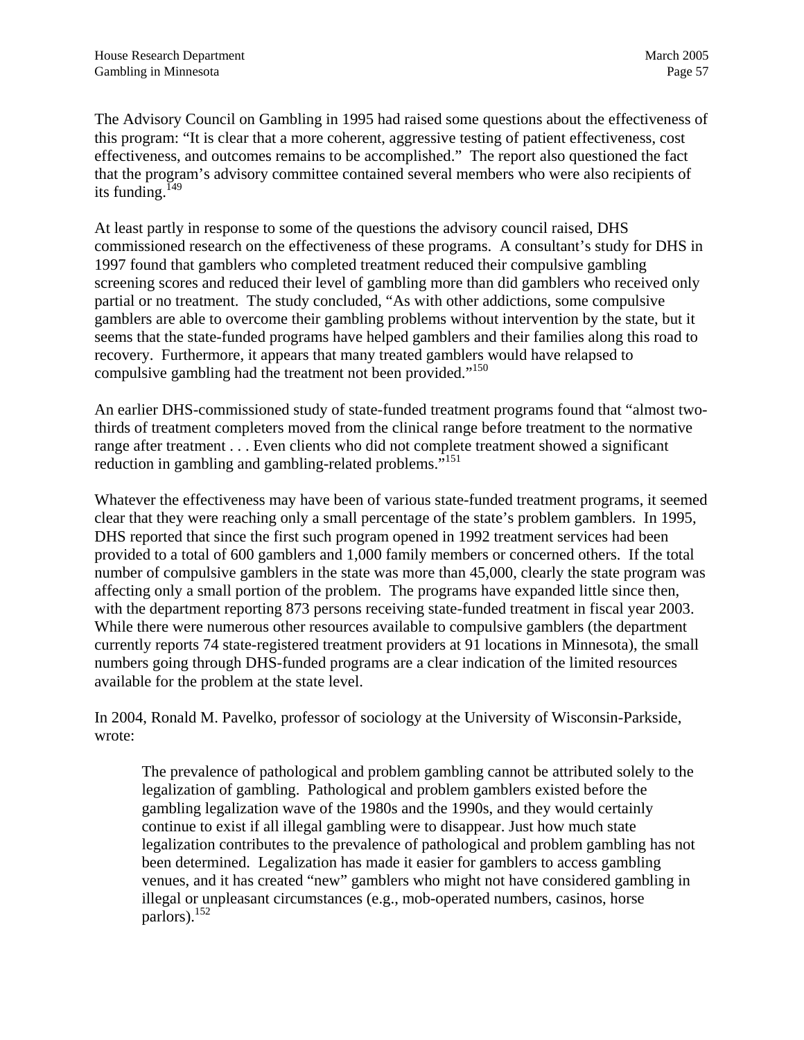The Advisory Council on Gambling in 1995 had raised some questions about the effectiveness of this program: "It is clear that a more coherent, aggressive testing of patient effectiveness, cost effectiveness, and outcomes remains to be accomplished." The report also questioned the fact that the program's advisory committee contained several members who were also recipients of its funding.[149]

At least partly in response to some of the questions the advisory council raised, DHS commissioned research on the effectiveness of these programs. A consultant's study for DHS in 1997 found that gamblers who completed treatment reduced their compulsive gambling screening scores and reduced their level of gambling more than did gamblers who received only partial or no treatment. The study concluded, "As with other addictions, some compulsive gamblers are able to overcome their gambling problems without intervention by the state, but it seems that the state-funded programs have helped gamblers and their families along this road to recovery. Furthermore, it appears that many treated gamblers would have relapsed to compulsive gambling had the treatment not been provided."[150]

An earlier DHS-commissioned study of state-funded treatment programs found that "almost two-thirds of treatment completers moved from the clinical range before treatment to the normative range after treatment . . . Even clients who did not complete treatment showed a significant reduction in gambling and gambling-related problems."[151]

Whatever the effectiveness may have been of various state-funded treatment programs, it seemed clear that they were reaching only a small percentage of the state's problem gamblers. In 1995, DHS reported that since the first such program opened in 1992 treatment services had been provided to a total of 600 gamblers and 1,000 family members or concerned others. If the total number of compulsive gamblers in the state was more than 45,000, clearly the state program was affecting only a small portion of the problem. The programs have expanded little since then, with the department reporting 873 persons receiving state-funded treatment in fiscal year 2003. While there were numerous other resources available to compulsive gamblers (the department currently reports 74 state-registered treatment providers at 91 locations in Minnesota), the small numbers going through DHS-funded programs are a clear indication of the limited resources available for the problem at the state level.

In 2004, Ronald M. Pavelko, professor of sociology at the University of Wisconsin-Parkside, wrote:

> The prevalence of pathological and problem gambling cannot be attributed solely to the legalization of gambling. Pathological and problem gamblers existed before the gambling legalization wave of the 1980s and the 1990s, and they would certainly continue to exist if all illegal gambling were to disappear. Just how much state legalization contributes to the prevalence of pathological and problem gambling has not been determined. Legalization has made it easier for gamblers to access gambling venues, and it has created "new" gamblers who might not have considered gambling in illegal or unpleasant circumstances (e.g., mob-operated numbers, casinos, horse parlors).[152]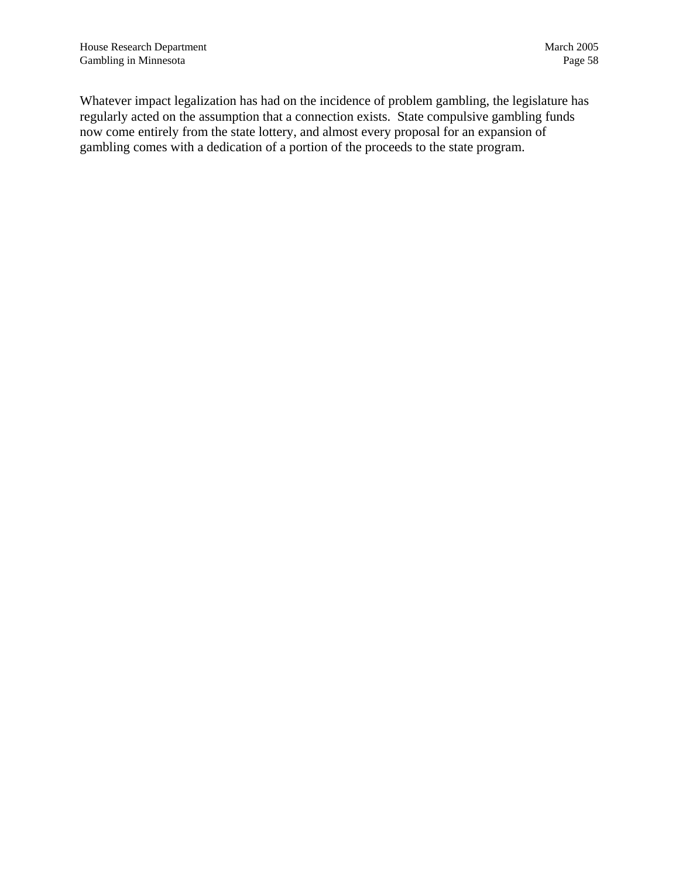Whatever impact legalization has had on the incidence of problem gambling, the legislature has regularly acted on the assumption that a connection exists. State compulsive gambling funds now come entirely from the state lottery, and almost every proposal for an expansion of gambling comes with a dedication of a portion of the proceeds to the state program.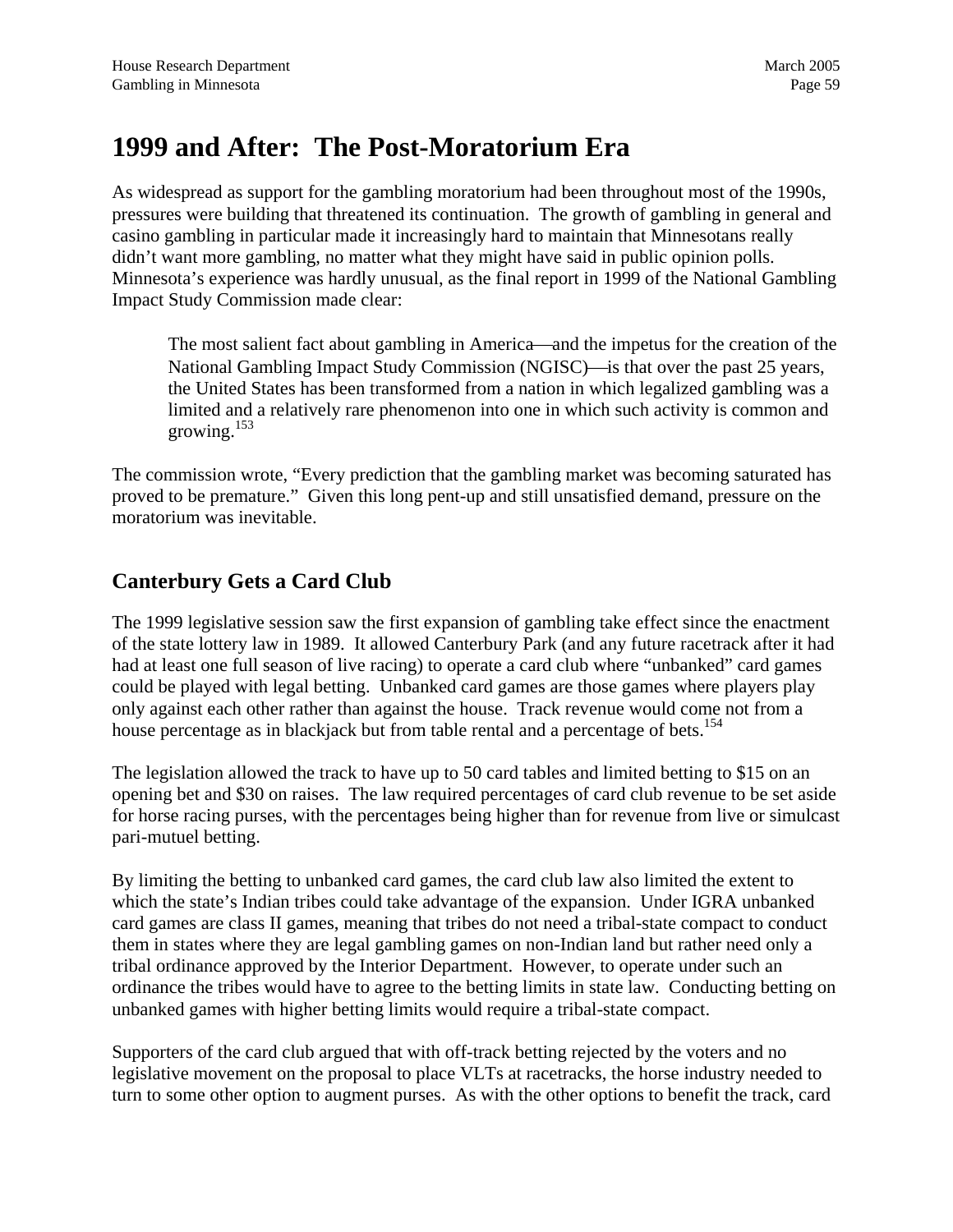# 1999 and After: The Post-Moratorium Era

As widespread as support for the gambling moratorium had been throughout most of the 1990s, pressures were building that threatened its continuation. The growth of gambling in general and casino gambling in particular made it increasingly hard to maintain that Minnesotans really didn't want more gambling, no matter what they might have said in public opinion polls. Minnesota's experience was hardly unusual, as the final report in 1999 of the National Gambling Impact Study Commission made clear:

> The most salient fact about gambling in America—and the impetus for the creation of the National Gambling Impact Study Commission (NGISC)—is that over the past 25 years, the United States has been transformed from a nation in which legalized gambling was a limited and a relatively rare phenomenon into one in which such activity is common and growing.[153]

The commission wrote, "Every prediction that the gambling market was becoming saturated has proved to be premature." Given this long pent-up and still unsatisfied demand, pressure on the moratorium was inevitable.

## Canterbury Gets a Card Club

The 1999 legislative session saw the first expansion of gambling take effect since the enactment of the state lottery law in 1989. It allowed Canterbury Park (and any future racetrack after it had had at least one full season of live racing) to operate a card club where "unbanked" card games could be played with legal betting. Unbanked card games are those games where players play only against each other rather than against the house. Track revenue would come not from a house percentage as in blackjack but from table rental and a percentage of bets.[154]

The legislation allowed the track to have up to 50 card tables and limited betting to $15 on an opening bet and $30 on raises. The law required percentages of card club revenue to be set aside for horse racing purses, with the percentages being higher than for revenue from live or simulcast pari-mutuel betting.

By limiting the betting to unbanked card games, the card club law also limited the extent to which the state's Indian tribes could take advantage of the expansion. Under IGRA unbanked card games are class II games, meaning that tribes do not need a tribal-state compact to conduct them in states where they are legal gambling games on non-Indian land but rather need only a tribal ordinance approved by the Interior Department. However, to operate under such an ordinance the tribes would have to agree to the betting limits in state law. Conducting betting on unbanked games with higher betting limits would require a tribal-state compact.

Supporters of the card club argued that with off-track betting rejected by the voters and no legislative movement on the proposal to place VLTs at racetracks, the horse industry needed to turn to some other option to augment purses. As with the other options to benefit the track, card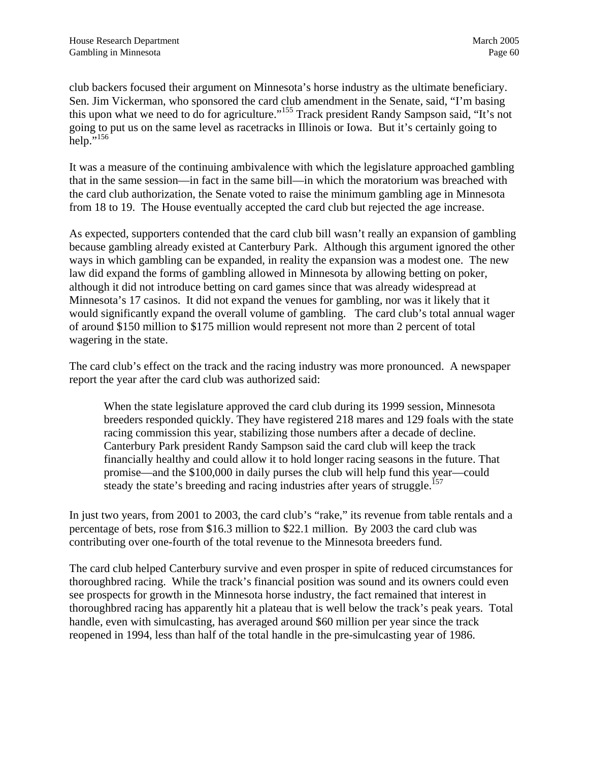club backers focused their argument on Minnesota's horse industry as the ultimate beneficiary. Sen. Jim Vickerman, who sponsored the card club amendment in the Senate, said, "I'm basing this upon what we need to do for agriculture."[155] Track president Randy Sampson said, "It's not going to put us on the same level as racetracks in Illinois or Iowa. But it's certainly going to help."[156]

It was a measure of the continuing ambivalence with which the legislature approached gambling that in the same session—in fact in the same bill—in which the moratorium was breached with the card club authorization, the Senate voted to raise the minimum gambling age in Minnesota from 18 to 19. The House eventually accepted the card club but rejected the age increase.

As expected, supporters contended that the card club bill wasn't really an expansion of gambling because gambling already existed at Canterbury Park. Although this argument ignored the other ways in which gambling can be expanded, in reality the expansion was a modest one. The new law did expand the forms of gambling allowed in Minnesota by allowing betting on poker, although it did not introduce betting on card games since that was already widespread at Minnesota's 17 casinos. It did not expand the venues for gambling, nor was it likely that it would significantly expand the overall volume of gambling. The card club's total annual wager of around $150 million to $175 million would represent not more than 2 percent of total wagering in the state.

The card club's effect on the track and the racing industry was more pronounced. A newspaper report the year after the card club was authorized said:

> When the state legislature approved the card club during its 1999 session, Minnesota breeders responded quickly. They have registered 218 mares and 129 foals with the state racing commission this year, stabilizing those numbers after a decade of decline. Canterbury Park president Randy Sampson said the card club will keep the track financially healthy and could allow it to hold longer racing seasons in the future. That promise—and the $100,000 in daily purses the club will help fund this year—could steady the state's breeding and racing industries after years of struggle.[157]

In just two years, from 2001 to 2003, the card club's "rake," its revenue from table rentals and a percentage of bets, rose from $16.3 million to $22.1 million. By 2003 the card club was contributing over one-fourth of the total revenue to the Minnesota breeders fund.

The card club helped Canterbury survive and even prosper in spite of reduced circumstances for thoroughbred racing. While the track's financial position was sound and its owners could even see prospects for growth in the Minnesota horse industry, the fact remained that interest in thoroughbred racing has apparently hit a plateau that is well below the track's peak years. Total handle, even with simulcasting, has averaged around $60 million per year since the track reopened in 1994, less than half of the total handle in the pre-simulcasting year of 1986.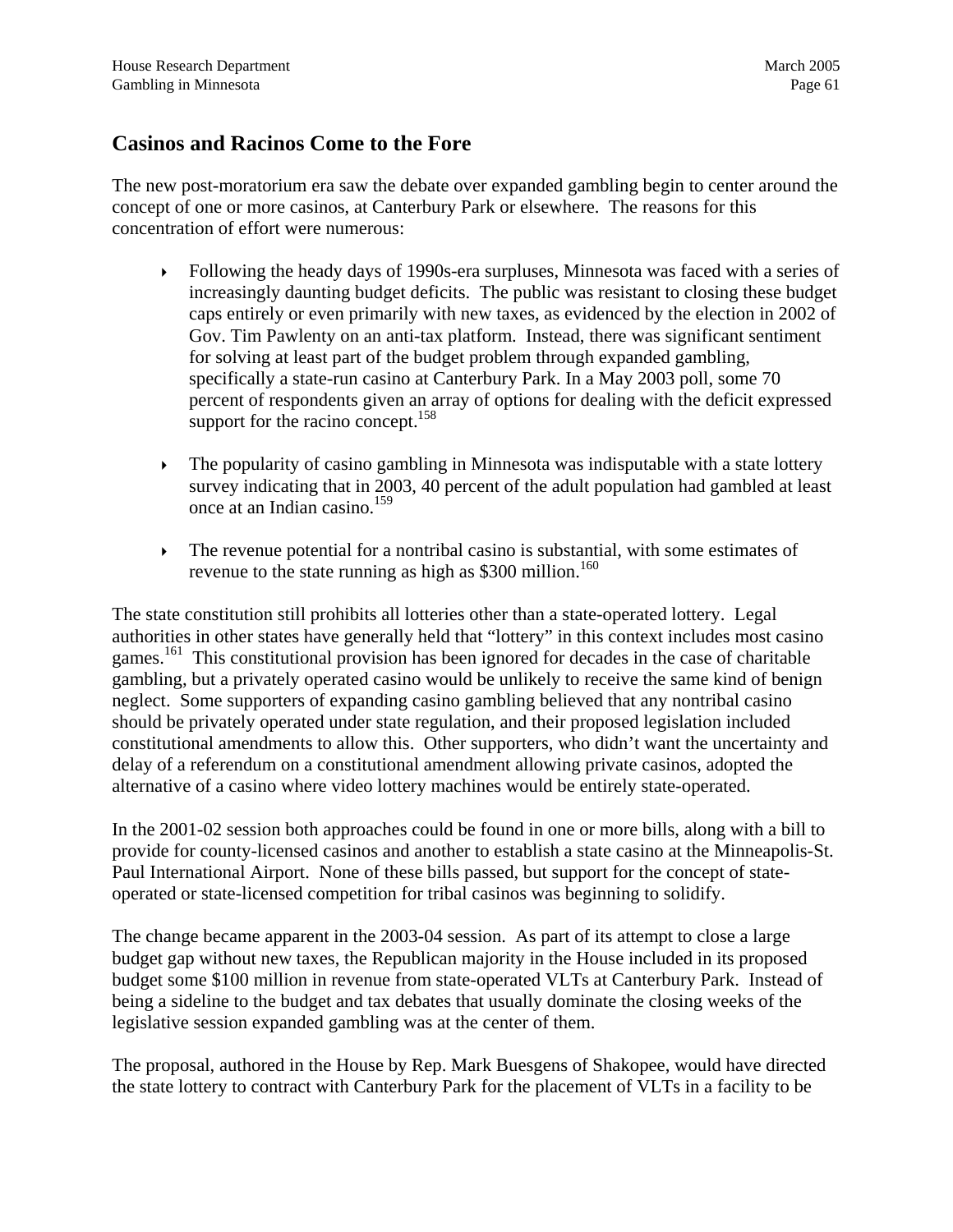## Casinos and Racinos Come to the Fore

The new post-moratorium era saw the debate over expanded gambling begin to center around the concept of one or more casinos, at Canterbury Park or elsewhere. The reasons for this concentration of effort were numerous:

- Following the heady days of 1990s-era surpluses, Minnesota was faced with a series of increasingly daunting budget deficits. The public was resistant to closing these budget caps entirely or even primarily with new taxes, as evidenced by the election in 2002 of Gov. Tim Pawlenty on an anti-tax platform. Instead, there was significant sentiment for solving at least part of the budget problem through expanded gambling, specifically a state-run casino at Canterbury Park. In a May 2003 poll, some 70 percent of respondents given an array of options for dealing with the deficit expressed support for the racino concept.[158]

- The popularity of casino gambling in Minnesota was indisputable with a state lottery survey indicating that in 2003, 40 percent of the adult population had gambled at least once at an Indian casino.[159]

- The revenue potential for a nontribal casino is substantial, with some estimates of revenue to the state running as high as $300 million.[160]

The state constitution still prohibits all lotteries other than a state-operated lottery. Legal authorities in other states have generally held that "lottery" in this context includes most casino games.[161] This constitutional provision has been ignored for decades in the case of charitable gambling, but a privately operated casino would be unlikely to receive the same kind of benign neglect. Some supporters of expanding casino gambling believed that any nontribal casino should be privately operated under state regulation, and their proposed legislation included constitutional amendments to allow this. Other supporters, who didn't want the uncertainty and delay of a referendum on a constitutional amendment allowing private casinos, adopted the alternative of a casino where video lottery machines would be entirely state-operated.

In the 2001-02 session both approaches could be found in one or more bills, along with a bill to provide for county-licensed casinos and another to establish a state casino at the Minneapolis-St. Paul International Airport. None of these bills passed, but support for the concept of state-operated or state-licensed competition for tribal casinos was beginning to solidify.

The change became apparent in the 2003-04 session. As part of its attempt to close a large budget gap without new taxes, the Republican majority in the House included in its proposed budget some $100 million in revenue from state-operated VLTs at Canterbury Park. Instead of being a sideline to the budget and tax debates that usually dominate the closing weeks of the legislative session expanded gambling was at the center of them.

The proposal, authored in the House by Rep. Mark Buesgens of Shakopee, would have directed the state lottery to contract with Canterbury Park for the placement of VLTs in a facility to be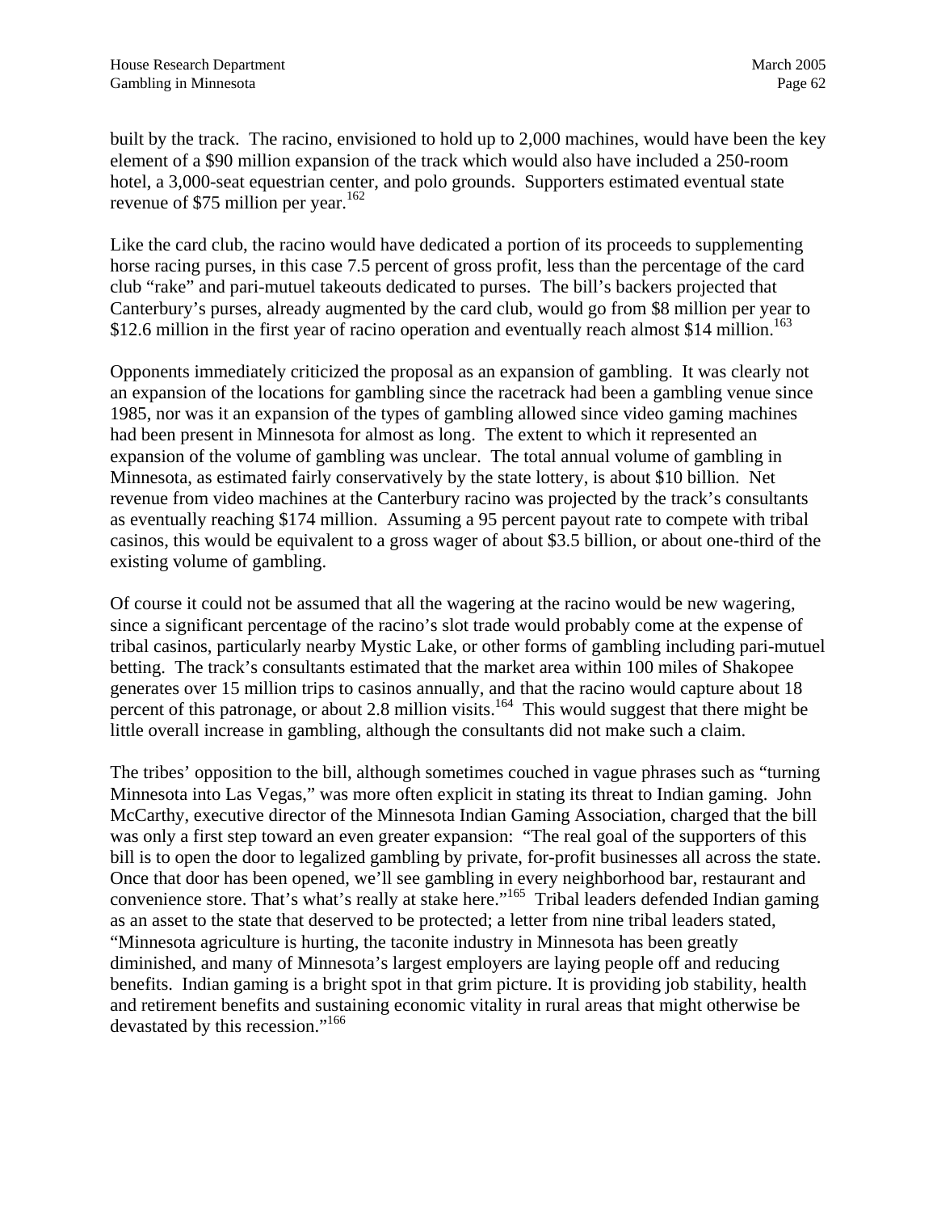built by the track. The racino, envisioned to hold up to 2,000 machines, would have been the key element of a $90 million expansion of the track which would also have included a 250-room hotel, a 3,000-seat equestrian center, and polo grounds. Supporters estimated eventual state revenue of $75 million per year.[162]

Like the card club, the racino would have dedicated a portion of its proceeds to supplementing horse racing purses, in this case 7.5 percent of gross profit, less than the percentage of the card club "rake" and pari-mutuel takeouts dedicated to purses. The bill's backers projected that Canterbury's purses, already augmented by the card club, would go from $8 million per year to $12.6 million in the first year of racino operation and eventually reach almost $14 million.[163]

Opponents immediately criticized the proposal as an expansion of gambling. It was clearly not an expansion of the locations for gambling since the racetrack had been a gambling venue since 1985, nor was it an expansion of the types of gambling allowed since video gaming machines had been present in Minnesota for almost as long. The extent to which it represented an expansion of the volume of gambling was unclear. The total annual volume of gambling in Minnesota, as estimated fairly conservatively by the state lottery, is about $10 billion. Net revenue from video machines at the Canterbury racino was projected by the track's consultants as eventually reaching $174 million. Assuming a 95 percent payout rate to compete with tribal casinos, this would be equivalent to a gross wager of about $3.5 billion, or about one-third of the existing volume of gambling.

Of course it could not be assumed that all the wagering at the racino would be new wagering, since a significant percentage of the racino's slot trade would probably come at the expense of tribal casinos, particularly nearby Mystic Lake, or other forms of gambling including pari-mutuel betting. The track's consultants estimated that the market area within 100 miles of Shakopee generates over 15 million trips to casinos annually, and that the racino would capture about 18 percent of this patronage, or about 2.8 million visits.[164] This would suggest that there might be little overall increase in gambling, although the consultants did not make such a claim.

The tribes' opposition to the bill, although sometimes couched in vague phrases such as "turning Minnesota into Las Vegas," was more often explicit in stating its threat to Indian gaming. John McCarthy, executive director of the Minnesota Indian Gaming Association, charged that the bill was only a first step toward an even greater expansion: "The real goal of the supporters of this bill is to open the door to legalized gambling by private, for-profit businesses all across the state. Once that door has been opened, we'll see gambling in every neighborhood bar, restaurant and convenience store. That's what's really at stake here."[165] Tribal leaders defended Indian gaming as an asset to the state that deserved to be protected; a letter from nine tribal leaders stated, "Minnesota agriculture is hurting, the taconite industry in Minnesota has been greatly diminished, and many of Minnesota's largest employers are laying people off and reducing benefits. Indian gaming is a bright spot in that grim picture. It is providing job stability, health and retirement benefits and sustaining economic vitality in rural areas that might otherwise be devastated by this recession."[166]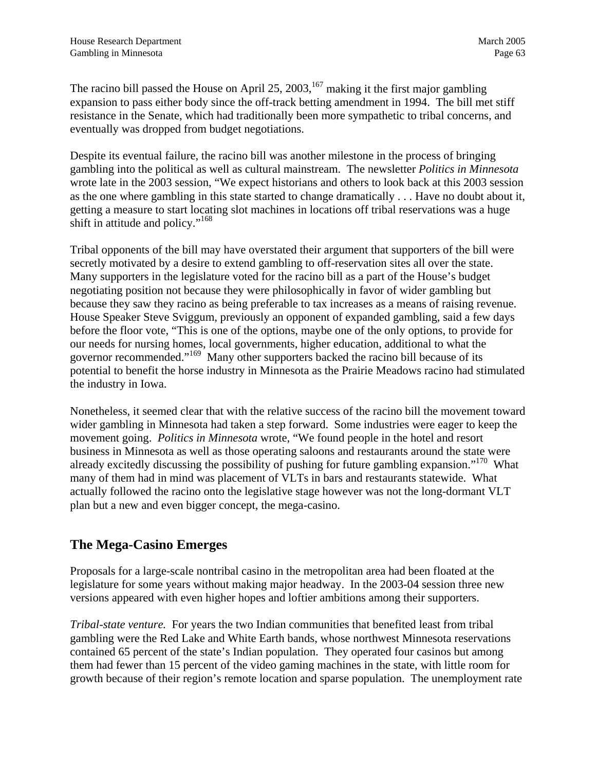The racino bill passed the House on April 25, 2003,[167] making it the first major gambling expansion to pass either body since the off-track betting amendment in 1994. The bill met stiff resistance in the Senate, which had traditionally been more sympathetic to tribal concerns, and eventually was dropped from budget negotiations.

Despite its eventual failure, the racino bill was another milestone in the process of bringing gambling into the political as well as cultural mainstream. The newsletter *Politics in Minnesota* wrote late in the 2003 session, "We expect historians and others to look back at this 2003 session as the one where gambling in this state started to change dramatically . . . Have no doubt about it, getting a measure to start locating slot machines in locations off tribal reservations was a huge shift in attitude and policy."[168]

Tribal opponents of the bill may have overstated their argument that supporters of the bill were secretly motivated by a desire to extend gambling to off-reservation sites all over the state. Many supporters in the legislature voted for the racino bill as a part of the House's budget negotiating position not because they were philosophically in favor of wider gambling but because they saw they racino as being preferable to tax increases as a means of raising revenue. House Speaker Steve Sviggum, previously an opponent of expanded gambling, said a few days before the floor vote, "This is one of the options, maybe one of the only options, to provide for our needs for nursing homes, local governments, higher education, additional to what the governor recommended."[169] Many other supporters backed the racino bill because of its potential to benefit the horse industry in Minnesota as the Prairie Meadows racino had stimulated the industry in Iowa.

Nonetheless, it seemed clear that with the relative success of the racino bill the movement toward wider gambling in Minnesota had taken a step forward. Some industries were eager to keep the movement going. *Politics in Minnesota* wrote, "We found people in the hotel and resort business in Minnesota as well as those operating saloons and restaurants around the state were already excitedly discussing the possibility of pushing for future gambling expansion."[170] What many of them had in mind was placement of VLTs in bars and restaurants statewide. What actually followed the racino onto the legislative stage however was not the long-dormant VLT plan but a new and even bigger concept, the mega-casino.

## The Mega-Casino Emerges

Proposals for a large-scale nontribal casino in the metropolitan area had been floated at the legislature for some years without making major headway. In the 2003-04 session three new versions appeared with even higher hopes and loftier ambitions among their supporters.

*Tribal-state venture.* For years the two Indian communities that benefited least from tribal gambling were the Red Lake and White Earth bands, whose northwest Minnesota reservations contained 65 percent of the state's Indian population. They operated four casinos but among them had fewer than 15 percent of the video gaming machines in the state, with little room for growth because of their region's remote location and sparse population. The unemployment rate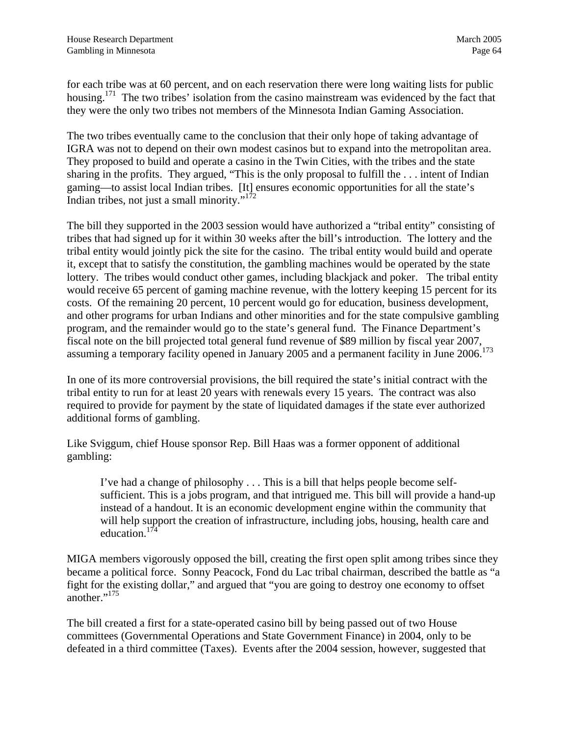for each tribe was at 60 percent, and on each reservation there were long waiting lists for public housing.[171] The two tribes' isolation from the casino mainstream was evidenced by the fact that they were the only two tribes not members of the Minnesota Indian Gaming Association.

The two tribes eventually came to the conclusion that their only hope of taking advantage of IGRA was not to depend on their own modest casinos but to expand into the metropolitan area. They proposed to build and operate a casino in the Twin Cities, with the tribes and the state sharing in the profits. They argued, "This is the only proposal to fulfill the . . . intent of Indian gaming—to assist local Indian tribes. [It] ensures economic opportunities for all the state's Indian tribes, not just a small minority."[172]

The bill they supported in the 2003 session would have authorized a "tribal entity" consisting of tribes that had signed up for it within 30 weeks after the bill's introduction. The lottery and the tribal entity would jointly pick the site for the casino. The tribal entity would build and operate it, except that to satisfy the constitution, the gambling machines would be operated by the state lottery. The tribes would conduct other games, including blackjack and poker. The tribal entity would receive 65 percent of gaming machine revenue, with the lottery keeping 15 percent for its costs. Of the remaining 20 percent, 10 percent would go for education, business development, and other programs for urban Indians and other minorities and for the state compulsive gambling program, and the remainder would go to the state's general fund. The Finance Department's fiscal note on the bill projected total general fund revenue of $89 million by fiscal year 2007, assuming a temporary facility opened in January 2005 and a permanent facility in June 2006.[173]

In one of its more controversial provisions, the bill required the state's initial contract with the tribal entity to run for at least 20 years with renewals every 15 years. The contract was also required to provide for payment by the state of liquidated damages if the state ever authorized additional forms of gambling.

Like Sviggum, chief House sponsor Rep. Bill Haas was a former opponent of additional gambling:

> I've had a change of philosophy . . . This is a bill that helps people become self-sufficient. This is a jobs program, and that intrigued me. This bill will provide a hand-up instead of a handout. It is an economic development engine within the community that will help support the creation of infrastructure, including jobs, housing, health care and education.[174]

MIGA members vigorously opposed the bill, creating the first open split among tribes since they became a political force. Sonny Peacock, Fond du Lac tribal chairman, described the battle as "a fight for the existing dollar," and argued that "you are going to destroy one economy to offset another."[175]

The bill created a first for a state-operated casino bill by being passed out of two House committees (Governmental Operations and State Government Finance) in 2004, only to be defeated in a third committee (Taxes). Events after the 2004 session, however, suggested that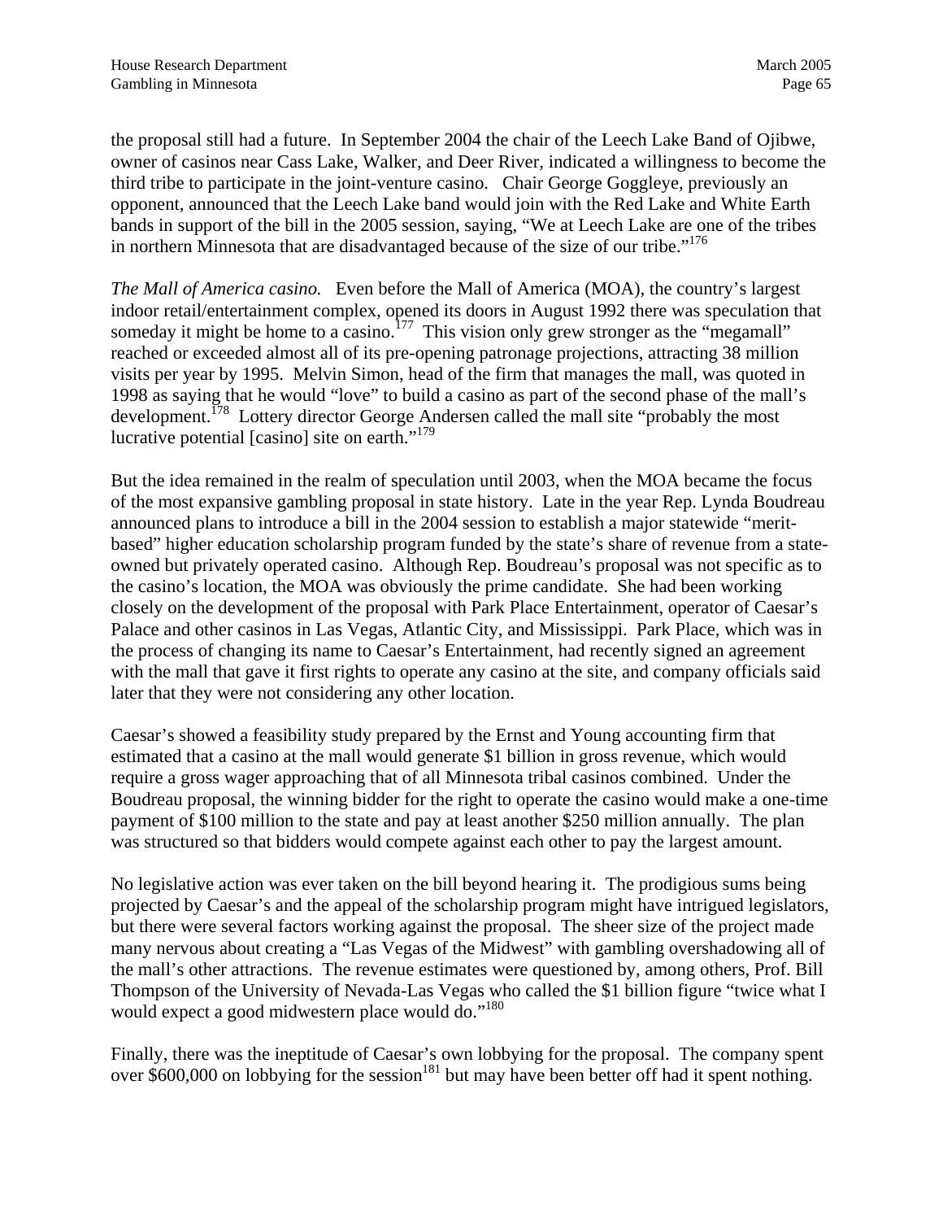the proposal still had a future. In September 2004 the chair of the Leech Lake Band of Ojibwe, owner of casinos near Cass Lake, Walker, and Deer River, indicated a willingness to become the third tribe to participate in the joint-venture casino. Chair George Goggleye, previously an opponent, announced that the Leech Lake band would join with the Red Lake and White Earth bands in support of the bill in the 2005 session, saying, "We at Leech Lake are one of the tribes in northern Minnesota that are disadvantaged because of the size of our tribe."[176]

*The Mall of America casino.* Even before the Mall of America (MOA), the country's largest indoor retail/entertainment complex, opened its doors in August 1992 there was speculation that someday it might be home to a casino.[177] This vision only grew stronger as the "megamall" reached or exceeded almost all of its pre-opening patronage projections, attracting 38 million visits per year by 1995. Melvin Simon, head of the firm that manages the mall, was quoted in 1998 as saying that he would "love" to build a casino as part of the second phase of the mall's development.[178] Lottery director George Andersen called the mall site "probably the most lucrative potential [casino] site on earth."[179]

But the idea remained in the realm of speculation until 2003, when the MOA became the focus of the most expansive gambling proposal in state history. Late in the year Rep. Lynda Boudreau announced plans to introduce a bill in the 2004 session to establish a major statewide "merit-based" higher education scholarship program funded by the state's share of revenue from a state-owned but privately operated casino. Although Rep. Boudreau's proposal was not specific as to the casino's location, the MOA was obviously the prime candidate. She had been working closely on the development of the proposal with Park Place Entertainment, operator of Caesar's Palace and other casinos in Las Vegas, Atlantic City, and Mississippi. Park Place, which was in the process of changing its name to Caesar's Entertainment, had recently signed an agreement with the mall that gave it first rights to operate any casino at the site, and company officials said later that they were not considering any other location.

Caesar's showed a feasibility study prepared by the Ernst and Young accounting firm that estimated that a casino at the mall would generate $1 billion in gross revenue, which would require a gross wager approaching that of all Minnesota tribal casinos combined. Under the Boudreau proposal, the winning bidder for the right to operate the casino would make a one-time payment of $100 million to the state and pay at least another $250 million annually. The plan was structured so that bidders would compete against each other to pay the largest amount.

No legislative action was ever taken on the bill beyond hearing it. The prodigious sums being projected by Caesar's and the appeal of the scholarship program might have intrigued legislators, but there were several factors working against the proposal. The sheer size of the project made many nervous about creating a "Las Vegas of the Midwest" with gambling overshadowing all of the mall's other attractions. The revenue estimates were questioned by, among others, Prof. Bill Thompson of the University of Nevada-Las Vegas who called the $1 billion figure "twice what I would expect a good midwestern place would do."[180]

Finally, there was the ineptitude of Caesar's own lobbying for the proposal. The company spent over $600,000 on lobbying for the session[181] but may have been better off had it spent nothing.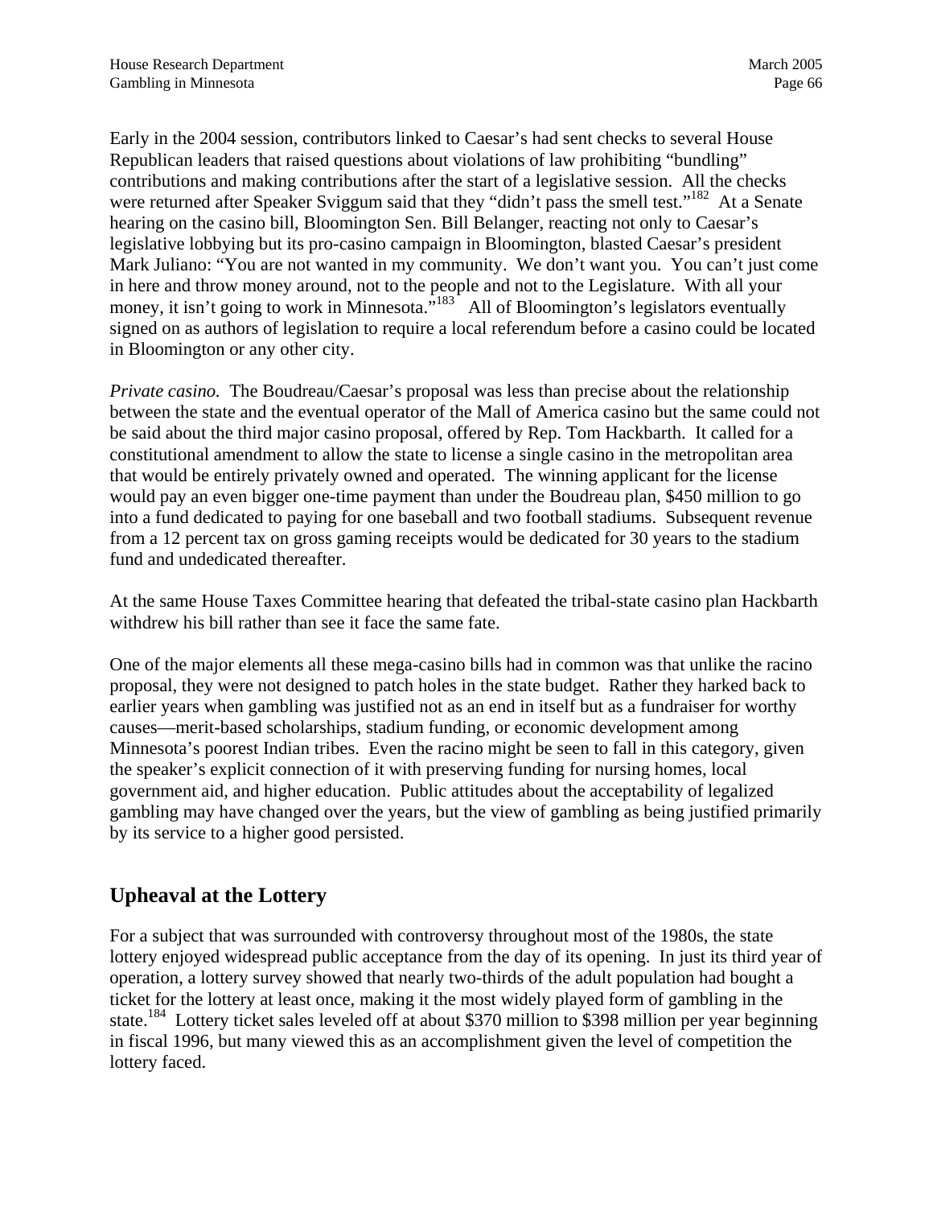Early in the 2004 session, contributors linked to Caesar's had sent checks to several House Republican leaders that raised questions about violations of law prohibiting "bundling" contributions and making contributions after the start of a legislative session. All the checks were returned after Speaker Sviggum said that they "didn't pass the smell test."[182] At a Senate hearing on the casino bill, Bloomington Sen. Bill Belanger, reacting not only to Caesar's legislative lobbying but its pro-casino campaign in Bloomington, blasted Caesar's president Mark Juliano: "You are not wanted in my community. We don't want you. You can't just come in here and throw money around, not to the people and not to the Legislature. With all your money, it isn't going to work in Minnesota."[183] All of Bloomington's legislators eventually signed on as authors of legislation to require a local referendum before a casino could be located in Bloomington or any other city.

*Private casino.* The Boudreau/Caesar's proposal was less than precise about the relationship between the state and the eventual operator of the Mall of America casino but the same could not be said about the third major casino proposal, offered by Rep. Tom Hackbarth. It called for a constitutional amendment to allow the state to license a single casino in the metropolitan area that would be entirely privately owned and operated. The winning applicant for the license would pay an even bigger one-time payment than under the Boudreau plan, $450 million to go into a fund dedicated to paying for one baseball and two football stadiums. Subsequent revenue from a 12 percent tax on gross gaming receipts would be dedicated for 30 years to the stadium fund and undedicated thereafter.

At the same House Taxes Committee hearing that defeated the tribal-state casino plan Hackbarth withdrew his bill rather than see it face the same fate.

One of the major elements all these mega-casino bills had in common was that unlike the racino proposal, they were not designed to patch holes in the state budget. Rather they harked back to earlier years when gambling was justified not as an end in itself but as a fundraiser for worthy causes—merit-based scholarships, stadium funding, or economic development among Minnesota's poorest Indian tribes. Even the racino might be seen to fall in this category, given the speaker's explicit connection of it with preserving funding for nursing homes, local government aid, and higher education. Public attitudes about the acceptability of legalized gambling may have changed over the years, but the view of gambling as being justified primarily by its service to a higher good persisted.

## Upheaval at the Lottery

For a subject that was surrounded with controversy throughout most of the 1980s, the state lottery enjoyed widespread public acceptance from the day of its opening. In just its third year of operation, a lottery survey showed that nearly two-thirds of the adult population had bought a ticket for the lottery at least once, making it the most widely played form of gambling in the state.[184] Lottery ticket sales leveled off at about $370 million to $398 million per year beginning in fiscal 1996, but many viewed this as an accomplishment given the level of competition the lottery faced.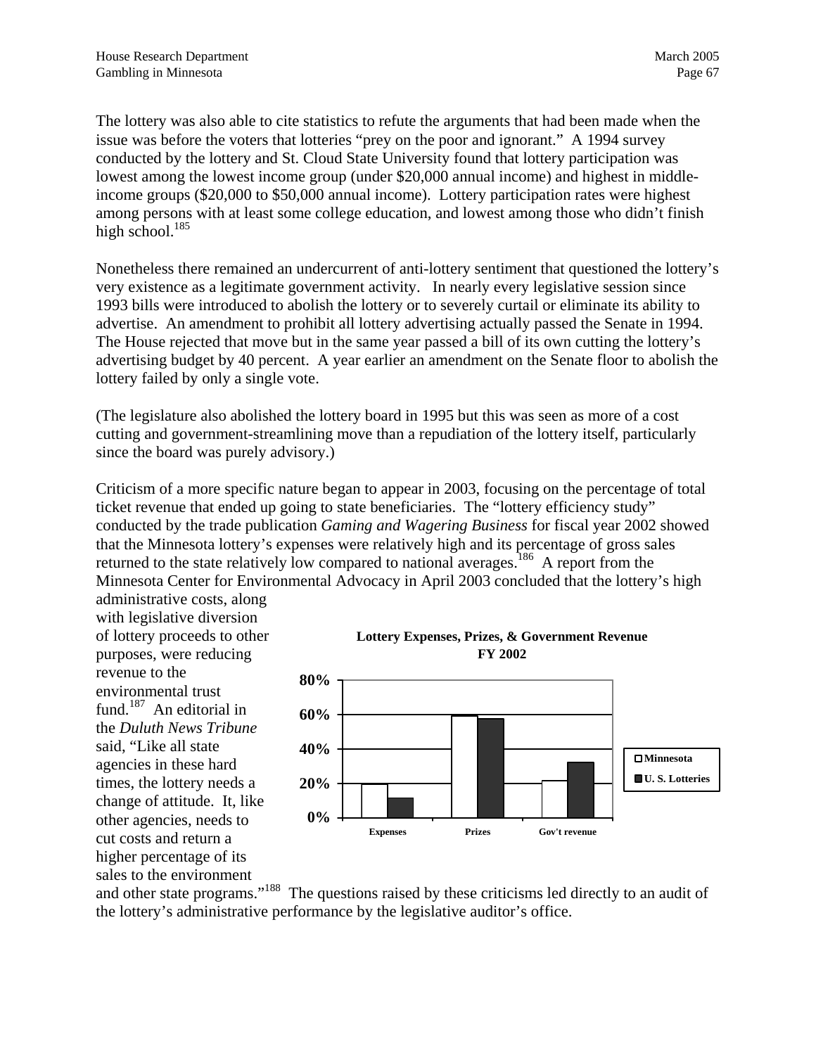The lottery was also able to cite statistics to refute the arguments that had been made when the issue was before the voters that lotteries "prey on the poor and ignorant." A 1994 survey conducted by the lottery and St. Cloud State University found that lottery participation was lowest among the lowest income group (under $20,000 annual income) and highest in middle-income groups ($20,000 to $50,000 annual income). Lottery participation rates were highest among persons with at least some college education, and lowest among those who didn't finish high school.[185]

Nonetheless there remained an undercurrent of anti-lottery sentiment that questioned the lottery's very existence as a legitimate government activity. In nearly every legislative session since 1993 bills were introduced to abolish the lottery or to severely curtail or eliminate its ability to advertise. An amendment to prohibit all lottery advertising actually passed the Senate in 1994. The House rejected that move but in the same year passed a bill of its own cutting the lottery's advertising budget by 40 percent. A year earlier an amendment on the Senate floor to abolish the lottery failed by only a single vote.

(The legislature also abolished the lottery board in 1995 but this was seen as more of a cost cutting and government-streamlining move than a repudiation of the lottery itself, particularly since the board was purely advisory.)

Criticism of a more specific nature began to appear in 2003, focusing on the percentage of total ticket revenue that ended up going to state beneficiaries. The "lottery efficiency study" conducted by the trade publication *Gaming and Wagering Business* for fiscal year 2002 showed that the Minnesota lottery's expenses were relatively high and its percentage of gross sales returned to the state relatively low compared to national averages.[186] A report from the Minnesota Center for Environmental Advocacy in April 2003 concluded that the lottery's high administrative costs, along with legislative diversion of lottery proceeds to other purposes, were reducing revenue to the environmental trust fund.[187] An editorial in the *Duluth News Tribune* said, "Like all state agencies in these hard times, the lottery needs a change of attitude. It, like other agencies, needs to cut costs and return a higher percentage of its sales to the environment and other state programs."[188] The questions raised by these criticisms led directly to an audit of the lottery's administrative performance by the legislative auditor's office.

**Lottery Expenses, Prizes, & Government Revenue FY 2002**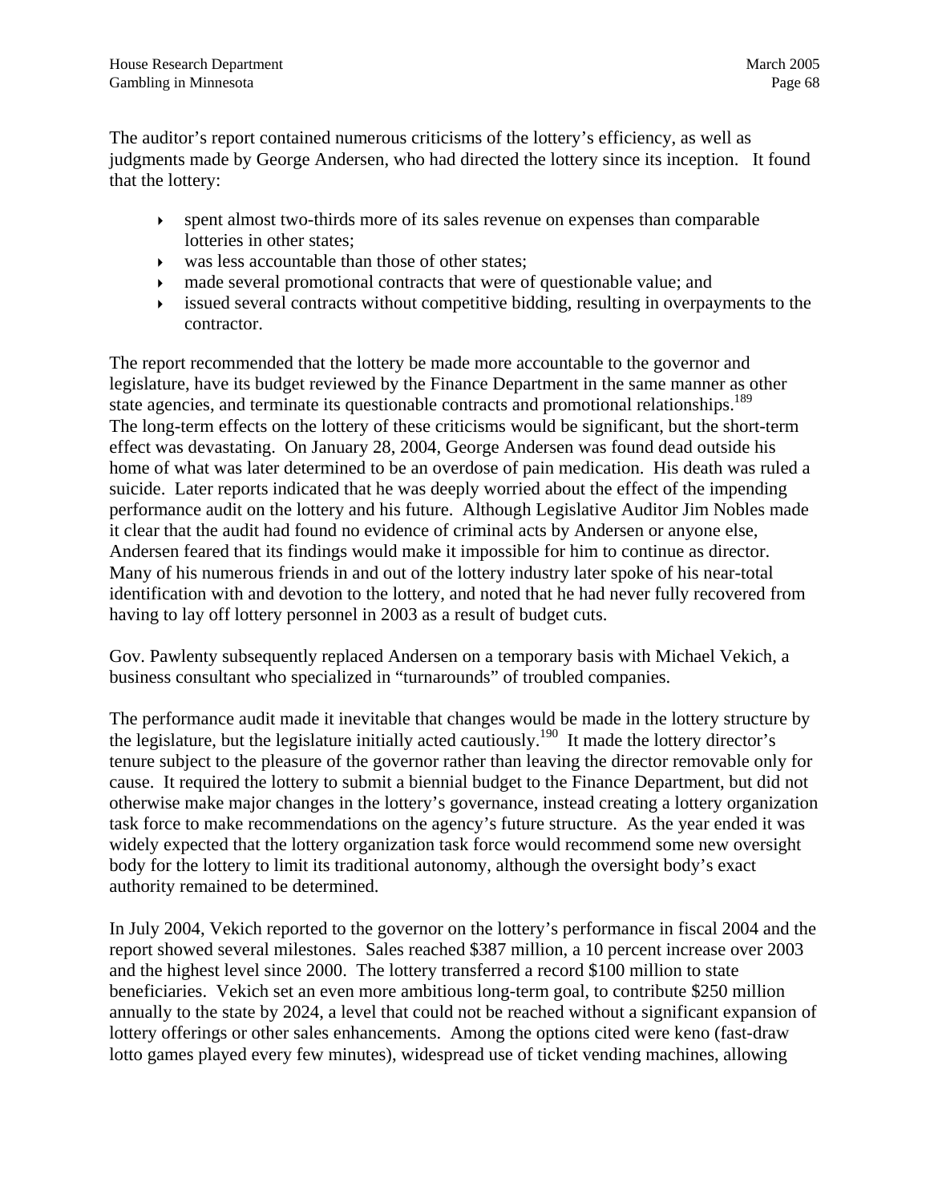The auditor's report contained numerous criticisms of the lottery's efficiency, as well as judgments made by George Andersen, who had directed the lottery since its inception. It found that the lottery:

- spent almost two-thirds more of its sales revenue on expenses than comparable lotteries in other states;
- was less accountable than those of other states;
- made several promotional contracts that were of questionable value; and
- issued several contracts without competitive bidding, resulting in overpayments to the contractor.

The report recommended that the lottery be made more accountable to the governor and legislature, have its budget reviewed by the Finance Department in the same manner as other state agencies, and terminate its questionable contracts and promotional relationships.[189] The long-term effects on the lottery of these criticisms would be significant, but the short-term effect was devastating. On January 28, 2004, George Andersen was found dead outside his home of what was later determined to be an overdose of pain medication. His death was ruled a suicide. Later reports indicated that he was deeply worried about the effect of the impending performance audit on the lottery and his future. Although Legislative Auditor Jim Nobles made it clear that the audit had found no evidence of criminal acts by Andersen or anyone else, Andersen feared that its findings would make it impossible for him to continue as director. Many of his numerous friends in and out of the lottery industry later spoke of his near-total identification with and devotion to the lottery, and noted that he had never fully recovered from having to lay off lottery personnel in 2003 as a result of budget cuts.

Gov. Pawlenty subsequently replaced Andersen on a temporary basis with Michael Vekich, a business consultant who specialized in "turnarounds" of troubled companies.

The performance audit made it inevitable that changes would be made in the lottery structure by the legislature, but the legislature initially acted cautiously.[190] It made the lottery director's tenure subject to the pleasure of the governor rather than leaving the director removable only for cause. It required the lottery to submit a biennial budget to the Finance Department, but did not otherwise make major changes in the lottery's governance, instead creating a lottery organization task force to make recommendations on the agency's future structure. As the year ended it was widely expected that the lottery organization task force would recommend some new oversight body for the lottery to limit its traditional autonomy, although the oversight body's exact authority remained to be determined.

In July 2004, Vekich reported to the governor on the lottery's performance in fiscal 2004 and the report showed several milestones. Sales reached $387 million, a 10 percent increase over 2003 and the highest level since 2000. The lottery transferred a record $100 million to state beneficiaries. Vekich set an even more ambitious long-term goal, to contribute $250 million annually to the state by 2024, a level that could not be reached without a significant expansion of lottery offerings or other sales enhancements. Among the options cited were keno (fast-draw lotto games played every few minutes), widespread use of ticket vending machines, allowing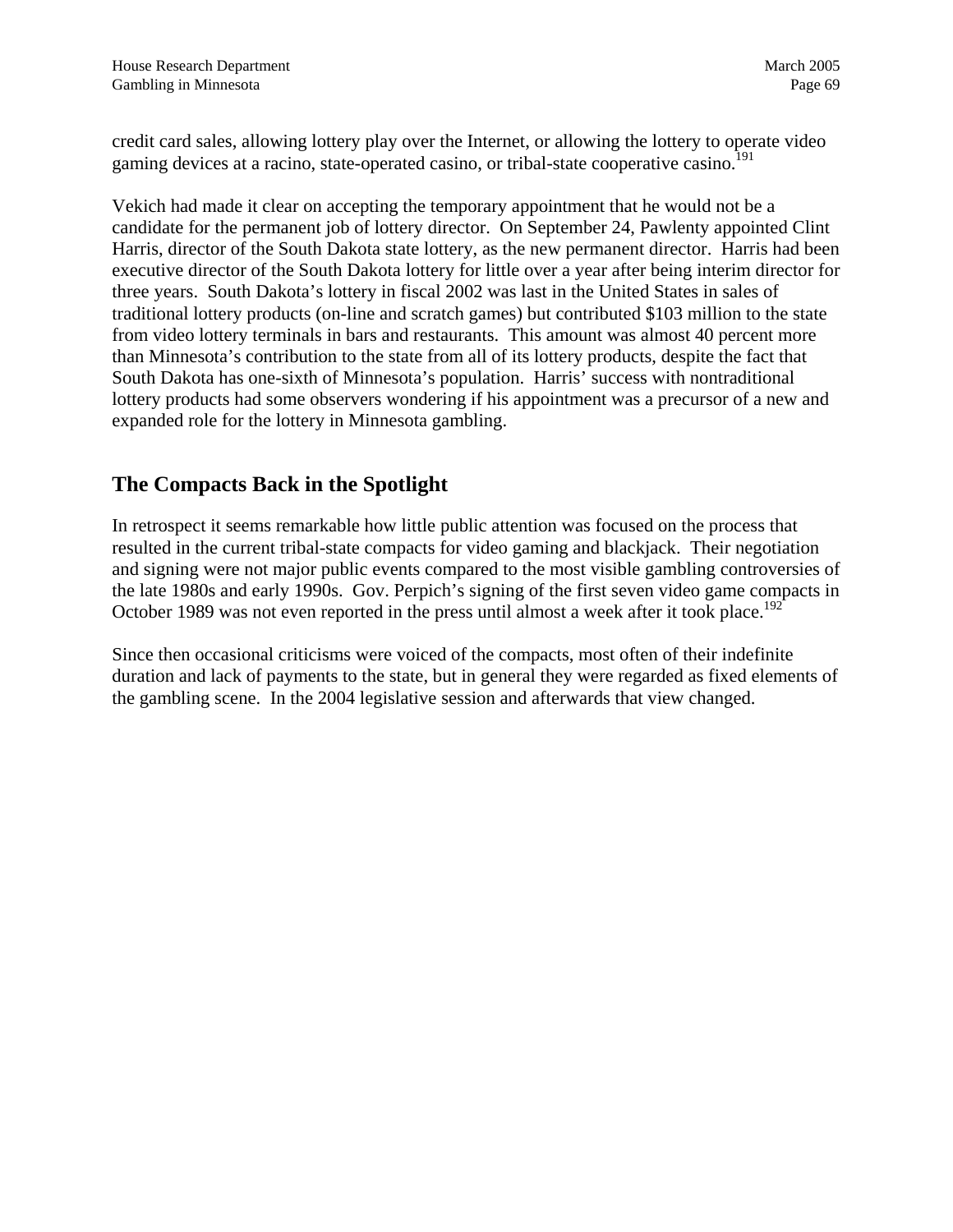credit card sales, allowing lottery play over the Internet, or allowing the lottery to operate video gaming devices at a racino, state-operated casino, or tribal-state cooperative casino.[191]

Vekich had made it clear on accepting the temporary appointment that he would not be a candidate for the permanent job of lottery director. On September 24, Pawlenty appointed Clint Harris, director of the South Dakota state lottery, as the new permanent director. Harris had been executive director of the South Dakota lottery for little over a year after being interim director for three years. South Dakota's lottery in fiscal 2002 was last in the United States in sales of traditional lottery products (on-line and scratch games) but contributed $103 million to the state from video lottery terminals in bars and restaurants. This amount was almost 40 percent more than Minnesota's contribution to the state from all of its lottery products, despite the fact that South Dakota has one-sixth of Minnesota's population. Harris' success with nontraditional lottery products had some observers wondering if his appointment was a precursor of a new and expanded role for the lottery in Minnesota gambling.

## The Compacts Back in the Spotlight

In retrospect it seems remarkable how little public attention was focused on the process that resulted in the current tribal-state compacts for video gaming and blackjack. Their negotiation and signing were not major public events compared to the most visible gambling controversies of the late 1980s and early 1990s. Gov. Perpich's signing of the first seven video game compacts in October 1989 was not even reported in the press until almost a week after it took place.[192]

Since then occasional criticisms were voiced of the compacts, most often of their indefinite duration and lack of payments to the state, but in general they were regarded as fixed elements of the gambling scene. In the 2004 legislative session and afterwards that view changed.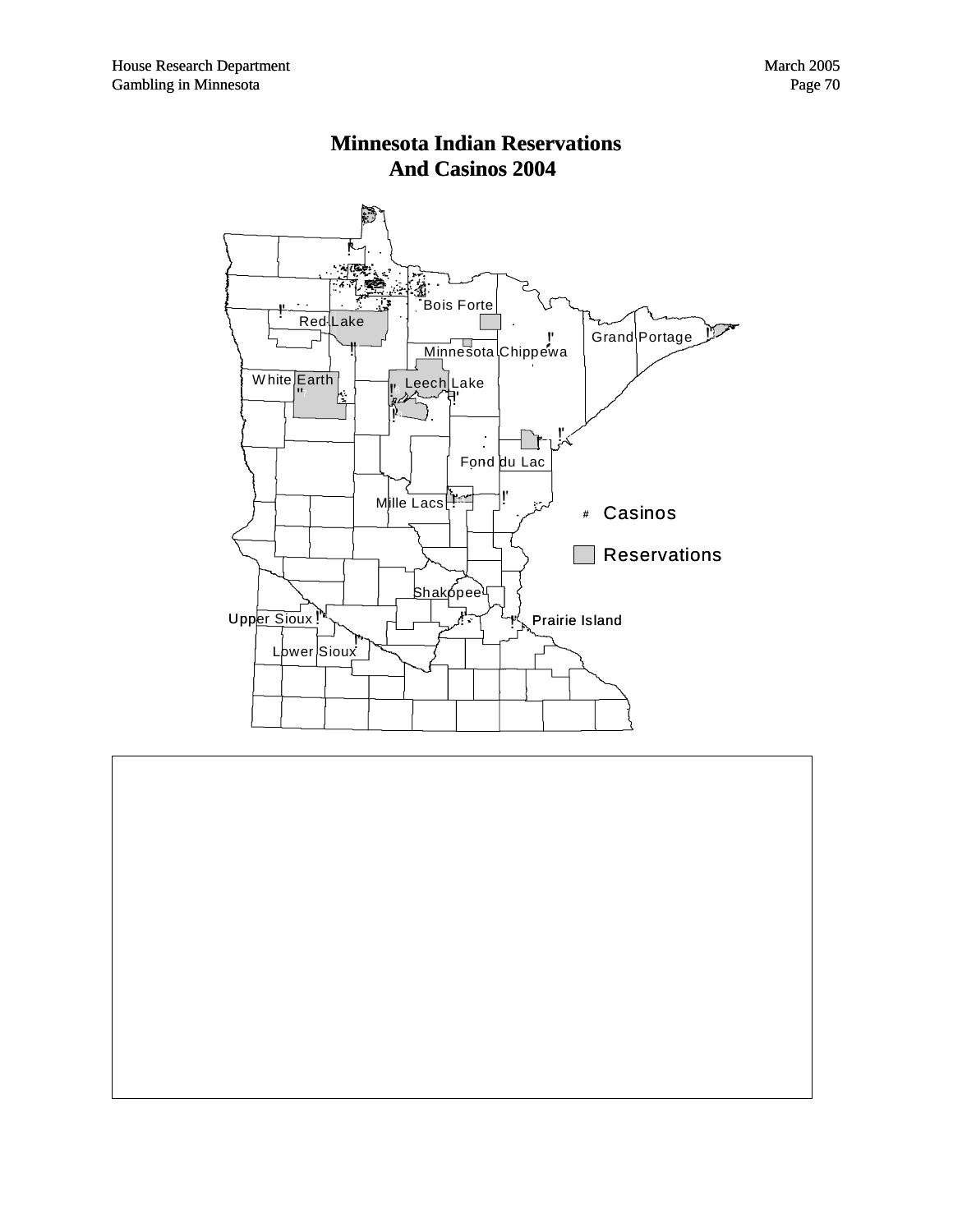# Minnesota Indian Reservations And Casinos 2004

Bois Forte

Red Lake

Grand Portage

Minnesota Chippewa

White Earth

Leech Lake

Fond du Lac

Mille Lacs

Shakopee

Upper Sioux

Prairie Island

Lower Sioux

# Casinos

Reservations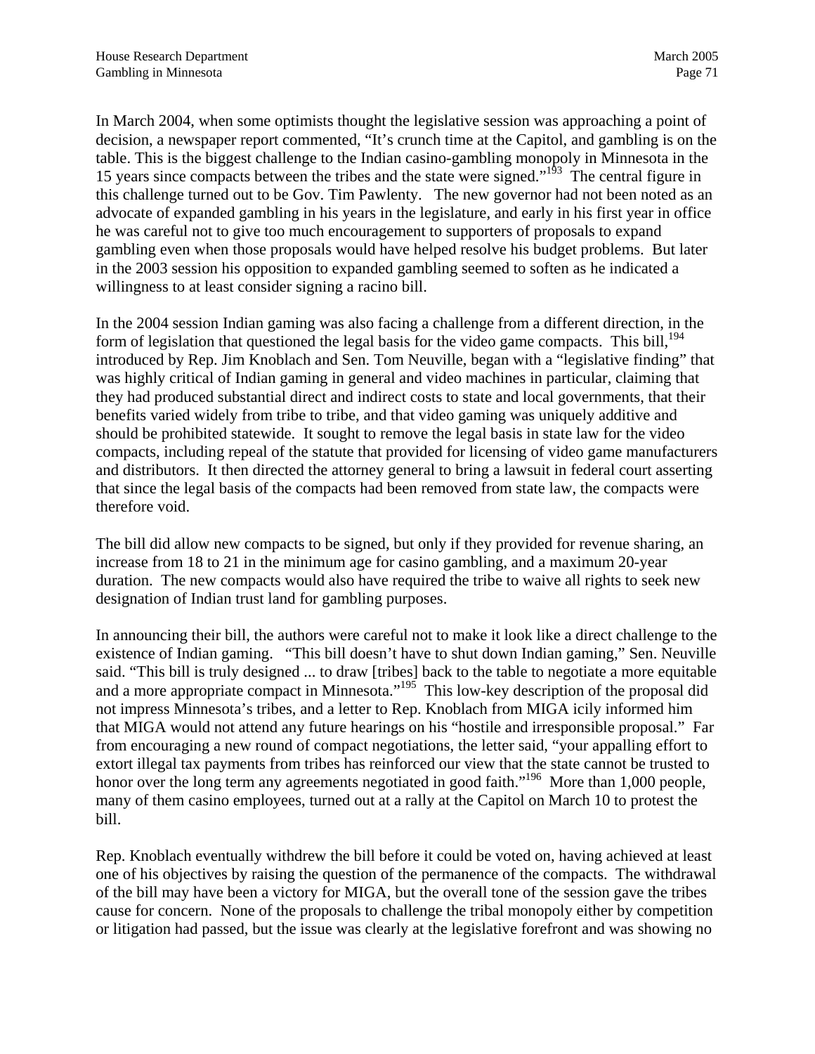In March 2004, when some optimists thought the legislative session was approaching a point of decision, a newspaper report commented, "It's crunch time at the Capitol, and gambling is on the table. This is the biggest challenge to the Indian casino-gambling monopoly in Minnesota in the 15 years since compacts between the tribes and the state were signed."[193] The central figure in this challenge turned out to be Gov. Tim Pawlenty. The new governor had not been noted as an advocate of expanded gambling in his years in the legislature, and early in his first year in office he was careful not to give too much encouragement to supporters of proposals to expand gambling even when those proposals would have helped resolve his budget problems. But later in the 2003 session his opposition to expanded gambling seemed to soften as he indicated a willingness to at least consider signing a racino bill.

In the 2004 session Indian gaming was also facing a challenge from a different direction, in the form of legislation that questioned the legal basis for the video game compacts. This bill,[194] introduced by Rep. Jim Knoblach and Sen. Tom Neuville, began with a "legislative finding" that was highly critical of Indian gaming in general and video machines in particular, claiming that they had produced substantial direct and indirect costs to state and local governments, that their benefits varied widely from tribe to tribe, and that video gaming was uniquely additive and should be prohibited statewide. It sought to remove the legal basis in state law for the video compacts, including repeal of the statute that provided for licensing of video game manufacturers and distributors. It then directed the attorney general to bring a lawsuit in federal court asserting that since the legal basis of the compacts had been removed from state law, the compacts were therefore void.

The bill did allow new compacts to be signed, but only if they provided for revenue sharing, an increase from 18 to 21 in the minimum age for casino gambling, and a maximum 20-year duration. The new compacts would also have required the tribe to waive all rights to seek new designation of Indian trust land for gambling purposes.

In announcing their bill, the authors were careful not to make it look like a direct challenge to the existence of Indian gaming. "This bill doesn't have to shut down Indian gaming," Sen. Neuville said. "This bill is truly designed ... to draw [tribes] back to the table to negotiate a more equitable and a more appropriate compact in Minnesota."[195] This low-key description of the proposal did not impress Minnesota's tribes, and a letter to Rep. Knoblach from MIGA icily informed him that MIGA would not attend any future hearings on his "hostile and irresponsible proposal." Far from encouraging a new round of compact negotiations, the letter said, "your appalling effort to extort illegal tax payments from tribes has reinforced our view that the state cannot be trusted to honor over the long term any agreements negotiated in good faith."[196] More than 1,000 people, many of them casino employees, turned out at a rally at the Capitol on March 10 to protest the bill.

Rep. Knoblach eventually withdrew the bill before it could be voted on, having achieved at least one of his objectives by raising the question of the permanence of the compacts. The withdrawal of the bill may have been a victory for MIGA, but the overall tone of the session gave the tribes cause for concern. None of the proposals to challenge the tribal monopoly either by competition or litigation had passed, but the issue was clearly at the legislative forefront and was showing no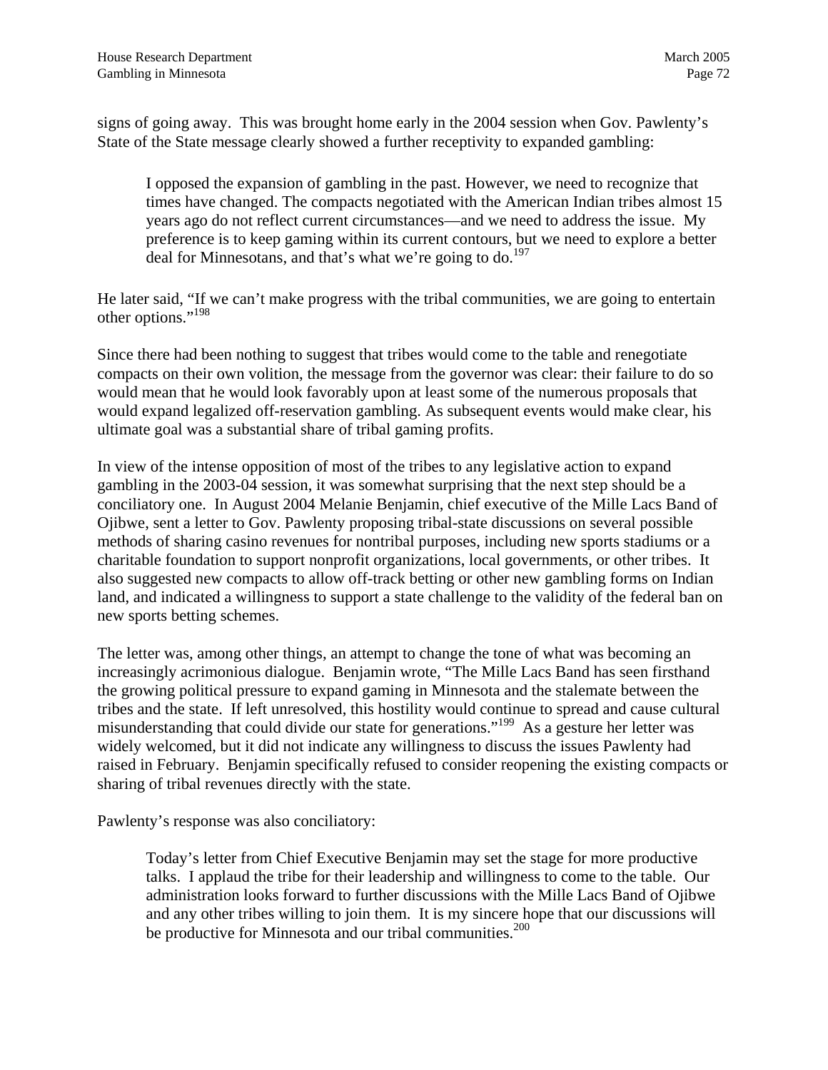signs of going away. This was brought home early in the 2004 session when Gov. Pawlenty's State of the State message clearly showed a further receptivity to expanded gambling:

> I opposed the expansion of gambling in the past. However, we need to recognize that times have changed. The compacts negotiated with the American Indian tribes almost 15 years ago do not reflect current circumstances—and we need to address the issue. My preference is to keep gaming within its current contours, but we need to explore a better deal for Minnesotans, and that's what we're going to do.[197]

He later said, "If we can't make progress with the tribal communities, we are going to entertain other options."[198]

Since there had been nothing to suggest that tribes would come to the table and renegotiate compacts on their own volition, the message from the governor was clear: their failure to do so would mean that he would look favorably upon at least some of the numerous proposals that would expand legalized off-reservation gambling. As subsequent events would make clear, his ultimate goal was a substantial share of tribal gaming profits.

In view of the intense opposition of most of the tribes to any legislative action to expand gambling in the 2003-04 session, it was somewhat surprising that the next step should be a conciliatory one. In August 2004 Melanie Benjamin, chief executive of the Mille Lacs Band of Ojibwe, sent a letter to Gov. Pawlenty proposing tribal-state discussions on several possible methods of sharing casino revenues for nontribal purposes, including new sports stadiums or a charitable foundation to support nonprofit organizations, local governments, or other tribes. It also suggested new compacts to allow off-track betting or other new gambling forms on Indian land, and indicated a willingness to support a state challenge to the validity of the federal ban on new sports betting schemes.

The letter was, among other things, an attempt to change the tone of what was becoming an increasingly acrimonious dialogue. Benjamin wrote, "The Mille Lacs Band has seen firsthand the growing political pressure to expand gaming in Minnesota and the stalemate between the tribes and the state. If left unresolved, this hostility would continue to spread and cause cultural misunderstanding that could divide our state for generations."[199] As a gesture her letter was widely welcomed, but it did not indicate any willingness to discuss the issues Pawlenty had raised in February. Benjamin specifically refused to consider reopening the existing compacts or sharing of tribal revenues directly with the state.

Pawlenty's response was also conciliatory:

> Today's letter from Chief Executive Benjamin may set the stage for more productive talks. I applaud the tribe for their leadership and willingness to come to the table. Our administration looks forward to further discussions with the Mille Lacs Band of Ojibwe and any other tribes willing to join them. It is my sincere hope that our discussions will be productive for Minnesota and our tribal communities.[200]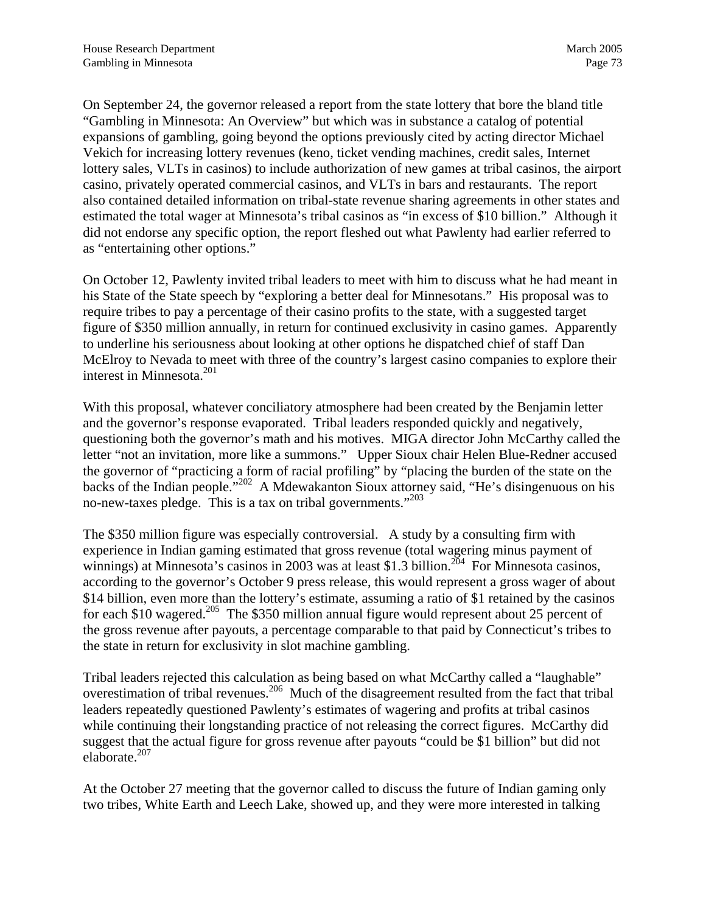On September 24, the governor released a report from the state lottery that bore the bland title "Gambling in Minnesota: An Overview" but which was in substance a catalog of potential expansions of gambling, going beyond the options previously cited by acting director Michael Vekich for increasing lottery revenues (keno, ticket vending machines, credit sales, Internet lottery sales, VLTs in casinos) to include authorization of new games at tribal casinos, the airport casino, privately operated commercial casinos, and VLTs in bars and restaurants. The report also contained detailed information on tribal-state revenue sharing agreements in other states and estimated the total wager at Minnesota's tribal casinos as "in excess of $10 billion." Although it did not endorse any specific option, the report fleshed out what Pawlenty had earlier referred to as "entertaining other options."

On October 12, Pawlenty invited tribal leaders to meet with him to discuss what he had meant in his State of the State speech by "exploring a better deal for Minnesotans." His proposal was to require tribes to pay a percentage of their casino profits to the state, with a suggested target figure of $350 million annually, in return for continued exclusivity in casino games. Apparently to underline his seriousness about looking at other options he dispatched chief of staff Dan McElroy to Nevada to meet with three of the country's largest casino companies to explore their interest in Minnesota.[201]

With this proposal, whatever conciliatory atmosphere had been created by the Benjamin letter and the governor's response evaporated. Tribal leaders responded quickly and negatively, questioning both the governor's math and his motives. MIGA director John McCarthy called the letter "not an invitation, more like a summons." Upper Sioux chair Helen Blue-Redner accused the governor of "practicing a form of racial profiling" by "placing the burden of the state on the backs of the Indian people."[202] A Mdewakanton Sioux attorney said, "He's disingenuous on his no-new-taxes pledge. This is a tax on tribal governments."[203]

The $350 million figure was especially controversial. A study by a consulting firm with experience in Indian gaming estimated that gross revenue (total wagering minus payment of winnings) at Minnesota's casinos in 2003 was at least $1.3 billion.[204] For Minnesota casinos, according to the governor's October 9 press release, this would represent a gross wager of about $14 billion, even more than the lottery's estimate, assuming a ratio of $1 retained by the casinos for each $10 wagered.[205] The $350 million annual figure would represent about 25 percent of the gross revenue after payouts, a percentage comparable to that paid by Connecticut's tribes to the state in return for exclusivity in slot machine gambling.

Tribal leaders rejected this calculation as being based on what McCarthy called a "laughable" overestimation of tribal revenues.[206] Much of the disagreement resulted from the fact that tribal leaders repeatedly questioned Pawlenty's estimates of wagering and profits at tribal casinos while continuing their longstanding practice of not releasing the correct figures. McCarthy did suggest that the actual figure for gross revenue after payouts "could be $1 billion" but did not elaborate.[207]

At the October 27 meeting that the governor called to discuss the future of Indian gaming only two tribes, White Earth and Leech Lake, showed up, and they were more interested in talking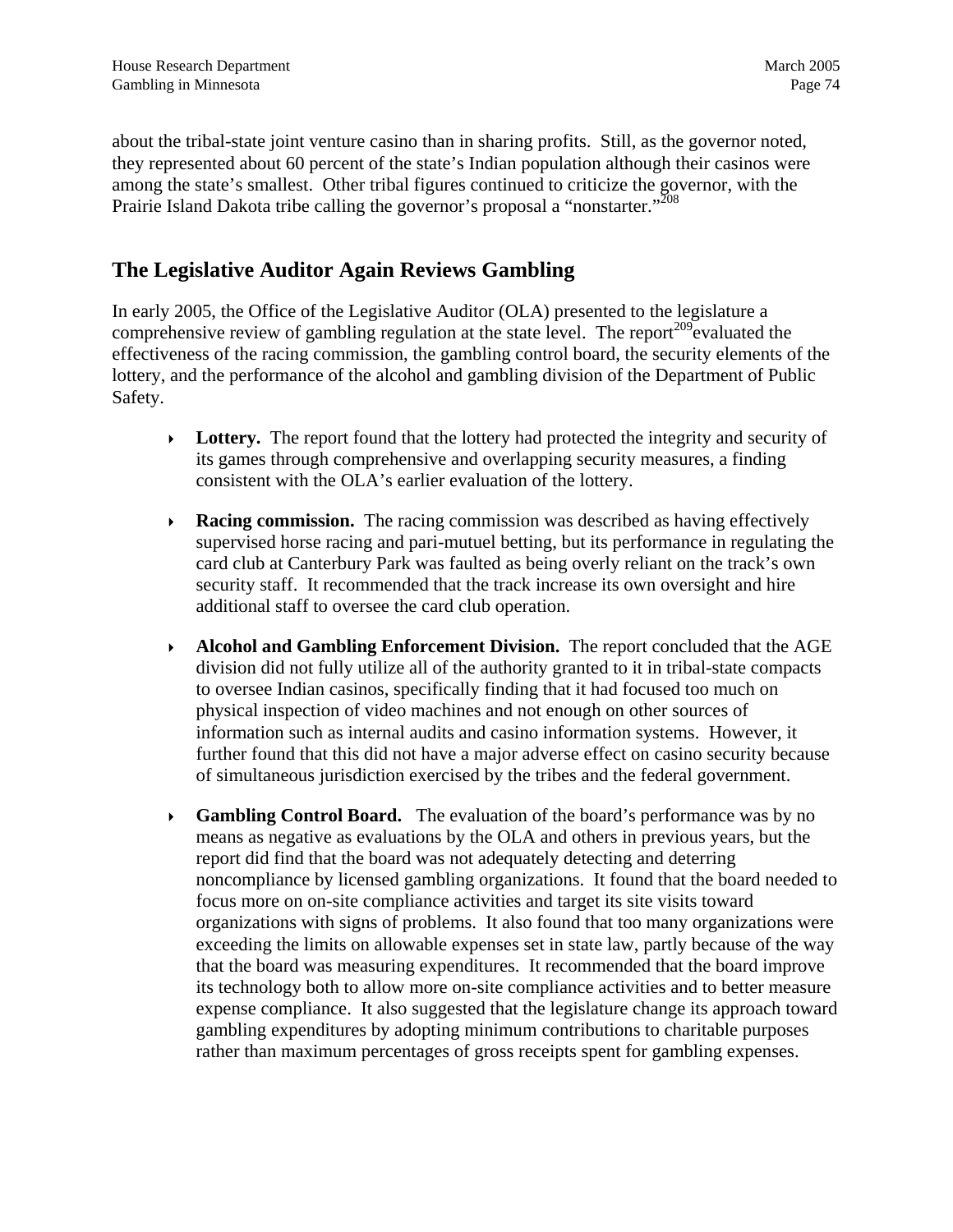about the tribal-state joint venture casino than in sharing profits. Still, as the governor noted, they represented about 60 percent of the state's Indian population although their casinos were among the state's smallest. Other tribal figures continued to criticize the governor, with the Prairie Island Dakota tribe calling the governor's proposal a "nonstarter."[208]

## The Legislative Auditor Again Reviews Gambling

In early 2005, the Office of the Legislative Auditor (OLA) presented to the legislature a comprehensive review of gambling regulation at the state level. The report[209] evaluated the effectiveness of the racing commission, the gambling control board, the security elements of the lottery, and the performance of the alcohol and gambling division of the Department of Public Safety.

- **Lottery.** The report found that the lottery had protected the integrity and security of its games through comprehensive and overlapping security measures, a finding consistent with the OLA's earlier evaluation of the lottery.
- **Racing commission.** The racing commission was described as having effectively supervised horse racing and pari-mutuel betting, but its performance in regulating the card club at Canterbury Park was faulted as being overly reliant on the track's own security staff. It recommended that the track increase its own oversight and hire additional staff to oversee the card club operation.
- **Alcohol and Gambling Enforcement Division.** The report concluded that the AGE division did not fully utilize all of the authority granted to it in tribal-state compacts to oversee Indian casinos, specifically finding that it had focused too much on physical inspection of video machines and not enough on other sources of information such as internal audits and casino information systems. However, it further found that this did not have a major adverse effect on casino security because of simultaneous jurisdiction exercised by the tribes and the federal government.
- **Gambling Control Board.** The evaluation of the board's performance was by no means as negative as evaluations by the OLA and others in previous years, but the report did find that the board was not adequately detecting and deterring noncompliance by licensed gambling organizations. It found that the board needed to focus more on on-site compliance activities and target its site visits toward organizations with signs of problems. It also found that too many organizations were exceeding the limits on allowable expenses set in state law, partly because of the way that the board was measuring expenditures. It recommended that the board improve its technology both to allow more on-site compliance activities and to better measure expense compliance. It also suggested that the legislature change its approach toward gambling expenditures by adopting minimum contributions to charitable purposes rather than maximum percentages of gross receipts spent for gambling expenses.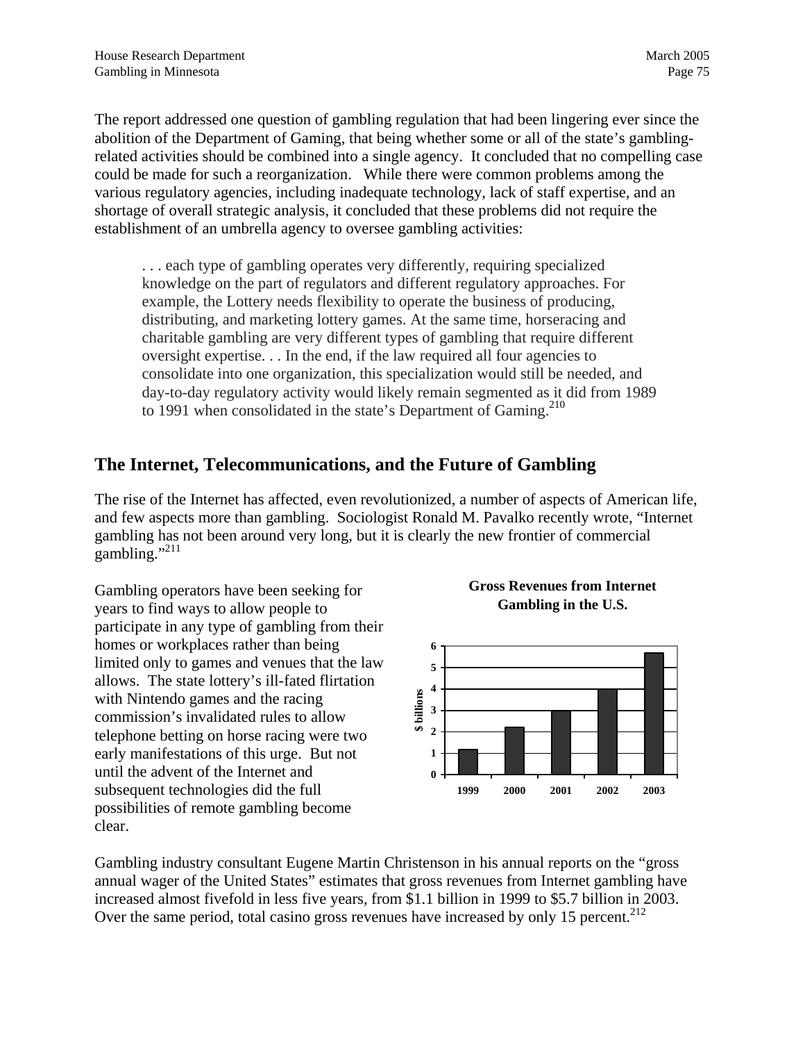The report addressed one question of gambling regulation that had been lingering ever since the abolition of the Department of Gaming, that being whether some or all of the state's gambling-related activities should be combined into a single agency. It concluded that no compelling case could be made for such a reorganization. While there were common problems among the various regulatory agencies, including inadequate technology, lack of staff expertise, and an shortage of overall strategic analysis, it concluded that these problems did not require the establishment of an umbrella agency to oversee gambling activities:

> . . . each type of gambling operates very differently, requiring specialized knowledge on the part of regulators and different regulatory approaches. For example, the Lottery needs flexibility to operate the business of producing, distributing, and marketing lottery games. At the same time, horseracing and charitable gambling are very different types of gambling that require different oversight expertise. . . In the end, if the law required all four agencies to consolidate into one organization, this specialization would still be needed, and day-to-day regulatory activity would likely remain segmented as it did from 1989 to 1991 when consolidated in the state's Department of Gaming.[210]

## The Internet, Telecommunications, and the Future of Gambling

The rise of the Internet has affected, even revolutionized, a number of aspects of American life, and few aspects more than gambling. Sociologist Ronald M. Pavalko recently wrote, "Internet gambling has not been around very long, but it is clearly the new frontier of commercial gambling."[211]

Gambling operators have been seeking for years to find ways to allow people to participate in any type of gambling from their homes or workplaces rather than being limited only to games and venues that the law allows. The state lottery's ill-fated flirtation with Nintendo games and the racing commission's invalidated rules to allow telephone betting on horse racing were two early manifestations of this urge. But not until the advent of the Internet and subsequent technologies did the full possibilities of remote gambling become clear.

**Gross Revenues from Internet Gambling in the U.S.**

| Year | $ billions |
|---|---|
| 1999 | 1.1 |
| 2000 | 2.2 |
| 2001 | 3.0 |
| 2002 | 4.0 |
| 2003 | 5.7 |

Gambling industry consultant Eugene Martin Christenson in his annual reports on the "gross annual wager of the United States" estimates that gross revenues from Internet gambling have increased almost fivefold in less five years, from $1.1 billion in 1999 to $5.7 billion in 2003. Over the same period, total casino gross revenues have increased by only 15 percent.[212]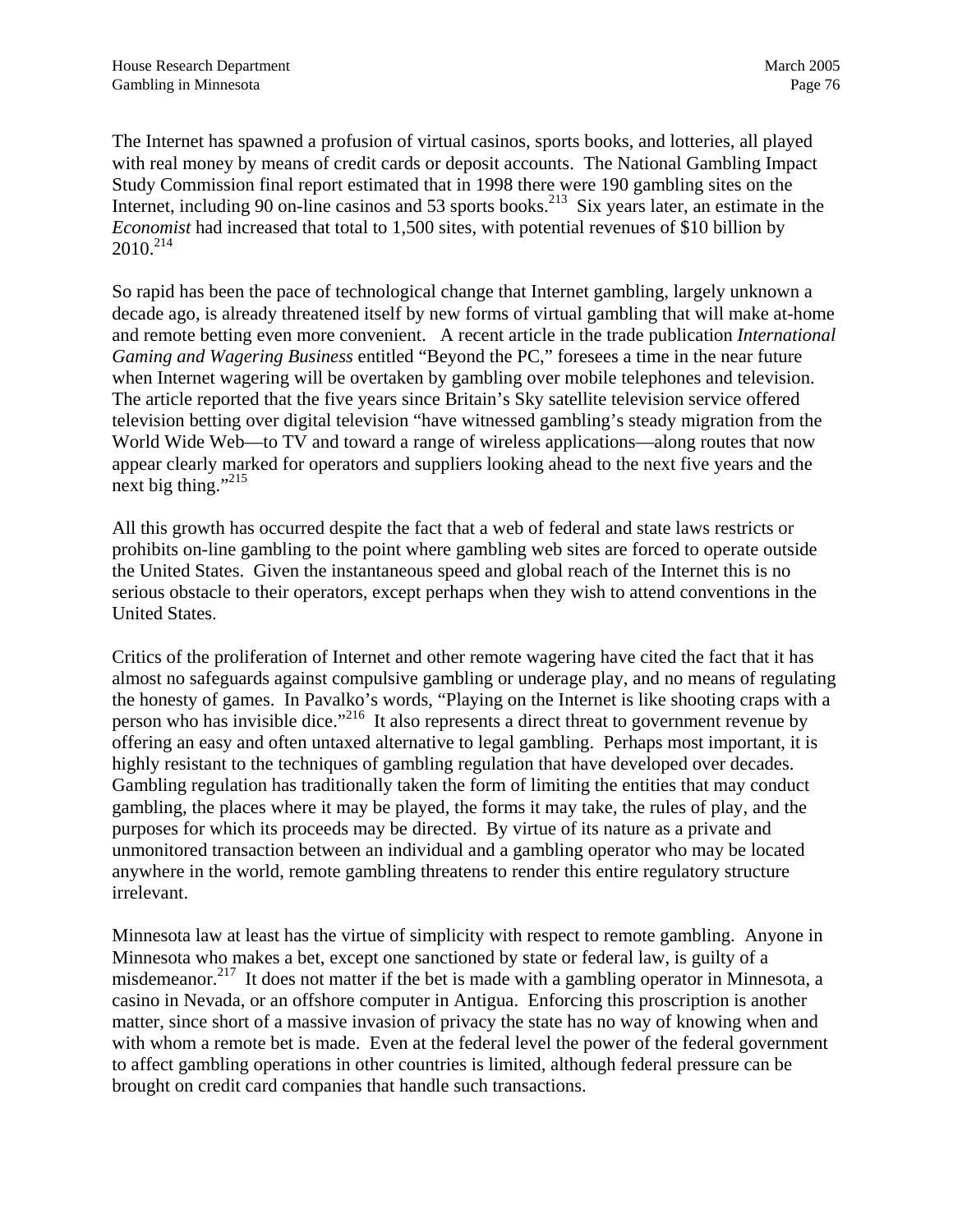The Internet has spawned a profusion of virtual casinos, sports books, and lotteries, all played with real money by means of credit cards or deposit accounts. The National Gambling Impact Study Commission final report estimated that in 1998 there were 190 gambling sites on the Internet, including 90 on-line casinos and 53 sports books.[213] Six years later, an estimate in the *Economist* had increased that total to 1,500 sites, with potential revenues of $10 billion by 2010.[214]

So rapid has been the pace of technological change that Internet gambling, largely unknown a decade ago, is already threatened itself by new forms of virtual gambling that will make at-home and remote betting even more convenient. A recent article in the trade publication *International Gaming and Wagering Business* entitled "Beyond the PC," foresees a time in the near future when Internet wagering will be overtaken by gambling over mobile telephones and television. The article reported that the five years since Britain's Sky satellite television service offered television betting over digital television "have witnessed gambling's steady migration from the World Wide Web—to TV and toward a range of wireless applications—along routes that now appear clearly marked for operators and suppliers looking ahead to the next five years and the next big thing."[215]

All this growth has occurred despite the fact that a web of federal and state laws restricts or prohibits on-line gambling to the point where gambling web sites are forced to operate outside the United States. Given the instantaneous speed and global reach of the Internet this is no serious obstacle to their operators, except perhaps when they wish to attend conventions in the United States.

Critics of the proliferation of Internet and other remote wagering have cited the fact that it has almost no safeguards against compulsive gambling or underage play, and no means of regulating the honesty of games. In Pavalko's words, "Playing on the Internet is like shooting craps with a person who has invisible dice."[216] It also represents a direct threat to government revenue by offering an easy and often untaxed alternative to legal gambling. Perhaps most important, it is highly resistant to the techniques of gambling regulation that have developed over decades. Gambling regulation has traditionally taken the form of limiting the entities that may conduct gambling, the places where it may be played, the forms it may take, the rules of play, and the purposes for which its proceeds may be directed. By virtue of its nature as a private and unmonitored transaction between an individual and a gambling operator who may be located anywhere in the world, remote gambling threatens to render this entire regulatory structure irrelevant.

Minnesota law at least has the virtue of simplicity with respect to remote gambling. Anyone in Minnesota who makes a bet, except one sanctioned by state or federal law, is guilty of a misdemeanor.[217] It does not matter if the bet is made with a gambling operator in Minnesota, a casino in Nevada, or an offshore computer in Antigua. Enforcing this proscription is another matter, since short of a massive invasion of privacy the state has no way of knowing when and with whom a remote bet is made. Even at the federal level the power of the federal government to affect gambling operations in other countries is limited, although federal pressure can be brought on credit card companies that handle such transactions.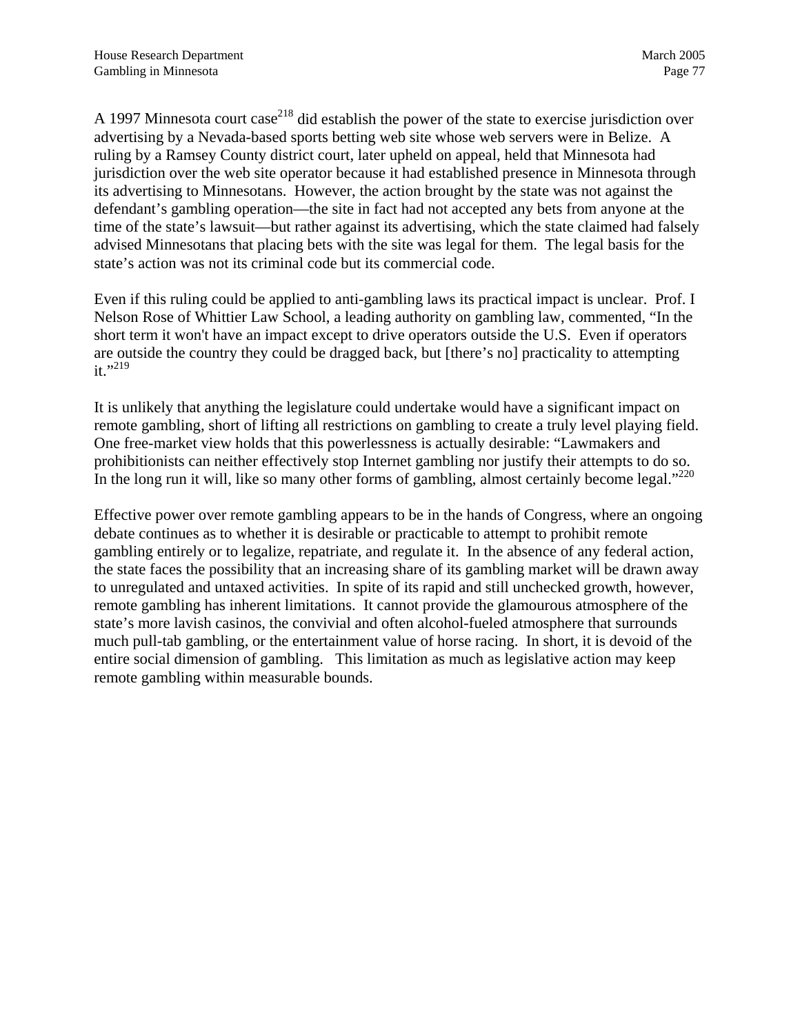A 1997 Minnesota court case[218] did establish the power of the state to exercise jurisdiction over advertising by a Nevada-based sports betting web site whose web servers were in Belize. A ruling by a Ramsey County district court, later upheld on appeal, held that Minnesota had jurisdiction over the web site operator because it had established presence in Minnesota through its advertising to Minnesotans. However, the action brought by the state was not against the defendant's gambling operation—the site in fact had not accepted any bets from anyone at the time of the state's lawsuit—but rather against its advertising, which the state claimed had falsely advised Minnesotans that placing bets with the site was legal for them. The legal basis for the state's action was not its criminal code but its commercial code.

Even if this ruling could be applied to anti-gambling laws its practical impact is unclear. Prof. I Nelson Rose of Whittier Law School, a leading authority on gambling law, commented, "In the short term it won't have an impact except to drive operators outside the U.S. Even if operators are outside the country they could be dragged back, but [there's no] practicality to attempting it."[219]

It is unlikely that anything the legislature could undertake would have a significant impact on remote gambling, short of lifting all restrictions on gambling to create a truly level playing field. One free-market view holds that this powerlessness is actually desirable: "Lawmakers and prohibitionists can neither effectively stop Internet gambling nor justify their attempts to do so. In the long run it will, like so many other forms of gambling, almost certainly become legal."[220]

Effective power over remote gambling appears to be in the hands of Congress, where an ongoing debate continues as to whether it is desirable or practicable to attempt to prohibit remote gambling entirely or to legalize, repatriate, and regulate it. In the absence of any federal action, the state faces the possibility that an increasing share of its gambling market will be drawn away to unregulated and untaxed activities. In spite of its rapid and still unchecked growth, however, remote gambling has inherent limitations. It cannot provide the glamourous atmosphere of the state's more lavish casinos, the convivial and often alcohol-fueled atmosphere that surrounds much pull-tab gambling, or the entertainment value of horse racing. In short, it is devoid of the entire social dimension of gambling. This limitation as much as legislative action may keep remote gambling within measurable bounds.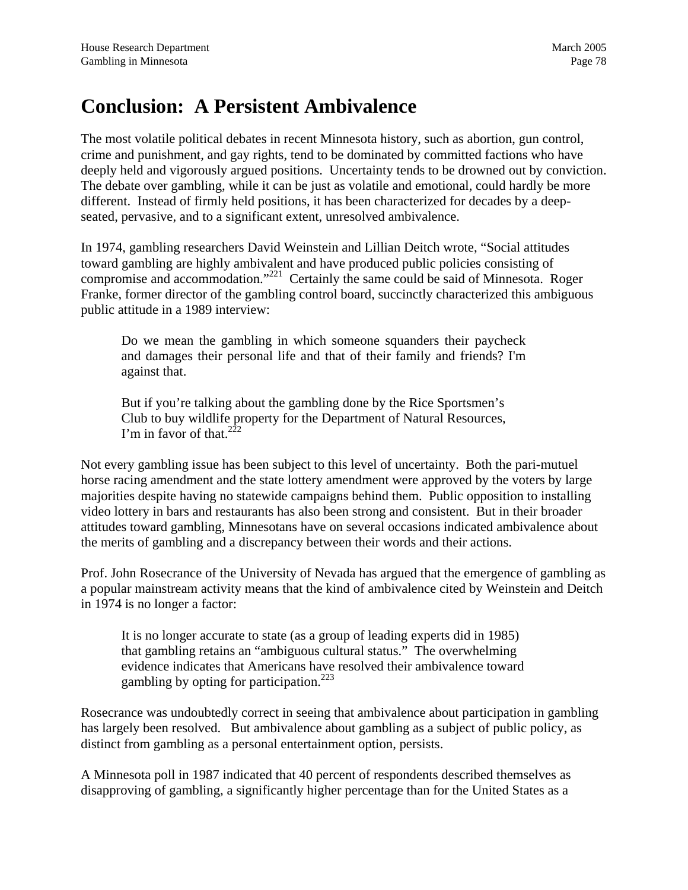# Conclusion: A Persistent Ambivalence

The most volatile political debates in recent Minnesota history, such as abortion, gun control, crime and punishment, and gay rights, tend to be dominated by committed factions who have deeply held and vigorously argued positions. Uncertainty tends to be drowned out by conviction. The debate over gambling, while it can be just as volatile and emotional, could hardly be more different. Instead of firmly held positions, it has been characterized for decades by a deep-seated, pervasive, and to a significant extent, unresolved ambivalence.

In 1974, gambling researchers David Weinstein and Lillian Deitch wrote, "Social attitudes toward gambling are highly ambivalent and have produced public policies consisting of compromise and accommodation."[221] Certainly the same could be said of Minnesota. Roger Franke, former director of the gambling control board, succinctly characterized this ambiguous public attitude in a 1989 interview:

> Do we mean the gambling in which someone squanders their paycheck and damages their personal life and that of their family and friends? I'm against that.
>
> But if you're talking about the gambling done by the Rice Sportsmen's Club to buy wildlife property for the Department of Natural Resources, I'm in favor of that.[222]

Not every gambling issue has been subject to this level of uncertainty. Both the pari-mutuel horse racing amendment and the state lottery amendment were approved by the voters by large majorities despite having no statewide campaigns behind them. Public opposition to installing video lottery in bars and restaurants has also been strong and consistent. But in their broader attitudes toward gambling, Minnesotans have on several occasions indicated ambivalence about the merits of gambling and a discrepancy between their words and their actions.

Prof. John Rosecrance of the University of Nevada has argued that the emergence of gambling as a popular mainstream activity means that the kind of ambivalence cited by Weinstein and Deitch in 1974 is no longer a factor:

> It is no longer accurate to state (as a group of leading experts did in 1985) that gambling retains an "ambiguous cultural status." The overwhelming evidence indicates that Americans have resolved their ambivalence toward gambling by opting for participation.[223]

Rosecrance was undoubtedly correct in seeing that ambivalence about participation in gambling has largely been resolved. But ambivalence about gambling as a subject of public policy, as distinct from gambling as a personal entertainment option, persists.

A Minnesota poll in 1987 indicated that 40 percent of respondents described themselves as disapproving of gambling, a significantly higher percentage than for the United States as a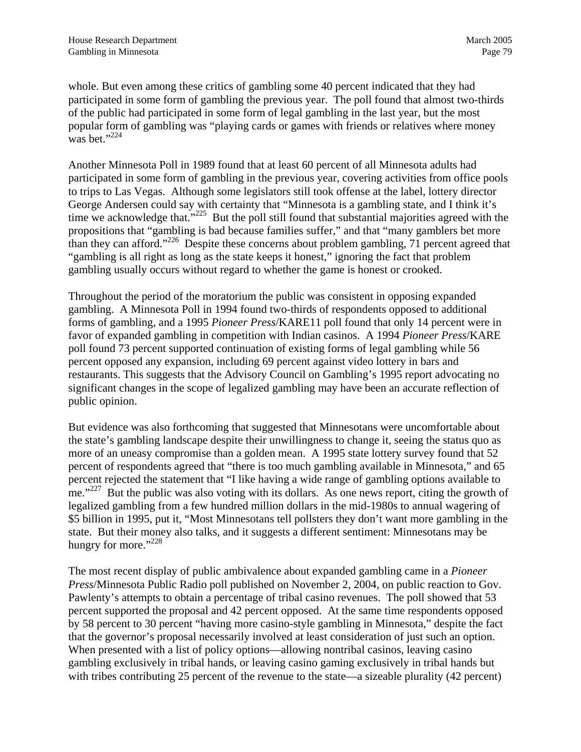whole. But even among these critics of gambling some 40 percent indicated that they had participated in some form of gambling the previous year. The poll found that almost two-thirds of the public had participated in some form of legal gambling in the last year, but the most popular form of gambling was "playing cards or games with friends or relatives where money was bet."[224]

Another Minnesota Poll in 1989 found that at least 60 percent of all Minnesota adults had participated in some form of gambling in the previous year, covering activities from office pools to trips to Las Vegas. Although some legislators still took offense at the label, lottery director George Andersen could say with certainty that "Minnesota is a gambling state, and I think it's time we acknowledge that."[225] But the poll still found that substantial majorities agreed with the propositions that "gambling is bad because families suffer," and that "many gamblers bet more than they can afford."[226] Despite these concerns about problem gambling, 71 percent agreed that "gambling is all right as long as the state keeps it honest," ignoring the fact that problem gambling usually occurs without regard to whether the game is honest or crooked.

Throughout the period of the moratorium the public was consistent in opposing expanded gambling. A Minnesota Poll in 1994 found two-thirds of respondents opposed to additional forms of gambling, and a 1995 *Pioneer Press*/KARE11 poll found that only 14 percent were in favor of expanded gambling in competition with Indian casinos. A 1994 *Pioneer Press*/KARE poll found 73 percent supported continuation of existing forms of legal gambling while 56 percent opposed any expansion, including 69 percent against video lottery in bars and restaurants. This suggests that the Advisory Council on Gambling's 1995 report advocating no significant changes in the scope of legalized gambling may have been an accurate reflection of public opinion.

But evidence was also forthcoming that suggested that Minnesotans were uncomfortable about the state's gambling landscape despite their unwillingness to change it, seeing the status quo as more of an uneasy compromise than a golden mean. A 1995 state lottery survey found that 52 percent of respondents agreed that "there is too much gambling available in Minnesota," and 65 percent rejected the statement that "I like having a wide range of gambling options available to me."[227] But the public was also voting with its dollars. As one news report, citing the growth of legalized gambling from a few hundred million dollars in the mid-1980s to annual wagering of $5 billion in 1995, put it, "Most Minnesotans tell pollsters they don't want more gambling in the state. But their money also talks, and it suggests a different sentiment: Minnesotans may be hungry for more."[228]

The most recent display of public ambivalence about expanded gambling came in a *Pioneer Press*/Minnesota Public Radio poll published on November 2, 2004, on public reaction to Gov. Pawlenty's attempts to obtain a percentage of tribal casino revenues. The poll showed that 53 percent supported the proposal and 42 percent opposed. At the same time respondents opposed by 58 percent to 30 percent "having more casino-style gambling in Minnesota," despite the fact that the governor's proposal necessarily involved at least consideration of just such an option. When presented with a list of policy options—allowing nontribal casinos, leaving casino gambling exclusively in tribal hands, or leaving casino gaming exclusively in tribal hands but with tribes contributing 25 percent of the revenue to the state—a sizeable plurality (42 percent)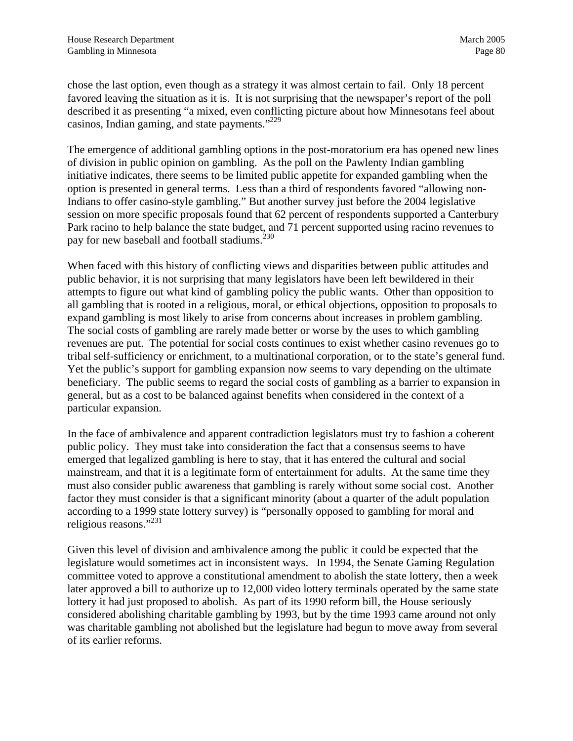chose the last option, even though as a strategy it was almost certain to fail. Only 18 percent favored leaving the situation as it is. It is not surprising that the newspaper's report of the poll described it as presenting "a mixed, even conflicting picture about how Minnesotans feel about casinos, Indian gaming, and state payments."[229]

The emergence of additional gambling options in the post-moratorium era has opened new lines of division in public opinion on gambling. As the poll on the Pawlenty Indian gambling initiative indicates, there seems to be limited public appetite for expanded gambling when the option is presented in general terms. Less than a third of respondents favored "allowing non-Indians to offer casino-style gambling." But another survey just before the 2004 legislative session on more specific proposals found that 62 percent of respondents supported a Canterbury Park racino to help balance the state budget, and 71 percent supported using racino revenues to pay for new baseball and football stadiums.[230]

When faced with this history of conflicting views and disparities between public attitudes and public behavior, it is not surprising that many legislators have been left bewildered in their attempts to figure out what kind of gambling policy the public wants. Other than opposition to all gambling that is rooted in a religious, moral, or ethical objections, opposition to proposals to expand gambling is most likely to arise from concerns about increases in problem gambling. The social costs of gambling are rarely made better or worse by the uses to which gambling revenues are put. The potential for social costs continues to exist whether casino revenues go to tribal self-sufficiency or enrichment, to a multinational corporation, or to the state's general fund. Yet the public's support for gambling expansion now seems to vary depending on the ultimate beneficiary. The public seems to regard the social costs of gambling as a barrier to expansion in general, but as a cost to be balanced against benefits when considered in the context of a particular expansion.

In the face of ambivalence and apparent contradiction legislators must try to fashion a coherent public policy. They must take into consideration the fact that a consensus seems to have emerged that legalized gambling is here to stay, that it has entered the cultural and social mainstream, and that it is a legitimate form of entertainment for adults. At the same time they must also consider public awareness that gambling is rarely without some social cost. Another factor they must consider is that a significant minority (about a quarter of the adult population according to a 1999 state lottery survey) is "personally opposed to gambling for moral and religious reasons."[231]

Given this level of division and ambivalence among the public it could be expected that the legislature would sometimes act in inconsistent ways. In 1994, the Senate Gaming Regulation committee voted to approve a constitutional amendment to abolish the state lottery, then a week later approved a bill to authorize up to 12,000 video lottery terminals operated by the same state lottery it had just proposed to abolish. As part of its 1990 reform bill, the House seriously considered abolishing charitable gambling by 1993, but by the time 1993 came around not only was charitable gambling not abolished but the legislature had begun to move away from several of its earlier reforms.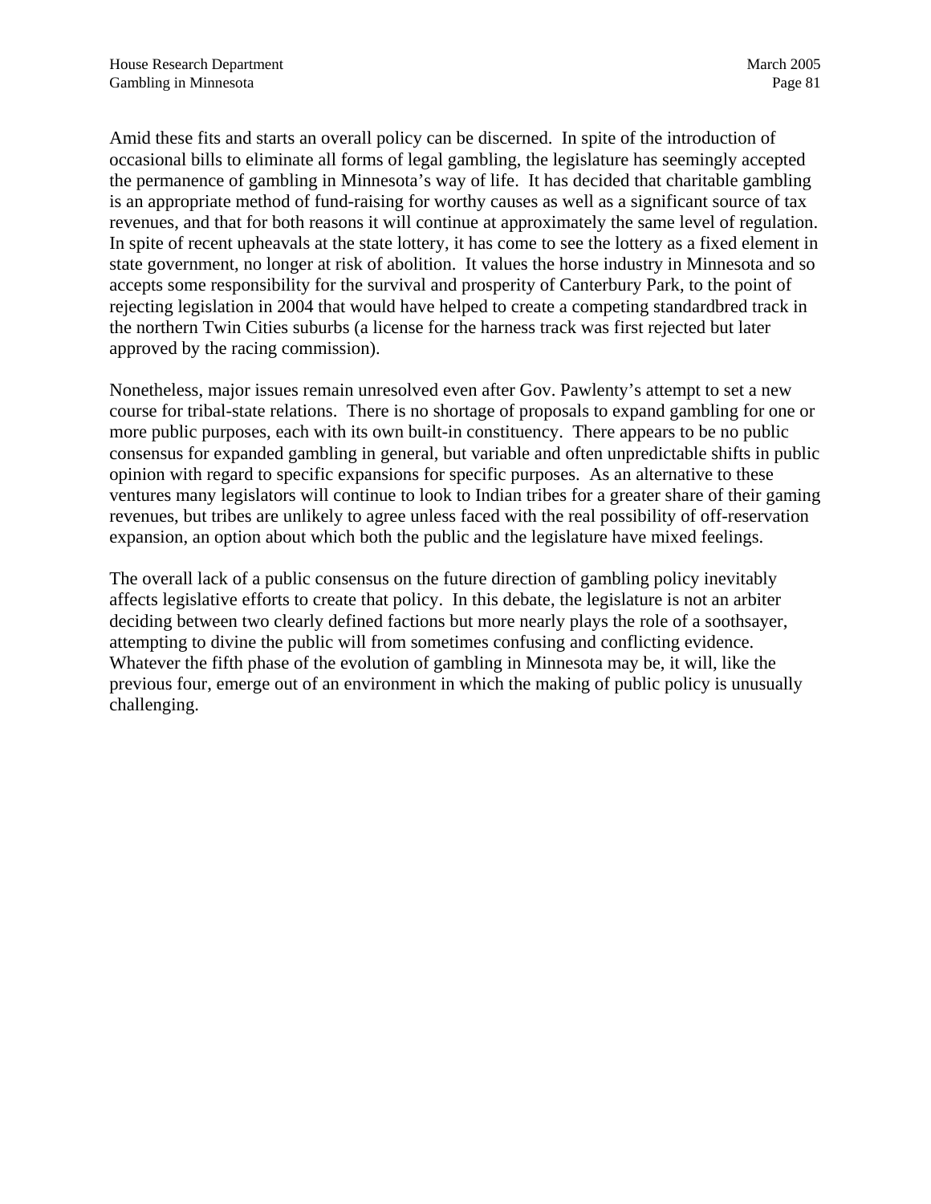Amid these fits and starts an overall policy can be discerned. In spite of the introduction of occasional bills to eliminate all forms of legal gambling, the legislature has seemingly accepted the permanence of gambling in Minnesota's way of life. It has decided that charitable gambling is an appropriate method of fund-raising for worthy causes as well as a significant source of tax revenues, and that for both reasons it will continue at approximately the same level of regulation. In spite of recent upheavals at the state lottery, it has come to see the lottery as a fixed element in state government, no longer at risk of abolition. It values the horse industry in Minnesota and so accepts some responsibility for the survival and prosperity of Canterbury Park, to the point of rejecting legislation in 2004 that would have helped to create a competing standardbred track in the northern Twin Cities suburbs (a license for the harness track was first rejected but later approved by the racing commission).

Nonetheless, major issues remain unresolved even after Gov. Pawlenty's attempt to set a new course for tribal-state relations. There is no shortage of proposals to expand gambling for one or more public purposes, each with its own built-in constituency. There appears to be no public consensus for expanded gambling in general, but variable and often unpredictable shifts in public opinion with regard to specific expansions for specific purposes. As an alternative to these ventures many legislators will continue to look to Indian tribes for a greater share of their gaming revenues, but tribes are unlikely to agree unless faced with the real possibility of off-reservation expansion, an option about which both the public and the legislature have mixed feelings.

The overall lack of a public consensus on the future direction of gambling policy inevitably affects legislative efforts to create that policy. In this debate, the legislature is not an arbiter deciding between two clearly defined factions but more nearly plays the role of a soothsayer, attempting to divine the public will from sometimes confusing and conflicting evidence. Whatever the fifth phase of the evolution of gambling in Minnesota may be, it will, like the previous four, emerge out of an environment in which the making of public policy is unusually challenging.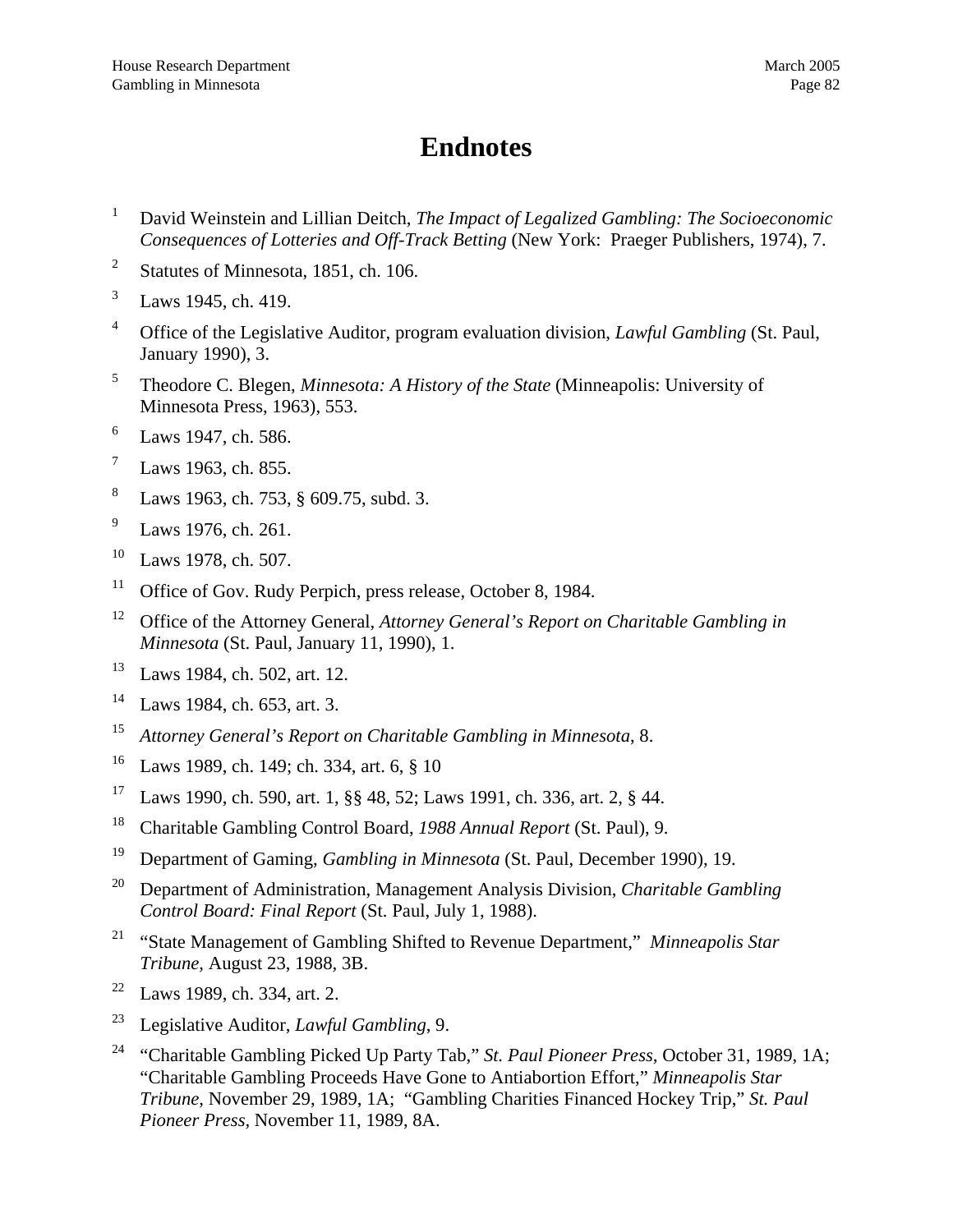# Endnotes

[1] David Weinstein and Lillian Deitch, *The Impact of Legalized Gambling: The Socioeconomic Consequences of Lotteries and Off-Track Betting* (New York: Praeger Publishers, 1974), 7.

[2] Statutes of Minnesota, 1851, ch. 106.

[3] Laws 1945, ch. 419.

[4] Office of the Legislative Auditor, program evaluation division, *Lawful Gambling* (St. Paul, January 1990), 3.

[5] Theodore C. Blegen, *Minnesota: A History of the State* (Minneapolis: University of Minnesota Press, 1963), 553.

[6] Laws 1947, ch. 586.

[7] Laws 1963, ch. 855.

[8] Laws 1963, ch. 753, § 609.75, subd. 3.

[9] Laws 1976, ch. 261.

[10] Laws 1978, ch. 507.

[11] Office of Gov. Rudy Perpich, press release, October 8, 1984.

[12] Office of the Attorney General, *Attorney General's Report on Charitable Gambling in Minnesota* (St. Paul, January 11, 1990), 1.

[13] Laws 1984, ch. 502, art. 12.

[14] Laws 1984, ch. 653, art. 3.

[15] *Attorney General's Report on Charitable Gambling in Minnesota*, 8.

[16] Laws 1989, ch. 149; ch. 334, art. 6, § 10

[17] Laws 1990, ch. 590, art. 1, §§ 48, 52; Laws 1991, ch. 336, art. 2, § 44.

[18] Charitable Gambling Control Board, *1988 Annual Report* (St. Paul), 9.

[19] Department of Gaming, *Gambling in Minnesota* (St. Paul, December 1990), 19.

[20] Department of Administration, Management Analysis Division, *Charitable Gambling Control Board: Final Report* (St. Paul, July 1, 1988).

[21] "State Management of Gambling Shifted to Revenue Department," *Minneapolis Star Tribune*, August 23, 1988, 3B.

[22] Laws 1989, ch. 334, art. 2.

[23] Legislative Auditor, *Lawful Gambling*, 9.

[24] "Charitable Gambling Picked Up Party Tab," *St. Paul Pioneer Press*, October 31, 1989, 1A; "Charitable Gambling Proceeds Have Gone to Antiabortion Effort," *Minneapolis Star Tribune*, November 29, 1989, 1A; "Gambling Charities Financed Hockey Trip," *St. Paul Pioneer Press*, November 11, 1989, 8A.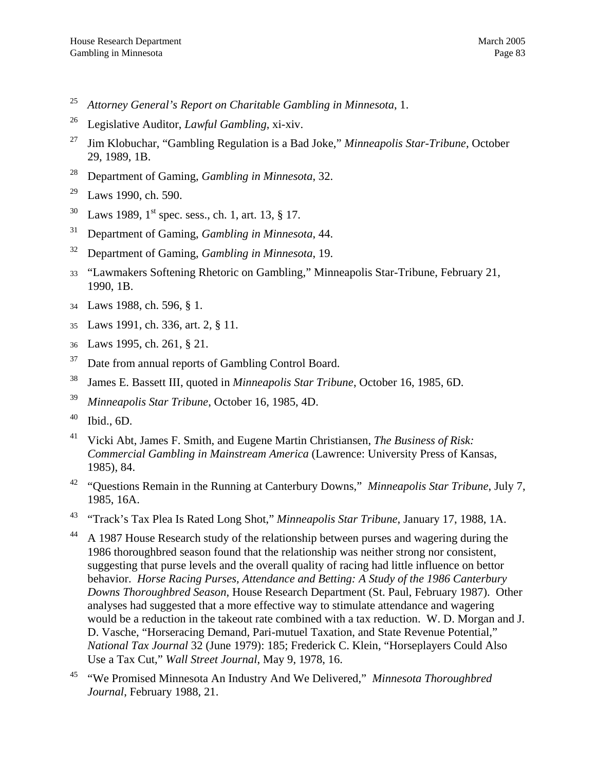[25] *Attorney General's Report on Charitable Gambling in Minnesota*, 1.

[26] Legislative Auditor, *Lawful Gambling*, xi-xiv.

[27] Jim Klobuchar, "Gambling Regulation is a Bad Joke," *Minneapolis Star-Tribune*, October 29, 1989, 1B.

[28] Department of Gaming, *Gambling in Minnesota*, 32.

[29] Laws 1990, ch. 590.

[30] Laws 1989, 1st spec. sess., ch. 1, art. 13, § 17.

[31] Department of Gaming, *Gambling in Minnesota*, 44.

[32] Department of Gaming, *Gambling in Minnesota*, 19.

[33] "Lawmakers Softening Rhetoric on Gambling," Minneapolis Star-Tribune, February 21, 1990, 1B.

[34] Laws 1988, ch. 596, § 1.

[35] Laws 1991, ch. 336, art. 2, § 11.

[36] Laws 1995, ch. 261, § 21.

[37] Date from annual reports of Gambling Control Board.

[38] James E. Bassett III, quoted in *Minneapolis Star Tribune*, October 16, 1985, 6D.

[39] *Minneapolis Star Tribune*, October 16, 1985, 4D.

[40] Ibid., 6D.

[41] Vicki Abt, James F. Smith, and Eugene Martin Christiansen, *The Business of Risk: Commercial Gambling in Mainstream America* (Lawrence: University Press of Kansas, 1985), 84.

[42] "Questions Remain in the Running at Canterbury Downs," *Minneapolis Star Tribune*, July 7, 1985, 16A.

[43] "Track's Tax Plea Is Rated Long Shot," *Minneapolis Star Tribune*, January 17, 1988, 1A.

[44] A 1987 House Research study of the relationship between purses and wagering during the 1986 thoroughbred season found that the relationship was neither strong nor consistent, suggesting that purse levels and the overall quality of racing had little influence on bettor behavior. *Horse Racing Purses, Attendance and Betting: A Study of the 1986 Canterbury Downs Thoroughbred Season*, House Research Department (St. Paul, February 1987). Other analyses had suggested that a more effective way to stimulate attendance and wagering would be a reduction in the takeout rate combined with a tax reduction. W. D. Morgan and J. D. Vasche, "Horseracing Demand, Pari-mutuel Taxation, and State Revenue Potential," *National Tax Journal* 32 (June 1979): 185; Frederick C. Klein, "Horseplayers Could Also Use a Tax Cut," *Wall Street Journal*, May 9, 1978, 16.

[45] "We Promised Minnesota An Industry And We Delivered," *Minnesota Thoroughbred Journal*, February 1988, 21.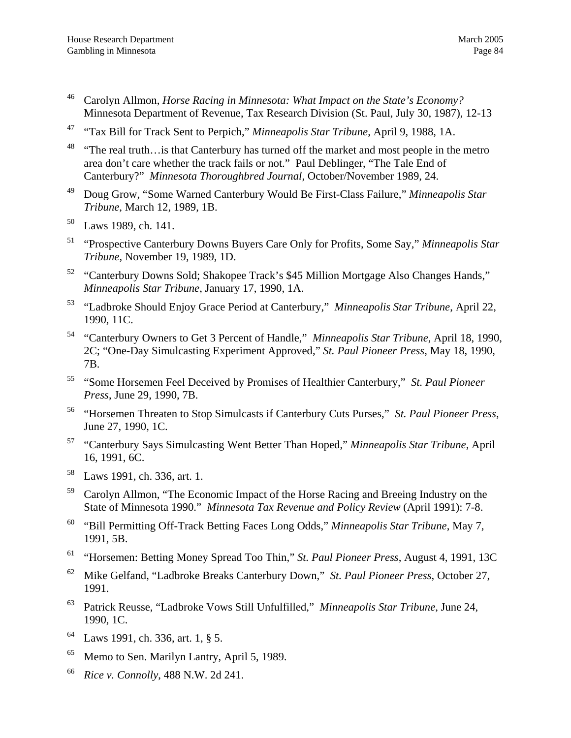[46] Carolyn Allmon, *Horse Racing in Minnesota: What Impact on the State's Economy?* Minnesota Department of Revenue, Tax Research Division (St. Paul, July 30, 1987), 12-13

[47] "Tax Bill for Track Sent to Perpich," *Minneapolis Star Tribune*, April 9, 1988, 1A.

[48] "The real truth…is that Canterbury has turned off the market and most people in the metro area don't care whether the track fails or not." Paul Deblinger, "The Tale End of Canterbury?" *Minnesota Thoroughbred Journal*, October/November 1989, 24.

[49] Doug Grow, "Some Warned Canterbury Would Be First-Class Failure," *Minneapolis Star Tribune*, March 12, 1989, 1B.

[50] Laws 1989, ch. 141.

[51] "Prospective Canterbury Downs Buyers Care Only for Profits, Some Say," *Minneapolis Star Tribune*, November 19, 1989, 1D.

[52] "Canterbury Downs Sold; Shakopee Track's $45 Million Mortgage Also Changes Hands," *Minneapolis Star Tribune*, January 17, 1990, 1A.

[53] "Ladbroke Should Enjoy Grace Period at Canterbury," *Minneapolis Star Tribune*, April 22, 1990, 11C.

[54] "Canterbury Owners to Get 3 Percent of Handle," *Minneapolis Star Tribune*, April 18, 1990, 2C; "One-Day Simulcasting Experiment Approved," *St. Paul Pioneer Press*, May 18, 1990, 7B.

[55] "Some Horsemen Feel Deceived by Promises of Healthier Canterbury," *St. Paul Pioneer Press*, June 29, 1990, 7B.

[56] "Horsemen Threaten to Stop Simulcasts if Canterbury Cuts Purses," *St. Paul Pioneer Press*, June 27, 1990, 1C.

[57] "Canterbury Says Simulcasting Went Better Than Hoped," *Minneapolis Star Tribune*, April 16, 1991, 6C.

[58] Laws 1991, ch. 336, art. 1.

[59] Carolyn Allmon, "The Economic Impact of the Horse Racing and Breeing Industry on the State of Minnesota 1990." *Minnesota Tax Revenue and Policy Review* (April 1991): 7-8.

[60] "Bill Permitting Off-Track Betting Faces Long Odds," *Minneapolis Star Tribune*, May 7, 1991, 5B.

[61] "Horsemen: Betting Money Spread Too Thin," *St. Paul Pioneer Press*, August 4, 1991, 13C

[62] Mike Gelfand, "Ladbroke Breaks Canterbury Down," *St. Paul Pioneer Press*, October 27, 1991.

[63] Patrick Reusse, "Ladbroke Vows Still Unfulfilled," *Minneapolis Star Tribune*, June 24, 1990, 1C.

[64] Laws 1991, ch. 336, art. 1, § 5.

[65] Memo to Sen. Marilyn Lantry, April 5, 1989.

[66] *Rice v. Connolly*, 488 N.W. 2d 241.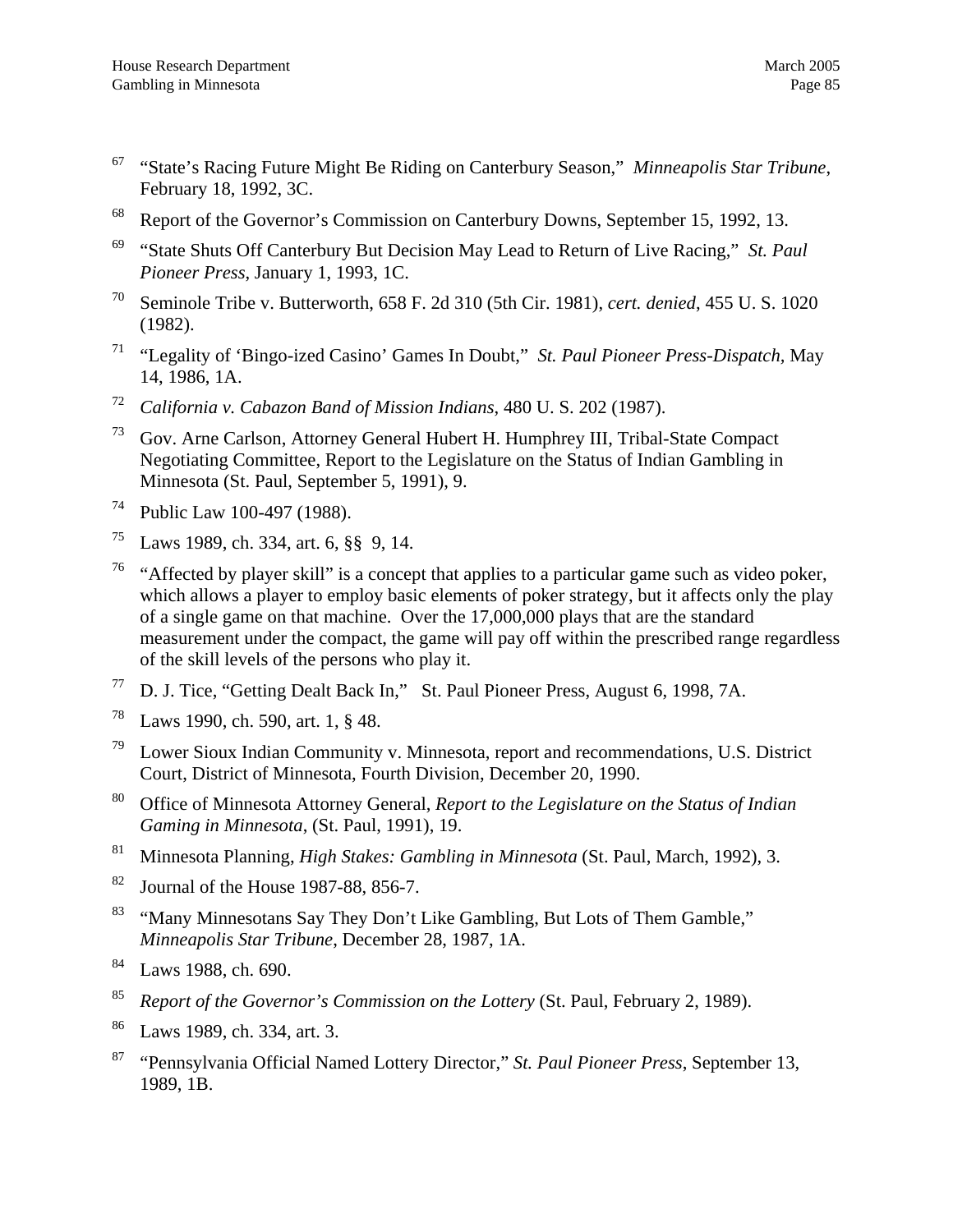[67] "State's Racing Future Might Be Riding on Canterbury Season," *Minneapolis Star Tribune*, February 18, 1992, 3C.

[68] Report of the Governor's Commission on Canterbury Downs, September 15, 1992, 13.

[69] "State Shuts Off Canterbury But Decision May Lead to Return of Live Racing," *St. Paul Pioneer Press*, January 1, 1993, 1C.

[70] Seminole Tribe v. Butterworth, 658 F. 2d 310 (5th Cir. 1981), *cert. denied*, 455 U. S. 1020 (1982).

[71] "Legality of 'Bingo-ized Casino' Games In Doubt," *St. Paul Pioneer Press-Dispatch*, May 14, 1986, 1A.

[72] *California v. Cabazon Band of Mission Indians*, 480 U. S. 202 (1987).

[73] Gov. Arne Carlson, Attorney General Hubert H. Humphrey III, Tribal-State Compact Negotiating Committee, Report to the Legislature on the Status of Indian Gambling in Minnesota (St. Paul, September 5, 1991), 9.

[74] Public Law 100-497 (1988).

[75] Laws 1989, ch. 334, art. 6, §§ 9, 14.

[76] "Affected by player skill" is a concept that applies to a particular game such as video poker, which allows a player to employ basic elements of poker strategy, but it affects only the play of a single game on that machine. Over the 17,000,000 plays that are the standard measurement under the compact, the game will pay off within the prescribed range regardless of the skill levels of the persons who play it.

[77] D. J. Tice, "Getting Dealt Back In," St. Paul Pioneer Press, August 6, 1998, 7A.

[78] Laws 1990, ch. 590, art. 1, § 48.

[79] Lower Sioux Indian Community v. Minnesota, report and recommendations, U.S. District Court, District of Minnesota, Fourth Division, December 20, 1990.

[80] Office of Minnesota Attorney General, *Report to the Legislature on the Status of Indian Gaming in Minnesota*, (St. Paul, 1991), 19.

[81] Minnesota Planning, *High Stakes: Gambling in Minnesota* (St. Paul, March, 1992), 3.

[82] Journal of the House 1987-88, 856-7.

[83] "Many Minnesotans Say They Don't Like Gambling, But Lots of Them Gamble," *Minneapolis Star Tribune*, December 28, 1987, 1A.

[84] Laws 1988, ch. 690.

[85] *Report of the Governor's Commission on the Lottery* (St. Paul, February 2, 1989).

[86] Laws 1989, ch. 334, art. 3.

[87] "Pennsylvania Official Named Lottery Director," *St. Paul Pioneer Press*, September 13, 1989, 1B.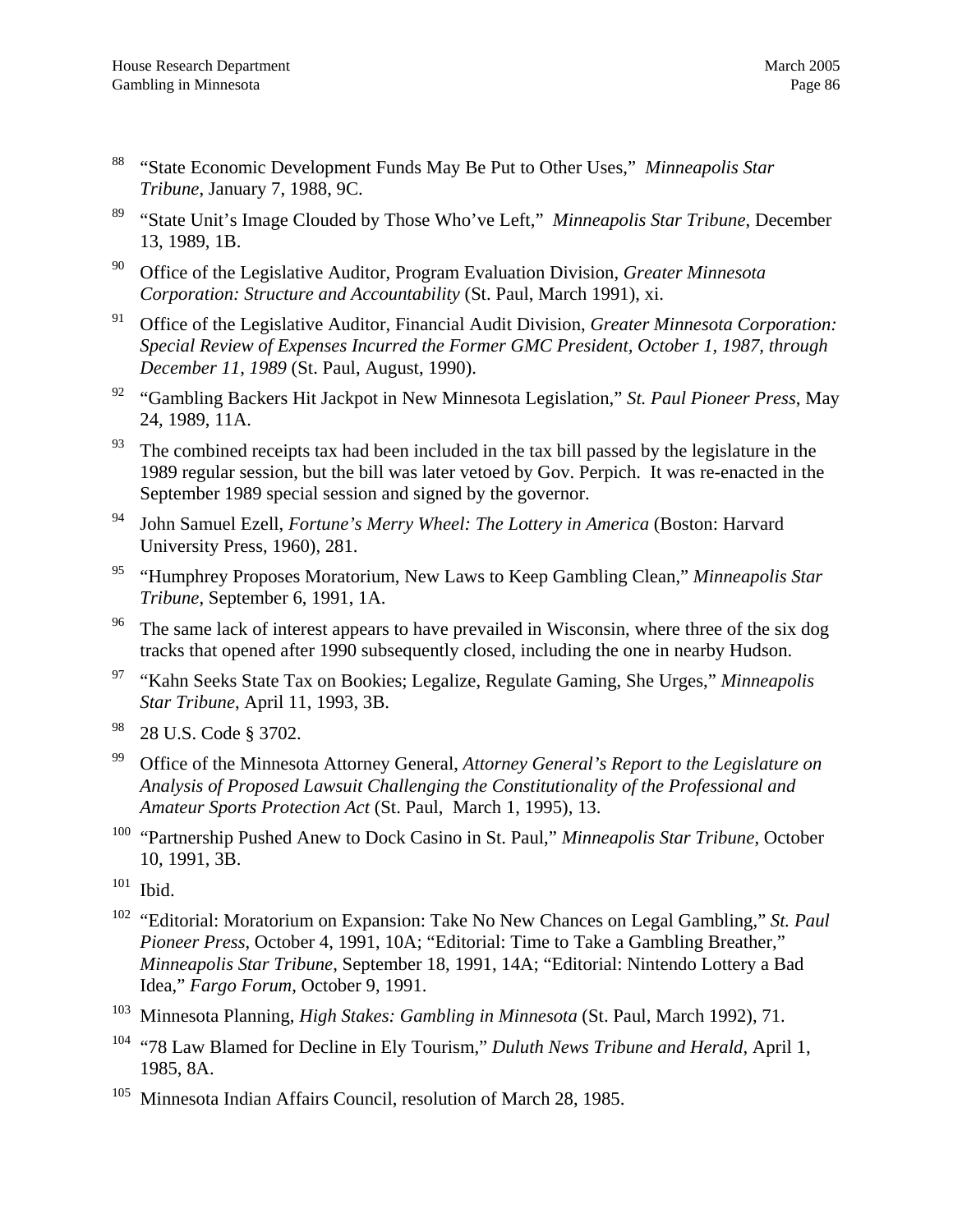[88] "State Economic Development Funds May Be Put to Other Uses," *Minneapolis Star Tribune*, January 7, 1988, 9C.

[89] "State Unit's Image Clouded by Those Who've Left," *Minneapolis Star Tribune*, December 13, 1989, 1B.

[90] Office of the Legislative Auditor, Program Evaluation Division, *Greater Minnesota Corporation: Structure and Accountability* (St. Paul, March 1991), xi.

[91] Office of the Legislative Auditor, Financial Audit Division, *Greater Minnesota Corporation: Special Review of Expenses Incurred the Former GMC President, October 1, 1987, through December 11, 1989* (St. Paul, August, 1990).

[92] "Gambling Backers Hit Jackpot in New Minnesota Legislation," *St. Paul Pioneer Press*, May 24, 1989, 11A.

[93] The combined receipts tax had been included in the tax bill passed by the legislature in the 1989 regular session, but the bill was later vetoed by Gov. Perpich. It was re-enacted in the September 1989 special session and signed by the governor.

[94] John Samuel Ezell, *Fortune's Merry Wheel: The Lottery in America* (Boston: Harvard University Press, 1960), 281.

[95] "Humphrey Proposes Moratorium, New Laws to Keep Gambling Clean," *Minneapolis Star Tribune*, September 6, 1991, 1A.

[96] The same lack of interest appears to have prevailed in Wisconsin, where three of the six dog tracks that opened after 1990 subsequently closed, including the one in nearby Hudson.

[97] "Kahn Seeks State Tax on Bookies; Legalize, Regulate Gaming, She Urges," *Minneapolis Star Tribune*, April 11, 1993, 3B.

[98] 28 U.S. Code § 3702.

[99] Office of the Minnesota Attorney General, *Attorney General's Report to the Legislature on Analysis of Proposed Lawsuit Challenging the Constitutionality of the Professional and Amateur Sports Protection Act* (St. Paul, March 1, 1995), 13.

[100] "Partnership Pushed Anew to Dock Casino in St. Paul," *Minneapolis Star Tribune*, October 10, 1991, 3B.

[101] Ibid.

[102] "Editorial: Moratorium on Expansion: Take No New Chances on Legal Gambling," *St. Paul Pioneer Press*, October 4, 1991, 10A; "Editorial: Time to Take a Gambling Breather," *Minneapolis Star Tribune*, September 18, 1991, 14A; "Editorial: Nintendo Lottery a Bad Idea," *Fargo Forum*, October 9, 1991.

[103] Minnesota Planning, *High Stakes: Gambling in Minnesota* (St. Paul, March 1992), 71.

[104] "78 Law Blamed for Decline in Ely Tourism," *Duluth News Tribune and Herald*, April 1, 1985, 8A.

[105] Minnesota Indian Affairs Council, resolution of March 28, 1985.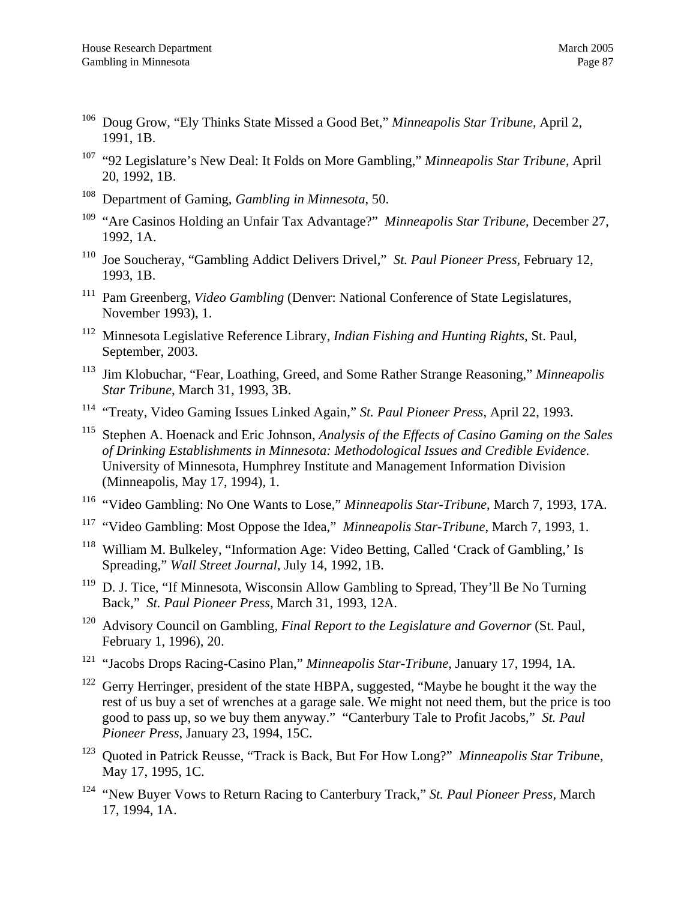[106] Doug Grow, "Ely Thinks State Missed a Good Bet," *Minneapolis Star Tribune*, April 2, 1991, 1B.

[107] "92 Legislature's New Deal: It Folds on More Gambling," *Minneapolis Star Tribune*, April 20, 1992, 1B.

[108] Department of Gaming, *Gambling in Minnesota*, 50.

[109] "Are Casinos Holding an Unfair Tax Advantage?" *Minneapolis Star Tribune*, December 27, 1992, 1A.

[110] Joe Soucheray, "Gambling Addict Delivers Drivel," *St. Paul Pioneer Press*, February 12, 1993, 1B.

[111] Pam Greenberg, *Video Gambling* (Denver: National Conference of State Legislatures, November 1993), 1.

[112] Minnesota Legislative Reference Library, *Indian Fishing and Hunting Rights*, St. Paul, September, 2003.

[113] Jim Klobuchar, "Fear, Loathing, Greed, and Some Rather Strange Reasoning," *Minneapolis Star Tribune*, March 31, 1993, 3B.

[114] "Treaty, Video Gaming Issues Linked Again," *St. Paul Pioneer Press*, April 22, 1993.

[115] Stephen A. Hoenack and Eric Johnson, *Analysis of the Effects of Casino Gaming on the Sales of Drinking Establishments in Minnesota: Methodological Issues and Credible Evidence*. University of Minnesota, Humphrey Institute and Management Information Division (Minneapolis, May 17, 1994), 1.

[116] "Video Gambling: No One Wants to Lose," *Minneapolis Star-Tribune*, March 7, 1993, 17A.

[117] "Video Gambling: Most Oppose the Idea," *Minneapolis Star-Tribune*, March 7, 1993, 1.

[118] William M. Bulkeley, "Information Age: Video Betting, Called 'Crack of Gambling,' Is Spreading," *Wall Street Journal*, July 14, 1992, 1B.

[119] D. J. Tice, "If Minnesota, Wisconsin Allow Gambling to Spread, They'll Be No Turning Back," *St. Paul Pioneer Press*, March 31, 1993, 12A.

[120] Advisory Council on Gambling, *Final Report to the Legislature and Governor* (St. Paul, February 1, 1996), 20.

[121] "Jacobs Drops Racing-Casino Plan," *Minneapolis Star-Tribune*, January 17, 1994, 1A.

[122] Gerry Herringer, president of the state HBPA, suggested, "Maybe he bought it the way the rest of us buy a set of wrenches at a garage sale. We might not need them, but the price is too good to pass up, so we buy them anyway." "Canterbury Tale to Profit Jacobs," *St. Paul Pioneer Press*, January 23, 1994, 15C.

[123] Quoted in Patrick Reusse, "Track is Back, But For How Long?" *Minneapolis Star Tribune*, May 17, 1995, 1C.

[124] "New Buyer Vows to Return Racing to Canterbury Track," *St. Paul Pioneer Press*, March 17, 1994, 1A.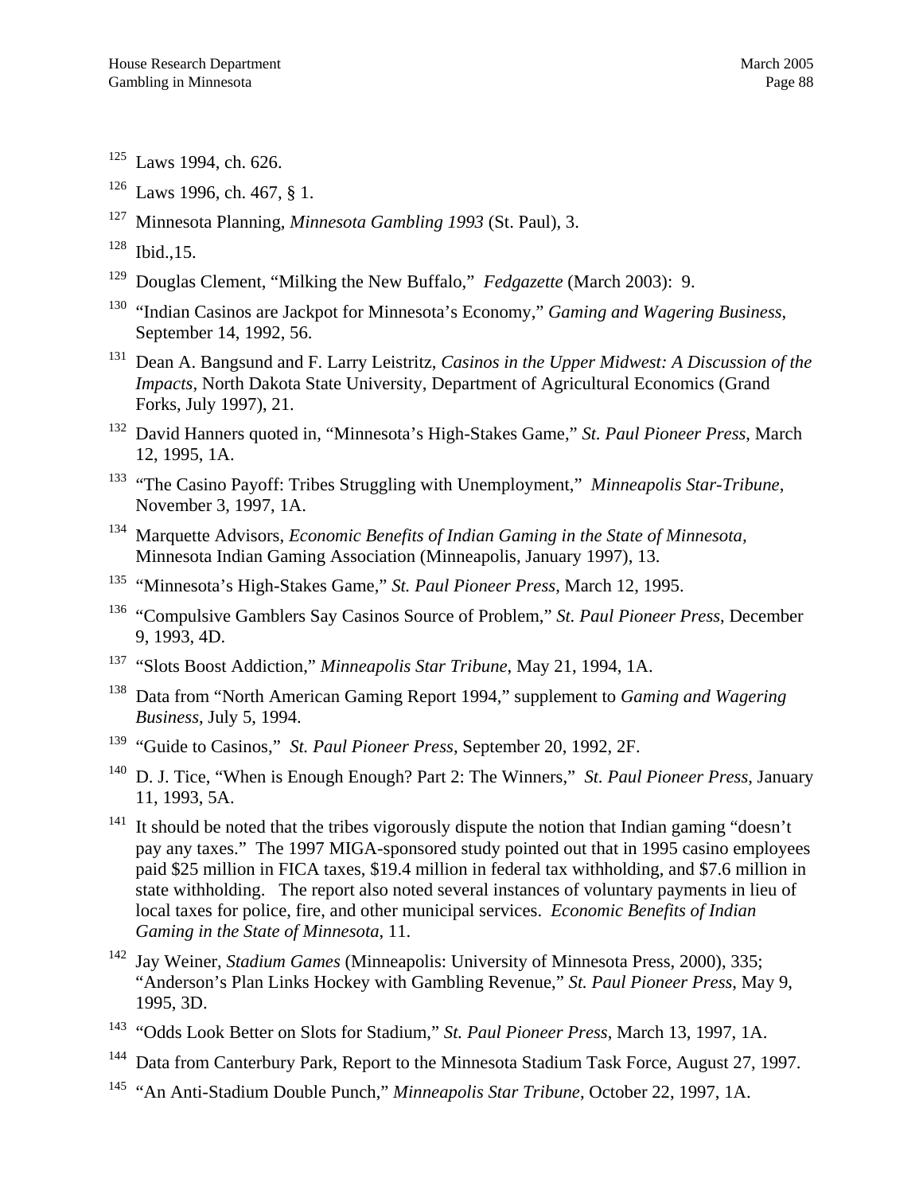[125] Laws 1994, ch. 626.

[126] Laws 1996, ch. 467, § 1.

[127] Minnesota Planning, *Minnesota Gambling 1993* (St. Paul), 3.

[128] Ibid.,15.

[129] Douglas Clement, "Milking the New Buffalo," *Fedgazette* (March 2003): 9.

[130] "Indian Casinos are Jackpot for Minnesota's Economy," *Gaming and Wagering Business*, September 14, 1992, 56.

[131] Dean A. Bangsund and F. Larry Leistritz, *Casinos in the Upper Midwest: A Discussion of the Impacts*, North Dakota State University, Department of Agricultural Economics (Grand Forks, July 1997), 21.

[132] David Hanners quoted in, "Minnesota's High-Stakes Game," *St. Paul Pioneer Press*, March 12, 1995, 1A.

[133] "The Casino Payoff: Tribes Struggling with Unemployment," *Minneapolis Star-Tribune*, November 3, 1997, 1A.

[134] Marquette Advisors, *Economic Benefits of Indian Gaming in the State of Minnesota,* Minnesota Indian Gaming Association (Minneapolis, January 1997), 13.

[135] "Minnesota's High-Stakes Game," *St. Paul Pioneer Press*, March 12, 1995.

[136] "Compulsive Gamblers Say Casinos Source of Problem," *St. Paul Pioneer Press*, December 9, 1993, 4D.

[137] "Slots Boost Addiction," *Minneapolis Star Tribune*, May 21, 1994, 1A.

[138] Data from "North American Gaming Report 1994," supplement to *Gaming and Wagering Business*, July 5, 1994.

[139] "Guide to Casinos," *St. Paul Pioneer Press*, September 20, 1992, 2F.

[140] D. J. Tice, "When is Enough Enough? Part 2: The Winners," *St. Paul Pioneer Press*, January 11, 1993, 5A.

[141] It should be noted that the tribes vigorously dispute the notion that Indian gaming "doesn't pay any taxes." The 1997 MIGA-sponsored study pointed out that in 1995 casino employees paid $25 million in FICA taxes, $19.4 million in federal tax withholding, and $7.6 million in state withholding. The report also noted several instances of voluntary payments in lieu of local taxes for police, fire, and other municipal services. *Economic Benefits of Indian Gaming in the State of Minnesota*, 11.

[142] Jay Weiner, *Stadium Games* (Minneapolis: University of Minnesota Press, 2000), 335; "Anderson's Plan Links Hockey with Gambling Revenue," *St. Paul Pioneer Press*, May 9, 1995, 3D.

[143] "Odds Look Better on Slots for Stadium," *St. Paul Pioneer Press*, March 13, 1997, 1A.

[144] Data from Canterbury Park, Report to the Minnesota Stadium Task Force, August 27, 1997.

[145] "An Anti-Stadium Double Punch," *Minneapolis Star Tribune*, October 22, 1997, 1A.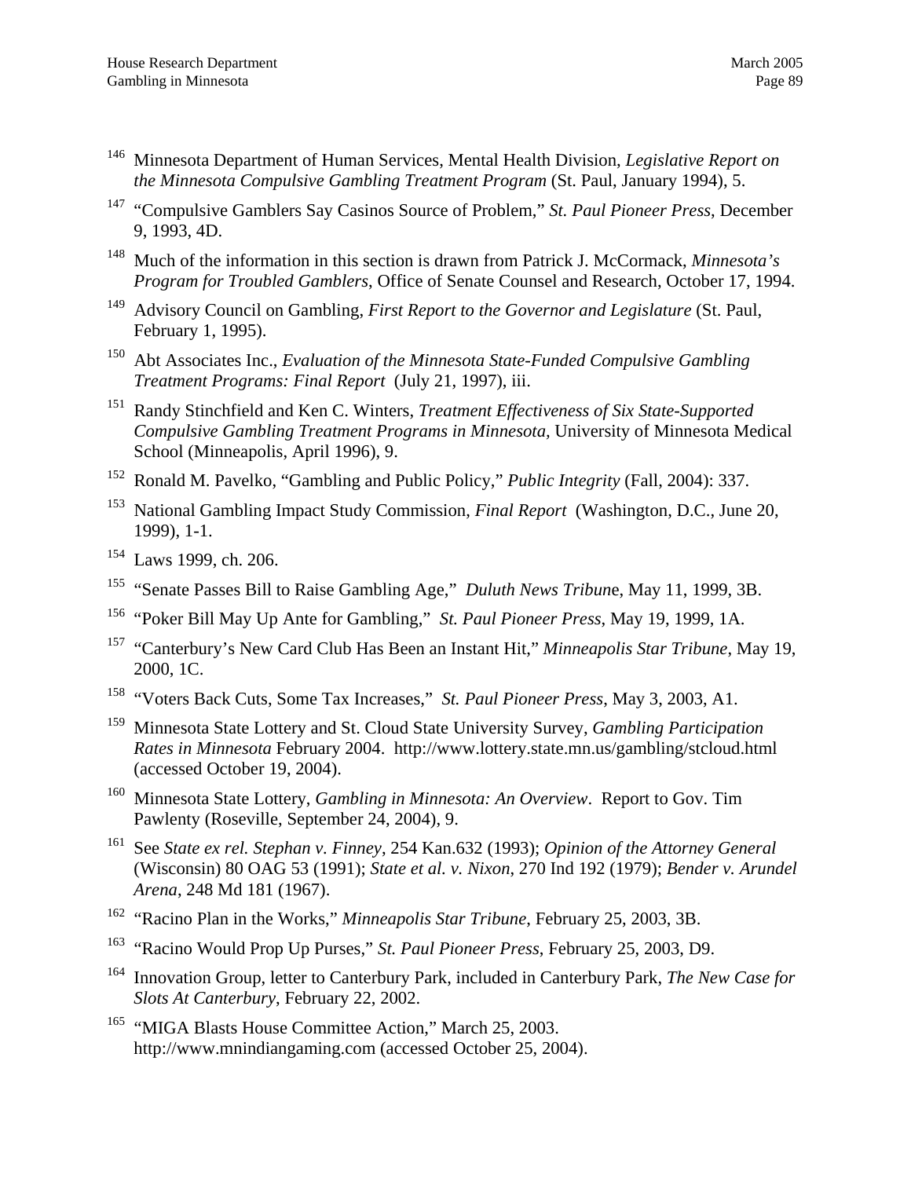[146] Minnesota Department of Human Services, Mental Health Division, *Legislative Report on the Minnesota Compulsive Gambling Treatment Program* (St. Paul, January 1994), 5.

[147] "Compulsive Gamblers Say Casinos Source of Problem," *St. Paul Pioneer Press*, December 9, 1993, 4D.

[148] Much of the information in this section is drawn from Patrick J. McCormack, *Minnesota's Program for Troubled Gamblers*, Office of Senate Counsel and Research, October 17, 1994.

[149] Advisory Council on Gambling, *First Report to the Governor and Legislature* (St. Paul, February 1, 1995).

[150] Abt Associates Inc., *Evaluation of the Minnesota State-Funded Compulsive Gambling Treatment Programs: Final Report* (July 21, 1997), iii.

[151] Randy Stinchfield and Ken C. Winters, *Treatment Effectiveness of Six State-Supported Compulsive Gambling Treatment Programs in Minnesota*, University of Minnesota Medical School (Minneapolis, April 1996), 9.

[152] Ronald M. Pavelko, "Gambling and Public Policy," *Public Integrity* (Fall, 2004): 337.

[153] National Gambling Impact Study Commission, *Final Report* (Washington, D.C., June 20, 1999), 1-1.

[154] Laws 1999, ch. 206.

[155] "Senate Passes Bill to Raise Gambling Age," *Duluth News Tribune*, May 11, 1999, 3B.

[156] "Poker Bill May Up Ante for Gambling," *St. Paul Pioneer Press*, May 19, 1999, 1A.

[157] "Canterbury's New Card Club Has Been an Instant Hit," *Minneapolis Star Tribune*, May 19, 2000, 1C.

[158] "Voters Back Cuts, Some Tax Increases," *St. Paul Pioneer Press*, May 3, 2003, A1.

[159] Minnesota State Lottery and St. Cloud State University Survey, *Gambling Participation Rates in Minnesota* February 2004. http://www.lottery.state.mn.us/gambling/stcloud.html (accessed October 19, 2004).

[160] Minnesota State Lottery, *Gambling in Minnesota: An Overview*. Report to Gov. Tim Pawlenty (Roseville, September 24, 2004), 9.

[161] See *State ex rel. Stephan v. Finney*, 254 Kan.632 (1993); *Opinion of the Attorney General* (Wisconsin) 80 OAG 53 (1991); *State et al. v. Nixon*, 270 Ind 192 (1979); *Bender v. Arundel Arena*, 248 Md 181 (1967).

[162] "Racino Plan in the Works," *Minneapolis Star Tribune*, February 25, 2003, 3B.

[163] "Racino Would Prop Up Purses," *St. Paul Pioneer Press*, February 25, 2003, D9.

[164] Innovation Group, letter to Canterbury Park, included in Canterbury Park, *The New Case for Slots At Canterbury*, February 22, 2002.

[165] "MIGA Blasts House Committee Action," March 25, 2003. http://www.mnindiangaming.com (accessed October 25, 2004).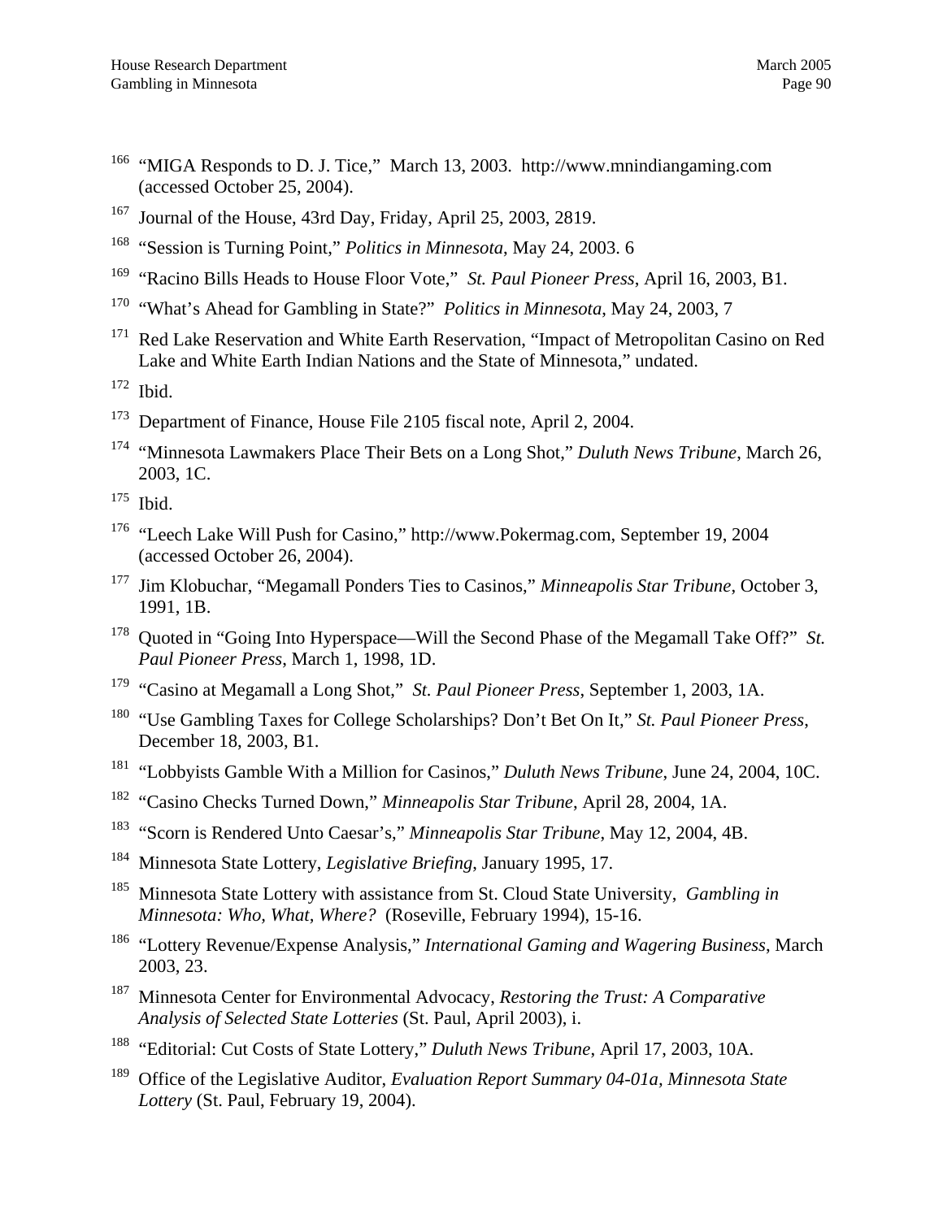[166] "MIGA Responds to D. J. Tice," March 13, 2003. http://www.mnindiangaming.com (accessed October 25, 2004).

[167] Journal of the House, 43rd Day, Friday, April 25, 2003, 2819.

[168] "Session is Turning Point," *Politics in Minnesota*, May 24, 2003. 6

[169] "Racino Bills Heads to House Floor Vote," *St. Paul Pioneer Press*, April 16, 2003, B1.

[170] "What's Ahead for Gambling in State?" *Politics in Minnesota*, May 24, 2003, 7

[171] Red Lake Reservation and White Earth Reservation, "Impact of Metropolitan Casino on Red Lake and White Earth Indian Nations and the State of Minnesota," undated.

[172] Ibid.

[173] Department of Finance, House File 2105 fiscal note, April 2, 2004.

[174] "Minnesota Lawmakers Place Their Bets on a Long Shot," *Duluth News Tribune*, March 26, 2003, 1C.

[175] Ibid.

[176] "Leech Lake Will Push for Casino," http://www.Pokermag.com, September 19, 2004 (accessed October 26, 2004).

[177] Jim Klobuchar, "Megamall Ponders Ties to Casinos," *Minneapolis Star Tribune*, October 3, 1991, 1B.

[178] Quoted in "Going Into Hyperspace—Will the Second Phase of the Megamall Take Off?" *St. Paul Pioneer Press*, March 1, 1998, 1D.

[179] "Casino at Megamall a Long Shot," *St. Paul Pioneer Press*, September 1, 2003, 1A.

[180] "Use Gambling Taxes for College Scholarships? Don't Bet On It," *St. Paul Pioneer Press*, December 18, 2003, B1.

[181] "Lobbyists Gamble With a Million for Casinos," *Duluth News Tribune*, June 24, 2004, 10C.

[182] "Casino Checks Turned Down," *Minneapolis Star Tribune*, April 28, 2004, 1A.

[183] "Scorn is Rendered Unto Caesar's," *Minneapolis Star Tribune*, May 12, 2004, 4B.

[184] Minnesota State Lottery, *Legislative Briefing*, January 1995, 17.

[185] Minnesota State Lottery with assistance from St. Cloud State University, *Gambling in Minnesota: Who, What, Where?* (Roseville, February 1994), 15-16.

[186] "Lottery Revenue/Expense Analysis," *International Gaming and Wagering Business*, March 2003, 23.

[187] Minnesota Center for Environmental Advocacy, *Restoring the Trust: A Comparative Analysis of Selected State Lotteries* (St. Paul, April 2003), i.

[188] "Editorial: Cut Costs of State Lottery," *Duluth News Tribune*, April 17, 2003, 10A.

[189] Office of the Legislative Auditor, *Evaluation Report Summary 04-01a, Minnesota State Lottery* (St. Paul, February 19, 2004).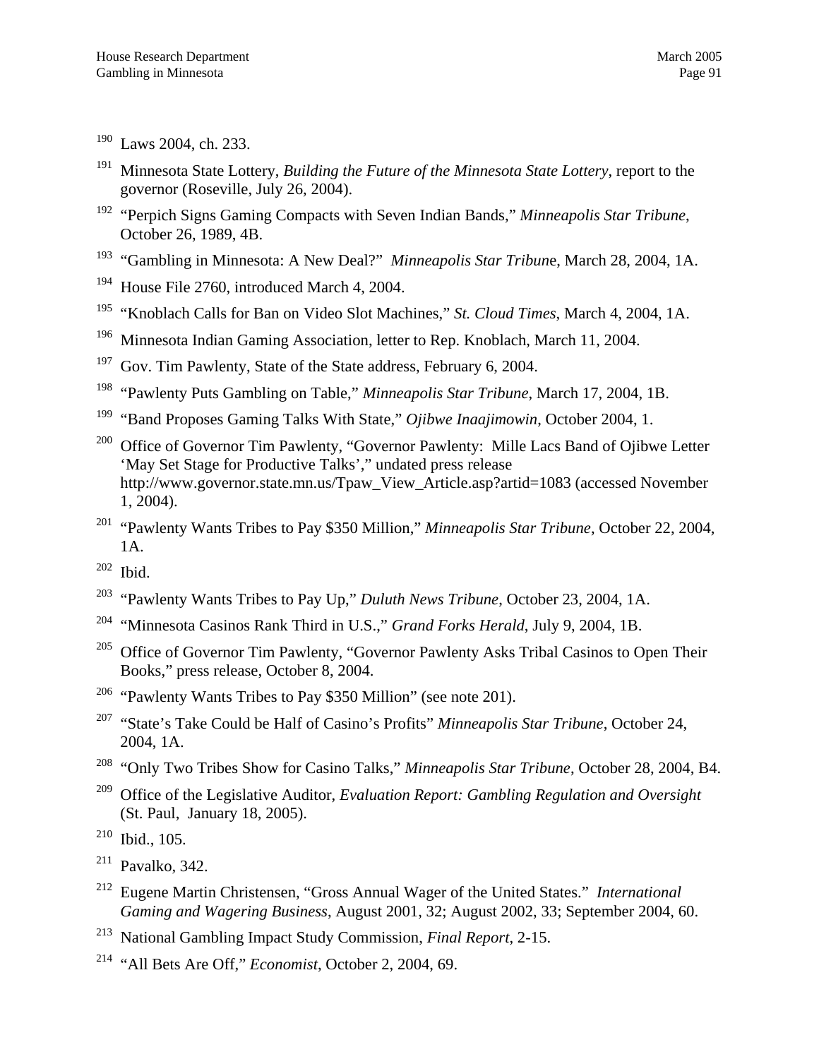190 Laws 2004, ch. 233.

191 Minnesota State Lottery, *Building the Future of the Minnesota State Lottery*, report to the governor (Roseville, July 26, 2004).

192 "Perpich Signs Gaming Compacts with Seven Indian Bands," *Minneapolis Star Tribune*, October 26, 1989, 4B.

193 "Gambling in Minnesota: A New Deal?" *Minneapolis Star Tribune*, March 28, 2004, 1A.

194 House File 2760, introduced March 4, 2004.

195 "Knoblach Calls for Ban on Video Slot Machines," *St. Cloud Times*, March 4, 2004, 1A.

196 Minnesota Indian Gaming Association, letter to Rep. Knoblach, March 11, 2004.

197 Gov. Tim Pawlenty, State of the State address, February 6, 2004.

198 "Pawlenty Puts Gambling on Table," *Minneapolis Star Tribune*, March 17, 2004, 1B.

199 "Band Proposes Gaming Talks With State," *Ojibwe Inaajimowin*, October 2004, 1.

200 Office of Governor Tim Pawlenty, "Governor Pawlenty: Mille Lacs Band of Ojibwe Letter 'May Set Stage for Productive Talks'," undated press release http://www.governor.state.mn.us/Tpaw_View_Article.asp?artid=1083 (accessed November 1, 2004).

201 "Pawlenty Wants Tribes to Pay $350 Million," *Minneapolis Star Tribune*, October 22, 2004, 1A.

202 Ibid.

203 "Pawlenty Wants Tribes to Pay Up," *Duluth News Tribune*, October 23, 2004, 1A.

204 "Minnesota Casinos Rank Third in U.S.," *Grand Forks Herald*, July 9, 2004, 1B.

205 Office of Governor Tim Pawlenty, "Governor Pawlenty Asks Tribal Casinos to Open Their Books," press release, October 8, 2004.

206 "Pawlenty Wants Tribes to Pay $350 Million" (see note 201).

207 "State's Take Could be Half of Casino's Profits" *Minneapolis Star Tribune*, October 24, 2004, 1A.

208 "Only Two Tribes Show for Casino Talks," *Minneapolis Star Tribune*, October 28, 2004, B4.

209 Office of the Legislative Auditor, *Evaluation Report: Gambling Regulation and Oversight* (St. Paul, January 18, 2005).

210 Ibid., 105.

211 Pavalko, 342.

212 Eugene Martin Christensen, "Gross Annual Wager of the United States." *International Gaming and Wagering Business*, August 2001, 32; August 2002, 33; September 2004, 60.

213 National Gambling Impact Study Commission, *Final Report*, 2-15.

214 "All Bets Are Off," *Economist*, October 2, 2004, 69.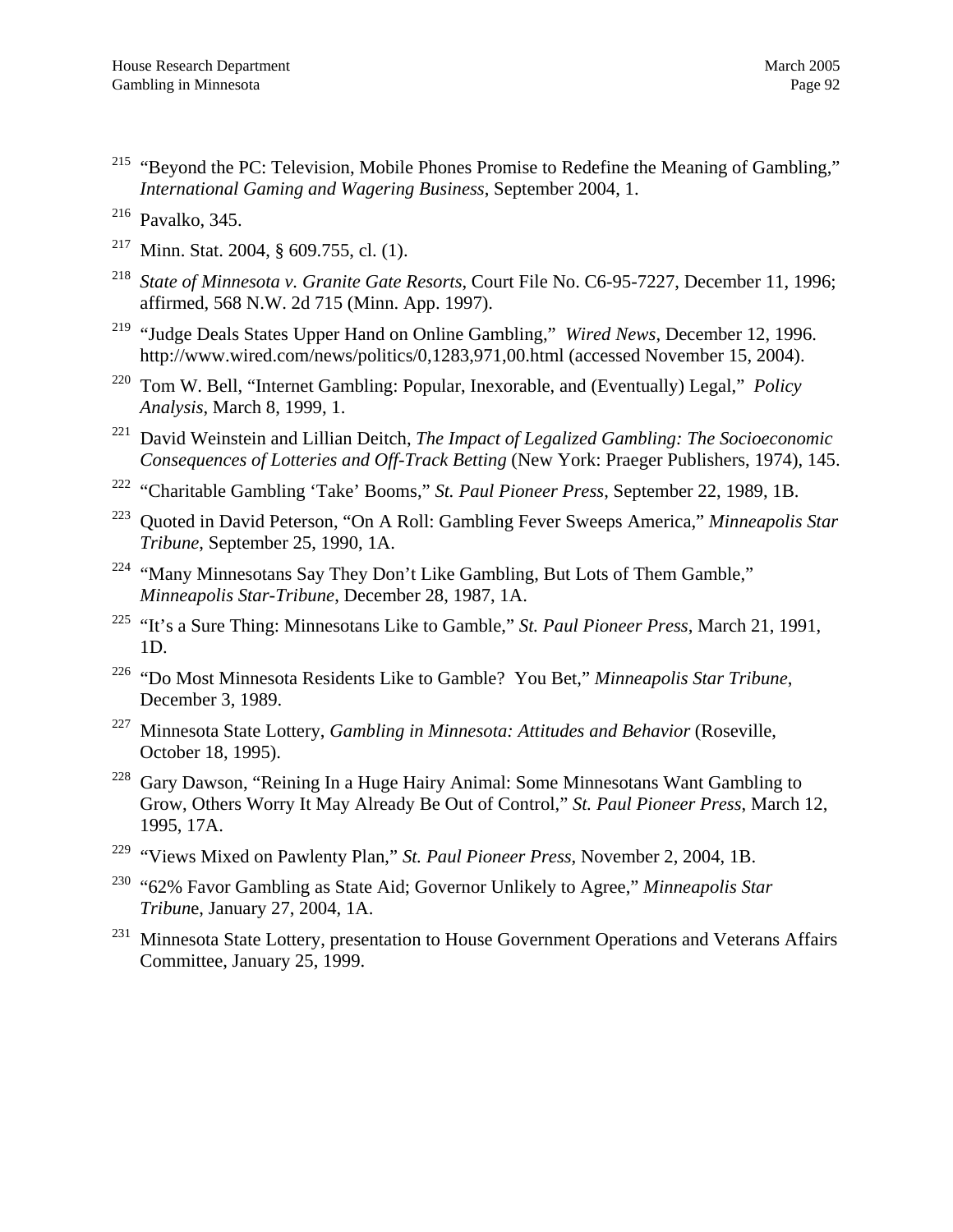[215] "Beyond the PC: Television, Mobile Phones Promise to Redefine the Meaning of Gambling," *International Gaming and Wagering Business*, September 2004, 1.

[216] Pavalko, 345.

[217] Minn. Stat. 2004, § 609.755, cl. (1).

[218] *State of Minnesota v. Granite Gate Resorts*, Court File No. C6-95-7227, December 11, 1996; affirmed, 568 N.W. 2d 715 (Minn. App. 1997).

[219] "Judge Deals States Upper Hand on Online Gambling," *Wired News*, December 12, 1996. http://www.wired.com/news/politics/0,1283,971,00.html (accessed November 15, 2004).

[220] Tom W. Bell, "Internet Gambling: Popular, Inexorable, and (Eventually) Legal," *Policy Analysis*, March 8, 1999, 1.

[221] David Weinstein and Lillian Deitch, *The Impact of Legalized Gambling: The Socioeconomic Consequences of Lotteries and Off-Track Betting* (New York: Praeger Publishers, 1974), 145.

[222] "Charitable Gambling 'Take' Booms," *St. Paul Pioneer Press*, September 22, 1989, 1B.

[223] Quoted in David Peterson, "On A Roll: Gambling Fever Sweeps America," *Minneapolis Star Tribune*, September 25, 1990, 1A.

[224] "Many Minnesotans Say They Don't Like Gambling, But Lots of Them Gamble," *Minneapolis Star-Tribune*, December 28, 1987, 1A.

[225] "It's a Sure Thing: Minnesotans Like to Gamble," *St. Paul Pioneer Press*, March 21, 1991, 1D.

[226] "Do Most Minnesota Residents Like to Gamble? You Bet," *Minneapolis Star Tribune*, December 3, 1989.

[227] Minnesota State Lottery, *Gambling in Minnesota: Attitudes and Behavior* (Roseville, October 18, 1995).

[228] Gary Dawson, "Reining In a Huge Hairy Animal: Some Minnesotans Want Gambling to Grow, Others Worry It May Already Be Out of Control," *St. Paul Pioneer Press*, March 12, 1995, 17A.

[229] "Views Mixed on Pawlenty Plan," *St. Paul Pioneer Press*, November 2, 2004, 1B.

[230] "62% Favor Gambling as State Aid; Governor Unlikely to Agree," *Minneapolis Star Tribune*, January 27, 2004, 1A.

[231] Minnesota State Lottery, presentation to House Government Operations and Veterans Affairs Committee, January 25, 1999.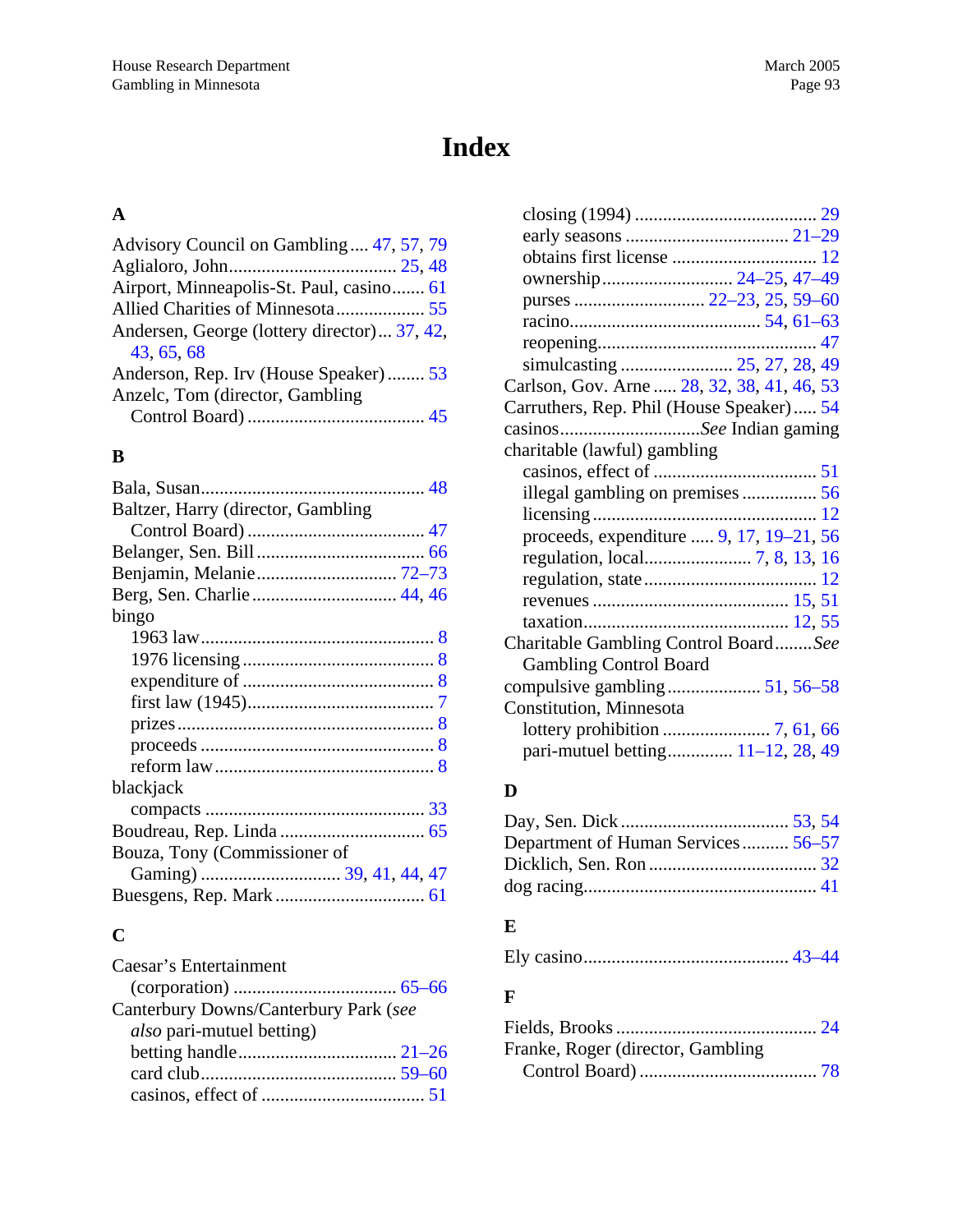# Index

## A

Advisory Council on Gambling .... 47, 57, 79
Aglialoro, John .... 25, 48
Airport, Minneapolis-St. Paul, casino .... 61
Allied Charities of Minnesota .... 55
Andersen, George (lottery director) ... 37, 42, 43, 65, 68
Anderson, Rep. Irv (House Speaker) .... 53
Anzelc, Tom (director, Gambling Control Board) .... 45

## B

Bala, Susan .... 48
Baltzer, Harry (director, Gambling Control Board) .... 47
Belanger, Sen. Bill .... 66
Benjamin, Melanie .... 72–73
Berg, Sen. Charlie .... 44, 46
bingo
- 1963 law .... 8
- 1976 licensing .... 8
- expenditure of .... 8
- first law (1945) .... 7
- prizes .... 8
- proceeds .... 8
- reform law .... 8

blackjack
- compacts .... 33

Boudreau, Rep. Linda .... 65
Bouza, Tony (Commissioner of Gaming) .... 39, 41, 44, 47
Buesgens, Rep. Mark .... 61

## C

Caesar's Entertainment (corporation) .... 65–66
Canterbury Downs/Canterbury Park (*see also* pari-mutuel betting)
- betting handle .... 21–26
- card club .... 59–60
- casinos, effect of .... 51
- closing (1994) .... 29
- early seasons .... 21–29
- obtains first license .... 12
- ownership .... 24–25, 47–49
- purses .... 22–23, 25, 59–60
- racino .... 54, 61–63
- reopening .... 47
- simulcasting .... 25, 27, 28, 49

Carlson, Gov. Arne .... 28, 32, 38, 41, 46, 53
Carruthers, Rep. Phil (House Speaker) .... 54
casinos .... *See* Indian gaming
charitable (lawful) gambling
- casinos, effect of .... 51
- illegal gambling on premises .... 56
- licensing .... 12
- proceeds, expenditure .... 9, 17, 19–21, 56
- regulation, local .... 7, 8, 13, 16
- regulation, state .... 12
- revenues .... 15, 51
- taxation .... 12, 55

Charitable Gambling Control Board .... *See* Gambling Control Board
compulsive gambling .... 51, 56–58
Constitution, Minnesota
- lottery prohibition .... 7, 61, 66
- pari-mutuel betting .... 11–12, 28, 49

## D

Day, Sen. Dick .... 53, 54
Department of Human Services .... 56–57
Dicklich, Sen. Ron .... 32
dog racing .... 41

## E

Ely casino .... 43–44

## F

Fields, Brooks .... 24
Franke, Roger (director, Gambling Control Board) .... 78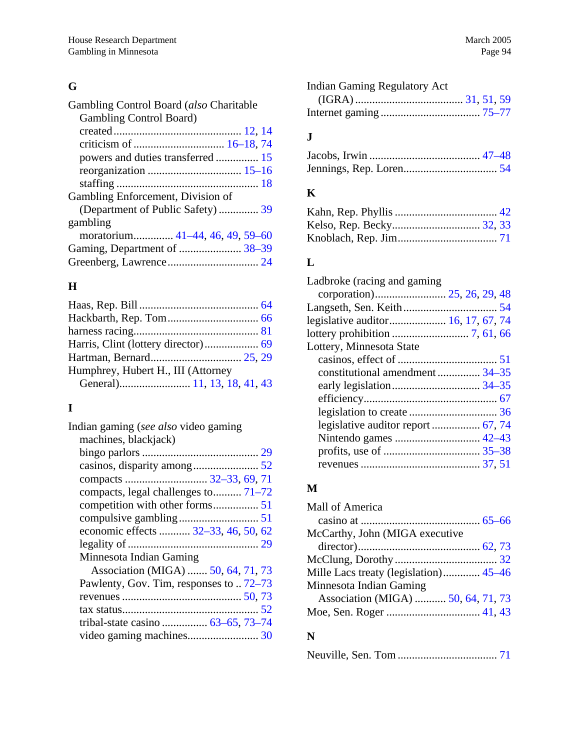## G

Gambling Control Board (*also* Charitable Gambling Control Board)
- created ............................................ 12, 14
- criticism of ................................ 16–18, 74
- powers and duties transferred ............... 15
- reorganization ................................ 15–16
- staffing .................................................. 18

Gambling Enforcement, Division of (Department of Public Safety) .............. 39

gambling
- moratorium.............. 41–44, 46, 49, 59–60

Gaming, Department of ...................... 38–39

Greenberg, Lawrence ................................ 24

## H

Haas, Rep. Bill ........................................... 64

Hackbarth, Rep. Tom................................ 66

harness racing........................................... 81

Harris, Clint (lottery director).................. 69

Hartman, Bernard................................ 25, 29

Humphrey, Hubert H., III (Attorney General)......................... 11, 13, 18, 41, 43

## I

Indian gaming (*see also* video gaming machines, blackjack)
- bingo parlors .......................................... 29
- casinos, disparity among....................... 52
- compacts ............................ 32–33, 69, 71
- compacts, legal challenges to.......... 71–72
- competition with other forms................ 51
- compulsive gambling............................ 51
- economic effects ........... 32–33, 46, 50, 62
- legality of ............................................. 29
- Minnesota Indian Gaming Association (MIGA) ....... 50, 64, 71, 73
- Pawlenty, Gov. Tim, responses to .. 72–73
- revenues .......................................... 50, 73
- tax status............................................... 52
- tribal-state casino ................ 63–65, 73–74
- video gaming machines......................... 30

Indian Gaming Regulatory Act (IGRA) ....................................... 31, 51, 59

Internet gaming ................................... 75–77

## J

Jacobs, Irwin ....................................... 47–48

Jennings, Rep. Loren................................. 54

## K

Kahn, Rep. Phyllis .................................... 42

Kelso, Rep. Becky............................... 32, 33

Knoblach, Rep. Jim................................... 71

## L

Ladbroke (racing and gaming corporation)......................... 25, 26, 29, 48

Langseth, Sen. Keith................................. 54

legislative auditor.................... 16, 17, 67, 74

lottery prohibition ........................... 7, 61, 66

Lottery, Minnesota State
- casinos, effect of ................................... 51
- constitutional amendment ............... 34–35
- early legislation............................... 34–35
- efficiency............................................... 67
- legislation to create ............................... 36
- legislative auditor report ................. 67, 74
- Nintendo games .............................. 42–43
- profits, use of .................................. 35–38
- revenues .......................................... 37, 51

## M

Mall of America
- casino at .......................................... 65–66

McCarthy, John (MIGA executive director)........................................... 62, 73

McClung, Dorothy.................................... 32

Mille Lacs treaty (legislation)............. 45–46

Minnesota Indian Gaming Association (MIGA) ........... 50, 64, 71, 73

Moe, Sen. Roger ................................. 41, 43

## N

Neuville, Sen. Tom ................................... 71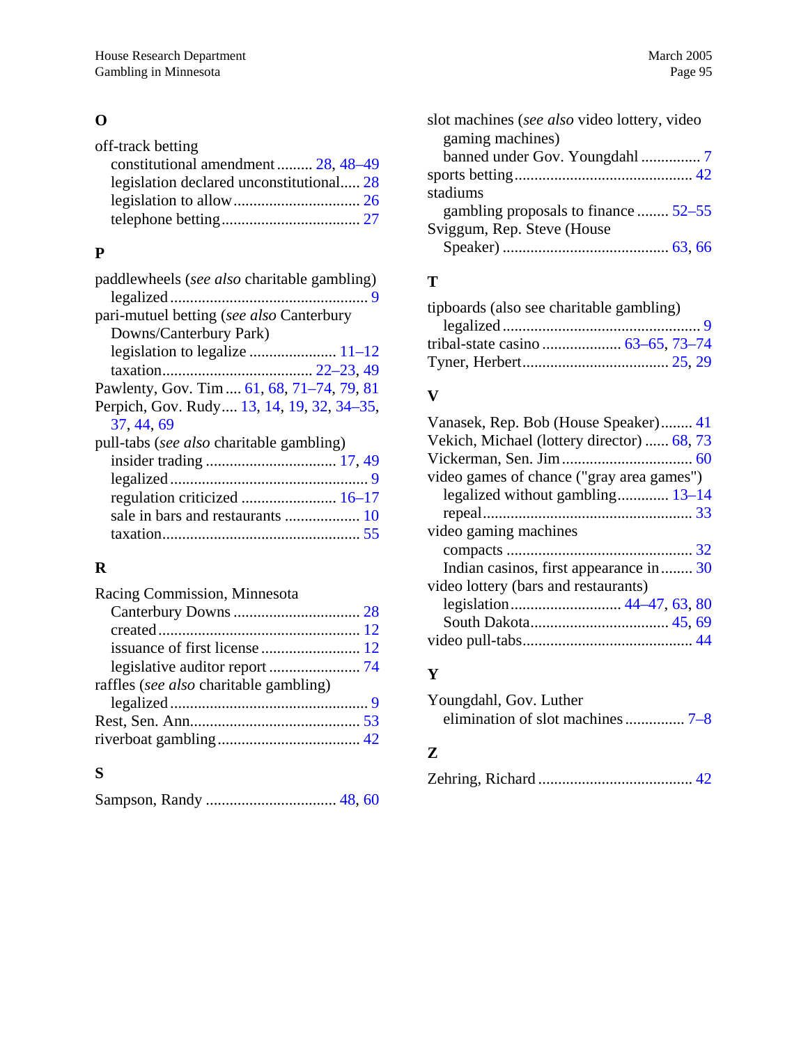## O

off-track betting
- constitutional amendment ......... 28, 48–49
- legislation declared unconstitutional..... 28
- legislation to allow ............................... 26
- telephone betting.................................. 27

## P

paddlewheels (*see also* charitable gambling)
- legalized ................................................. 9

pari-mutuel betting (*see also* Canterbury Downs/Canterbury Park)
- legislation to legalize ...................... 11–12
- taxation..................................... 22–23, 49

Pawlenty, Gov. Tim .... 61, 68, 71–74, 79, 81

Perpich, Gov. Rudy.... 13, 14, 19, 32, 34–35, 37, 44, 69

pull-tabs (*see also* charitable gambling)
- insider trading ................................ 17, 49
- legalized ................................................. 9
- regulation criticized ........................ 16–17
- sale in bars and restaurants .................. 10
- taxation................................................. 55

## R

Racing Commission, Minnesota
- Canterbury Downs ............................... 28
- created .................................................. 12
- issuance of first license ........................ 12
- legislative auditor report ...................... 74

raffles (*see also* charitable gambling)
- legalized ................................................. 9

Rest, Sen. Ann........................................... 53

riverboat gambling .................................... 42

## S

Sampson, Randy ................................ 48, 60

slot machines (*see also* video lottery, video gaming machines)
- banned under Gov. Youngdahl ............... 7

sports betting............................................. 42

stadiums
- gambling proposals to finance ........ 52–55

Sviggum, Rep. Steve (House Speaker) ......................................... 63, 66

## T

tipboards (also see charitable gambling)
- legalized ................................................. 9

tribal-state casino .................... 63–65, 73–74

Tyner, Herbert.................................... 25, 29

## V

Vanasek, Rep. Bob (House Speaker)........ 41

Vekich, Michael (lottery director) ...... 68, 73

Vickerman, Sen. Jim ................................ 60

video games of chance ("gray area games")
- legalized without gambling............ 13–14
- repeal.................................................... 33

video gaming machines
- compacts .............................................. 32
- Indian casinos, first appearance in........ 30

video lottery (bars and restaurants)
- legislation........................... 44–47, 63, 80
- South Dakota.................................. 45, 69

video pull-tabs.......................................... 44

## Y

Youngdahl, Gov. Luther
- elimination of slot machines .............. 7–8

## Z

Zehring, Richard ...................................... 42